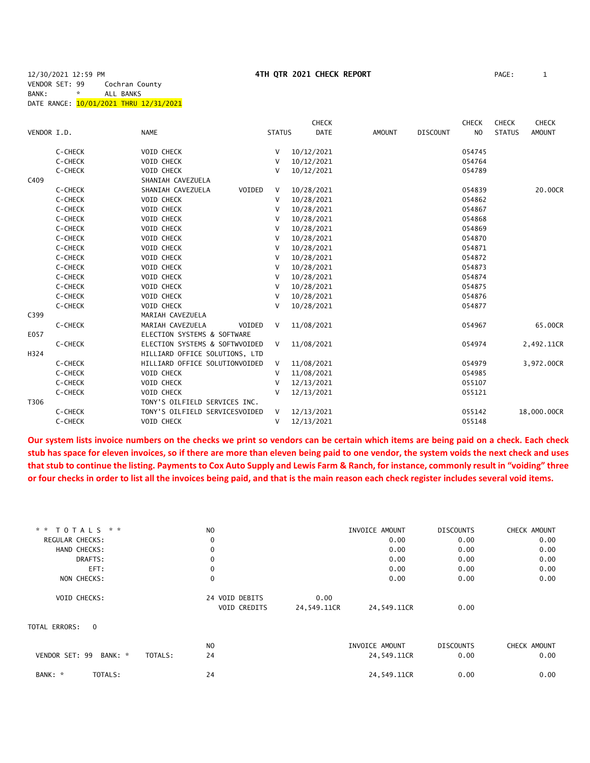12/30/2021 12:59 PM **4TH QTR 2021 CHECK REPORT** PAGE: 1

VENDOR SET: 99 Cochran County
BANK: * ALL BANKS
DATE RANGE: 10/01/2021 THRU 12/31/2021

| VENDOR I.D. | | NAME | | STATUS | CHECK DATE | AMOUNT | DISCOUNT | CHECK NO | CHECK STATUS | CHECK AMOUNT |
|---|---|---|---|---|---|---|---|---|---|---|
| | C-CHECK | VOID CHECK | | V | 10/12/2021 | | | 054745 | | |
| | C-CHECK | VOID CHECK | | V | 10/12/2021 | | | 054764 | | |
| | C-CHECK | VOID CHECK | | V | 10/12/2021 | | | 054789 | | |
| C409 | | SHANIAH CAVEZUELA | | | | | | | | |
| | C-CHECK | SHANIAH CAVEZUELA | VOIDED | V | 10/28/2021 | | | 054839 | | 20.00CR |
| | C-CHECK | VOID CHECK | | V | 10/28/2021 | | | 054862 | | |
| | C-CHECK | VOID CHECK | | V | 10/28/2021 | | | 054867 | | |
| | C-CHECK | VOID CHECK | | V | 10/28/2021 | | | 054868 | | |
| | C-CHECK | VOID CHECK | | V | 10/28/2021 | | | 054869 | | |
| | C-CHECK | VOID CHECK | | V | 10/28/2021 | | | 054870 | | |
| | C-CHECK | VOID CHECK | | V | 10/28/2021 | | | 054871 | | |
| | C-CHECK | VOID CHECK | | V | 10/28/2021 | | | 054872 | | |
| | C-CHECK | VOID CHECK | | V | 10/28/2021 | | | 054873 | | |
| | C-CHECK | VOID CHECK | | V | 10/28/2021 | | | 054874 | | |
| | C-CHECK | VOID CHECK | | V | 10/28/2021 | | | 054875 | | |
| | C-CHECK | VOID CHECK | | V | 10/28/2021 | | | 054876 | | |
| | C-CHECK | VOID CHECK | | V | 10/28/2021 | | | 054877 | | |
| C399 | | MARIAH CAVEZUELA | | | | | | | | |
| | C-CHECK | MARIAH CAVEZUELA | VOIDED | V | 11/08/2021 | | | 054967 | | 65.00CR |
| E057 | | ELECTION SYSTEMS & SOFTWARE | | | | | | | | |
| | C-CHECK | ELECTION SYSTEMS & SOFTW | VOIDED | V | 11/08/2021 | | | 054974 | | 2,492.11CR |
| H324 | | HILLIARD OFFICE SOLUTIONS, LTD | | | | | | | | |
| | C-CHECK | HILLIARD OFFICE SOLUTION | VOIDED | V | 11/08/2021 | | | 054979 | | 3,972.00CR |
| | C-CHECK | VOID CHECK | | V | 11/08/2021 | | | 054985 | | |
| | C-CHECK | VOID CHECK | | V | 12/13/2021 | | | 055107 | | |
| | C-CHECK | VOID CHECK | | V | 12/13/2021 | | | 055121 | | |
| T306 | | TONY'S OILFIELD SERVICES INC. | | | | | | | | |
| | C-CHECK | TONY'S OILFIELD SERVICES | VOIDED | V | 12/13/2021 | | | 055142 | | 18,000.00CR |
| | C-CHECK | VOID CHECK | | V | 12/13/2021 | | | 055148 | | |

**Our system lists invoice numbers on the checks we print so vendors can be certain which items are being paid on a check. Each check stub has space for eleven invoices, so if there are more than eleven being paid to one vendor, the system voids the next check and uses that stub to continue the listing. Payments to Cox Auto Supply and Lewis Farm & Ranch, for instance, commonly result in "voiding" three or four checks in order to list all the invoices being paid, and that is the main reason each check register includes several void items.**

| * * T O T A L S * * | NO | | | INVOICE AMOUNT | DISCOUNTS | CHECK AMOUNT |
|---|---|---|---|---|---|---|
| REGULAR CHECKS: | 0 | | | 0.00 | 0.00 | 0.00 |
| HAND CHECKS: | 0 | | | 0.00 | 0.00 | 0.00 |
| DRAFTS: | 0 | | | 0.00 | 0.00 | 0.00 |
| EFT: | 0 | | | 0.00 | 0.00 | 0.00 |
| NON CHECKS: | 0 | | | 0.00 | 0.00 | 0.00 |
| VOID CHECKS: | 24 | VOID DEBITS | 0.00 | | | |
| | | VOID CREDITS | 24,549.11CR | 24,549.11CR | 0.00 | |

TOTAL ERRORS: 0

| | | NO | INVOICE AMOUNT | DISCOUNTS | CHECK AMOUNT |
|---|---|---|---|---|---|
| VENDOR SET: 99 BANK: * | TOTALS: | 24 | 24,549.11CR | 0.00 | 0.00 |
| BANK: * | TOTALS: | 24 | 24,549.11CR | 0.00 | 0.00 |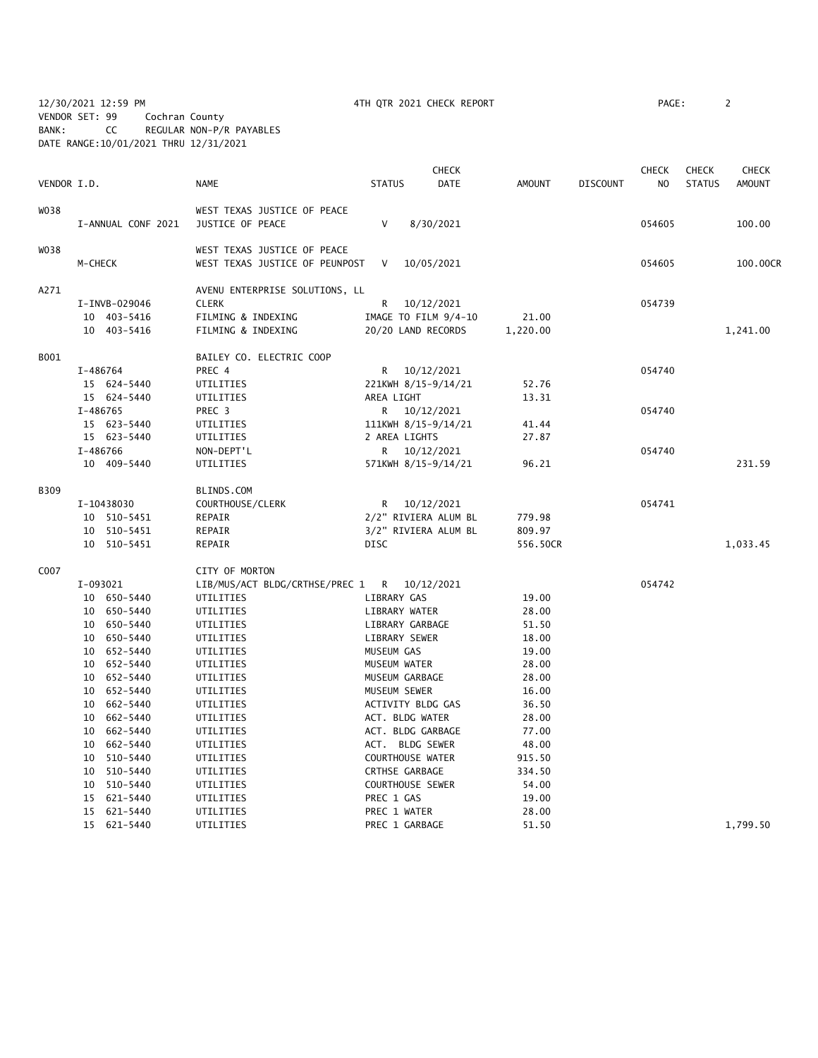12/30/2021 12:59 PM 4TH QTR 2021 CHECK REPORT
VENDOR SET: 99 Cochran County
BANK: CC REGULAR NON-P/R PAYABLES
DATE RANGE:10/01/2021 THRU 12/31/2021

| VENDOR I.D. | NAME | STATUS | CHECK DATE | AMOUNT | DISCOUNT | CHECK NO | CHECK STATUS | CHECK AMOUNT |
|---|---|---|---|---|---|---|---|---|
| W038 | WEST TEXAS JUSTICE OF PEACE | | | | | | | |
| I-ANNUAL CONF 2021 | JUSTICE OF PEACE | V | 8/30/2021 | | | 054605 | | 100.00 |
| W038 | WEST TEXAS JUSTICE OF PEACE | | | | | | | |
| M-CHECK | WEST TEXAS JUSTICE OF PEUNPOST | V | 10/05/2021 | | | 054605 | | 100.00CR |
| A271 | AVENU ENTERPRISE SOLUTIONS, LL | | | | | | | |
| I-INVB-029046 | CLERK | R | 10/12/2021 | | | 054739 | | |
| 10 403-5416 | FILMING & INDEXING | IMAGE TO FILM 9/4-10 | | 21.00 | | | | |
| 10 403-5416 | FILMING & INDEXING | 20/20 LAND RECORDS | | 1,220.00 | | | | 1,241.00 |
| B001 | BAILEY CO. ELECTRIC COOP | | | | | | | |
| I-486764 | PREC 4 | R | 10/12/2021 | | | 054740 | | |
| 15 624-5440 | UTILITIES | 221KWH 8/15-9/14/21 | | 52.76 | | | | |
| 15 624-5440 | UTILITIES | AREA LIGHT | | 13.31 | | | | |
| I-486765 | PREC 3 | R | 10/12/2021 | | | 054740 | | |
| 15 623-5440 | UTILITIES | 111KWH 8/15-9/14/21 | | 41.44 | | | | |
| 15 623-5440 | UTILITIES | 2 AREA LIGHTS | | 27.87 | | | | |
| I-486766 | NON-DEPT'L | R | 10/12/2021 | | | 054740 | | |
| 10 409-5440 | UTILITIES | 571KWH 8/15-9/14/21 | | 96.21 | | | | 231.59 |
| B309 | BLINDS.COM | | | | | | | |
| I-10438030 | COURTHOUSE/CLERK | R | 10/12/2021 | | | 054741 | | |
| 10 510-5451 | REPAIR | 2/2" RIVIERA ALUM BL | | 779.98 | | | | |
| 10 510-5451 | REPAIR | 3/2" RIVIERA ALUM BL | | 809.97 | | | | |
| 10 510-5451 | REPAIR | DISC | | 556.50CR | | | | 1,033.45 |
| C007 | CITY OF MORTON | | | | | | | |
| I-093021 | LIB/MUS/ACT BLDG/CRTHSE/PREC 1 | R | 10/12/2021 | | | 054742 | | |
| 10 650-5440 | UTILITIES | LIBRARY GAS | | 19.00 | | | | |
| 10 650-5440 | UTILITIES | LIBRARY WATER | | 28.00 | | | | |
| 10 650-5440 | UTILITIES | LIBRARY GARBAGE | | 51.50 | | | | |
| 10 650-5440 | UTILITIES | LIBRARY SEWER | | 18.00 | | | | |
| 10 652-5440 | UTILITIES | MUSEUM GAS | | 19.00 | | | | |
| 10 652-5440 | UTILITIES | MUSEUM WATER | | 28.00 | | | | |
| 10 652-5440 | UTILITIES | MUSEUM GARBAGE | | 28.00 | | | | |
| 10 652-5440 | UTILITIES | MUSEUM SEWER | | 16.00 | | | | |
| 10 662-5440 | UTILITIES | ACTIVITY BLDG GAS | | 36.50 | | | | |
| 10 662-5440 | UTILITIES | ACT. BLDG WATER | | 28.00 | | | | |
| 10 662-5440 | UTILITIES | ACT. BLDG GARBAGE | | 77.00 | | | | |
| 10 662-5440 | UTILITIES | ACT. BLDG SEWER | | 48.00 | | | | |
| 10 510-5440 | UTILITIES | COURTHOUSE WATER | | 915.50 | | | | |
| 10 510-5440 | UTILITIES | CRTHSE GARBAGE | | 334.50 | | | | |
| 10 510-5440 | UTILITIES | COURTHOUSE SEWER | | 54.00 | | | | |
| 15 621-5440 | UTILITIES | PREC 1 GAS | | 19.00 | | | | |
| 15 621-5440 | UTILITIES | PREC 1 WATER | | 28.00 | | | | |
| 15 621-5440 | UTILITIES | PREC 1 GARBAGE | | 51.50 | | | | 1,799.50 |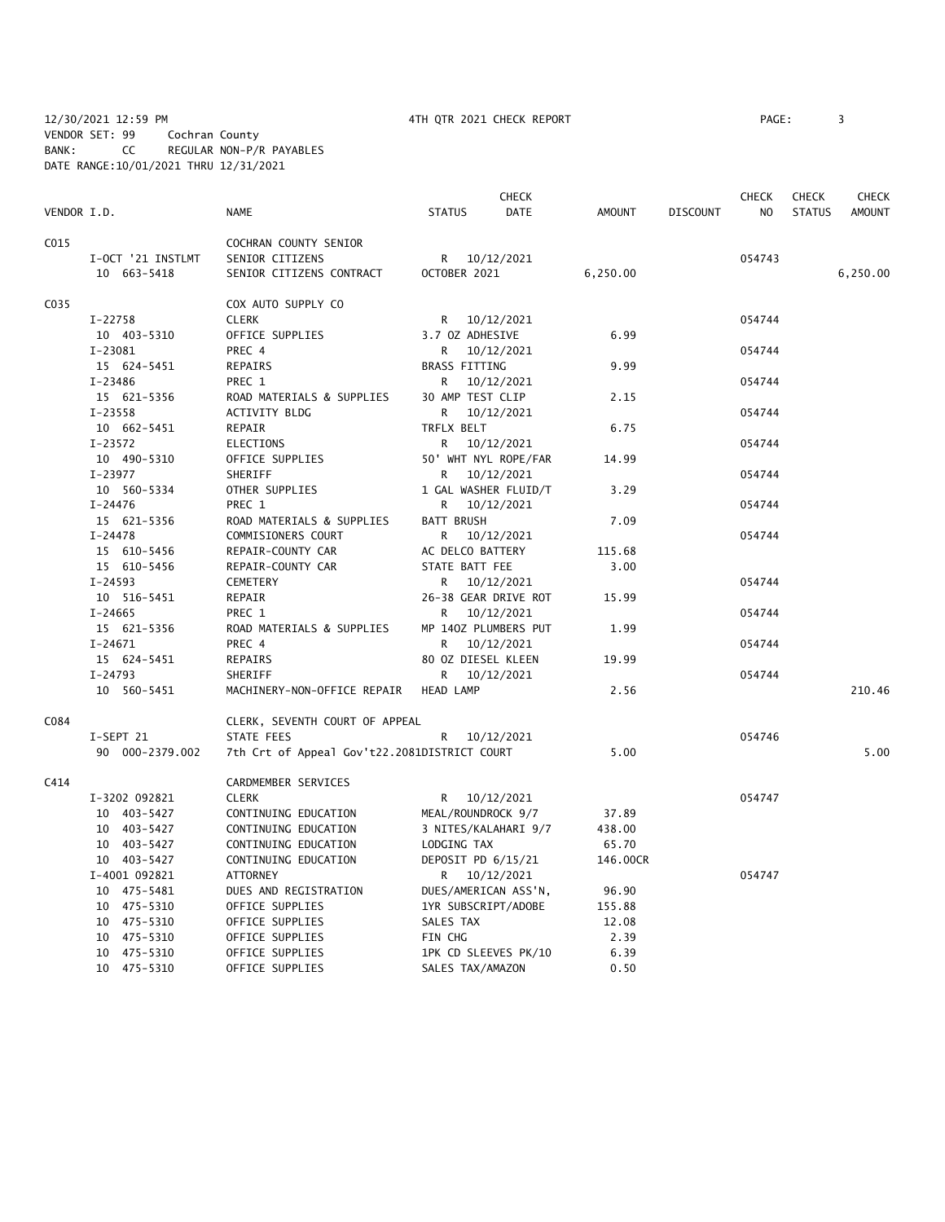12/30/2021 12:59 PM 4TH QTR 2021 CHECK REPORT

VENDOR SET: 99 Cochran County
BANK: CC REGULAR NON-P/R PAYABLES
DATE RANGE:10/01/2021 THRU 12/31/2021

| VENDOR I.D. | | NAME | STATUS | CHECK DATE | AMOUNT | DISCOUNT | CHECK NO | CHECK STATUS | CHECK AMOUNT |
|---|---|---|---|---|---|---|---|---|---|
| C015 | | COCHRAN COUNTY SENIOR | | | | | | | |
| | I-OCT '21 INSTLMT | SENIOR CITIZENS | R | 10/12/2021 | | | 054743 | | |
| | 10 663-5418 | SENIOR CITIZENS CONTRACT | OCTOBER 2021 | | 6,250.00 | | | | 6,250.00 |
| C035 | | COX AUTO SUPPLY CO | | | | | | | |
| | I-22758 | CLERK | R | 10/12/2021 | | | 054744 | | |
| | 10 403-5310 | OFFICE SUPPLIES | 3.7 OZ ADHESIVE | | 6.99 | | | | |
| | I-23081 | PREC 4 | R | 10/12/2021 | | | 054744 | | |
| | 15 624-5451 | REPAIRS | BRASS FITTING | | 9.99 | | | | |
| | I-23486 | PREC 1 | R | 10/12/2021 | | | 054744 | | |
| | 15 621-5356 | ROAD MATERIALS & SUPPLIES | 30 AMP TEST CLIP | | 2.15 | | | | |
| | I-23558 | ACTIVITY BLDG | R | 10/12/2021 | | | 054744 | | |
| | 10 662-5451 | REPAIR | TRFLX BELT | | 6.75 | | | | |
| | I-23572 | ELECTIONS | R | 10/12/2021 | | | 054744 | | |
| | 10 490-5310 | OFFICE SUPPLIES | 50' WHT NYL ROPE/FAR | | 14.99 | | | | |
| | I-23977 | SHERIFF | R | 10/12/2021 | | | 054744 | | |
| | 10 560-5334 | OTHER SUPPLIES | 1 GAL WASHER FLUID/T | | 3.29 | | | | |
| | I-24476 | PREC 1 | R | 10/12/2021 | | | 054744 | | |
| | 15 621-5356 | ROAD MATERIALS & SUPPLIES | BATT BRUSH | | 7.09 | | | | |
| | I-24478 | COMMISIONERS COURT | R | 10/12/2021 | | | 054744 | | |
| | 15 610-5456 | REPAIR-COUNTY CAR | AC DELCO BATTERY | | 115.68 | | | | |
| | 15 610-5456 | REPAIR-COUNTY CAR | STATE BATT FEE | | 3.00 | | | | |
| | I-24593 | CEMETERY | R | 10/12/2021 | | | 054744 | | |
| | 10 516-5451 | REPAIR | 26-38 GEAR DRIVE ROT | | 15.99 | | | | |
| | I-24665 | PREC 1 | R | 10/12/2021 | | | 054744 | | |
| | 15 621-5356 | ROAD MATERIALS & SUPPLIES | MP 14OZ PLUMBERS PUT | | 1.99 | | | | |
| | I-24671 | PREC 4 | R | 10/12/2021 | | | 054744 | | |
| | 15 624-5451 | REPAIRS | 80 OZ DIESEL KLEEN | | 19.99 | | | | |
| | I-24793 | SHERIFF | R | 10/12/2021 | | | 054744 | | |
| | 10 560-5451 | MACHINERY-NON-OFFICE REPAIR | HEAD LAMP | | 2.56 | | | | 210.46 |
| C084 | | CLERK, SEVENTH COURT OF APPEAL | | | | | | | |
| | I-SEPT 21 | STATE FEES | R | 10/12/2021 | | | 054746 | | |
| | 90 000-2379.002 | 7th Crt of Appeal Gov't22.2081 | DISTRICT COURT | | 5.00 | | | | 5.00 |
| C414 | | CARDMEMBER SERVICES | | | | | | | |
| | I-3202 092821 | CLERK | R | 10/12/2021 | | | 054747 | | |
| | 10 403-5427 | CONTINUING EDUCATION | MEAL/ROUNDROCK 9/7 | | 37.89 | | | | |
| | 10 403-5427 | CONTINUING EDUCATION | 3 NITES/KALAHARI 9/7 | | 438.00 | | | | |
| | 10 403-5427 | CONTINUING EDUCATION | LODGING TAX | | 65.70 | | | | |
| | 10 403-5427 | CONTINUING EDUCATION | DEPOSIT PD 6/15/21 | | 146.00CR | | | | |
| | I-4001 092821 | ATTORNEY | R | 10/12/2021 | | | 054747 | | |
| | 10 475-5481 | DUES AND REGISTRATION | DUES/AMERICAN ASS'N, | | 96.90 | | | | |
| | 10 475-5310 | OFFICE SUPPLIES | 1YR SUBSCRIPT/ADOBE | | 155.88 | | | | |
| | 10 475-5310 | OFFICE SUPPLIES | SALES TAX | | 12.08 | | | | |
| | 10 475-5310 | OFFICE SUPPLIES | FIN CHG | | 2.39 | | | | |
| | 10 475-5310 | OFFICE SUPPLIES | 1PK CD SLEEVES PK/10 | | 6.39 | | | | |
| | 10 475-5310 | OFFICE SUPPLIES | SALES TAX/AMAZON | | 0.50 | | | | |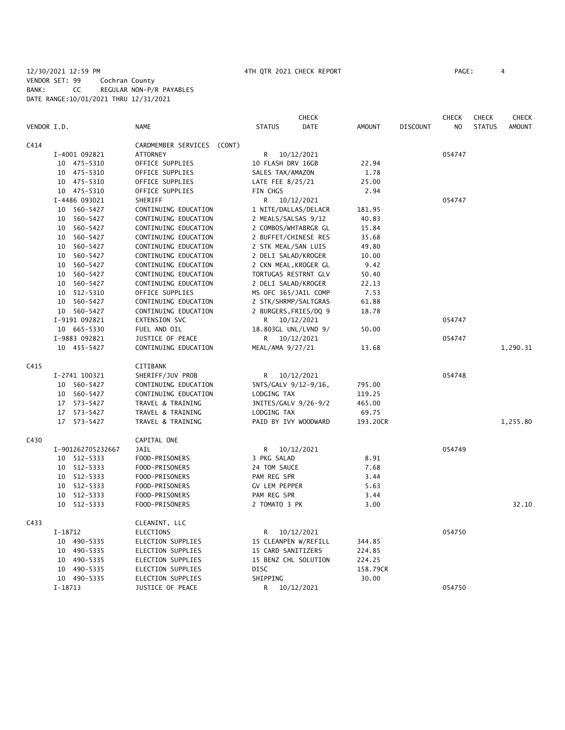12/30/2021 12:59 PM 4TH QTR 2021 CHECK REPORT PAGE: 4

VENDOR SET: 99 Cochran County
BANK: CC REGULAR NON-P/R PAYABLES
DATE RANGE:10/01/2021 THRU 12/31/2021

| VENDOR I.D. | NAME | STATUS | CHECK DATE | AMOUNT | DISCOUNT | CHECK NO | CHECK STATUS | CHECK AMOUNT |
|---|---|---|---|---|---|---|---|---|
| C414 | CARDMEMBER SERVICES (CONT) | | | | | | | |
| I-4001 092821 | ATTORNEY | R | 10/12/2021 | | | 054747 | | |
| 10 475-5310 | OFFICE SUPPLIES | 10 FLASH DRV 16GB | | 22.94 | | | | |
| 10 475-5310 | OFFICE SUPPLIES | SALES TAX/AMAZON | | 1.78 | | | | |
| 10 475-5310 | OFFICE SUPPLIES | LATE FEE 8/25/21 | | 25.00 | | | | |
| 10 475-5310 | OFFICE SUPPLIES | FIN CHGS | | 2.94 | | | | |
| I-4486 093021 | SHERIFF | R | 10/12/2021 | | | 054747 | | |
| 10 560-5427 | CONTINUING EDUCATION | 1 NITE/DALLAS/DELACR | | 181.95 | | | | |
| 10 560-5427 | CONTINUING EDUCATION | 2 MEALS/SALSAS 9/12 | | 40.83 | | | | |
| 10 560-5427 | CONTINUING EDUCATION | 2 COMBOS/WHTABRGR GL | | 15.84 | | | | |
| 10 560-5427 | CONTINUING EDUCATION | 2 BUFFET/CHINESE RES | | 35.68 | | | | |
| 10 560-5427 | CONTINUING EDUCATION | 2 STK MEAL/SAN LUIS | | 49.80 | | | | |
| 10 560-5427 | CONTINUING EDUCATION | 2 DELI SALAD/KROGER | | 10.00 | | | | |
| 10 560-5427 | CONTINUING EDUCATION | 2 CKN MEAL,KROGER GL | | 9.42 | | | | |
| 10 560-5427 | CONTINUING EDUCATION | TORTUGAS RESTRNT GLV | | 50.40 | | | | |
| 10 560-5427 | CONTINUING EDUCATION | 2 DELI SALAD/KROGER | | 22.13 | | | | |
| 10 512-5310 | OFFICE SUPPLIES | MS OFC 365/JAIL COMP | | 7.53 | | | | |
| 10 560-5427 | CONTINUING EDUCATION | 2 STK/SHRMP/SALTGRAS | | 61.88 | | | | |
| 10 560-5427 | CONTINUING EDUCATION | 2 BURGERS,FRIES/DQ 9 | | 18.78 | | | | |
| I-9191 092821 | EXTENSION SVC | R | 10/12/2021 | | | 054747 | | |
| 10 665-5330 | FUEL AND OIL | 18.803GL UNL/LVND 9/ | | 50.00 | | | | |
| I-9883 092821 | JUSTICE OF PEACE | R | 10/12/2021 | | | 054747 | | |
| 10 455-5427 | CONTINUING EDUCATION | MEAL/AMA 9/27/21 | | 13.68 | | | | 1,290.31 |
| C415 | CITIBANK | | | | | | | |
| I-2741 100321 | SHERIFF/JUV PROB | R | 10/12/2021 | | | 054748 | | |
| 10 560-5427 | CONTINUING EDUCATION | 5NTS/GALV 9/12-9/16, | | 795.00 | | | | |
| 10 560-5427 | CONTINUING EDUCATION | LODGING TAX | | 119.25 | | | | |
| 17 573-5427 | TRAVEL & TRAINING | 3NITES/GALV 9/26-9/2 | | 465.00 | | | | |
| 17 573-5427 | TRAVEL & TRAINING | LODGING TAX | | 69.75 | | | | |
| 17 573-5427 | TRAVEL & TRAINING | PAID BY IVY WOODWARD | | 193.20CR | | | | 1,255.80 |
| C430 | CAPITAL ONE | | | | | | | |
| I-901262705232667 | JAIL | R | 10/12/2021 | | | 054749 | | |
| 10 512-5333 | FOOD-PRISONERS | 3 PKG SALAD | | 8.91 | | | | |
| 10 512-5333 | FOOD-PRISONERS | 24 TOM SAUCE | | 7.68 | | | | |
| 10 512-5333 | FOOD-PRISONERS | PAM REG SPR | | 3.44 | | | | |
| 10 512-5333 | FOOD-PRISONERS | GV LEM PEPPER | | 5.63 | | | | |
| 10 512-5333 | FOOD-PRISONERS | PAM REG SPR | | 3.44 | | | | |
| 10 512-5333 | FOOD-PRISONERS | 2 TOMATO 3 PK | | 3.00 | | | | 32.10 |
| C433 | CLEANINT, LLC | | | | | | | |
| I-18712 | ELECTIONS | R | 10/12/2021 | | | 054750 | | |
| 10 490-5335 | ELECTION SUPPLIES | 15 CLEANPEN W/REFILL | | 344.85 | | | | |
| 10 490-5335 | ELECTION SUPPLIES | 15 CARD SANITIZERS | | 224.85 | | | | |
| 10 490-5335 | ELECTION SUPPLIES | 15 BENZ CHL SOLUTION | | 224.25 | | | | |
| 10 490-5335 | ELECTION SUPPLIES | DISC | | 158.79CR | | | | |
| 10 490-5335 | ELECTION SUPPLIES | SHIPPING | | 30.00 | | | | |
| I-18713 | JUSTICE OF PEACE | R | 10/12/2021 | | | 054750 | | |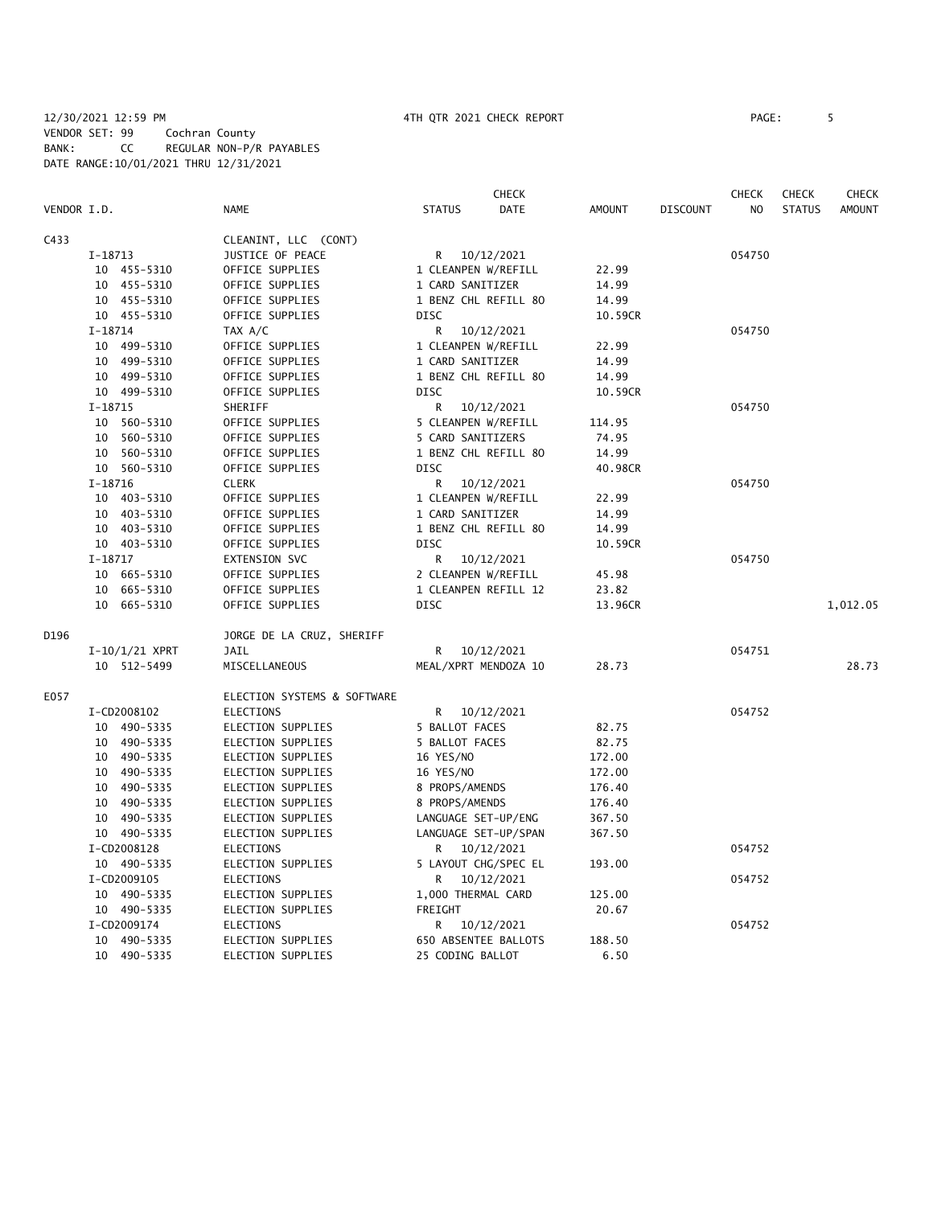12/30/2021 12:59 PM 4TH QTR 2021 CHECK REPORT PAGE: 5
VENDOR SET: 99 Cochran County
BANK: CC REGULAR NON-P/R PAYABLES
DATE RANGE:10/01/2021 THRU 12/31/2021

| VENDOR I.D. | NAME | STATUS | CHECK DATE | AMOUNT | DISCOUNT | CHECK NO | CHECK STATUS | CHECK AMOUNT |
|---|---|---|---|---|---|---|---|---|
| C433 | CLEANINT, LLC (CONT) | | | | | | | |
| I-18713 | JUSTICE OF PEACE | R | 10/12/2021 | | | 054750 | | |
| 10 455-5310 | OFFICE SUPPLIES | 1 CLEANPEN W/REFILL | | 22.99 | | | | |
| 10 455-5310 | OFFICE SUPPLIES | 1 CARD SANITIZER | | 14.99 | | | | |
| 10 455-5310 | OFFICE SUPPLIES | 1 BENZ CHL REFILL 8O | | 14.99 | | | | |
| 10 455-5310 | OFFICE SUPPLIES | DISC | | 10.59CR | | | | |
| I-18714 | TAX A/C | R | 10/12/2021 | | | 054750 | | |
| 10 499-5310 | OFFICE SUPPLIES | 1 CLEANPEN W/REFILL | | 22.99 | | | | |
| 10 499-5310 | OFFICE SUPPLIES | 1 CARD SANITIZER | | 14.99 | | | | |
| 10 499-5310 | OFFICE SUPPLIES | 1 BENZ CHL REFILL 8O | | 14.99 | | | | |
| 10 499-5310 | OFFICE SUPPLIES | DISC | | 10.59CR | | | | |
| I-18715 | SHERIFF | R | 10/12/2021 | | | 054750 | | |
| 10 560-5310 | OFFICE SUPPLIES | 5 CLEANPEN W/REFILL | | 114.95 | | | | |
| 10 560-5310 | OFFICE SUPPLIES | 5 CARD SANITIZERS | | 74.95 | | | | |
| 10 560-5310 | OFFICE SUPPLIES | 1 BENZ CHL REFILL 8O | | 14.99 | | | | |
| 10 560-5310 | OFFICE SUPPLIES | DISC | | 40.98CR | | | | |
| I-18716 | CLERK | R | 10/12/2021 | | | 054750 | | |
| 10 403-5310 | OFFICE SUPPLIES | 1 CLEANPEN W/REFILL | | 22.99 | | | | |
| 10 403-5310 | OFFICE SUPPLIES | 1 CARD SANITIZER | | 14.99 | | | | |
| 10 403-5310 | OFFICE SUPPLIES | 1 BENZ CHL REFILL 8O | | 14.99 | | | | |
| 10 403-5310 | OFFICE SUPPLIES | DISC | | 10.59CR | | | | |
| I-18717 | EXTENSION SVC | R | 10/12/2021 | | | 054750 | | |
| 10 665-5310 | OFFICE SUPPLIES | 2 CLEANPEN W/REFILL | | 45.98 | | | | |
| 10 665-5310 | OFFICE SUPPLIES | 1 CLEANPEN REFILL 12 | | 23.82 | | | | |
| 10 665-5310 | OFFICE SUPPLIES | DISC | | 13.96CR | | | | 1,012.05 |
| D196 | JORGE DE LA CRUZ, SHERIFF | | | | | | | |
| I-10/1/21 XPRT | JAIL | R | 10/12/2021 | | | 054751 | | |
| 10 512-5499 | MISCELLANEOUS | MEAL/XPRT MENDOZA 10 | | 28.73 | | | | 28.73 |
| E057 | ELECTION SYSTEMS & SOFTWARE | | | | | | | |
| I-CD2008102 | ELECTIONS | R | 10/12/2021 | | | 054752 | | |
| 10 490-5335 | ELECTION SUPPLIES | 5 BALLOT FACES | | 82.75 | | | | |
| 10 490-5335 | ELECTION SUPPLIES | 5 BALLOT FACES | | 82.75 | | | | |
| 10 490-5335 | ELECTION SUPPLIES | 16 YES/NO | | 172.00 | | | | |
| 10 490-5335 | ELECTION SUPPLIES | 16 YES/NO | | 172.00 | | | | |
| 10 490-5335 | ELECTION SUPPLIES | 8 PROPS/AMENDS | | 176.40 | | | | |
| 10 490-5335 | ELECTION SUPPLIES | 8 PROPS/AMENDS | | 176.40 | | | | |
| 10 490-5335 | ELECTION SUPPLIES | LANGUAGE SET-UP/ENG | | 367.50 | | | | |
| 10 490-5335 | ELECTION SUPPLIES | LANGUAGE SET-UP/SPAN | | 367.50 | | | | |
| I-CD2008128 | ELECTIONS | R | 10/12/2021 | | | 054752 | | |
| 10 490-5335 | ELECTION SUPPLIES | 5 LAYOUT CHG/SPEC EL | | 193.00 | | | | |
| I-CD2009105 | ELECTIONS | R | 10/12/2021 | | | 054752 | | |
| 10 490-5335 | ELECTION SUPPLIES | 1,000 THERMAL CARD | | 125.00 | | | | |
| 10 490-5335 | ELECTION SUPPLIES | FREIGHT | | 20.67 | | | | |
| I-CD2009174 | ELECTIONS | R | 10/12/2021 | | | 054752 | | |
| 10 490-5335 | ELECTION SUPPLIES | 650 ABSENTEE BALLOTS | | 188.50 | | | | |
| 10 490-5335 | ELECTION SUPPLIES | 25 CODING BALLOT | | 6.50 | | | | |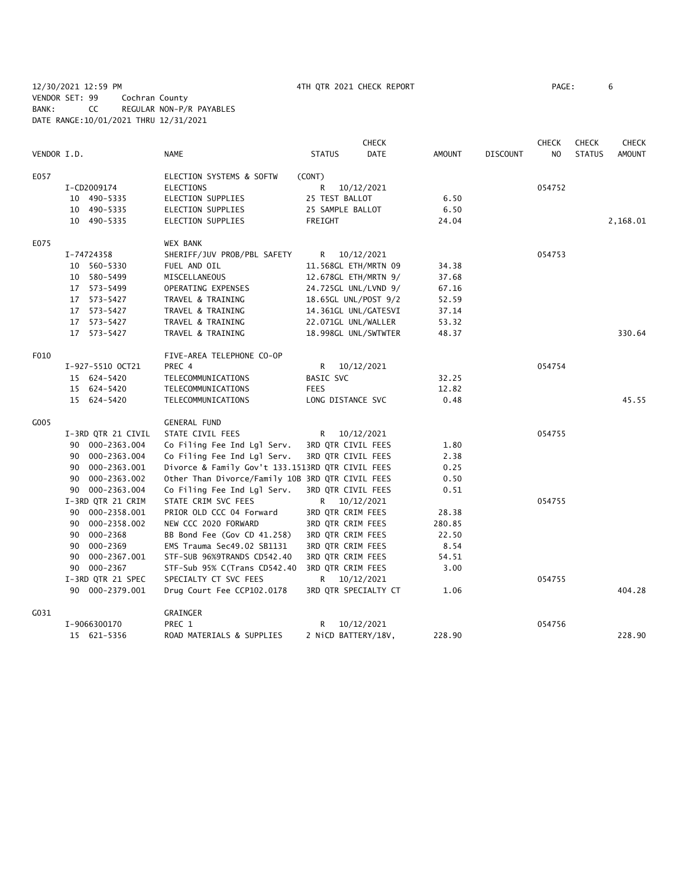12/30/2021 12:59 PM 4TH QTR 2021 CHECK REPORT PAGE: 6

VENDOR SET: 99 Cochran County

BANK: CC REGULAR NON-P/R PAYABLES

DATE RANGE:10/01/2021 THRU 12/31/2021

| VENDOR I.D. | NAME | STATUS | CHECK DATE | AMOUNT | DISCOUNT | CHECK NO | CHECK STATUS | CHECK AMOUNT |
|---|---|---|---|---|---|---|---|---|
| E057 | ELECTION SYSTEMS & SOFTW | (CONT) | | | | | | |
| I-CD2009174 | ELECTIONS | R | 10/12/2021 | | | 054752 | | |
| 10 490-5335 | ELECTION SUPPLIES | 25 TEST BALLOT | | 6.50 | | | | |
| 10 490-5335 | ELECTION SUPPLIES | 25 SAMPLE BALLOT | | 6.50 | | | | |
| 10 490-5335 | ELECTION SUPPLIES | FREIGHT | | 24.04 | | | | 2,168.01 |
| E075 | WEX BANK | | | | | | | |
| I-74724358 | SHERIFF/JUV PROB/PBL SAFETY | R | 10/12/2021 | | | 054753 | | |
| 10 560-5330 | FUEL AND OIL | 11.568GL ETH/MRTN 09 | | 34.38 | | | | |
| 10 580-5499 | MISCELLANEOUS | 12.678GL ETH/MRTN 9/ | | 37.68 | | | | |
| 17 573-5499 | OPERATING EXPENSES | 24.725GL UNL/LVND 9/ | | 67.16 | | | | |
| 17 573-5427 | TRAVEL & TRAINING | 18.65GL UNL/POST 9/2 | | 52.59 | | | | |
| 17 573-5427 | TRAVEL & TRAINING | 14.361GL UNL/GATESVI | | 37.14 | | | | |
| 17 573-5427 | TRAVEL & TRAINING | 22.071GL UNL/WALLER | | 53.32 | | | | |
| 17 573-5427 | TRAVEL & TRAINING | 18.998GL UNL/SWTWTER | | 48.37 | | | | 330.64 |
| F010 | FIVE-AREA TELEPHONE CO-OP | | | | | | | |
| I-927-5510 OCT21 | PREC 4 | R | 10/12/2021 | | | 054754 | | |
| 15 624-5420 | TELECOMMUNICATIONS | BASIC SVC | | 32.25 | | | | |
| 15 624-5420 | TELECOMMUNICATIONS | FEES | | 12.82 | | | | |
| 15 624-5420 | TELECOMMUNICATIONS | LONG DISTANCE SVC | | 0.48 | | | | 45.55 |
| G005 | GENERAL FUND | | | | | | | |
| I-3RD QTR 21 CIVIL | STATE CIVIL FEES | R | 10/12/2021 | | | 054755 | | |
| 90 000-2363.004 | Co Filing Fee Ind Lgl Serv. | 3RD QTR CIVIL FEES | | 1.80 | | | | |
| 90 000-2363.004 | Co Filing Fee Ind Lgl Serv. | 3RD QTR CIVIL FEES | | 2.38 | | | | |
| 90 000-2363.001 | Divorce & Family Gov't 133.151 | 3RD QTR CIVIL FEES | | 0.25 | | | | |
| 90 000-2363.002 | Other Than Divorce/Family 10B | 3RD QTR CIVIL FEES | | 0.50 | | | | |
| 90 000-2363.004 | Co Filing Fee Ind Lgl Serv. | 3RD QTR CIVIL FEES | | 0.51 | | | | |
| I-3RD QTR 21 CRIM | STATE CRIM SVC FEES | R | 10/12/2021 | | | 054755 | | |
| 90 000-2358.001 | PRIOR OLD CCC 04 Forward | 3RD QTR CRIM FEES | | 28.38 | | | | |
| 90 000-2358.002 | NEW CCC 2020 FORWARD | 3RD QTR CRIM FEES | | 280.85 | | | | |
| 90 000-2368 | BB Bond Fee (Gov CD 41.258) | 3RD QTR CRIM FEES | | 22.50 | | | | |
| 90 000-2369 | EMS Trauma Sec49.02 SB1131 | 3RD QTR CRIM FEES | | 8.54 | | | | |
| 90 000-2367.001 | STF-SUB 96%9TRANDS CD542.40 | 3RD QTR CRIM FEES | | 54.51 | | | | |
| 90 000-2367 | STF-Sub 95% C(Trans CD542.40 | 3RD QTR CRIM FEES | | 3.00 | | | | |
| I-3RD QTR 21 SPEC | SPECIALTY CT SVC FEES | R | 10/12/2021 | | | 054755 | | |
| 90 000-2379.001 | Drug Court Fee CCP102.0178 | 3RD QTR SPECIALTY CT | | 1.06 | | | | 404.28 |
| G031 | GRAINGER | | | | | | | |
| I-9066300170 | PREC 1 | R | 10/12/2021 | | | 054756 | | |
| 15 621-5356 | ROAD MATERIALS & SUPPLIES | 2 NiCD BATTERY/18V, | | 228.90 | | | | 228.90 |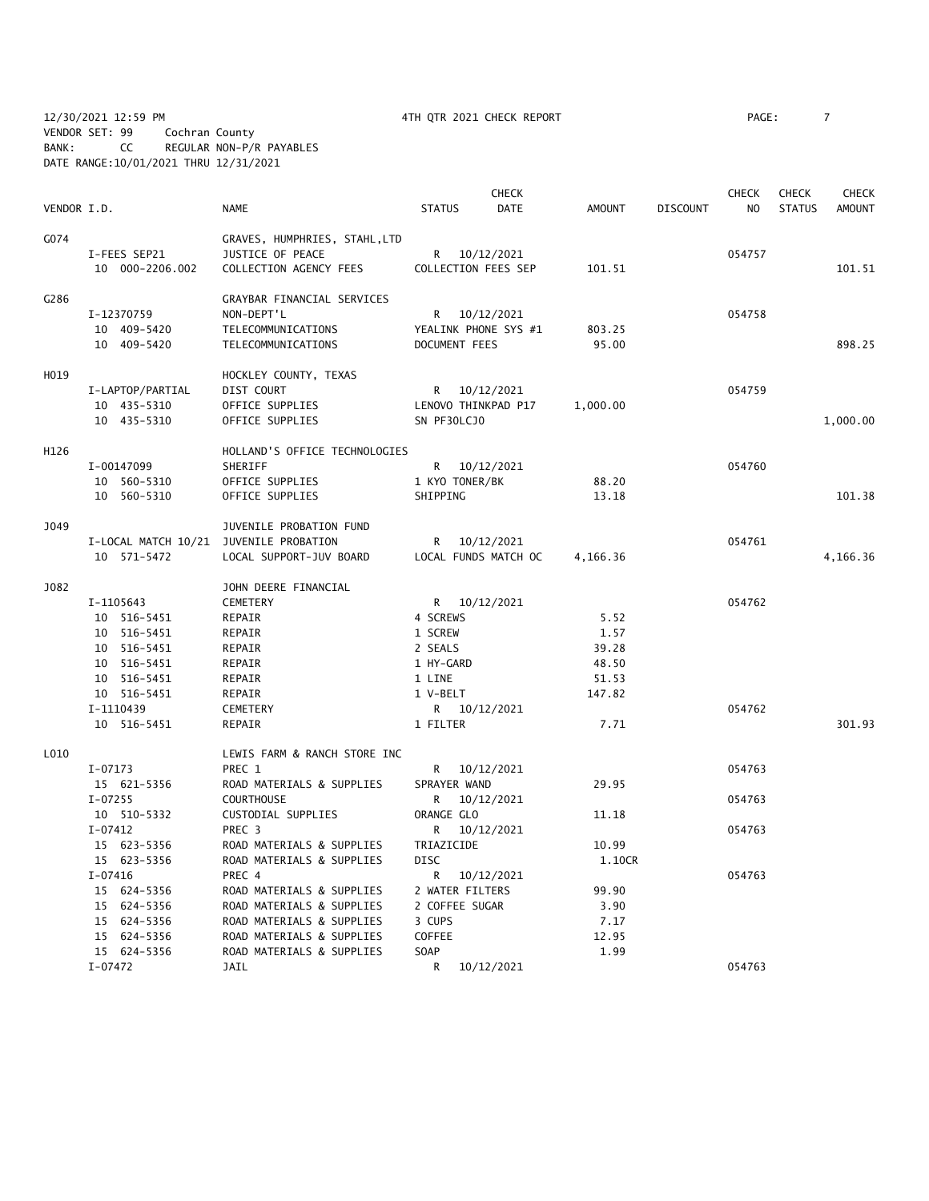12/30/2021 12:59 PM 4TH QTR 2021 CHECK REPORT

VENDOR SET: 99 Cochran County
BANK: CC REGULAR NON-P/R PAYABLES
DATE RANGE:10/01/2021 THRU 12/31/2021

| VENDOR I.D. | | NAME | STATUS | CHECK DATE | AMOUNT | DISCOUNT | CHECK NO | CHECK STATUS | CHECK AMOUNT |
|---|---|---|---|---|---|---|---|---|---|
| G074 | | GRAVES, HUMPHRIES, STAHL,LTD | | | | | | | |
| | I-FEES SEP21 | JUSTICE OF PEACE | R | 10/12/2021 | | | 054757 | | |
| | 10 000-2206.002 | COLLECTION AGENCY FEES | COLLECTION FEES SEP | | 101.51 | | | | 101.51 |
| G286 | | GRAYBAR FINANCIAL SERVICES | | | | | | | |
| | I-12370759 | NON-DEPT'L | R | 10/12/2021 | | | 054758 | | |
| | 10 409-5420 | TELECOMMUNICATIONS | YEALINK PHONE SYS #1 | | 803.25 | | | | |
| | 10 409-5420 | TELECOMMUNICATIONS | DOCUMENT FEES | | 95.00 | | | | 898.25 |
| H019 | | HOCKLEY COUNTY, TEXAS | | | | | | | |
| | I-LAPTOP/PARTIAL | DIST COURT | R | 10/12/2021 | | | 054759 | | |
| | 10 435-5310 | OFFICE SUPPLIES | LENOVO THINKPAD P17 | | 1,000.00 | | | | |
| | 10 435-5310 | OFFICE SUPPLIES | SN PF30LCJ0 | | | | | | 1,000.00 |
| H126 | | HOLLAND'S OFFICE TECHNOLOGIES | | | | | | | |
| | I-00147099 | SHERIFF | R | 10/12/2021 | | | 054760 | | |
| | 10 560-5310 | OFFICE SUPPLIES | 1 KYO TONER/BK | | 88.20 | | | | |
| | 10 560-5310 | OFFICE SUPPLIES | SHIPPING | | 13.18 | | | | 101.38 |
| J049 | | JUVENILE PROBATION FUND | | | | | | | |
| | I-LOCAL MATCH 10/21 | JUVENILE PROBATION | R | 10/12/2021 | | | 054761 | | |
| | 10 571-5472 | LOCAL SUPPORT-JUV BOARD | LOCAL FUNDS MATCH OC | | 4,166.36 | | | | 4,166.36 |
| J082 | | JOHN DEERE FINANCIAL | | | | | | | |
| | I-1105643 | CEMETERY | R | 10/12/2021 | | | 054762 | | |
| | 10 516-5451 | REPAIR | 4 SCREWS | | 5.52 | | | | |
| | 10 516-5451 | REPAIR | 1 SCREW | | 1.57 | | | | |
| | 10 516-5451 | REPAIR | 2 SEALS | | 39.28 | | | | |
| | 10 516-5451 | REPAIR | 1 HY-GARD | | 48.50 | | | | |
| | 10 516-5451 | REPAIR | 1 LINE | | 51.53 | | | | |
| | 10 516-5451 | REPAIR | 1 V-BELT | | 147.82 | | | | |
| | I-1110439 | CEMETERY | R | 10/12/2021 | | | 054762 | | |
| | 10 516-5451 | REPAIR | 1 FILTER | | 7.71 | | | | 301.93 |
| L010 | | LEWIS FARM & RANCH STORE INC | | | | | | | |
| | I-07173 | PREC 1 | R | 10/12/2021 | | | 054763 | | |
| | 15 621-5356 | ROAD MATERIALS & SUPPLIES | SPRAYER WAND | | 29.95 | | | | |
| | I-07255 | COURTHOUSE | R | 10/12/2021 | | | 054763 | | |
| | 10 510-5332 | CUSTODIAL SUPPLIES | ORANGE GLO | | 11.18 | | | | |
| | I-07412 | PREC 3 | R | 10/12/2021 | | | 054763 | | |
| | 15 623-5356 | ROAD MATERIALS & SUPPLIES | TRIAZICIDE | | 10.99 | | | | |
| | 15 623-5356 | ROAD MATERIALS & SUPPLIES | DISC | | 1.10CR | | | | |
| | I-07416 | PREC 4 | R | 10/12/2021 | | | 054763 | | |
| | 15 624-5356 | ROAD MATERIALS & SUPPLIES | 2 WATER FILTERS | | 99.90 | | | | |
| | 15 624-5356 | ROAD MATERIALS & SUPPLIES | 2 COFFEE SUGAR | | 3.90 | | | | |
| | 15 624-5356 | ROAD MATERIALS & SUPPLIES | 3 CUPS | | 7.17 | | | | |
| | 15 624-5356 | ROAD MATERIALS & SUPPLIES | COFFEE | | 12.95 | | | | |
| | 15 624-5356 | ROAD MATERIALS & SUPPLIES | SOAP | | 1.99 | | | | |
| | I-07472 | JAIL | R | 10/12/2021 | | | 054763 | | |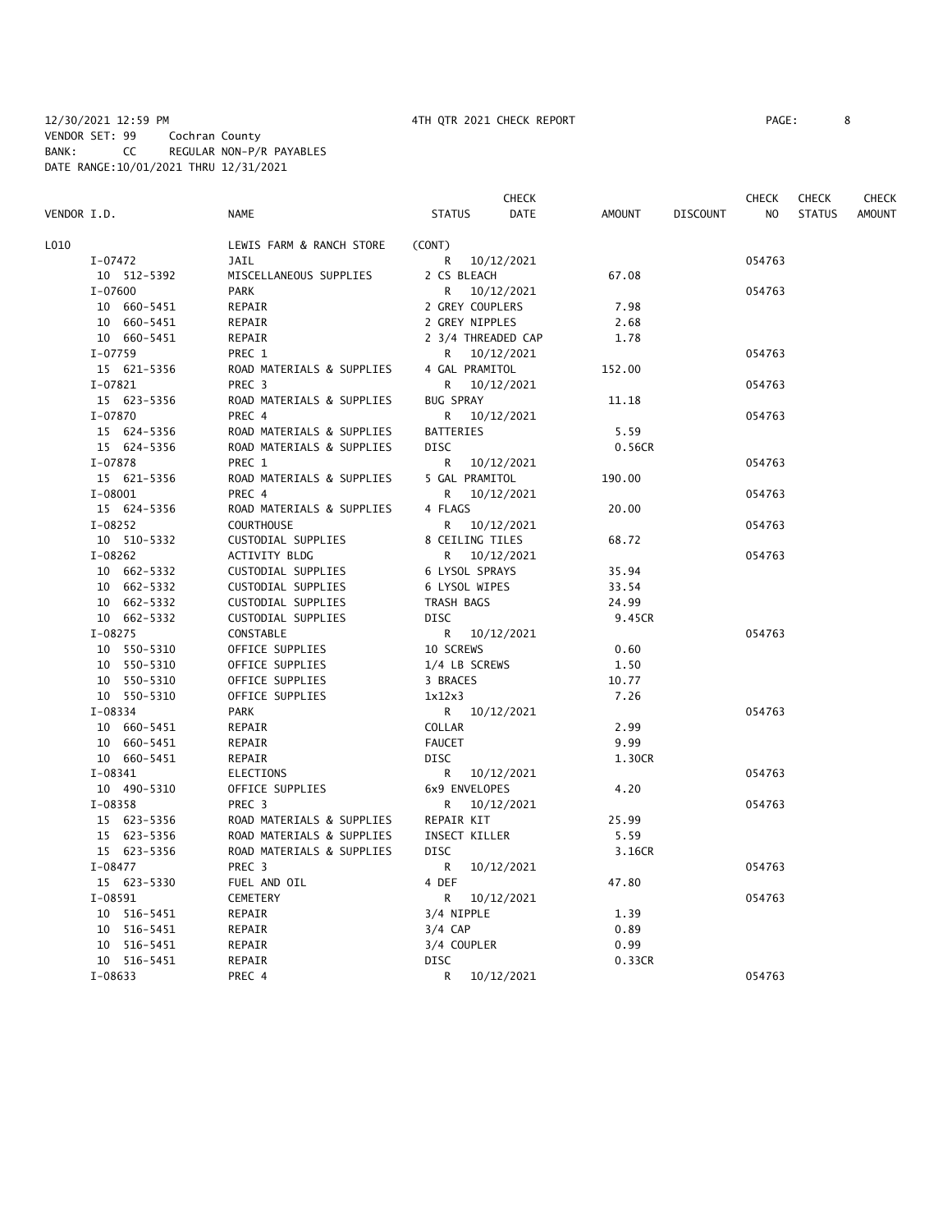12/30/2021 12:59 PM 4TH QTR 2021 CHECK REPORT
VENDOR SET: 99 Cochran County
BANK: CC REGULAR NON-P/R PAYABLES
DATE RANGE:10/01/2021 THRU 12/31/2021

| VENDOR I.D. | NAME | STATUS | CHECK DATE | AMOUNT | DISCOUNT | CHECK NO | CHECK STATUS | CHECK AMOUNT |
|---|---|---|---|---|---|---|---|---|
| L010 | LEWIS FARM & RANCH STORE | (CONT) | | | | | | |
| I-07472 | JAIL | R | 10/12/2021 | | | 054763 | | |
| 10 512-5392 | MISCELLANEOUS SUPPLIES | 2 CS BLEACH | | 67.08 | | | | |
| I-07600 | PARK | R | 10/12/2021 | | | 054763 | | |
| 10 660-5451 | REPAIR | 2 GREY COUPLERS | | 7.98 | | | | |
| 10 660-5451 | REPAIR | 2 GREY NIPPLES | | 2.68 | | | | |
| 10 660-5451 | REPAIR | 2 3/4 THREADED CAP | | 1.78 | | | | |
| I-07759 | PREC 1 | R | 10/12/2021 | | | 054763 | | |
| 15 621-5356 | ROAD MATERIALS & SUPPLIES | 4 GAL PRAMITOL | | 152.00 | | | | |
| I-07821 | PREC 3 | R | 10/12/2021 | | | 054763 | | |
| 15 623-5356 | ROAD MATERIALS & SUPPLIES | BUG SPRAY | | 11.18 | | | | |
| I-07870 | PREC 4 | R | 10/12/2021 | | | 054763 | | |
| 15 624-5356 | ROAD MATERIALS & SUPPLIES | BATTERIES | | 5.59 | | | | |
| 15 624-5356 | ROAD MATERIALS & SUPPLIES | DISC | | 0.56CR | | | | |
| I-07878 | PREC 1 | R | 10/12/2021 | | | 054763 | | |
| 15 621-5356 | ROAD MATERIALS & SUPPLIES | 5 GAL PRAMITOL | | 190.00 | | | | |
| I-08001 | PREC 4 | R | 10/12/2021 | | | 054763 | | |
| 15 624-5356 | ROAD MATERIALS & SUPPLIES | 4 FLAGS | | 20.00 | | | | |
| I-08252 | COURTHOUSE | R | 10/12/2021 | | | 054763 | | |
| 10 510-5332 | CUSTODIAL SUPPLIES | 8 CEILING TILES | | 68.72 | | | | |
| I-08262 | ACTIVITY BLDG | R | 10/12/2021 | | | 054763 | | |
| 10 662-5332 | CUSTODIAL SUPPLIES | 6 LYSOL SPRAYS | | 35.94 | | | | |
| 10 662-5332 | CUSTODIAL SUPPLIES | 6 LYSOL WIPES | | 33.54 | | | | |
| 10 662-5332 | CUSTODIAL SUPPLIES | TRASH BAGS | | 24.99 | | | | |
| 10 662-5332 | CUSTODIAL SUPPLIES | DISC | | 9.45CR | | | | |
| I-08275 | CONSTABLE | R | 10/12/2021 | | | 054763 | | |
| 10 550-5310 | OFFICE SUPPLIES | 10 SCREWS | | 0.60 | | | | |
| 10 550-5310 | OFFICE SUPPLIES | 1/4 LB SCREWS | | 1.50 | | | | |
| 10 550-5310 | OFFICE SUPPLIES | 3 BRACES | | 10.77 | | | | |
| 10 550-5310 | OFFICE SUPPLIES | 1x12x3 | | 7.26 | | | | |
| I-08334 | PARK | R | 10/12/2021 | | | 054763 | | |
| 10 660-5451 | REPAIR | COLLAR | | 2.99 | | | | |
| 10 660-5451 | REPAIR | FAUCET | | 9.99 | | | | |
| 10 660-5451 | REPAIR | DISC | | 1.30CR | | | | |
| I-08341 | ELECTIONS | R | 10/12/2021 | | | 054763 | | |
| 10 490-5310 | OFFICE SUPPLIES | 6x9 ENVELOPES | | 4.20 | | | | |
| I-08358 | PREC 3 | R | 10/12/2021 | | | 054763 | | |
| 15 623-5356 | ROAD MATERIALS & SUPPLIES | REPAIR KIT | | 25.99 | | | | |
| 15 623-5356 | ROAD MATERIALS & SUPPLIES | INSECT KILLER | | 5.59 | | | | |
| 15 623-5356 | ROAD MATERIALS & SUPPLIES | DISC | | 3.16CR | | | | |
| I-08477 | PREC 3 | R | 10/12/2021 | | | 054763 | | |
| 15 623-5330 | FUEL AND OIL | 4 DEF | | 47.80 | | | | |
| I-08591 | CEMETERY | R | 10/12/2021 | | | 054763 | | |
| 10 516-5451 | REPAIR | 3/4 NIPPLE | | 1.39 | | | | |
| 10 516-5451 | REPAIR | 3/4 CAP | | 0.89 | | | | |
| 10 516-5451 | REPAIR | 3/4 COUPLER | | 0.99 | | | | |
| 10 516-5451 | REPAIR | DISC | | 0.33CR | | | | |
| I-08633 | PREC 4 | R | 10/12/2021 | | | 054763 | | |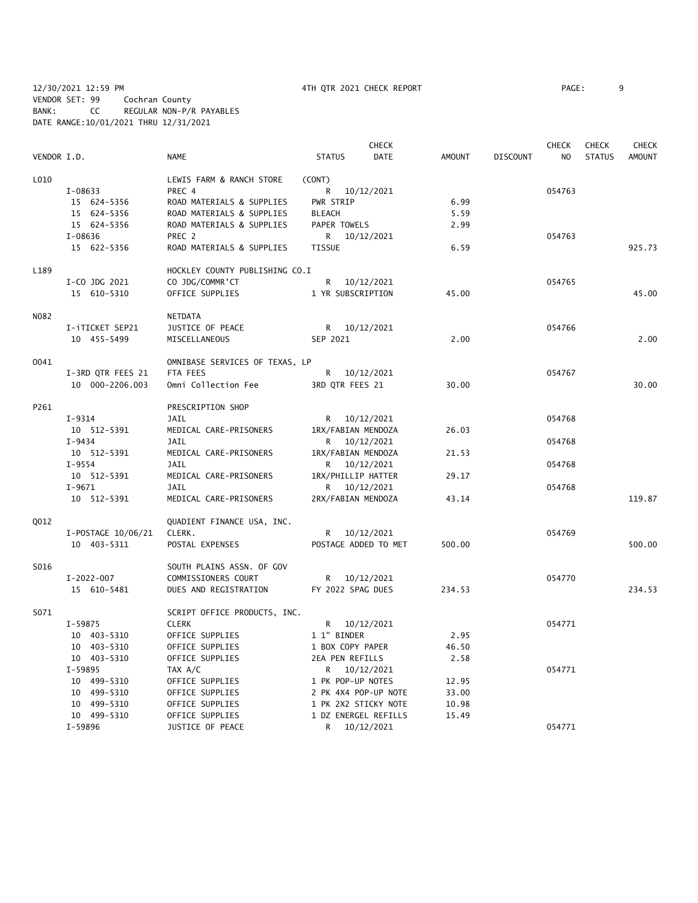12/30/2021 12:59 PM 4TH QTR 2021 CHECK REPORT
VENDOR SET: 99 Cochran County
BANK: CC REGULAR NON-P/R PAYABLES
DATE RANGE:10/01/2021 THRU 12/31/2021

| VENDOR I.D. | NAME | STATUS | CHECK DATE | AMOUNT | DISCOUNT | CHECK NO | CHECK STATUS | CHECK AMOUNT |
|---|---|---|---|---|---|---|---|---|
| L010 | LEWIS FARM & RANCH STORE | (CONT) | | | | | | |
| I-08633 | PREC 4 | R | 10/12/2021 | | | 054763 | | |
| 15 624-5356 | ROAD MATERIALS & SUPPLIES | PWR STRIP | | 6.99 | | | | |
| 15 624-5356 | ROAD MATERIALS & SUPPLIES | BLEACH | | 5.59 | | | | |
| 15 624-5356 | ROAD MATERIALS & SUPPLIES | PAPER TOWELS | | 2.99 | | | | |
| I-08636 | PREC 2 | R | 10/12/2021 | | | 054763 | | |
| 15 622-5356 | ROAD MATERIALS & SUPPLIES | TISSUE | | 6.59 | | | | 925.73 |
| L189 | HOCKLEY COUNTY PUBLISHING CO.I | | | | | | | |
| I-CO JDG 2021 | CO JDG/COMMR'CT | R | 10/12/2021 | | | 054765 | | |
| 15 610-5310 | OFFICE SUPPLIES | 1 YR SUBSCRIPTION | | 45.00 | | | | 45.00 |
| N082 | NETDATA | | | | | | | |
| I-iTICKET SEP21 | JUSTICE OF PEACE | R | 10/12/2021 | | | 054766 | | |
| 10 455-5499 | MISCELLANEOUS | SEP 2021 | | 2.00 | | | | 2.00 |
| O041 | OMNIBASE SERVICES OF TEXAS, LP | | | | | | | |
| I-3RD QTR FEES 21 | FTA FEES | R | 10/12/2021 | | | 054767 | | |
| 10 000-2206.003 | Omni Collection Fee | 3RD QTR FEES 21 | | 30.00 | | | | 30.00 |
| P261 | PRESCRIPTION SHOP | | | | | | | |
| I-9314 | JAIL | R | 10/12/2021 | | | 054768 | | |
| 10 512-5391 | MEDICAL CARE-PRISONERS | 1RX/FABIAN MENDOZA | | 26.03 | | | | |
| I-9434 | JAIL | R | 10/12/2021 | | | 054768 | | |
| 10 512-5391 | MEDICAL CARE-PRISONERS | 1RX/FABIAN MENDOZA | | 21.53 | | | | |
| I-9554 | JAIL | R | 10/12/2021 | | | 054768 | | |
| 10 512-5391 | MEDICAL CARE-PRISONERS | 1RX/PHILLIP HATTER | | 29.17 | | | | |
| I-9671 | JAIL | R | 10/12/2021 | | | 054768 | | |
| 10 512-5391 | MEDICAL CARE-PRISONERS | 2RX/FABIAN MENDOZA | | 43.14 | | | | 119.87 |
| Q012 | QUADIENT FINANCE USA, INC. | | | | | | | |
| I-POSTAGE 10/06/21 | CLERK. | R | 10/12/2021 | | | 054769 | | |
| 10 403-5311 | POSTAL EXPENSES | POSTAGE ADDED TO MET | | 500.00 | | | | 500.00 |
| S016 | SOUTH PLAINS ASSN. OF GOV | | | | | | | |
| I-2022-007 | COMMISSIONERS COURT | R | 10/12/2021 | | | 054770 | | |
| 15 610-5481 | DUES AND REGISTRATION | FY 2022 SPAG DUES | | 234.53 | | | | 234.53 |
| S071 | SCRIPT OFFICE PRODUCTS, INC. | | | | | | | |
| I-59875 | CLERK | R | 10/12/2021 | | | 054771 | | |
| 10 403-5310 | OFFICE SUPPLIES | 1 1" BINDER | | 2.95 | | | | |
| 10 403-5310 | OFFICE SUPPLIES | 1 BOX COPY PAPER | | 46.50 | | | | |
| 10 403-5310 | OFFICE SUPPLIES | 2EA PEN REFILLS | | 2.58 | | | | |
| I-59895 | TAX A/C | R | 10/12/2021 | | | 054771 | | |
| 10 499-5310 | OFFICE SUPPLIES | 1 PK POP-UP NOTES | | 12.95 | | | | |
| 10 499-5310 | OFFICE SUPPLIES | 2 PK 4X4 POP-UP NOTE | | 33.00 | | | | |
| 10 499-5310 | OFFICE SUPPLIES | 1 PK 2X2 STICKY NOTE | | 10.98 | | | | |
| 10 499-5310 | OFFICE SUPPLIES | 1 DZ ENERGEL REFILLS | | 15.49 | | | | |
| I-59896 | JUSTICE OF PEACE | R | 10/12/2021 | | | 054771 | | |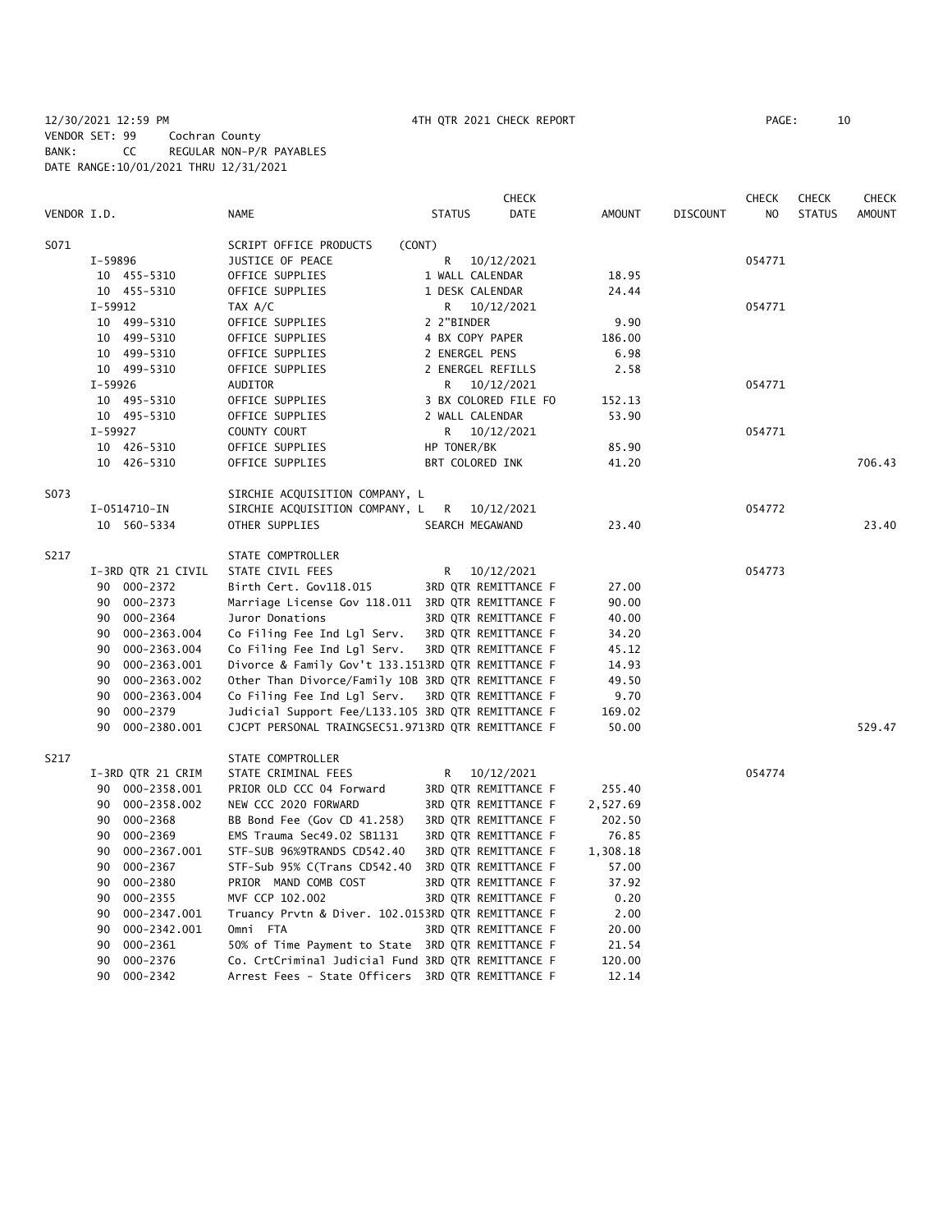12/30/2021 12:59 PM 4TH QTR 2021 CHECK REPORT
VENDOR SET: 99 Cochran County
BANK: CC REGULAR NON-P/R PAYABLES
DATE RANGE:10/01/2021 THRU 12/31/2021

| VENDOR I.D. | NAME | STATUS | CHECK DATE | AMOUNT | DISCOUNT | CHECK NO | CHECK STATUS | CHECK AMOUNT |
|---|---|---|---|---|---|---|---|---|
| S071 | SCRIPT OFFICE PRODUCTS (CONT) | | | | | | | |
| I-59896 | JUSTICE OF PEACE | R | 10/12/2021 | | | 054771 | | |
| 10 455-5310 | OFFICE SUPPLIES | 1 WALL CALENDAR | | 18.95 | | | | |
| 10 455-5310 | OFFICE SUPPLIES | 1 DESK CALENDAR | | 24.44 | | | | |
| I-59912 | TAX A/C | R | 10/12/2021 | | | 054771 | | |
| 10 499-5310 | OFFICE SUPPLIES | 2 2"BINDER | | 9.90 | | | | |
| 10 499-5310 | OFFICE SUPPLIES | 4 BX COPY PAPER | | 186.00 | | | | |
| 10 499-5310 | OFFICE SUPPLIES | 2 ENERGEL PENS | | 6.98 | | | | |
| 10 499-5310 | OFFICE SUPPLIES | 2 ENERGEL REFILLS | | 2.58 | | | | |
| I-59926 | AUDITOR | R | 10/12/2021 | | | 054771 | | |
| 10 495-5310 | OFFICE SUPPLIES | 3 BX COLORED FILE FO | | 152.13 | | | | |
| 10 495-5310 | OFFICE SUPPLIES | 2 WALL CALENDAR | | 53.90 | | | | |
| I-59927 | COUNTY COURT | R | 10/12/2021 | | | 054771 | | |
| 10 426-5310 | OFFICE SUPPLIES | HP TONER/BK | | 85.90 | | | | |
| 10 426-5310 | OFFICE SUPPLIES | BRT COLORED INK | | 41.20 | | | | 706.43 |
| S073 | SIRCHIE ACQUISITION COMPANY, L | | | | | | | |
| I-0514710-IN | SIRCHIE ACQUISITION COMPANY, L | R | 10/12/2021 | | | 054772 | | |
| 10 560-5334 | OTHER SUPPLIES | SEARCH MEGAWAND | | 23.40 | | | | 23.40 |
| S217 | STATE COMPTROLLER | | | | | | | |
| I-3RD QTR 21 CIVIL | STATE CIVIL FEES | R | 10/12/2021 | | | 054773 | | |
| 90 000-2372 | Birth Cert. Gov118.015 | 3RD QTR REMITTANCE F | | 27.00 | | | | |
| 90 000-2373 | Marriage License Gov 118.011 | 3RD QTR REMITTANCE F | | 90.00 | | | | |
| 90 000-2364 | Juror Donations | 3RD QTR REMITTANCE F | | 40.00 | | | | |
| 90 000-2363.004 | Co Filing Fee Ind Lgl Serv. | 3RD QTR REMITTANCE F | | 34.20 | | | | |
| 90 000-2363.004 | Co Filing Fee Ind Lgl Serv. | 3RD QTR REMITTANCE F | | 45.12 | | | | |
| 90 000-2363.001 | Divorce & Family Gov't 133.151 | 3RD QTR REMITTANCE F | | 14.93 | | | | |
| 90 000-2363.002 | Other Than Divorce/Family 10B | 3RD QTR REMITTANCE F | | 49.50 | | | | |
| 90 000-2363.004 | Co Filing Fee Ind Lgl Serv. | 3RD QTR REMITTANCE F | | 9.70 | | | | |
| 90 000-2379 | Judicial Support Fee/L133.105 | 3RD QTR REMITTANCE F | | 169.02 | | | | |
| 90 000-2380.001 | CJCPT PERSONAL TRAINGSEC51.971 | 3RD QTR REMITTANCE F | | 50.00 | | | | 529.47 |
| S217 | STATE COMPTROLLER | | | | | | | |
| I-3RD QTR 21 CRIM | STATE CRIMINAL FEES | R | 10/12/2021 | | | 054774 | | |
| 90 000-2358.001 | PRIOR OLD CCC 04 Forward | 3RD QTR REMITTANCE F | | 255.40 | | | | |
| 90 000-2358.002 | NEW CCC 2020 FORWARD | 3RD QTR REMITTANCE F | | 2,527.69 | | | | |
| 90 000-2368 | BB Bond Fee (Gov CD 41.258) | 3RD QTR REMITTANCE F | | 202.50 | | | | |
| 90 000-2369 | EMS Trauma Sec49.02 SB1131 | 3RD QTR REMITTANCE F | | 76.85 | | | | |
| 90 000-2367.001 | STF-SUB 96%9TRANDS CD542.40 | 3RD QTR REMITTANCE F | | 1,308.18 | | | | |
| 90 000-2367 | STF-Sub 95% C(Trans CD542.40 | 3RD QTR REMITTANCE F | | 57.00 | | | | |
| 90 000-2380 | PRIOR MAND COMB COST | 3RD QTR REMITTANCE F | | 37.92 | | | | |
| 90 000-2355 | MVF CCP 102.002 | 3RD QTR REMITTANCE F | | 0.20 | | | | |
| 90 000-2347.001 | Truancy Prvtn & Diver. 102.015 | 3RD QTR REMITTANCE F | | 2.00 | | | | |
| 90 000-2342.001 | Omni FTA | 3RD QTR REMITTANCE F | | 20.00 | | | | |
| 90 000-2361 | 50% of Time Payment to State | 3RD QTR REMITTANCE F | | 21.54 | | | | |
| 90 000-2376 | Co. CrtCriminal Judicial Fund | 3RD QTR REMITTANCE F | | 120.00 | | | | |
| 90 000-2342 | Arrest Fees - State Officers | 3RD QTR REMITTANCE F | | 12.14 | | | | |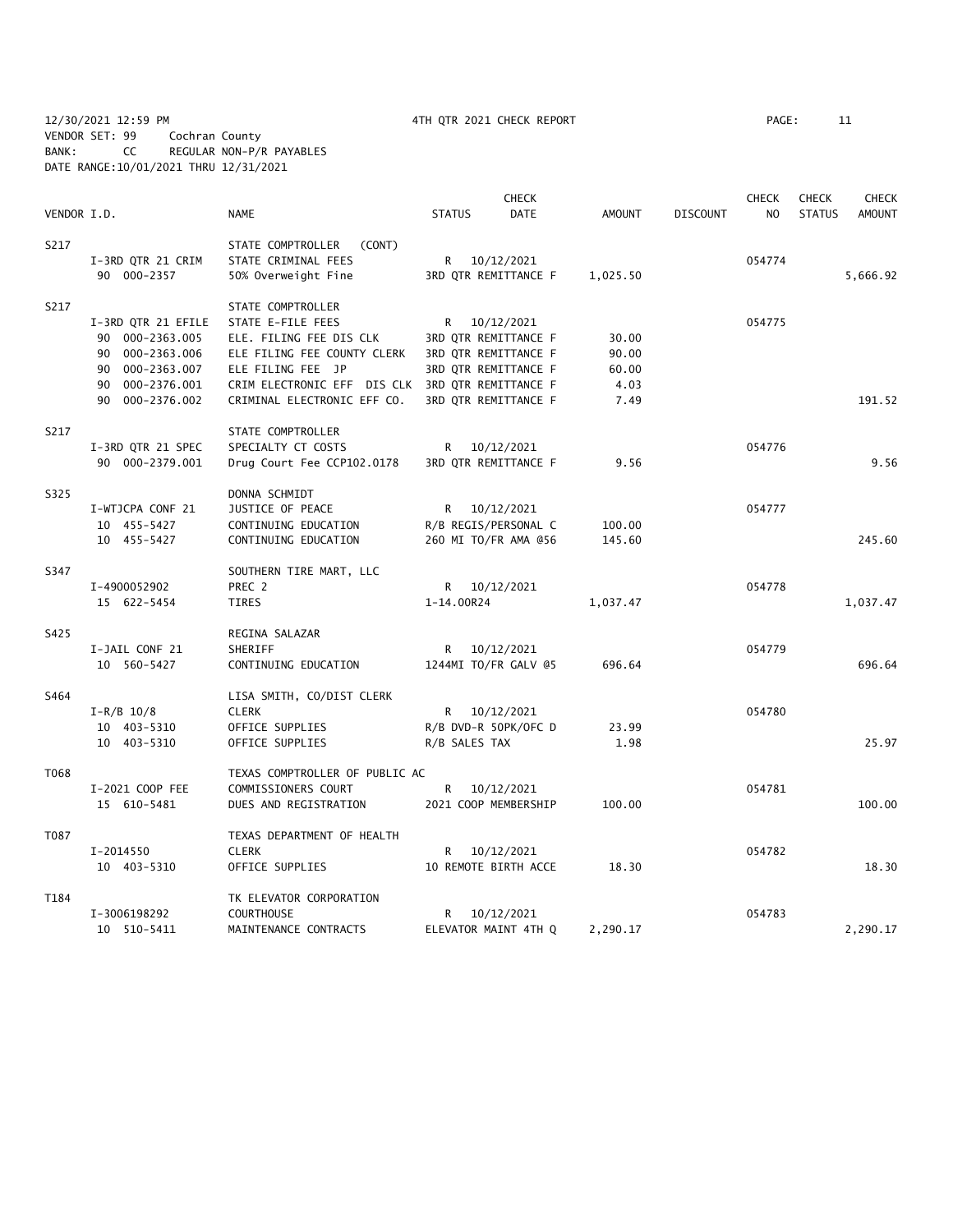12/30/2021 12:59 PM 4TH QTR 2021 CHECK REPORT

VENDOR SET: 99 Cochran County
BANK: CC REGULAR NON-P/R PAYABLES
DATE RANGE:10/01/2021 THRU 12/31/2021

| VENDOR I.D. | NAME | STATUS | CHECK DATE | AMOUNT | DISCOUNT | CHECK NO | CHECK STATUS | CHECK AMOUNT |
|---|---|---|---|---|---|---|---|---|
| S217 | STATE COMPTROLLER (CONT) | | | | | | | |
| I-3RD QTR 21 CRIM | STATE CRIMINAL FEES | R | 10/12/2021 | | | 054774 | | |
| 90 000-2357 | 50% Overweight Fine | 3RD QTR REMITTANCE F | | 1,025.50 | | | | 5,666.92 |
| S217 | STATE COMPTROLLER | | | | | | | |
| I-3RD QTR 21 EFILE | STATE E-FILE FEES | R | 10/12/2021 | | | 054775 | | |
| 90 000-2363.005 | ELE. FILING FEE DIS CLK | 3RD QTR REMITTANCE F | | 30.00 | | | | |
| 90 000-2363.006 | ELE FILING FEE COUNTY CLERK | 3RD QTR REMITTANCE F | | 90.00 | | | | |
| 90 000-2363.007 | ELE FILING FEE JP | 3RD QTR REMITTANCE F | | 60.00 | | | | |
| 90 000-2376.001 | CRIM ELECTRONIC EFF DIS CLK | 3RD QTR REMITTANCE F | | 4.03 | | | | |
| 90 000-2376.002 | CRIMINAL ELECTRONIC EFF CO. | 3RD QTR REMITTANCE F | | 7.49 | | | | 191.52 |
| S217 | STATE COMPTROLLER | | | | | | | |
| I-3RD QTR 21 SPEC | SPECIALTY CT COSTS | R | 10/12/2021 | | | 054776 | | |
| 90 000-2379.001 | Drug Court Fee CCP102.0178 | 3RD QTR REMITTANCE F | | 9.56 | | | | 9.56 |
| S325 | DONNA SCHMIDT | | | | | | | |
| I-WTJCPA CONF 21 | JUSTICE OF PEACE | R | 10/12/2021 | | | 054777 | | |
| 10 455-5427 | CONTINUING EDUCATION | R/B REGIS/PERSONAL C | | 100.00 | | | | |
| 10 455-5427 | CONTINUING EDUCATION | 260 MI TO/FR AMA @56 | | 145.60 | | | | 245.60 |
| S347 | SOUTHERN TIRE MART, LLC | | | | | | | |
| I-4900052902 | PREC 2 | R | 10/12/2021 | | | 054778 | | |
| 15 622-5454 | TIRES | 1-14.00R24 | | 1,037.47 | | | | 1,037.47 |
| S425 | REGINA SALAZAR | | | | | | | |
| I-JAIL CONF 21 | SHERIFF | R | 10/12/2021 | | | 054779 | | |
| 10 560-5427 | CONTINUING EDUCATION | 1244MI TO/FR GALV @5 | | 696.64 | | | | 696.64 |
| S464 | LISA SMITH, CO/DIST CLERK | | | | | | | |
| I-R/B 10/8 | CLERK | R | 10/12/2021 | | | 054780 | | |
| 10 403-5310 | OFFICE SUPPLIES | R/B DVD-R 50PK/OFC D | | 23.99 | | | | |
| 10 403-5310 | OFFICE SUPPLIES | R/B SALES TAX | | 1.98 | | | | 25.97 |
| T068 | TEXAS COMPTROLLER OF PUBLIC AC | | | | | | | |
| I-2021 COOP FEE | COMMISSIONERS COURT | R | 10/12/2021 | | | 054781 | | |
| 15 610-5481 | DUES AND REGISTRATION | 2021 COOP MEMBERSHIP | | 100.00 | | | | 100.00 |
| T087 | TEXAS DEPARTMENT OF HEALTH | | | | | | | |
| I-2014550 | CLERK | R | 10/12/2021 | | | 054782 | | |
| 10 403-5310 | OFFICE SUPPLIES | 10 REMOTE BIRTH ACCE | | 18.30 | | | | 18.30 |
| T184 | TK ELEVATOR CORPORATION | | | | | | | |
| I-3006198292 | COURTHOUSE | R | 10/12/2021 | | | 054783 | | |
| 10 510-5411 | MAINTENANCE CONTRACTS | ELEVATOR MAINT 4TH Q | | 2,290.17 | | | | 2,290.17 |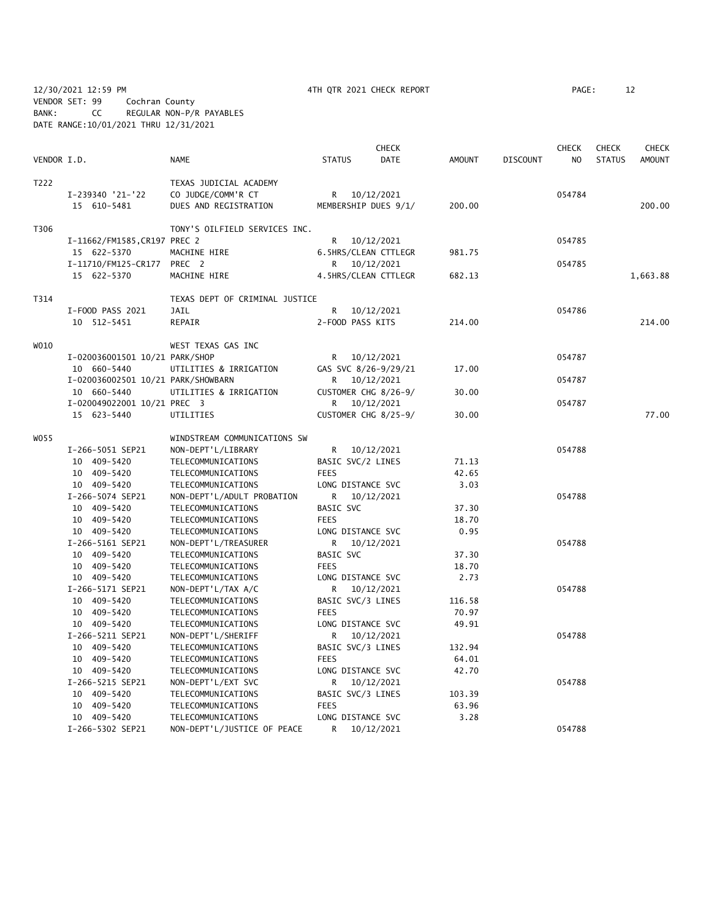12/30/2021 12:59 PM 4TH QTR 2021 CHECK REPORT
VENDOR SET: 99 Cochran County
BANK: CC REGULAR NON-P/R PAYABLES
DATE RANGE:10/01/2021 THRU 12/31/2021

| VENDOR I.D. | NAME | STATUS | CHECK DATE | AMOUNT | DISCOUNT | CHECK NO | CHECK STATUS | CHECK AMOUNT |
|---|---|---|---|---|---|---|---|---|
| T222 | TEXAS JUDICIAL ACADEMY | | | | | | | |
| I-239340 '21-'22 | CO JUDGE/COMM'R CT | R | 10/12/2021 | | | 054784 | | |
| 15 610-5481 | DUES AND REGISTRATION | MEMBERSHIP DUES 9/1/ | | 200.00 | | | | 200.00 |
| T306 | TONY'S OILFIELD SERVICES INC. | | | | | | | |
| I-11662/FM1585,CR197 PREC 2 | | R | 10/12/2021 | | | 054785 | | |
| 15 622-5370 | MACHINE HIRE | 6.5HRS/CLEAN CTTLEGR | | 981.75 | | | | |
| I-11710/FM125-CR177 PREC 2 | | R | 10/12/2021 | | | 054785 | | |
| 15 622-5370 | MACHINE HIRE | 4.5HRS/CLEAN CTTLEGR | | 682.13 | | | | 1,663.88 |
| T314 | TEXAS DEPT OF CRIMINAL JUSTICE | | | | | | | |
| I-FOOD PASS 2021 | JAIL | R | 10/12/2021 | | | 054786 | | |
| 10 512-5451 | REPAIR | 2-FOOD PASS KITS | | 214.00 | | | | 214.00 |
| W010 | WEST TEXAS GAS INC | | | | | | | |
| I-020036001501 10/21 PARK/SHOP | | R | 10/12/2021 | | | 054787 | | |
| 10 660-5440 | UTILITIES & IRRIGATION | GAS SVC 8/26-9/29/21 | | 17.00 | | | | |
| I-020036002501 10/21 PARK/SHOWBARN | | R | 10/12/2021 | | | 054787 | | |
| 10 660-5440 | UTILITIES & IRRIGATION | CUSTOMER CHG 8/26-9/ | | 30.00 | | | | |
| I-020049022001 10/21 PREC 3 | | R | 10/12/2021 | | | 054787 | | |
| 15 623-5440 | UTILITIES | CUSTOMER CHG 8/25-9/ | | 30.00 | | | | 77.00 |
| W055 | WINDSTREAM COMMUNICATIONS SW | | | | | | | |
| I-266-5051 SEP21 | NON-DEPT'L/LIBRARY | R | 10/12/2021 | | | 054788 | | |
| 10 409-5420 | TELECOMMUNICATIONS | BASIC SVC/2 LINES | | 71.13 | | | | |
| 10 409-5420 | TELECOMMUNICATIONS | FEES | | 42.65 | | | | |
| 10 409-5420 | TELECOMMUNICATIONS | LONG DISTANCE SVC | | 3.03 | | | | |
| I-266-5074 SEP21 | NON-DEPT'L/ADULT PROBATION | R | 10/12/2021 | | | 054788 | | |
| 10 409-5420 | TELECOMMUNICATIONS | BASIC SVC | | 37.30 | | | | |
| 10 409-5420 | TELECOMMUNICATIONS | FEES | | 18.70 | | | | |
| 10 409-5420 | TELECOMMUNICATIONS | LONG DISTANCE SVC | | 0.95 | | | | |
| I-266-5161 SEP21 | NON-DEPT'L/TREASURER | R | 10/12/2021 | | | 054788 | | |
| 10 409-5420 | TELECOMMUNICATIONS | BASIC SVC | | 37.30 | | | | |
| 10 409-5420 | TELECOMMUNICATIONS | FEES | | 18.70 | | | | |
| 10 409-5420 | TELECOMMUNICATIONS | LONG DISTANCE SVC | | 2.73 | | | | |
| I-266-5171 SEP21 | NON-DEPT'L/TAX A/C | R | 10/12/2021 | | | 054788 | | |
| 10 409-5420 | TELECOMMUNICATIONS | BASIC SVC/3 LINES | | 116.58 | | | | |
| 10 409-5420 | TELECOMMUNICATIONS | FEES | | 70.97 | | | | |
| 10 409-5420 | TELECOMMUNICATIONS | LONG DISTANCE SVC | | 49.91 | | | | |
| I-266-5211 SEP21 | NON-DEPT'L/SHERIFF | R | 10/12/2021 | | | 054788 | | |
| 10 409-5420 | TELECOMMUNICATIONS | BASIC SVC/3 LINES | | 132.94 | | | | |
| 10 409-5420 | TELECOMMUNICATIONS | FEES | | 64.01 | | | | |
| 10 409-5420 | TELECOMMUNICATIONS | LONG DISTANCE SVC | | 42.70 | | | | |
| I-266-5215 SEP21 | NON-DEPT'L/EXT SVC | R | 10/12/2021 | | | 054788 | | |
| 10 409-5420 | TELECOMMUNICATIONS | BASIC SVC/3 LINES | | 103.39 | | | | |
| 10 409-5420 | TELECOMMUNICATIONS | FEES | | 63.96 | | | | |
| 10 409-5420 | TELECOMMUNICATIONS | LONG DISTANCE SVC | | 3.28 | | | | |
| I-266-5302 SEP21 | NON-DEPT'L/JUSTICE OF PEACE | R | 10/12/2021 | | | 054788 | | |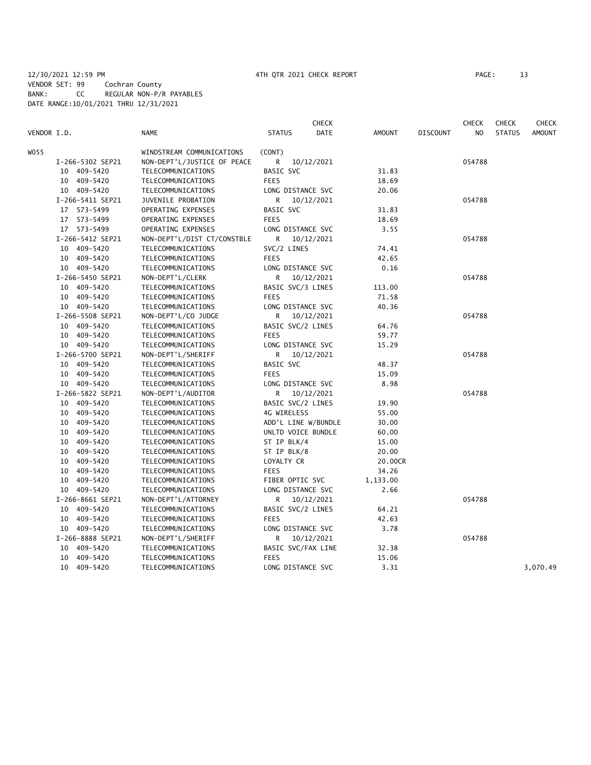12/30/2021 12:59 PM 4TH QTR 2021 CHECK REPORT

VENDOR SET: 99 Cochran County
BANK: CC REGULAR NON-P/R PAYABLES
DATE RANGE:10/01/2021 THRU 12/31/2021

| VENDOR I.D. | NAME | STATUS | CHECK DATE | AMOUNT | DISCOUNT | CHECK NO | CHECK STATUS | CHECK AMOUNT |
|---|---|---|---|---|---|---|---|---|
| W055 | WINDSTREAM COMMUNICATIONS | (CONT) | | | | | | |
| I-266-5302 SEP21 | NON-DEPT'L/JUSTICE OF PEACE | R | 10/12/2021 | | | 054788 | | |
| 10 409-5420 | TELECOMMUNICATIONS | BASIC SVC | | 31.83 | | | | |
| 10 409-5420 | TELECOMMUNICATIONS | FEES | | 18.69 | | | | |
| 10 409-5420 | TELECOMMUNICATIONS | LONG DISTANCE SVC | | 20.06 | | | | |
| I-266-5411 SEP21 | JUVENILE PROBATION | R | 10/12/2021 | | | 054788 | | |
| 17 573-5499 | OPERATING EXPENSES | BASIC SVC | | 31.83 | | | | |
| 17 573-5499 | OPERATING EXPENSES | FEES | | 18.69 | | | | |
| 17 573-5499 | OPERATING EXPENSES | LONG DISTANCE SVC | | 3.55 | | | | |
| I-266-5412 SEP21 | NON-DEPT'L/DIST CT/CONSTBLE | R | 10/12/2021 | | | 054788 | | |
| 10 409-5420 | TELECOMMUNICATIONS | SVC/2 LINES | | 74.41 | | | | |
| 10 409-5420 | TELECOMMUNICATIONS | FEES | | 42.65 | | | | |
| 10 409-5420 | TELECOMMUNICATIONS | LONG DISTANCE SVC | | 0.16 | | | | |
| I-266-5450 SEP21 | NON-DEPT'L/CLERK | R | 10/12/2021 | | | 054788 | | |
| 10 409-5420 | TELECOMMUNICATIONS | BASIC SVC/3 LINES | | 113.00 | | | | |
| 10 409-5420 | TELECOMMUNICATIONS | FEES | | 71.58 | | | | |
| 10 409-5420 | TELECOMMUNICATIONS | LONG DISTANCE SVC | | 40.36 | | | | |
| I-266-5508 SEP21 | NON-DEPT'L/CO JUDGE | R | 10/12/2021 | | | 054788 | | |
| 10 409-5420 | TELECOMMUNICATIONS | BASIC SVC/2 LINES | | 64.76 | | | | |
| 10 409-5420 | TELECOMMUNICATIONS | FEES | | 59.77 | | | | |
| 10 409-5420 | TELECOMMUNICATIONS | LONG DISTANCE SVC | | 15.29 | | | | |
| I-266-5700 SEP21 | NON-DEPT'L/SHERIFF | R | 10/12/2021 | | | 054788 | | |
| 10 409-5420 | TELECOMMUNICATIONS | BASIC SVC | | 48.37 | | | | |
| 10 409-5420 | TELECOMMUNICATIONS | FEES | | 15.09 | | | | |
| 10 409-5420 | TELECOMMUNICATIONS | LONG DISTANCE SVC | | 8.98 | | | | |
| I-266-5822 SEP21 | NON-DEPT'L/AUDITOR | R | 10/12/2021 | | | 054788 | | |
| 10 409-5420 | TELECOMMUNICATIONS | BASIC SVC/2 LINES | | 19.90 | | | | |
| 10 409-5420 | TELECOMMUNICATIONS | 4G WIRELESS | | 55.00 | | | | |
| 10 409-5420 | TELECOMMUNICATIONS | ADD'L LINE W/BUNDLE | | 30.00 | | | | |
| 10 409-5420 | TELECOMMUNICATIONS | UNLTD VOICE BUNDLE | | 60.00 | | | | |
| 10 409-5420 | TELECOMMUNICATIONS | ST IP BLK/4 | | 15.00 | | | | |
| 10 409-5420 | TELECOMMUNICATIONS | ST IP BLK/8 | | 20.00 | | | | |
| 10 409-5420 | TELECOMMUNICATIONS | LOYALTY CR | | 20.00CR | | | | |
| 10 409-5420 | TELECOMMUNICATIONS | FEES | | 34.26 | | | | |
| 10 409-5420 | TELECOMMUNICATIONS | FIBER OPTIC SVC | | 1,133.00 | | | | |
| 10 409-5420 | TELECOMMUNICATIONS | LONG DISTANCE SVC | | 2.66 | | | | |
| I-266-8661 SEP21 | NON-DEPT'L/ATTORNEY | R | 10/12/2021 | | | 054788 | | |
| 10 409-5420 | TELECOMMUNICATIONS | BASIC SVC/2 LINES | | 64.21 | | | | |
| 10 409-5420 | TELECOMMUNICATIONS | FEES | | 42.63 | | | | |
| 10 409-5420 | TELECOMMUNICATIONS | LONG DISTANCE SVC | | 3.78 | | | | |
| I-266-8888 SEP21 | NON-DEPT'L/SHERIFF | R | 10/12/2021 | | | 054788 | | |
| 10 409-5420 | TELECOMMUNICATIONS | BASIC SVC/FAX LINE | | 32.38 | | | | |
| 10 409-5420 | TELECOMMUNICATIONS | FEES | | 15.06 | | | | |
| 10 409-5420 | TELECOMMUNICATIONS | LONG DISTANCE SVC | | 3.31 | | | | 3,070.49 |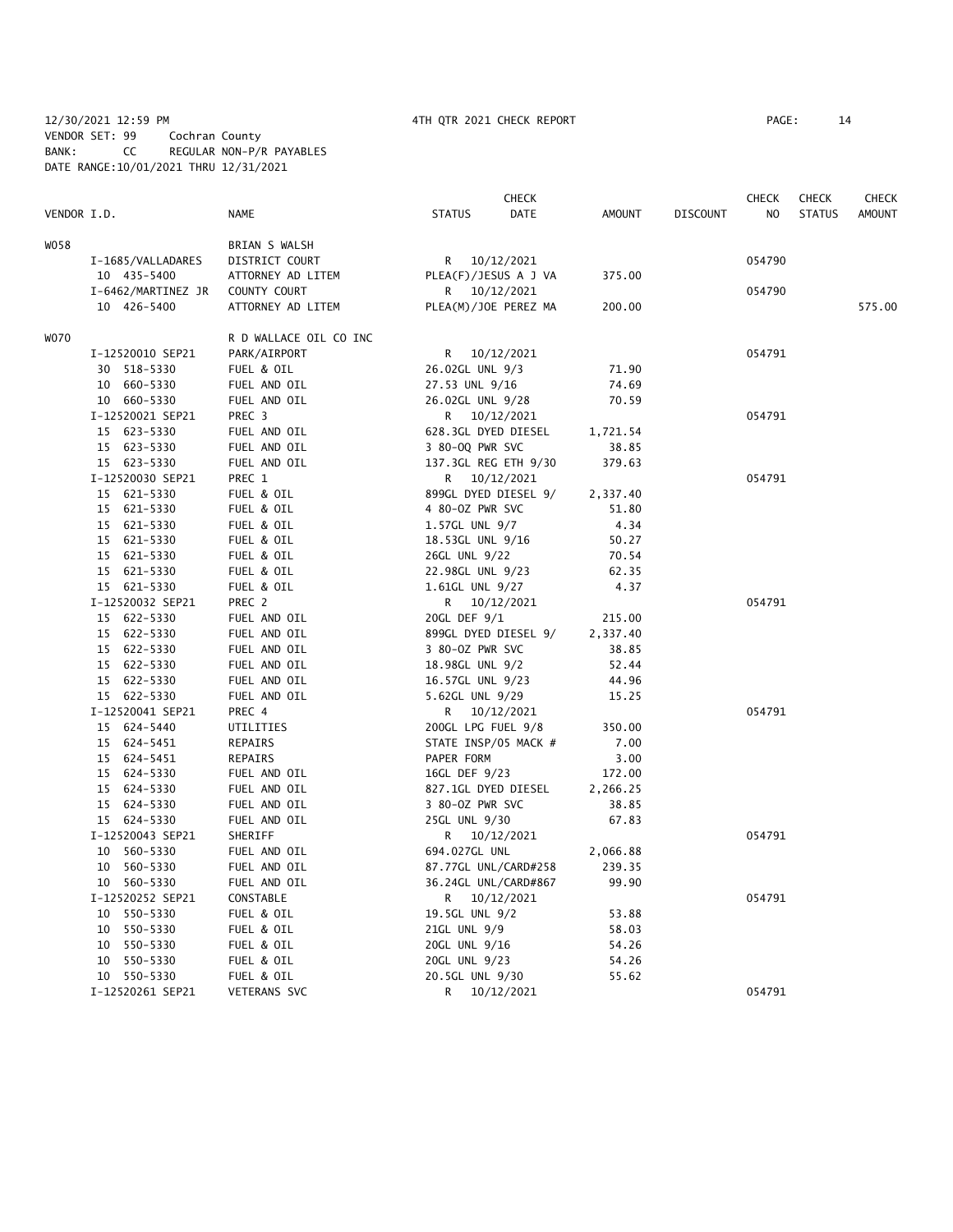12/30/2021 12:59 PM 4TH QTR 2021 CHECK REPORT

VENDOR SET: 99 Cochran County
BANK: CC REGULAR NON-P/R PAYABLES
DATE RANGE:10/01/2021 THRU 12/31/2021

| VENDOR I.D. | NAME | STATUS | CHECK DATE | AMOUNT | DISCOUNT | CHECK NO | CHECK STATUS | CHECK AMOUNT |
|---|---|---|---|---|---|---|---|---|
| W058 | BRIAN S WALSH | | | | | | | |
| I-1685/VALLADARES | DISTRICT COURT | R | 10/12/2021 | | | 054790 | | |
| 10 435-5400 | ATTORNEY AD LITEM | PLEA(F)/JESUS A J VA | | 375.00 | | | | |
| I-6462/MARTINEZ JR | COUNTY COURT | R | 10/12/2021 | | | 054790 | | |
| 10 426-5400 | ATTORNEY AD LITEM | PLEA(M)/JOE PEREZ MA | | 200.00 | | | | 575.00 |
| W070 | R D WALLACE OIL CO INC | | | | | | | |
| I-12520010 SEP21 | PARK/AIRPORT | R | 10/12/2021 | | | 054791 | | |
| 30 518-5330 | FUEL & OIL | 26.02GL UNL 9/3 | | 71.90 | | | | |
| 10 660-5330 | FUEL AND OIL | 27.53 UNL 9/16 | | 74.69 | | | | |
| 10 660-5330 | FUEL AND OIL | 26.02GL UNL 9/28 | | 70.59 | | | | |
| I-12520021 SEP21 | PREC 3 | R | 10/12/2021 | | | 054791 | | |
| 15 623-5330 | FUEL AND OIL | 628.3GL DYED DIESEL | | 1,721.54 | | | | |
| 15 623-5330 | FUEL AND OIL | 3 80-OQ PWR SVC | | 38.85 | | | | |
| 15 623-5330 | FUEL AND OIL | 137.3GL REG ETH 9/30 | | 379.63 | | | | |
| I-12520030 SEP21 | PREC 1 | R | 10/12/2021 | | | 054791 | | |
| 15 621-5330 | FUEL & OIL | 899GL DYED DIESEL 9/ | | 2,337.40 | | | | |
| 15 621-5330 | FUEL & OIL | 4 80-OZ PWR SVC | | 51.80 | | | | |
| 15 621-5330 | FUEL & OIL | 1.57GL UNL 9/7 | | 4.34 | | | | |
| 15 621-5330 | FUEL & OIL | 18.53GL UNL 9/16 | | 50.27 | | | | |
| 15 621-5330 | FUEL & OIL | 26GL UNL 9/22 | | 70.54 | | | | |
| 15 621-5330 | FUEL & OIL | 22.98GL UNL 9/23 | | 62.35 | | | | |
| 15 621-5330 | FUEL & OIL | 1.61GL UNL 9/27 | | 4.37 | | | | |
| I-12520032 SEP21 | PREC 2 | R | 10/12/2021 | | | 054791 | | |
| 15 622-5330 | FUEL AND OIL | 20GL DEF 9/1 | | 215.00 | | | | |
| 15 622-5330 | FUEL AND OIL | 899GL DYED DIESEL 9/ | | 2,337.40 | | | | |
| 15 622-5330 | FUEL AND OIL | 3 80-OZ PWR SVC | | 38.85 | | | | |
| 15 622-5330 | FUEL AND OIL | 18.98GL UNL 9/2 | | 52.44 | | | | |
| 15 622-5330 | FUEL AND OIL | 16.57GL UNL 9/23 | | 44.96 | | | | |
| 15 622-5330 | FUEL AND OIL | 5.62GL UNL 9/29 | | 15.25 | | | | |
| I-12520041 SEP21 | PREC 4 | R | 10/12/2021 | | | 054791 | | |
| 15 624-5440 | UTILITIES | 200GL LPG FUEL 9/8 | | 350.00 | | | | |
| 15 624-5451 | REPAIRS | STATE INSP/05 MACK # | | 7.00 | | | | |
| 15 624-5451 | REPAIRS | PAPER FORM | | 3.00 | | | | |
| 15 624-5330 | FUEL AND OIL | 16GL DEF 9/23 | | 172.00 | | | | |
| 15 624-5330 | FUEL AND OIL | 827.1GL DYED DIESEL | | 2,266.25 | | | | |
| 15 624-5330 | FUEL AND OIL | 3 80-OZ PWR SVC | | 38.85 | | | | |
| 15 624-5330 | FUEL AND OIL | 25GL UNL 9/30 | | 67.83 | | | | |
| I-12520043 SEP21 | SHERIFF | R | 10/12/2021 | | | 054791 | | |
| 10 560-5330 | FUEL AND OIL | 694.027GL UNL | | 2,066.88 | | | | |
| 10 560-5330 | FUEL AND OIL | 87.77GL UNL/CARD#258 | | 239.35 | | | | |
| 10 560-5330 | FUEL AND OIL | 36.24GL UNL/CARD#867 | | 99.90 | | | | |
| I-12520252 SEP21 | CONSTABLE | R | 10/12/2021 | | | 054791 | | |
| 10 550-5330 | FUEL & OIL | 19.5GL UNL 9/2 | | 53.88 | | | | |
| 10 550-5330 | FUEL & OIL | 21GL UNL 9/9 | | 58.03 | | | | |
| 10 550-5330 | FUEL & OIL | 20GL UNL 9/16 | | 54.26 | | | | |
| 10 550-5330 | FUEL & OIL | 20GL UNL 9/23 | | 54.26 | | | | |
| 10 550-5330 | FUEL & OIL | 20.5GL UNL 9/30 | | 55.62 | | | | |
| I-12520261 SEP21 | VETERANS SVC | R | 10/12/2021 | | | 054791 | | |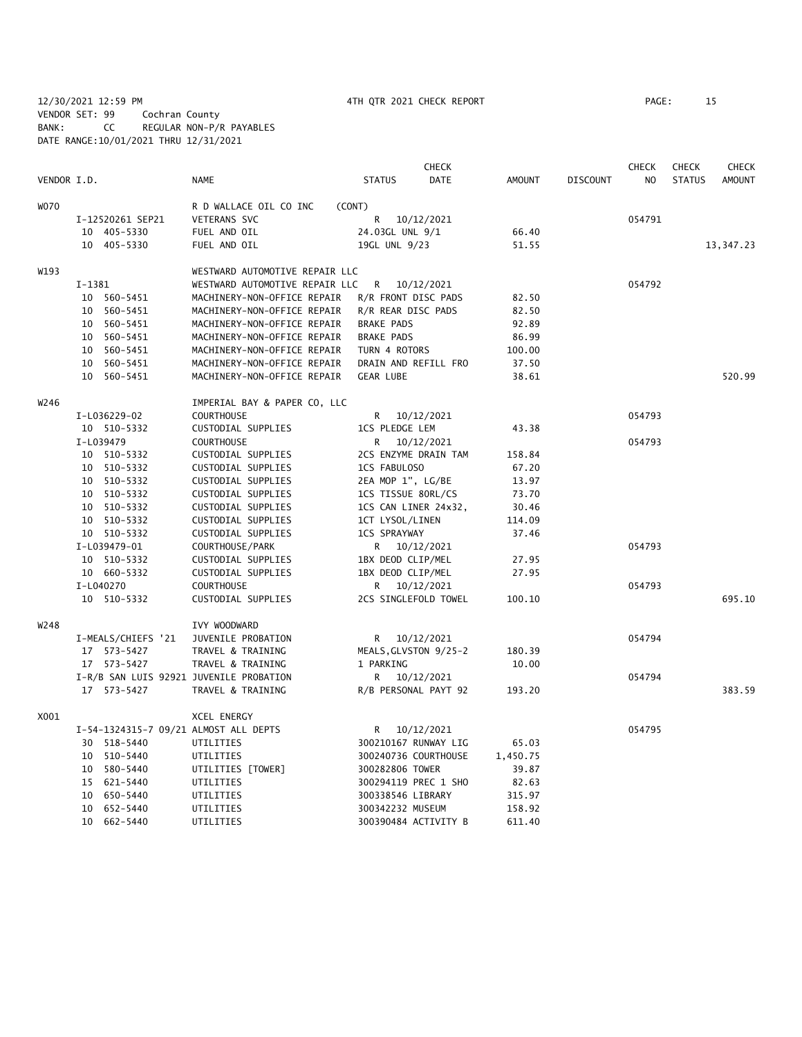12/30/2021 12:59 PM 4TH QTR 2021 CHECK REPORT PAGE: 15
VENDOR SET: 99 Cochran County
BANK: CC REGULAR NON-P/R PAYABLES
DATE RANGE:10/01/2021 THRU 12/31/2021

| VENDOR I.D. | NAME | STATUS | CHECK DATE | AMOUNT | DISCOUNT | CHECK NO | CHECK STATUS | CHECK AMOUNT |
|---|---|---|---|---|---|---|---|---|
| W070 | R D WALLACE OIL CO INC (CONT) | | | | | | | |
| I-12520261 SEP21 | VETERANS SVC | R | 10/12/2021 | | | 054791 | | |
| 10 405-5330 | FUEL AND OIL | 24.03GL UNL 9/1 | | 66.40 | | | | |
| 10 405-5330 | FUEL AND OIL | 19GL UNL 9/23 | | 51.55 | | | | 13,347.23 |
| W193 | WESTWARD AUTOMOTIVE REPAIR LLC | | | | | | | |
| I-1381 | WESTWARD AUTOMOTIVE REPAIR LLC | R | 10/12/2021 | | | 054792 | | |
| 10 560-5451 | MACHINERY-NON-OFFICE REPAIR | R/R FRONT DISC PADS | | 82.50 | | | | |
| 10 560-5451 | MACHINERY-NON-OFFICE REPAIR | R/R REAR DISC PADS | | 82.50 | | | | |
| 10 560-5451 | MACHINERY-NON-OFFICE REPAIR | BRAKE PADS | | 92.89 | | | | |
| 10 560-5451 | MACHINERY-NON-OFFICE REPAIR | BRAKE PADS | | 86.99 | | | | |
| 10 560-5451 | MACHINERY-NON-OFFICE REPAIR | TURN 4 ROTORS | | 100.00 | | | | |
| 10 560-5451 | MACHINERY-NON-OFFICE REPAIR | DRAIN AND REFILL FRO | | 37.50 | | | | |
| 10 560-5451 | MACHINERY-NON-OFFICE REPAIR | GEAR LUBE | | 38.61 | | | | 520.99 |
| W246 | IMPERIAL BAY & PAPER CO, LLC | | | | | | | |
| I-L036229-02 | COURTHOUSE | R | 10/12/2021 | | | 054793 | | |
| 10 510-5332 | CUSTODIAL SUPPLIES | 1CS PLEDGE LEM | | 43.38 | | | | |
| I-L039479 | COURTHOUSE | R | 10/12/2021 | | | 054793 | | |
| 10 510-5332 | CUSTODIAL SUPPLIES | 2CS ENZYME DRAIN TAM | | 158.84 | | | | |
| 10 510-5332 | CUSTODIAL SUPPLIES | 1CS FABULOSO | | 67.20 | | | | |
| 10 510-5332 | CUSTODIAL SUPPLIES | 2EA MOP 1", LG/BE | | 13.97 | | | | |
| 10 510-5332 | CUSTODIAL SUPPLIES | 1CS TISSUE 80RL/CS | | 73.70 | | | | |
| 10 510-5332 | CUSTODIAL SUPPLIES | 1CS CAN LINER 24x32, | | 30.46 | | | | |
| 10 510-5332 | CUSTODIAL SUPPLIES | 1CT LYSOL/LINEN | | 114.09 | | | | |
| 10 510-5332 | CUSTODIAL SUPPLIES | 1CS SPRAYWAY | | 37.46 | | | | |
| I-L039479-01 | COURTHOUSE/PARK | R | 10/12/2021 | | | 054793 | | |
| 10 510-5332 | CUSTODIAL SUPPLIES | 1BX DEOD CLIP/MEL | | 27.95 | | | | |
| 10 660-5332 | CUSTODIAL SUPPLIES | 1BX DEOD CLIP/MEL | | 27.95 | | | | |
| I-L040270 | COURTHOUSE | R | 10/12/2021 | | | 054793 | | |
| 10 510-5332 | CUSTODIAL SUPPLIES | 2CS SINGLEFOLD TOWEL | | 100.10 | | | | 695.10 |
| W248 | IVY WOODWARD | | | | | | | |
| I-MEALS/CHIEFS '21 | JUVENILE PROBATION | R | 10/12/2021 | | | 054794 | | |
| 17 573-5427 | TRAVEL & TRAINING | MEALS,GLVSTON 9/25-2 | | 180.39 | | | | |
| 17 573-5427 | TRAVEL & TRAINING | 1 PARKING | | 10.00 | | | | |
| I-R/B SAN LUIS 92921 | JUVENILE PROBATION | R | 10/12/2021 | | | 054794 | | |
| 17 573-5427 | TRAVEL & TRAINING | R/B PERSONAL PAYT 92 | | 193.20 | | | | 383.59 |
| X001 | XCEL ENERGY | | | | | | | |
| I-54-1324315-7 09/21 | ALMOST ALL DEPTS | R | 10/12/2021 | | | 054795 | | |
| 30 518-5440 | UTILITIES | 300210167 RUNWAY LIG | | 65.03 | | | | |
| 10 510-5440 | UTILITIES | 300240736 COURTHOUSE | | 1,450.75 | | | | |
| 10 580-5440 | UTILITIES [TOWER] | 300282806 TOWER | | 39.87 | | | | |
| 15 621-5440 | UTILITIES | 300294119 PREC 1 SHO | | 82.63 | | | | |
| 10 650-5440 | UTILITIES | 300338546 LIBRARY | | 315.97 | | | | |
| 10 652-5440 | UTILITIES | 300342232 MUSEUM | | 158.92 | | | | |
| 10 662-5440 | UTILITIES | 300390484 ACTIVITY B | | 611.40 | | | | |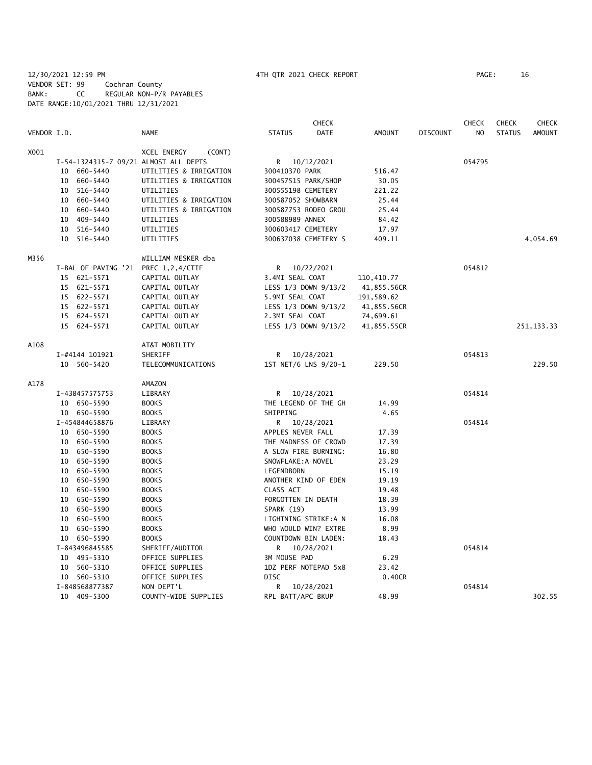12/30/2021 12:59 PM 4TH QTR 2021 CHECK REPORT PAGE: 16

VENDOR SET: 99 Cochran County
BANK: CC REGULAR NON-P/R PAYABLES
DATE RANGE:10/01/2021 THRU 12/31/2021

| VENDOR I.D. | | NAME | STATUS | CHECK DATE | AMOUNT | DISCOUNT | CHECK NO | CHECK STATUS | CHECK AMOUNT |
|---|---|---|---|---|---|---|---|---|---|
| X001 | | XCEL ENERGY (CONT) | | | | | | | |
| | I-54-1324315-7 09/21 ALMOST ALL DEPTS | | R | 10/12/2021 | | | 054795 | | |
| | 10 660-5440 | UTILITIES & IRRIGATION | 300410370 PARK | | 516.47 | | | | |
| | 10 660-5440 | UTILITIES & IRRIGATION | 300457515 PARK/SHOP | | 30.05 | | | | |
| | 10 516-5440 | UTILITIES | 300555198 CEMETERY | | 221.22 | | | | |
| | 10 660-5440 | UTILITIES & IRRIGATION | 300587052 SHOWBARN | | 25.44 | | | | |
| | 10 660-5440 | UTILITIES & IRRIGATION | 300587753 RODEO GROU | | 25.44 | | | | |
| | 10 409-5440 | UTILITIES | 300588989 ANNEX | | 84.42 | | | | |
| | 10 516-5440 | UTILITIES | 300603417 CEMETERY | | 17.97 | | | | |
| | 10 516-5440 | UTILITIES | 300637038 CEMETERY S | | 409.11 | | | | 4,054.69 |
| M356 | | WILLIAM MESKER dba | | | | | | | |
| | I-BAL OF PAVING '21 | PREC 1,2,4/CTIF | R | 10/22/2021 | | | 054812 | | |
| | 15 621-5571 | CAPITAL OUTLAY | 3.4MI SEAL COAT | | 110,410.77 | | | | |
| | 15 621-5571 | CAPITAL OUTLAY | LESS 1/3 DOWN 9/13/2 | | 41,855.56CR | | | | |
| | 15 622-5571 | CAPITAL OUTLAY | 5.9MI SEAL COAT | | 191,589.62 | | | | |
| | 15 622-5571 | CAPITAL OUTLAY | LESS 1/3 DOWN 9/13/2 | | 41,855.56CR | | | | |
| | 15 624-5571 | CAPITAL OUTLAY | 2.3MI SEAL COAT | | 74,699.61 | | | | |
| | 15 624-5571 | CAPITAL OUTLAY | LESS 1/3 DOWN 9/13/2 | | 41,855.55CR | | | | 251,133.33 |
| A108 | | AT&T MOBILITY | | | | | | | |
| | I-#4144 101921 | SHERIFF | R | 10/28/2021 | | | 054813 | | |
| | 10 560-5420 | TELECOMMUNICATIONS | 1ST NET/6 LNS 9/20-1 | | 229.50 | | | | 229.50 |
| A178 | | AMAZON | | | | | | | |
| | I-438457575753 | LIBRARY | R | 10/28/2021 | | | 054814 | | |
| | 10 650-5590 | BOOKS | THE LEGEND OF THE GH | | 14.99 | | | | |
| | 10 650-5590 | BOOKS | SHIPPING | | 4.65 | | | | |
| | I-454844658876 | LIBRARY | R | 10/28/2021 | | | 054814 | | |
| | 10 650-5590 | BOOKS | APPLES NEVER FALL | | 17.39 | | | | |
| | 10 650-5590 | BOOKS | THE MADNESS OF CROWD | | 17.39 | | | | |
| | 10 650-5590 | BOOKS | A SLOW FIRE BURNING: | | 16.80 | | | | |
| | 10 650-5590 | BOOKS | SNOWFLAKE:A NOVEL | | 23.29 | | | | |
| | 10 650-5590 | BOOKS | LEGENDBORN | | 15.19 | | | | |
| | 10 650-5590 | BOOKS | ANOTHER KIND OF EDEN | | 19.19 | | | | |
| | 10 650-5590 | BOOKS | CLASS ACT | | 19.48 | | | | |
| | 10 650-5590 | BOOKS | FORGOTTEN IN DEATH | | 18.39 | | | | |
| | 10 650-5590 | BOOKS | SPARK (19) | | 13.99 | | | | |
| | 10 650-5590 | BOOKS | LIGHTNING STRIKE:A N | | 16.08 | | | | |
| | 10 650-5590 | BOOKS | WHO WOULD WIN? EXTRE | | 8.99 | | | | |
| | 10 650-5590 | BOOKS | COUNTDOWN BIN LADEN: | | 18.43 | | | | |
| | I-843496845585 | SHERIFF/AUDITOR | R | 10/28/2021 | | | 054814 | | |
| | 10 495-5310 | OFFICE SUPPLIES | 3M MOUSE PAD | | 6.29 | | | | |
| | 10 560-5310 | OFFICE SUPPLIES | 1DZ PERF NOTEPAD 5x8 | | 23.42 | | | | |
| | 10 560-5310 | OFFICE SUPPLIES | DISC | | 0.40CR | | | | |
| | I-848568877387 | NON DEPT'L | R | 10/28/2021 | | | 054814 | | |
| | 10 409-5300 | COUNTY-WIDE SUPPLIES | RPL BATT/APC BKUP | | 48.99 | | | | 302.55 |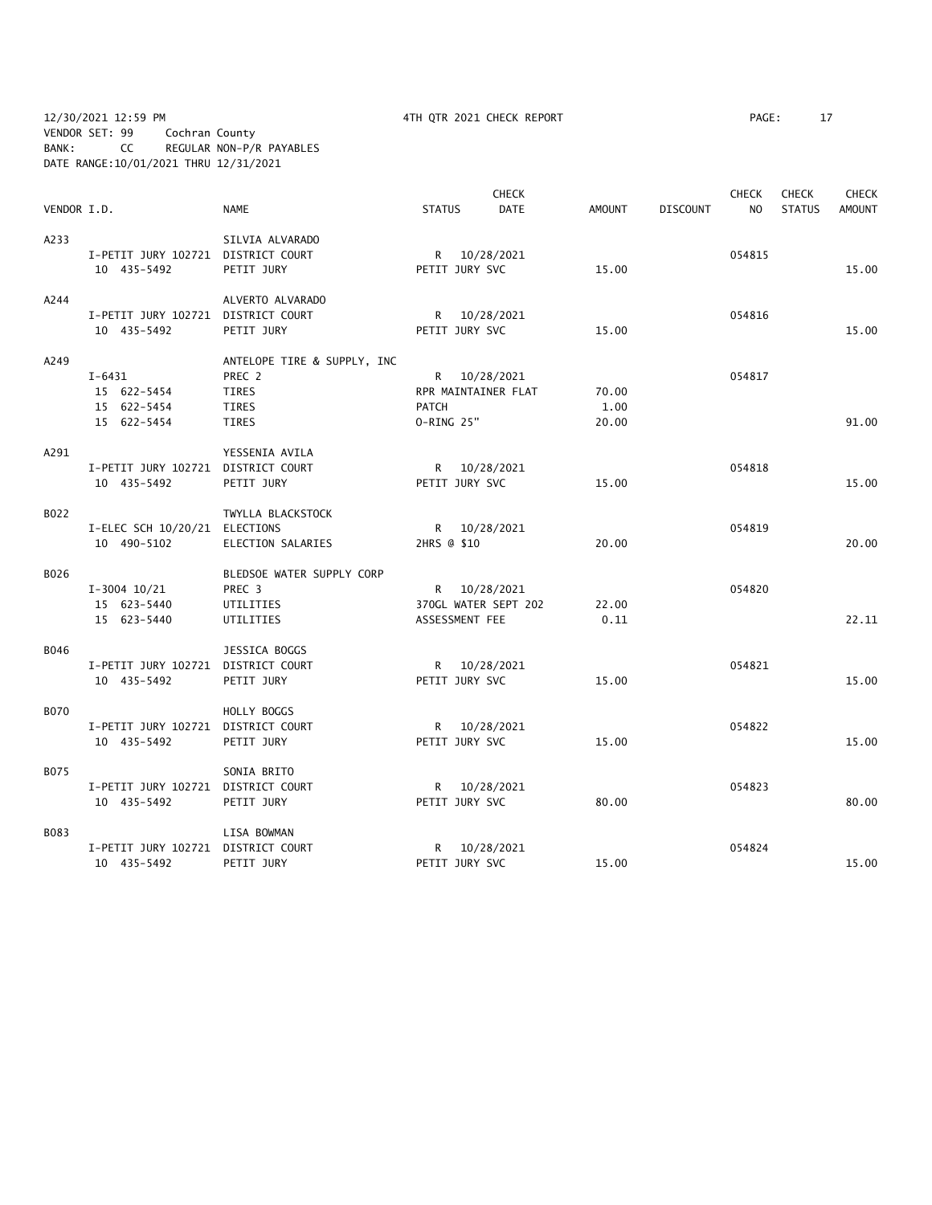12/30/2021 12:59 PM 4TH QTR 2021 CHECK REPORT PAGE: 17
VENDOR SET: 99 Cochran County
BANK: CC REGULAR NON-P/R PAYABLES
DATE RANGE:10/01/2021 THRU 12/31/2021

| VENDOR I.D. | NAME | STATUS | CHECK DATE | AMOUNT | DISCOUNT | CHECK NO | CHECK STATUS | CHECK AMOUNT |
|---|---|---|---|---|---|---|---|---|
| A233 | SILVIA ALVARADO | | | | | | | |
| I-PETIT JURY 102721 | DISTRICT COURT | R | 10/28/2021 | | | 054815 | | |
| 10 435-5492 | PETIT JURY | PETIT JURY SVC | | 15.00 | | | | 15.00 |
| A244 | ALVERTO ALVARADO | | | | | | | |
| I-PETIT JURY 102721 | DISTRICT COURT | R | 10/28/2021 | | | 054816 | | |
| 10 435-5492 | PETIT JURY | PETIT JURY SVC | | 15.00 | | | | 15.00 |
| A249 | ANTELOPE TIRE & SUPPLY, INC | | | | | | | |
| I-6431 | PREC 2 | R | 10/28/2021 | | | 054817 | | |
| 15 622-5454 | TIRES | RPR MAINTAINER FLAT | | 70.00 | | | | |
| 15 622-5454 | TIRES | PATCH | | 1.00 | | | | |
| 15 622-5454 | TIRES | O-RING 25" | | 20.00 | | | | 91.00 |
| A291 | YESSENIA AVILA | | | | | | | |
| I-PETIT JURY 102721 | DISTRICT COURT | R | 10/28/2021 | | | 054818 | | |
| 10 435-5492 | PETIT JURY | PETIT JURY SVC | | 15.00 | | | | 15.00 |
| B022 | TWYLLA BLACKSTOCK | | | | | | | |
| I-ELEC SCH 10/20/21 | ELECTIONS | R | 10/28/2021 | | | 054819 | | |
| 10 490-5102 | ELECTION SALARIES | 2HRS @ $10 | | 20.00 | | | | 20.00 |
| B026 | BLEDSOE WATER SUPPLY CORP | | | | | | | |
| I-3004 10/21 | PREC 3 | R | 10/28/2021 | | | 054820 | | |
| 15 623-5440 | UTILITIES | 370GL WATER SEPT 202 | | 22.00 | | | | |
| 15 623-5440 | UTILITIES | ASSESSMENT FEE | | 0.11 | | | | 22.11 |
| B046 | JESSICA BOGGS | | | | | | | |
| I-PETIT JURY 102721 | DISTRICT COURT | R | 10/28/2021 | | | 054821 | | |
| 10 435-5492 | PETIT JURY | PETIT JURY SVC | | 15.00 | | | | 15.00 |
| B070 | HOLLY BOGGS | | | | | | | |
| I-PETIT JURY 102721 | DISTRICT COURT | R | 10/28/2021 | | | 054822 | | |
| 10 435-5492 | PETIT JURY | PETIT JURY SVC | | 15.00 | | | | 15.00 |
| B075 | SONIA BRITO | | | | | | | |
| I-PETIT JURY 102721 | DISTRICT COURT | R | 10/28/2021 | | | 054823 | | |
| 10 435-5492 | PETIT JURY | PETIT JURY SVC | | 80.00 | | | | 80.00 |
| B083 | LISA BOWMAN | | | | | | | |
| I-PETIT JURY 102721 | DISTRICT COURT | R | 10/28/2021 | | | 054824 | | |
| 10 435-5492 | PETIT JURY | PETIT JURY SVC | | 15.00 | | | | 15.00 |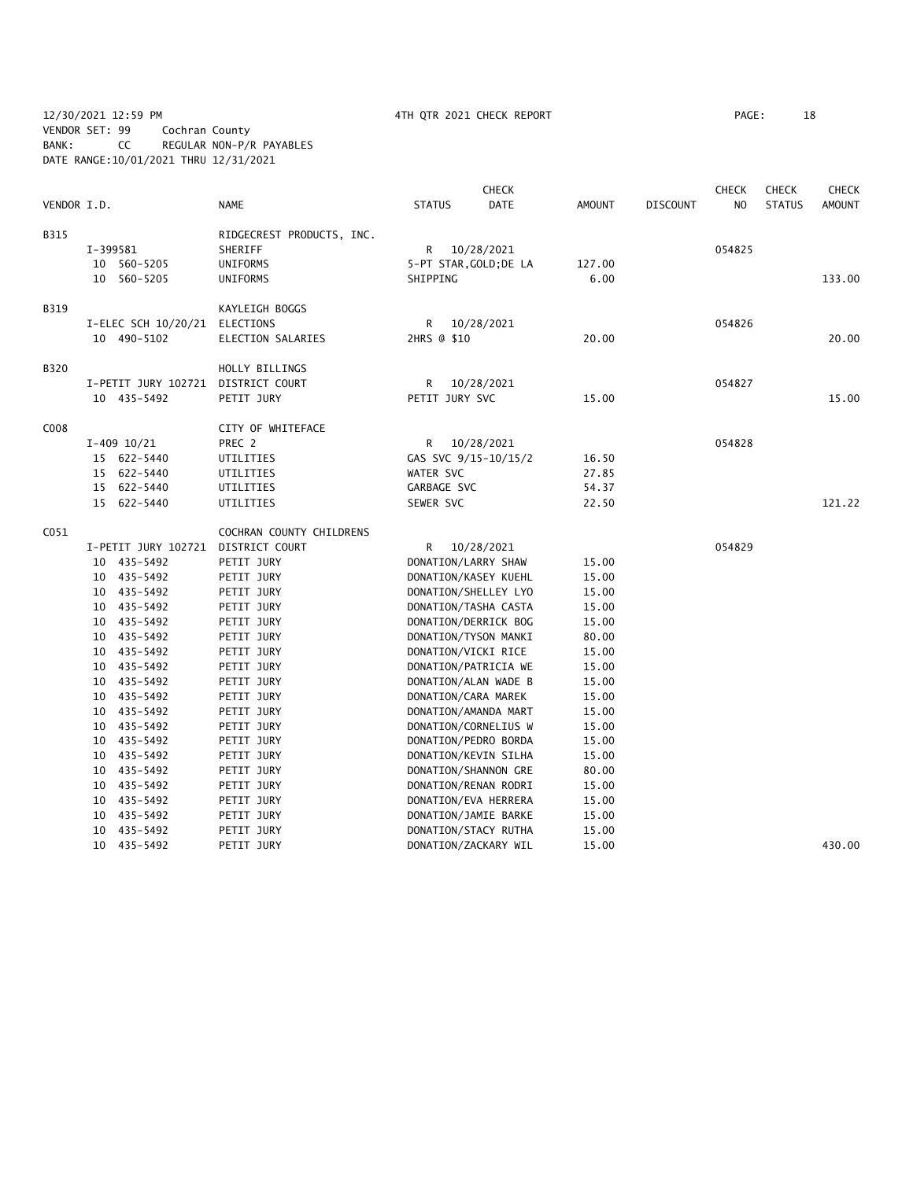12/30/2021 12:59 PM 4TH QTR 2021 CHECK REPORT

VENDOR SET: 99 Cochran County
BANK: CC REGULAR NON-P/R PAYABLES
DATE RANGE:10/01/2021 THRU 12/31/2021

| VENDOR I.D. | NAME | STATUS | CHECK DATE | AMOUNT | DISCOUNT | CHECK NO | CHECK STATUS | CHECK AMOUNT |
|---|---|---|---|---|---|---|---|---|
| B315 | RIDGECREST PRODUCTS, INC. | | | | | | | |
| I-399581 | SHERIFF | R | 10/28/2021 | | | 054825 | | |
| 10 560-5205 | UNIFORMS | 5-PT STAR,GOLD;DE LA | | 127.00 | | | | |
| 10 560-5205 | UNIFORMS | SHIPPING | | 6.00 | | | | 133.00 |
| B319 | KAYLEIGH BOGGS | | | | | | | |
| I-ELEC SCH 10/20/21 | ELECTIONS | R | 10/28/2021 | | | 054826 | | |
| 10 490-5102 | ELECTION SALARIES | 2HRS @ $10 | | 20.00 | | | | 20.00 |
| B320 | HOLLY BILLINGS | | | | | | | |
| I-PETIT JURY 102721 | DISTRICT COURT | R | 10/28/2021 | | | 054827 | | |
| 10 435-5492 | PETIT JURY | PETIT JURY SVC | | 15.00 | | | | 15.00 |
| C008 | CITY OF WHITEFACE | | | | | | | |
| I-409 10/21 | PREC 2 | R | 10/28/2021 | | | 054828 | | |
| 15 622-5440 | UTILITIES | GAS SVC 9/15-10/15/2 | | 16.50 | | | | |
| 15 622-5440 | UTILITIES | WATER SVC | | 27.85 | | | | |
| 15 622-5440 | UTILITIES | GARBAGE SVC | | 54.37 | | | | |
| 15 622-5440 | UTILITIES | SEWER SVC | | 22.50 | | | | 121.22 |
| C051 | COCHRAN COUNTY CHILDRENS | | | | | | | |
| I-PETIT JURY 102721 | DISTRICT COURT | R | 10/28/2021 | | | 054829 | | |
| 10 435-5492 | PETIT JURY | DONATION/LARRY SHAW | | 15.00 | | | | |
| 10 435-5492 | PETIT JURY | DONATION/KASEY KUEHL | | 15.00 | | | | |
| 10 435-5492 | PETIT JURY | DONATION/SHELLEY LYO | | 15.00 | | | | |
| 10 435-5492 | PETIT JURY | DONATION/TASHA CASTA | | 15.00 | | | | |
| 10 435-5492 | PETIT JURY | DONATION/DERRICK BOG | | 15.00 | | | | |
| 10 435-5492 | PETIT JURY | DONATION/TYSON MANKI | | 80.00 | | | | |
| 10 435-5492 | PETIT JURY | DONATION/VICKI RICE | | 15.00 | | | | |
| 10 435-5492 | PETIT JURY | DONATION/PATRICIA WE | | 15.00 | | | | |
| 10 435-5492 | PETIT JURY | DONATION/ALAN WADE B | | 15.00 | | | | |
| 10 435-5492 | PETIT JURY | DONATION/CARA MAREK | | 15.00 | | | | |
| 10 435-5492 | PETIT JURY | DONATION/AMANDA MART | | 15.00 | | | | |
| 10 435-5492 | PETIT JURY | DONATION/CORNELIUS W | | 15.00 | | | | |
| 10 435-5492 | PETIT JURY | DONATION/PEDRO BORDA | | 15.00 | | | | |
| 10 435-5492 | PETIT JURY | DONATION/KEVIN SILHA | | 15.00 | | | | |
| 10 435-5492 | PETIT JURY | DONATION/SHANNON GRE | | 80.00 | | | | |
| 10 435-5492 | PETIT JURY | DONATION/RENAN RODRI | | 15.00 | | | | |
| 10 435-5492 | PETIT JURY | DONATION/EVA HERRERA | | 15.00 | | | | |
| 10 435-5492 | PETIT JURY | DONATION/JAMIE BARKE | | 15.00 | | | | |
| 10 435-5492 | PETIT JURY | DONATION/STACY RUTHA | | 15.00 | | | | |
| 10 435-5492 | PETIT JURY | DONATION/ZACKARY WIL | | 15.00 | | | | 430.00 |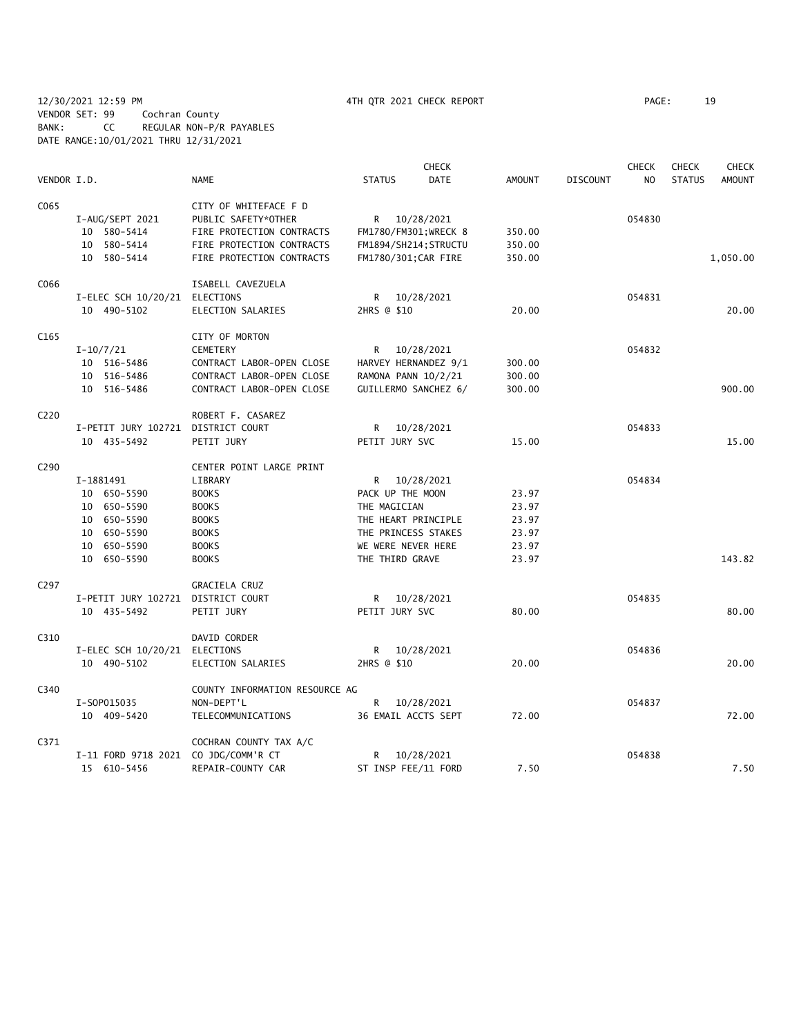12/30/2021 12:59 PM 4TH QTR 2021 CHECK REPORT PAGE: 19
VENDOR SET: 99 Cochran County
BANK: CC REGULAR NON-P/R PAYABLES
DATE RANGE:10/01/2021 THRU 12/31/2021

| VENDOR I.D. | NAME | STATUS | CHECK DATE | AMOUNT | DISCOUNT | CHECK NO | CHECK STATUS | CHECK AMOUNT |
|---|---|---|---|---|---|---|---|---|
| C065 | CITY OF WHITEFACE F D | | | | | | | |
| I-AUG/SEPT 2021 | PUBLIC SAFETY*OTHER | R | 10/28/2021 | | | 054830 | | |
| 10 580-5414 | FIRE PROTECTION CONTRACTS | FM1780/FM301;WRECK 8 | | 350.00 | | | | |
| 10 580-5414 | FIRE PROTECTION CONTRACTS | FM1894/SH214;STRUCTU | | 350.00 | | | | |
| 10 580-5414 | FIRE PROTECTION CONTRACTS | FM1780/301;CAR FIRE | | 350.00 | | | | 1,050.00 |
| C066 | ISABELL CAVEZUELA | | | | | | | |
| I-ELEC SCH 10/20/21 | ELECTIONS | R | 10/28/2021 | | | 054831 | | |
| 10 490-5102 | ELECTION SALARIES | 2HRS @ $10 | | 20.00 | | | | 20.00 |
| C165 | CITY OF MORTON | | | | | | | |
| I-10/7/21 | CEMETERY | R | 10/28/2021 | | | 054832 | | |
| 10 516-5486 | CONTRACT LABOR-OPEN CLOSE | HARVEY HERNANDEZ 9/1 | | 300.00 | | | | |
| 10 516-5486 | CONTRACT LABOR-OPEN CLOSE | RAMONA PANN 10/2/21 | | 300.00 | | | | |
| 10 516-5486 | CONTRACT LABOR-OPEN CLOSE | GUILLERMO SANCHEZ 6/ | | 300.00 | | | | 900.00 |
| C220 | ROBERT F. CASAREZ | | | | | | | |
| I-PETIT JURY 102721 | DISTRICT COURT | R | 10/28/2021 | | | 054833 | | |
| 10 435-5492 | PETIT JURY | PETIT JURY SVC | | 15.00 | | | | 15.00 |
| C290 | CENTER POINT LARGE PRINT | | | | | | | |
| I-1881491 | LIBRARY | R | 10/28/2021 | | | 054834 | | |
| 10 650-5590 | BOOKS | PACK UP THE MOON | | 23.97 | | | | |
| 10 650-5590 | BOOKS | THE MAGICIAN | | 23.97 | | | | |
| 10 650-5590 | BOOKS | THE HEART PRINCIPLE | | 23.97 | | | | |
| 10 650-5590 | BOOKS | THE PRINCESS STAKES | | 23.97 | | | | |
| 10 650-5590 | BOOKS | WE WERE NEVER HERE | | 23.97 | | | | |
| 10 650-5590 | BOOKS | THE THIRD GRAVE | | 23.97 | | | | 143.82 |
| C297 | GRACIELA CRUZ | | | | | | | |
| I-PETIT JURY 102721 | DISTRICT COURT | R | 10/28/2021 | | | 054835 | | |
| 10 435-5492 | PETIT JURY | PETIT JURY SVC | | 80.00 | | | | 80.00 |
| C310 | DAVID CORDER | | | | | | | |
| I-ELEC SCH 10/20/21 | ELECTIONS | R | 10/28/2021 | | | 054836 | | |
| 10 490-5102 | ELECTION SALARIES | 2HRS @ $10 | | 20.00 | | | | 20.00 |
| C340 | COUNTY INFORMATION RESOURCE AG | | | | | | | |
| I-SOP015035 | NON-DEPT'L | R | 10/28/2021 | | | 054837 | | |
| 10 409-5420 | TELECOMMUNICATIONS | 36 EMAIL ACCTS SEPT | | 72.00 | | | | 72.00 |
| C371 | COCHRAN COUNTY TAX A/C | | | | | | | |
| I-11 FORD 9718 2021 | CO JDG/COMM'R CT | R | 10/28/2021 | | | 054838 | | |
| 15 610-5456 | REPAIR-COUNTY CAR | ST INSP FEE/11 FORD | | 7.50 | | | | 7.50 |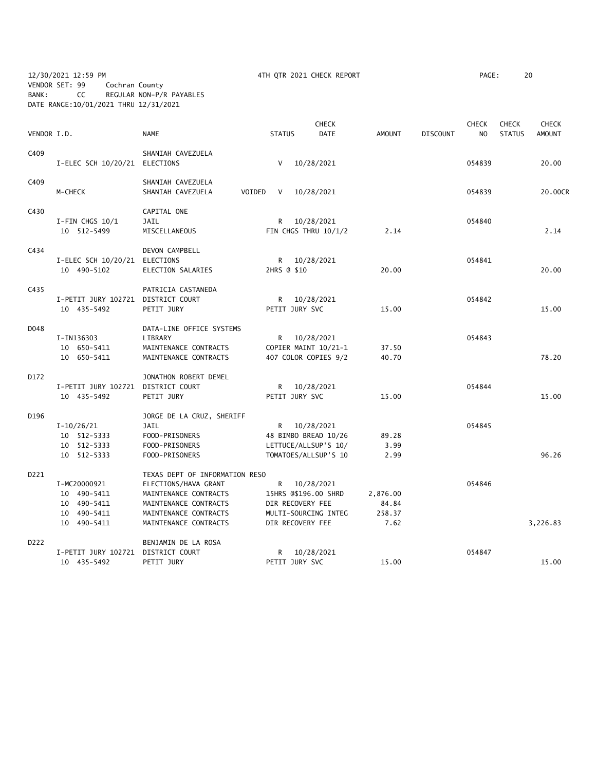12/30/2021 12:59 PM 4TH QTR 2021 CHECK REPORT
VENDOR SET: 99 Cochran County
BANK: CC REGULAR NON-P/R PAYABLES
DATE RANGE:10/01/2021 THRU 12/31/2021

| VENDOR I.D. | NAME | STATUS | CHECK DATE | AMOUNT | DISCOUNT | CHECK NO | CHECK STATUS | CHECK AMOUNT |
|---|---|---|---|---|---|---|---|---|
| C409 | SHANIAH CAVEZUELA | | | | | | | |
| I-ELEC SCH 10/20/21 | ELECTIONS | V | 10/28/2021 | | | 054839 | | 20.00 |
| C409 | SHANIAH CAVEZUELA | | | | | | | |
| M-CHECK | SHANIAH CAVEZUELA | VOIDED V | 10/28/2021 | | | 054839 | | 20.00CR |
| C430 | CAPITAL ONE | | | | | | | |
| I-FIN CHGS 10/1 | JAIL | R | 10/28/2021 | | | 054840 | | |
| 10 512-5499 | MISCELLANEOUS | FIN CHGS THRU 10/1/2 | | 2.14 | | | | 2.14 |
| C434 | DEVON CAMPBELL | | | | | | | |
| I-ELEC SCH 10/20/21 | ELECTIONS | R | 10/28/2021 | | | 054841 | | |
| 10 490-5102 | ELECTION SALARIES | 2HRS @ $10 | | 20.00 | | | | 20.00 |
| C435 | PATRICIA CASTANEDA | | | | | | | |
| I-PETIT JURY 102721 | DISTRICT COURT | R | 10/28/2021 | | | 054842 | | |
| 10 435-5492 | PETIT JURY | PETIT JURY SVC | | 15.00 | | | | 15.00 |
| D048 | DATA-LINE OFFICE SYSTEMS | | | | | | | |
| I-IN136303 | LIBRARY | R | 10/28/2021 | | | 054843 | | |
| 10 650-5411 | MAINTENANCE CONTRACTS | COPIER MAINT 10/21-1 | | 37.50 | | | | |
| 10 650-5411 | MAINTENANCE CONTRACTS | 407 COLOR COPIES 9/2 | | 40.70 | | | | 78.20 |
| D172 | JONATHON ROBERT DEMEL | | | | | | | |
| I-PETIT JURY 102721 | DISTRICT COURT | R | 10/28/2021 | | | 054844 | | |
| 10 435-5492 | PETIT JURY | PETIT JURY SVC | | 15.00 | | | | 15.00 |
| D196 | JORGE DE LA CRUZ, SHERIFF | | | | | | | |
| I-10/26/21 | JAIL | R | 10/28/2021 | | | 054845 | | |
| 10 512-5333 | FOOD-PRISONERS | 48 BIMBO BREAD 10/26 | | 89.28 | | | | |
| 10 512-5333 | FOOD-PRISONERS | LETTUCE/ALLSUP'S 10/ | | 3.99 | | | | |
| 10 512-5333 | FOOD-PRISONERS | TOMATOES/ALLSUP'S 10 | | 2.99 | | | | 96.26 |
| D221 | TEXAS DEPT OF INFORMATION RESO | | | | | | | |
| I-MC20000921 | ELECTIONS/HAVA GRANT | R | 10/28/2021 | | | 054846 | | |
| 10 490-5411 | MAINTENANCE CONTRACTS | 15HRS @$196.00 SHRD | | 2,876.00 | | | | |
| 10 490-5411 | MAINTENANCE CONTRACTS | DIR RECOVERY FEE | | 84.84 | | | | |
| 10 490-5411 | MAINTENANCE CONTRACTS | MULTI-SOURCING INTEG | | 258.37 | | | | |
| 10 490-5411 | MAINTENANCE CONTRACTS | DIR RECOVERY FEE | | 7.62 | | | | 3,226.83 |
| D222 | BENJAMIN DE LA ROSA | | | | | | | |
| I-PETIT JURY 102721 | DISTRICT COURT | R | 10/28/2021 | | | 054847 | | |
| 10 435-5492 | PETIT JURY | PETIT JURY SVC | | 15.00 | | | | 15.00 |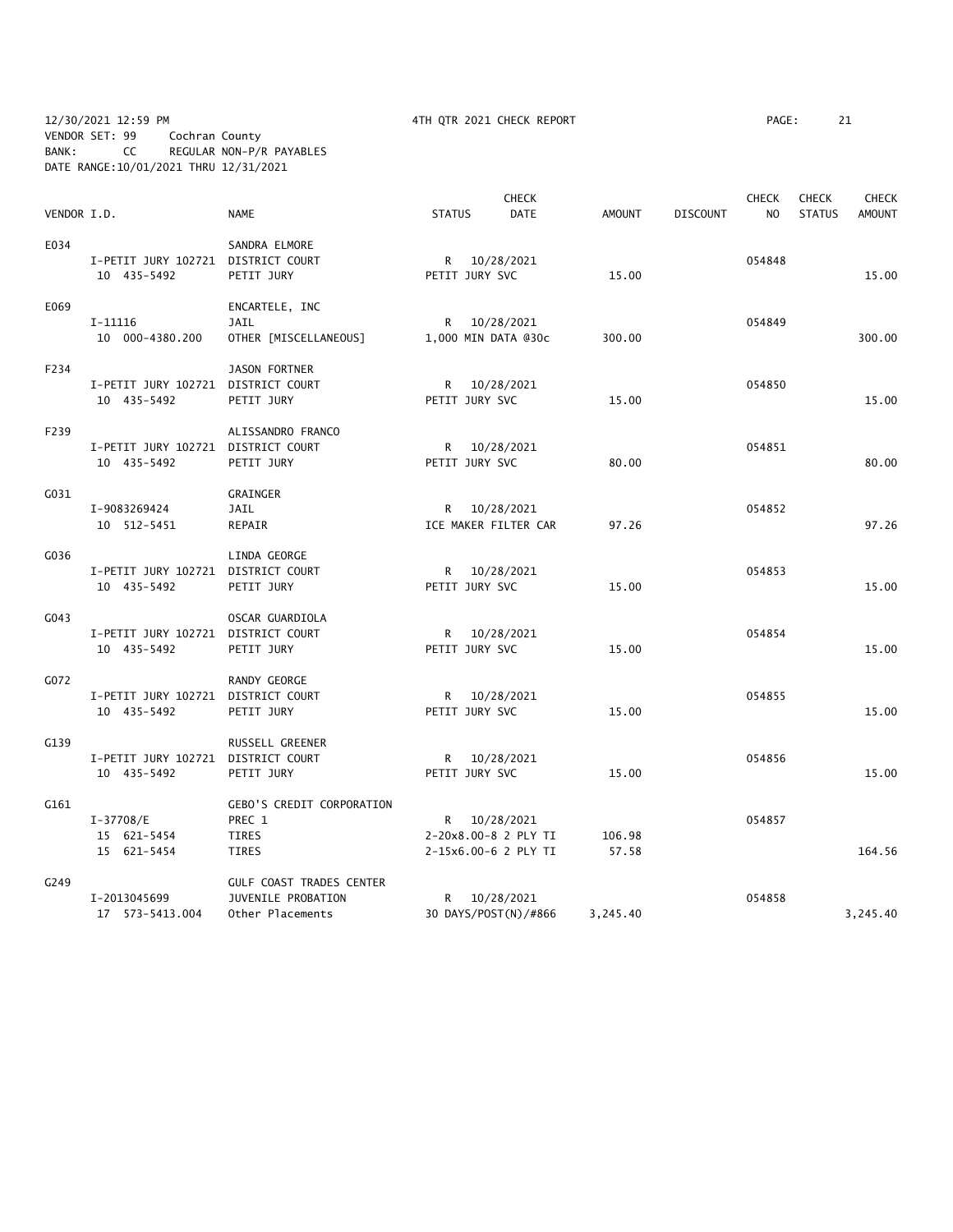12/30/2021 12:59 PM 4TH QTR 2021 CHECK REPORT
VENDOR SET: 99 Cochran County
BANK: CC REGULAR NON-P/R PAYABLES
DATE RANGE:10/01/2021 THRU 12/31/2021

| VENDOR I.D. | | NAME | STATUS | CHECK DATE | AMOUNT | DISCOUNT | CHECK NO | CHECK STATUS | CHECK AMOUNT |
|---|---|---|---|---|---|---|---|---|---|
| E034 | | SANDRA ELMORE | | | | | | | |
| | I-PETIT JURY 102721 | DISTRICT COURT | R | 10/28/2021 | | | 054848 | | |
| | 10 435-5492 | PETIT JURY | PETIT JURY SVC | | 15.00 | | | | 15.00 |
| E069 | | ENCARTELE, INC | | | | | | | |
| | I-11116 | JAIL | R | 10/28/2021 | | | 054849 | | |
| | 10 000-4380.200 | OTHER [MISCELLANEOUS] | 1,000 MIN DATA @30c | | 300.00 | | | | 300.00 |
| F234 | | JASON FORTNER | | | | | | | |
| | I-PETIT JURY 102721 | DISTRICT COURT | R | 10/28/2021 | | | 054850 | | |
| | 10 435-5492 | PETIT JURY | PETIT JURY SVC | | 15.00 | | | | 15.00 |
| F239 | | ALISSANDRO FRANCO | | | | | | | |
| | I-PETIT JURY 102721 | DISTRICT COURT | R | 10/28/2021 | | | 054851 | | |
| | 10 435-5492 | PETIT JURY | PETIT JURY SVC | | 80.00 | | | | 80.00 |
| G031 | | GRAINGER | | | | | | | |
| | I-9083269424 | JAIL | R | 10/28/2021 | | | 054852 | | |
| | 10 512-5451 | REPAIR | ICE MAKER FILTER CAR | | 97.26 | | | | 97.26 |
| G036 | | LINDA GEORGE | | | | | | | |
| | I-PETIT JURY 102721 | DISTRICT COURT | R | 10/28/2021 | | | 054853 | | |
| | 10 435-5492 | PETIT JURY | PETIT JURY SVC | | 15.00 | | | | 15.00 |
| G043 | | OSCAR GUARDIOLA | | | | | | | |
| | I-PETIT JURY 102721 | DISTRICT COURT | R | 10/28/2021 | | | 054854 | | |
| | 10 435-5492 | PETIT JURY | PETIT JURY SVC | | 15.00 | | | | 15.00 |
| G072 | | RANDY GEORGE | | | | | | | |
| | I-PETIT JURY 102721 | DISTRICT COURT | R | 10/28/2021 | | | 054855 | | |
| | 10 435-5492 | PETIT JURY | PETIT JURY SVC | | 15.00 | | | | 15.00 |
| G139 | | RUSSELL GREENER | | | | | | | |
| | I-PETIT JURY 102721 | DISTRICT COURT | R | 10/28/2021 | | | 054856 | | |
| | 10 435-5492 | PETIT JURY | PETIT JURY SVC | | 15.00 | | | | 15.00 |
| G161 | | GEBO'S CREDIT CORPORATION | | | | | | | |
| | I-37708/E | PREC 1 | R | 10/28/2021 | | | 054857 | | |
| | 15 621-5454 | TIRES | 2-20x8.00-8 2 PLY TI | | 106.98 | | | | |
| | 15 621-5454 | TIRES | 2-15x6.00-6 2 PLY TI | | 57.58 | | | | 164.56 |
| G249 | | GULF COAST TRADES CENTER | | | | | | | |
| | I-2013045699 | JUVENILE PROBATION | R | 10/28/2021 | | | 054858 | | |
| | 17 573-5413.004 | Other Placements | 30 DAYS/POST(N)/#866 | | 3,245.40 | | | | 3,245.40 |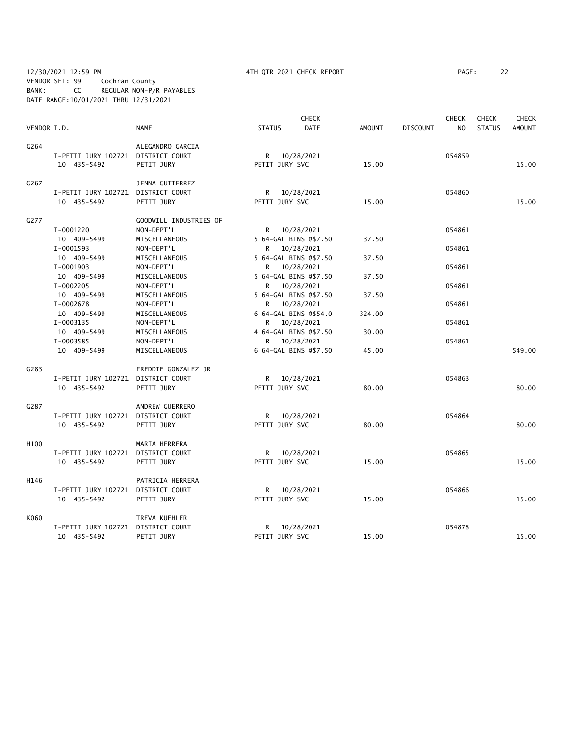12/30/2021 12:59 PM 4TH QTR 2021 CHECK REPORT

VENDOR SET: 99 Cochran County
BANK: CC REGULAR NON-P/R PAYABLES
DATE RANGE:10/01/2021 THRU 12/31/2021

| VENDOR I.D. | | NAME | STATUS | CHECK DATE | AMOUNT | DISCOUNT | CHECK NO | CHECK STATUS | CHECK AMOUNT |
|---|---|---|---|---|---|---|---|---|---|
| G264 | | ALEGANDRO GARCIA | | | | | | | |
| | I-PETIT JURY 102721 | DISTRICT COURT | R | 10/28/2021 | | | 054859 | | |
| | 10 435-5492 | PETIT JURY | PETIT JURY SVC | | 15.00 | | | | 15.00 |
| G267 | | JENNA GUTIERREZ | | | | | | | |
| | I-PETIT JURY 102721 | DISTRICT COURT | R | 10/28/2021 | | | 054860 | | |
| | 10 435-5492 | PETIT JURY | PETIT JURY SVC | | 15.00 | | | | 15.00 |
| G277 | | GOODWILL INDUSTRIES OF | | | | | | | |
| | I-0001220 | NON-DEPT'L | R | 10/28/2021 | | | 054861 | | |
| | 10 409-5499 | MISCELLANEOUS | 5 64-GAL BINS @$7.50 | | 37.50 | | | | |
| | I-0001593 | NON-DEPT'L | R | 10/28/2021 | | | 054861 | | |
| | 10 409-5499 | MISCELLANEOUS | 5 64-GAL BINS @$7.50 | | 37.50 | | | | |
| | I-0001903 | NON-DEPT'L | R | 10/28/2021 | | | 054861 | | |
| | 10 409-5499 | MISCELLANEOUS | 5 64-GAL BINS @$7.50 | | 37.50 | | | | |
| | I-0002205 | NON-DEPT'L | R | 10/28/2021 | | | 054861 | | |
| | 10 409-5499 | MISCELLANEOUS | 5 64-GAL BINS @$7.50 | | 37.50 | | | | |
| | I-0002678 | NON-DEPT'L | R | 10/28/2021 | | | 054861 | | |
| | 10 409-5499 | MISCELLANEOUS | 6 64-GAL BINS @$54.0 | | 324.00 | | | | |
| | I-0003135 | NON-DEPT'L | R | 10/28/2021 | | | 054861 | | |
| | 10 409-5499 | MISCELLANEOUS | 4 64-GAL BINS @$7.50 | | 30.00 | | | | |
| | I-0003585 | NON-DEPT'L | R | 10/28/2021 | | | 054861 | | |
| | 10 409-5499 | MISCELLANEOUS | 6 64-GAL BINS @$7.50 | | 45.00 | | | | 549.00 |
| G283 | | FREDDIE GONZALEZ JR | | | | | | | |
| | I-PETIT JURY 102721 | DISTRICT COURT | R | 10/28/2021 | | | 054863 | | |
| | 10 435-5492 | PETIT JURY | PETIT JURY SVC | | 80.00 | | | | 80.00 |
| G287 | | ANDREW GUERRERO | | | | | | | |
| | I-PETIT JURY 102721 | DISTRICT COURT | R | 10/28/2021 | | | 054864 | | |
| | 10 435-5492 | PETIT JURY | PETIT JURY SVC | | 80.00 | | | | 80.00 |
| H100 | | MARIA HERRERA | | | | | | | |
| | I-PETIT JURY 102721 | DISTRICT COURT | R | 10/28/2021 | | | 054865 | | |
| | 10 435-5492 | PETIT JURY | PETIT JURY SVC | | 15.00 | | | | 15.00 |
| H146 | | PATRICIA HERRERA | | | | | | | |
| | I-PETIT JURY 102721 | DISTRICT COURT | R | 10/28/2021 | | | 054866 | | |
| | 10 435-5492 | PETIT JURY | PETIT JURY SVC | | 15.00 | | | | 15.00 |
| K060 | | TREVA KUEHLER | | | | | | | |
| | I-PETIT JURY 102721 | DISTRICT COURT | R | 10/28/2021 | | | 054878 | | |
| | 10 435-5492 | PETIT JURY | PETIT JURY SVC | | 15.00 | | | | 15.00 |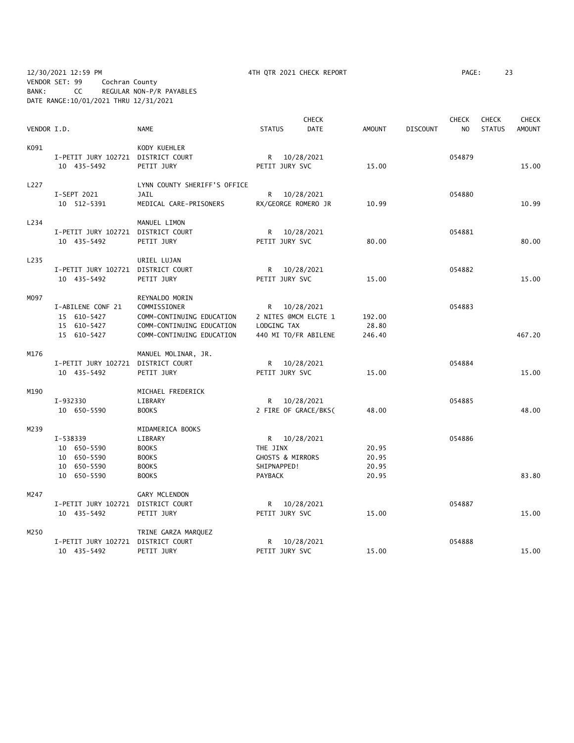12/30/2021 12:59 PM 4TH QTR 2021 CHECK REPORT

VENDOR SET: 99 Cochran County
BANK: CC REGULAR NON-P/R PAYABLES
DATE RANGE:10/01/2021 THRU 12/31/2021

| VENDOR I.D. | | NAME | STATUS | CHECK DATE | AMOUNT | DISCOUNT | CHECK NO | CHECK STATUS | CHECK AMOUNT |
|---|---|---|---|---|---|---|---|---|---|
| K091 | | KODY KUEHLER | | | | | | | |
| | I-PETIT JURY 102721 | DISTRICT COURT | R | 10/28/2021 | | | 054879 | | |
| | 10 435-5492 | PETIT JURY | PETIT JURY SVC | | 15.00 | | | | 15.00 |
| L227 | | LYNN COUNTY SHERIFF'S OFFICE | | | | | | | |
| | I-SEPT 2021 | JAIL | R | 10/28/2021 | | | 054880 | | |
| | 10 512-5391 | MEDICAL CARE-PRISONERS | RX/GEORGE ROMERO JR | | 10.99 | | | | 10.99 |
| L234 | | MANUEL LIMON | | | | | | | |
| | I-PETIT JURY 102721 | DISTRICT COURT | R | 10/28/2021 | | | 054881 | | |
| | 10 435-5492 | PETIT JURY | PETIT JURY SVC | | 80.00 | | | | 80.00 |
| L235 | | URIEL LUJAN | | | | | | | |
| | I-PETIT JURY 102721 | DISTRICT COURT | R | 10/28/2021 | | | 054882 | | |
| | 10 435-5492 | PETIT JURY | PETIT JURY SVC | | 15.00 | | | | 15.00 |
| M097 | | REYNALDO MORIN | | | | | | | |
| | I-ABILENE CONF 21 | COMMISSIONER | R | 10/28/2021 | | | 054883 | | |
| | 15 610-5427 | COMM-CONTINUING EDUCATION | 2 NITES @MCM ELGTE 1 | | 192.00 | | | | |
| | 15 610-5427 | COMM-CONTINUING EDUCATION | LODGING TAX | | 28.80 | | | | |
| | 15 610-5427 | COMM-CONTINUING EDUCATION | 440 MI TO/FR ABILENE | | 246.40 | | | | 467.20 |
| M176 | | MANUEL MOLINAR, JR. | | | | | | | |
| | I-PETIT JURY 102721 | DISTRICT COURT | R | 10/28/2021 | | | 054884 | | |
| | 10 435-5492 | PETIT JURY | PETIT JURY SVC | | 15.00 | | | | 15.00 |
| M190 | | MICHAEL FREDERICK | | | | | | | |
| | I-932330 | LIBRARY | R | 10/28/2021 | | | 054885 | | |
| | 10 650-5590 | BOOKS | 2 FIRE OF GRACE/BKS( | | 48.00 | | | | 48.00 |
| M239 | | MIDAMERICA BOOKS | | | | | | | |
| | I-538339 | LIBRARY | R | 10/28/2021 | | | 054886 | | |
| | 10 650-5590 | BOOKS | THE JINX | | 20.95 | | | | |
| | 10 650-5590 | BOOKS | GHOSTS & MIRRORS | | 20.95 | | | | |
| | 10 650-5590 | BOOKS | SHIPNAPPED! | | 20.95 | | | | |
| | 10 650-5590 | BOOKS | PAYBACK | | 20.95 | | | | 83.80 |
| M247 | | GARY MCLENDON | | | | | | | |
| | I-PETIT JURY 102721 | DISTRICT COURT | R | 10/28/2021 | | | 054887 | | |
| | 10 435-5492 | PETIT JURY | PETIT JURY SVC | | 15.00 | | | | 15.00 |
| M250 | | TRINE GARZA MARQUEZ | | | | | | | |
| | I-PETIT JURY 102721 | DISTRICT COURT | R | 10/28/2021 | | | 054888 | | |
| | 10 435-5492 | PETIT JURY | PETIT JURY SVC | | 15.00 | | | | 15.00 |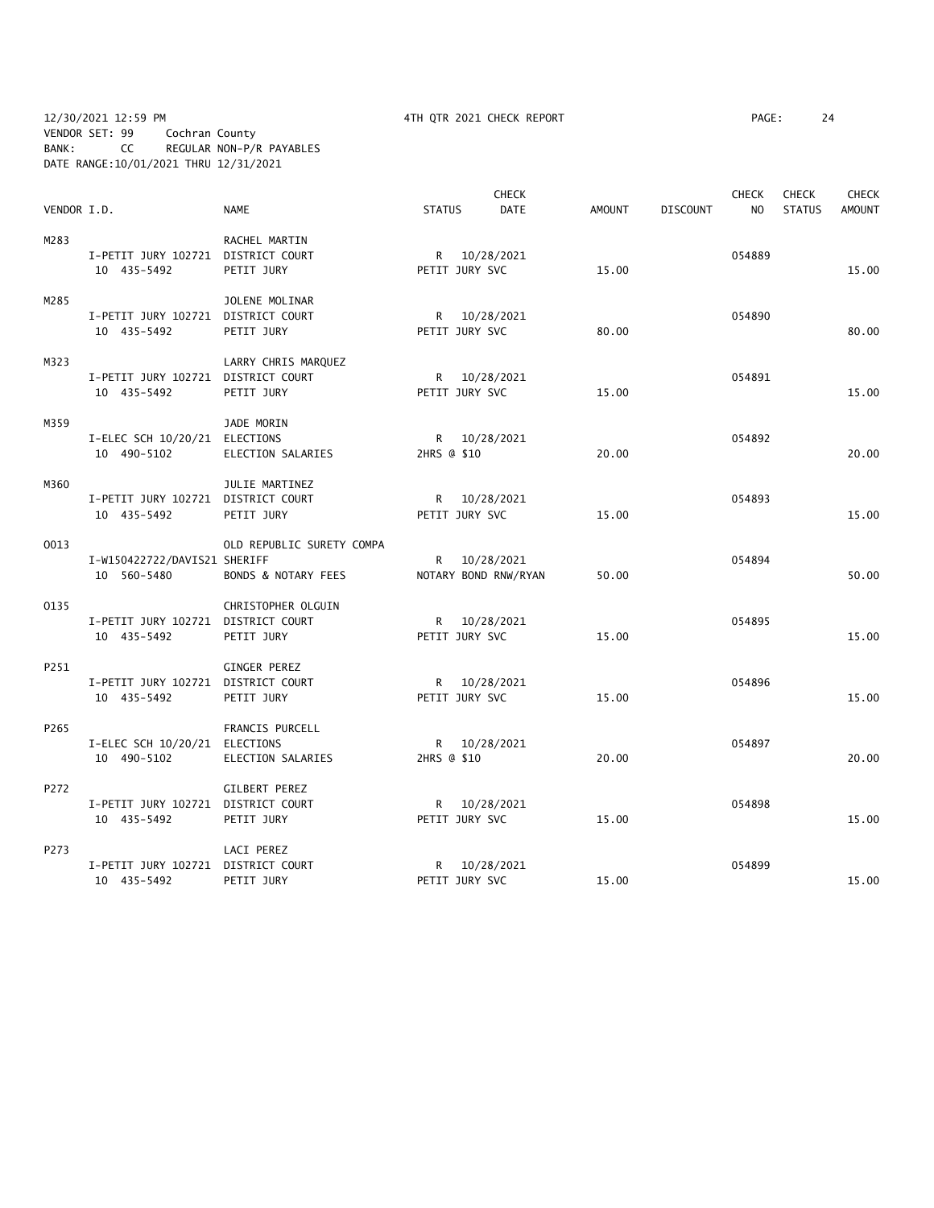12/30/2021 12:59 PM    4TH QTR 2021 CHECK REPORT
VENDOR SET: 99    Cochran County
BANK: CC    REGULAR NON-P/R PAYABLES
DATE RANGE:10/01/2021 THRU 12/31/2021

| VENDOR I.D. | | NAME | STATUS | CHECK DATE | AMOUNT | DISCOUNT | CHECK NO | CHECK STATUS | CHECK AMOUNT |
|---|---|---|---|---|---|---|---|---|---|
| M283 | | RACHEL MARTIN | | | | | | | |
| | I-PETIT JURY 102721 | DISTRICT COURT | R | 10/28/2021 | | | 054889 | | |
| | 10 435-5492 | PETIT JURY | PETIT JURY SVC | | 15.00 | | | | 15.00 |
| M285 | | JOLENE MOLINAR | | | | | | | |
| | I-PETIT JURY 102721 | DISTRICT COURT | R | 10/28/2021 | | | 054890 | | |
| | 10 435-5492 | PETIT JURY | PETIT JURY SVC | | 80.00 | | | | 80.00 |
| M323 | | LARRY CHRIS MARQUEZ | | | | | | | |
| | I-PETIT JURY 102721 | DISTRICT COURT | R | 10/28/2021 | | | 054891 | | |
| | 10 435-5492 | PETIT JURY | PETIT JURY SVC | | 15.00 | | | | 15.00 |
| M359 | | JADE MORIN | | | | | | | |
| | I-ELEC SCH 10/20/21 | ELECTIONS | R | 10/28/2021 | | | 054892 | | |
| | 10 490-5102 | ELECTION SALARIES | 2HRS @ $10 | | 20.00 | | | | 20.00 |
| M360 | | JULIE MARTINEZ | | | | | | | |
| | I-PETIT JURY 102721 | DISTRICT COURT | R | 10/28/2021 | | | 054893 | | |
| | 10 435-5492 | PETIT JURY | PETIT JURY SVC | | 15.00 | | | | 15.00 |
| O013 | | OLD REPUBLIC SURETY COMPA | | | | | | | |
| | I-W150422722/DAVIS21 | SHERIFF | R | 10/28/2021 | | | 054894 | | |
| | 10 560-5480 | BONDS & NOTARY FEES | NOTARY BOND RNW/RYAN | | 50.00 | | | | 50.00 |
| O135 | | CHRISTOPHER OLGUIN | | | | | | | |
| | I-PETIT JURY 102721 | DISTRICT COURT | R | 10/28/2021 | | | 054895 | | |
| | 10 435-5492 | PETIT JURY | PETIT JURY SVC | | 15.00 | | | | 15.00 |
| P251 | | GINGER PEREZ | | | | | | | |
| | I-PETIT JURY 102721 | DISTRICT COURT | R | 10/28/2021 | | | 054896 | | |
| | 10 435-5492 | PETIT JURY | PETIT JURY SVC | | 15.00 | | | | 15.00 |
| P265 | | FRANCIS PURCELL | | | | | | | |
| | I-ELEC SCH 10/20/21 | ELECTIONS | R | 10/28/2021 | | | 054897 | | |
| | 10 490-5102 | ELECTION SALARIES | 2HRS @ $10 | | 20.00 | | | | 20.00 |
| P272 | | GILBERT PEREZ | | | | | | | |
| | I-PETIT JURY 102721 | DISTRICT COURT | R | 10/28/2021 | | | 054898 | | |
| | 10 435-5492 | PETIT JURY | PETIT JURY SVC | | 15.00 | | | | 15.00 |
| P273 | | LACI PEREZ | | | | | | | |
| | I-PETIT JURY 102721 | DISTRICT COURT | R | 10/28/2021 | | | 054899 | | |
| | 10 435-5492 | PETIT JURY | PETIT JURY SVC | | 15.00 | | | | 15.00 |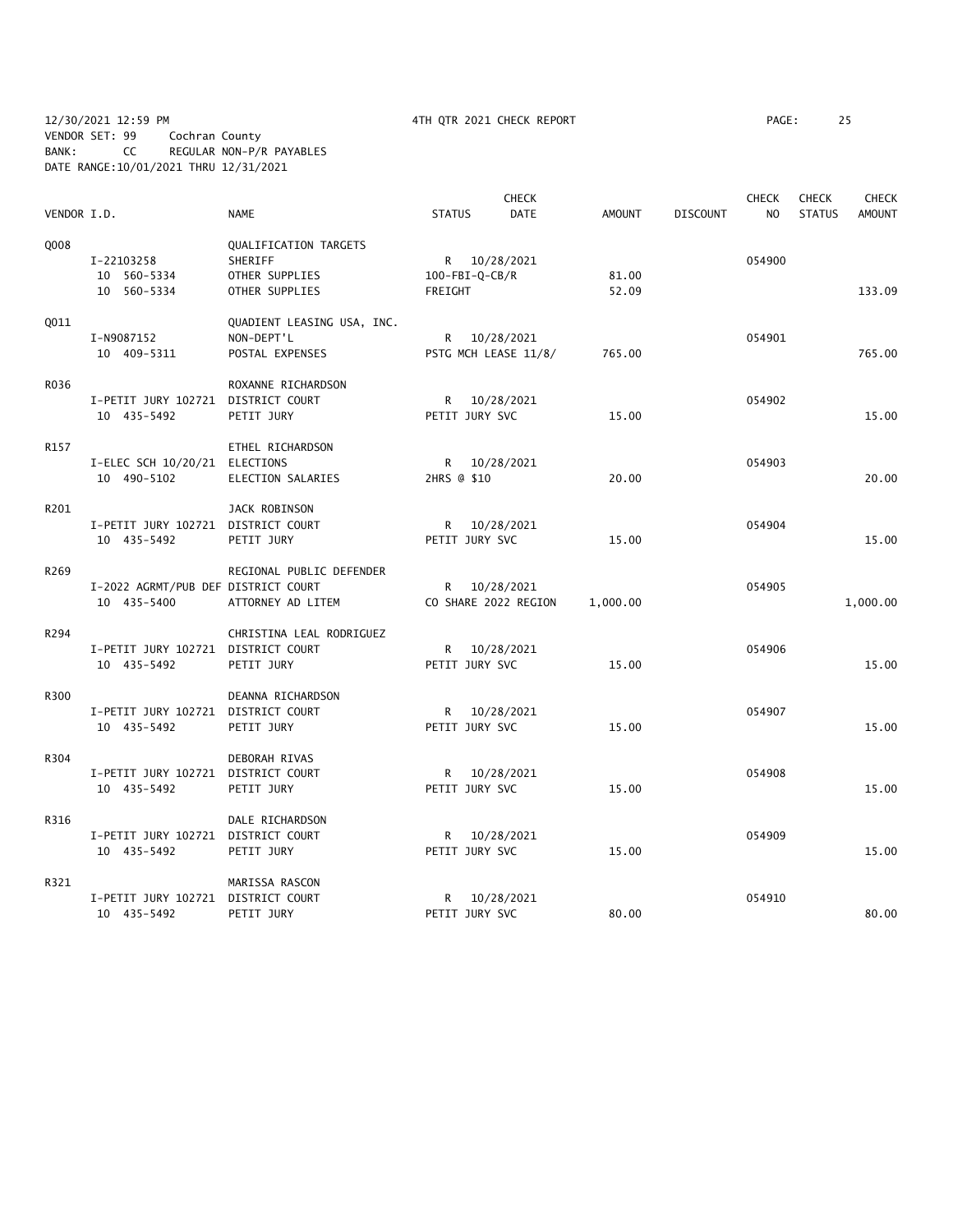12/30/2021 12:59 PM 4TH QTR 2021 CHECK REPORT PAGE: 25
VENDOR SET: 99 Cochran County
BANK: CC REGULAR NON-P/R PAYABLES
DATE RANGE:10/01/2021 THRU 12/31/2021

| VENDOR I.D. | | NAME | STATUS | CHECK DATE | AMOUNT | DISCOUNT | CHECK NO | CHECK STATUS | CHECK AMOUNT |
|---|---|---|---|---|---|---|---|---|---|
| Q008 | | QUALIFICATION TARGETS | | | | | | | |
| | I-22103258 | SHERIFF | R | 10/28/2021 | | | 054900 | | |
| | 10 560-5334 | OTHER SUPPLIES | 100-FBI-Q-CB/R | | 81.00 | | | | |
| | 10 560-5334 | OTHER SUPPLIES | FREIGHT | | 52.09 | | | | 133.09 |
| Q011 | | QUADIENT LEASING USA, INC. | | | | | | | |
| | I-N9087152 | NON-DEPT'L | R | 10/28/2021 | | | 054901 | | |
| | 10 409-5311 | POSTAL EXPENSES | PSTG MCH LEASE 11/8/ | | 765.00 | | | | 765.00 |
| R036 | | ROXANNE RICHARDSON | | | | | | | |
| | I-PETIT JURY 102721 | DISTRICT COURT | R | 10/28/2021 | | | 054902 | | |
| | 10 435-5492 | PETIT JURY | PETIT JURY SVC | | 15.00 | | | | 15.00 |
| R157 | | ETHEL RICHARDSON | | | | | | | |
| | I-ELEC SCH 10/20/21 | ELECTIONS | R | 10/28/2021 | | | 054903 | | |
| | 10 490-5102 | ELECTION SALARIES | 2HRS @ $10 | | 20.00 | | | | 20.00 |
| R201 | | JACK ROBINSON | | | | | | | |
| | I-PETIT JURY 102721 | DISTRICT COURT | R | 10/28/2021 | | | 054904 | | |
| | 10 435-5492 | PETIT JURY | PETIT JURY SVC | | 15.00 | | | | 15.00 |
| R269 | | REGIONAL PUBLIC DEFENDER | | | | | | | |
| | I-2022 AGRMT/PUB DEF | DISTRICT COURT | R | 10/28/2021 | | | 054905 | | |
| | 10 435-5400 | ATTORNEY AD LITEM | CO SHARE 2022 REGION | | 1,000.00 | | | | 1,000.00 |
| R294 | | CHRISTINA LEAL RODRIGUEZ | | | | | | | |
| | I-PETIT JURY 102721 | DISTRICT COURT | R | 10/28/2021 | | | 054906 | | |
| | 10 435-5492 | PETIT JURY | PETIT JURY SVC | | 15.00 | | | | 15.00 |
| R300 | | DEANNA RICHARDSON | | | | | | | |
| | I-PETIT JURY 102721 | DISTRICT COURT | R | 10/28/2021 | | | 054907 | | |
| | 10 435-5492 | PETIT JURY | PETIT JURY SVC | | 15.00 | | | | 15.00 |
| R304 | | DEBORAH RIVAS | | | | | | | |
| | I-PETIT JURY 102721 | DISTRICT COURT | R | 10/28/2021 | | | 054908 | | |
| | 10 435-5492 | PETIT JURY | PETIT JURY SVC | | 15.00 | | | | 15.00 |
| R316 | | DALE RICHARDSON | | | | | | | |
| | I-PETIT JURY 102721 | DISTRICT COURT | R | 10/28/2021 | | | 054909 | | |
| | 10 435-5492 | PETIT JURY | PETIT JURY SVC | | 15.00 | | | | 15.00 |
| R321 | | MARISSA RASCON | | | | | | | |
| | I-PETIT JURY 102721 | DISTRICT COURT | R | 10/28/2021 | | | 054910 | | |
| | 10 435-5492 | PETIT JURY | PETIT JURY SVC | | 80.00 | | | | 80.00 |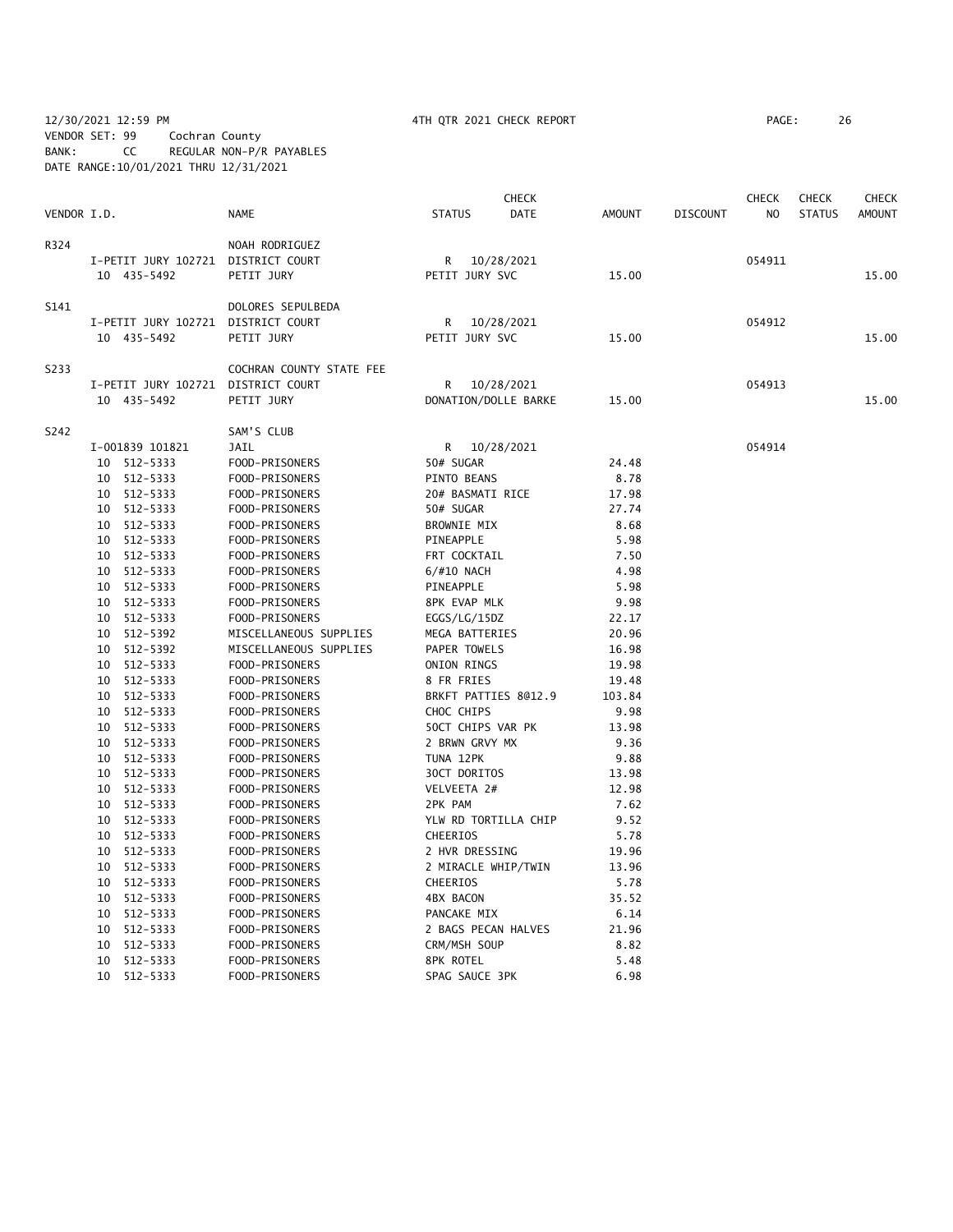12/30/2021 12:59 PM — 4TH QTR 2021 CHECK REPORT

VENDOR SET: 99 Cochran County
BANK: CC REGULAR NON-P/R PAYABLES
DATE RANGE:10/01/2021 THRU 12/31/2021

| VENDOR I.D. | NAME | STATUS | CHECK DATE | AMOUNT | DISCOUNT | CHECK NO | CHECK STATUS | CHECK AMOUNT |
|---|---|---|---|---|---|---|---|---|
| R324 | NOAH RODRIGUEZ | | | | | | | |
| I-PETIT JURY 102721 | DISTRICT COURT | R | 10/28/2021 | | | 054911 | | |
| 10 435-5492 | PETIT JURY | PETIT JURY SVC | | 15.00 | | | | 15.00 |
| S141 | DOLORES SEPULBEDA | | | | | | | |
| I-PETIT JURY 102721 | DISTRICT COURT | R | 10/28/2021 | | | 054912 | | |
| 10 435-5492 | PETIT JURY | PETIT JURY SVC | | 15.00 | | | | 15.00 |
| S233 | COCHRAN COUNTY STATE FEE | | | | | | | |
| I-PETIT JURY 102721 | DISTRICT COURT | R | 10/28/2021 | | | 054913 | | |
| 10 435-5492 | PETIT JURY | DONATION/DOLLE BARKE | | 15.00 | | | | 15.00 |
| S242 | SAM'S CLUB | | | | | | | |
| I-001839 101821 | JAIL | R | 10/28/2021 | | | 054914 | | |
| 10 512-5333 | FOOD-PRISONERS | 50# SUGAR | | 24.48 | | | | |
| 10 512-5333 | FOOD-PRISONERS | PINTO BEANS | | 8.78 | | | | |
| 10 512-5333 | FOOD-PRISONERS | 20# BASMATI RICE | | 17.98 | | | | |
| 10 512-5333 | FOOD-PRISONERS | 50# SUGAR | | 27.74 | | | | |
| 10 512-5333 | FOOD-PRISONERS | BROWNIE MIX | | 8.68 | | | | |
| 10 512-5333 | FOOD-PRISONERS | PINEAPPLE | | 5.98 | | | | |
| 10 512-5333 | FOOD-PRISONERS | FRT COCKTAIL | | 7.50 | | | | |
| 10 512-5333 | FOOD-PRISONERS | 6/#10 NACH | | 4.98 | | | | |
| 10 512-5333 | FOOD-PRISONERS | PINEAPPLE | | 5.98 | | | | |
| 10 512-5333 | FOOD-PRISONERS | 8PK EVAP MLK | | 9.98 | | | | |
| 10 512-5333 | FOOD-PRISONERS | EGGS/LG/15DZ | | 22.17 | | | | |
| 10 512-5392 | MISCELLANEOUS SUPPLIES | MEGA BATTERIES | | 20.96 | | | | |
| 10 512-5392 | MISCELLANEOUS SUPPLIES | PAPER TOWELS | | 16.98 | | | | |
| 10 512-5333 | FOOD-PRISONERS | ONION RINGS | | 19.98 | | | | |
| 10 512-5333 | FOOD-PRISONERS | 8 FR FRIES | | 19.48 | | | | |
| 10 512-5333 | FOOD-PRISONERS | BRKFT PATTIES 8@12.9 | | 103.84 | | | | |
| 10 512-5333 | FOOD-PRISONERS | CHOC CHIPS | | 9.98 | | | | |
| 10 512-5333 | FOOD-PRISONERS | 50CT CHIPS VAR PK | | 13.98 | | | | |
| 10 512-5333 | FOOD-PRISONERS | 2 BRWN GRVY MX | | 9.36 | | | | |
| 10 512-5333 | FOOD-PRISONERS | TUNA 12PK | | 9.88 | | | | |
| 10 512-5333 | FOOD-PRISONERS | 30CT DORITOS | | 13.98 | | | | |
| 10 512-5333 | FOOD-PRISONERS | VELVEETA 2# | | 12.98 | | | | |
| 10 512-5333 | FOOD-PRISONERS | 2PK PAM | | 7.62 | | | | |
| 10 512-5333 | FOOD-PRISONERS | YLW RD TORTILLA CHIP | | 9.52 | | | | |
| 10 512-5333 | FOOD-PRISONERS | CHEERIOS | | 5.78 | | | | |
| 10 512-5333 | FOOD-PRISONERS | 2 HVR DRESSING | | 19.96 | | | | |
| 10 512-5333 | FOOD-PRISONERS | 2 MIRACLE WHIP/TWIN | | 13.96 | | | | |
| 10 512-5333 | FOOD-PRISONERS | CHEERIOS | | 5.78 | | | | |
| 10 512-5333 | FOOD-PRISONERS | 4BX BACON | | 35.52 | | | | |
| 10 512-5333 | FOOD-PRISONERS | PANCAKE MIX | | 6.14 | | | | |
| 10 512-5333 | FOOD-PRISONERS | 2 BAGS PECAN HALVES | | 21.96 | | | | |
| 10 512-5333 | FOOD-PRISONERS | CRM/MSH SOUP | | 8.82 | | | | |
| 10 512-5333 | FOOD-PRISONERS | 8PK ROTEL | | 5.48 | | | | |
| 10 512-5333 | FOOD-PRISONERS | SPAG SAUCE 3PK | | 6.98 | | | | |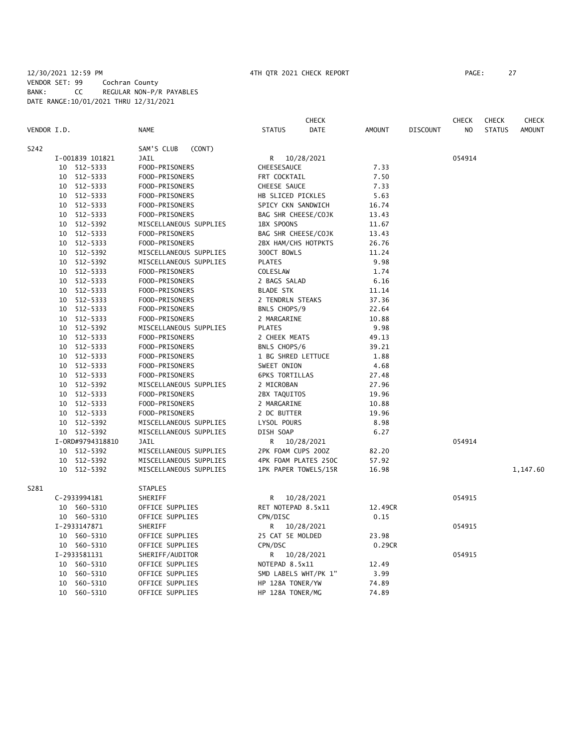12/30/2021 12:59 PM 4TH QTR 2021 CHECK REPORT

VENDOR SET: 99 Cochran County
BANK: CC REGULAR NON-P/R PAYABLES
DATE RANGE:10/01/2021 THRU 12/31/2021

| VENDOR I.D. | NAME | STATUS | CHECK DATE | AMOUNT | DISCOUNT | CHECK NO | CHECK STATUS | CHECK AMOUNT |
|---|---|---|---|---|---|---|---|---|
| S242 | SAM'S CLUB (CONT) | | | | | | | |
| I-001839 101821 | JAIL | R | 10/28/2021 | | | 054914 | | |
| 10 512-5333 | FOOD-PRISONERS | CHEESESAUCE | | 7.33 | | | | |
| 10 512-5333 | FOOD-PRISONERS | FRT COCKTAIL | | 7.50 | | | | |
| 10 512-5333 | FOOD-PRISONERS | CHEESE SAUCE | | 7.33 | | | | |
| 10 512-5333 | FOOD-PRISONERS | HB SLICED PICKLES | | 5.63 | | | | |
| 10 512-5333 | FOOD-PRISONERS | SPICY CKN SANDWICH | | 16.74 | | | | |
| 10 512-5333 | FOOD-PRISONERS | BAG SHR CHEESE/COJK | | 13.43 | | | | |
| 10 512-5392 | MISCELLANEOUS SUPPLIES | 1BX SPOONS | | 11.67 | | | | |
| 10 512-5333 | FOOD-PRISONERS | BAG SHR CHEESE/COJK | | 13.43 | | | | |
| 10 512-5333 | FOOD-PRISONERS | 2BX HAM/CHS HOTPKTS | | 26.76 | | | | |
| 10 512-5392 | MISCELLANEOUS SUPPLIES | 300CT BOWLS | | 11.24 | | | | |
| 10 512-5392 | MISCELLANEOUS SUPPLIES | PLATES | | 9.98 | | | | |
| 10 512-5333 | FOOD-PRISONERS | COLESLAW | | 1.74 | | | | |
| 10 512-5333 | FOOD-PRISONERS | 2 BAGS SALAD | | 6.16 | | | | |
| 10 512-5333 | FOOD-PRISONERS | BLADE STK | | 11.14 | | | | |
| 10 512-5333 | FOOD-PRISONERS | 2 TENDRLN STEAKS | | 37.36 | | | | |
| 10 512-5333 | FOOD-PRISONERS | BNLS CHOPS/9 | | 22.64 | | | | |
| 10 512-5333 | FOOD-PRISONERS | 2 MARGARINE | | 10.88 | | | | |
| 10 512-5392 | MISCELLANEOUS SUPPLIES | PLATES | | 9.98 | | | | |
| 10 512-5333 | FOOD-PRISONERS | 2 CHEEK MEATS | | 49.13 | | | | |
| 10 512-5333 | FOOD-PRISONERS | BNLS CHOPS/6 | | 39.21 | | | | |
| 10 512-5333 | FOOD-PRISONERS | 1 BG SHRED LETTUCE | | 1.88 | | | | |
| 10 512-5333 | FOOD-PRISONERS | SWEET ONION | | 4.68 | | | | |
| 10 512-5333 | FOOD-PRISONERS | 6PKS TORTILLAS | | 27.48 | | | | |
| 10 512-5392 | MISCELLANEOUS SUPPLIES | 2 MICROBAN | | 27.96 | | | | |
| 10 512-5333 | FOOD-PRISONERS | 2BX TAQUITOS | | 19.96 | | | | |
| 10 512-5333 | FOOD-PRISONERS | 2 MARGARINE | | 10.88 | | | | |
| 10 512-5333 | FOOD-PRISONERS | 2 DC BUTTER | | 19.96 | | | | |
| 10 512-5392 | MISCELLANEOUS SUPPLIES | LYSOL POURS | | 8.98 | | | | |
| 10 512-5392 | MISCELLANEOUS SUPPLIES | DISH SOAP | | 6.27 | | | | |
| I-ORD#9794318810 | JAIL | R | 10/28/2021 | | | 054914 | | |
| 10 512-5392 | MISCELLANEOUS SUPPLIES | 2PK FOAM CUPS 20OZ | | 82.20 | | | | |
| 10 512-5392 | MISCELLANEOUS SUPPLIES | 4PK FOAM PLATES 250C | | 57.92 | | | | |
| 10 512-5392 | MISCELLANEOUS SUPPLIES | 1PK PAPER TOWELS/15R | | 16.98 | | | | 1,147.60 |
| S281 | STAPLES | | | | | | | |
| C-2933994181 | SHERIFF | R | 10/28/2021 | | | 054915 | | |
| 10 560-5310 | OFFICE SUPPLIES | RET NOTEPAD 8.5x11 | | 12.49CR | | | | |
| 10 560-5310 | OFFICE SUPPLIES | CPN/DISC | | 0.15 | | | | |
| I-2933147871 | SHERIFF | R | 10/28/2021 | | | 054915 | | |
| 10 560-5310 | OFFICE SUPPLIES | 25 CAT 5E MOLDED | | 23.98 | | | | |
| 10 560-5310 | OFFICE SUPPLIES | CPN/DSC | | 0.29CR | | | | |
| I-2933581131 | SHERIFF/AUDITOR | R | 10/28/2021 | | | 054915 | | |
| 10 560-5310 | OFFICE SUPPLIES | NOTEPAD 8.5x11 | | 12.49 | | | | |
| 10 560-5310 | OFFICE SUPPLIES | SMD LABELS WHT/PK 1" | | 3.99 | | | | |
| 10 560-5310 | OFFICE SUPPLIES | HP 128A TONER/YW | | 74.89 | | | | |
| 10 560-5310 | OFFICE SUPPLIES | HP 128A TONER/MG | | 74.89 | | | | |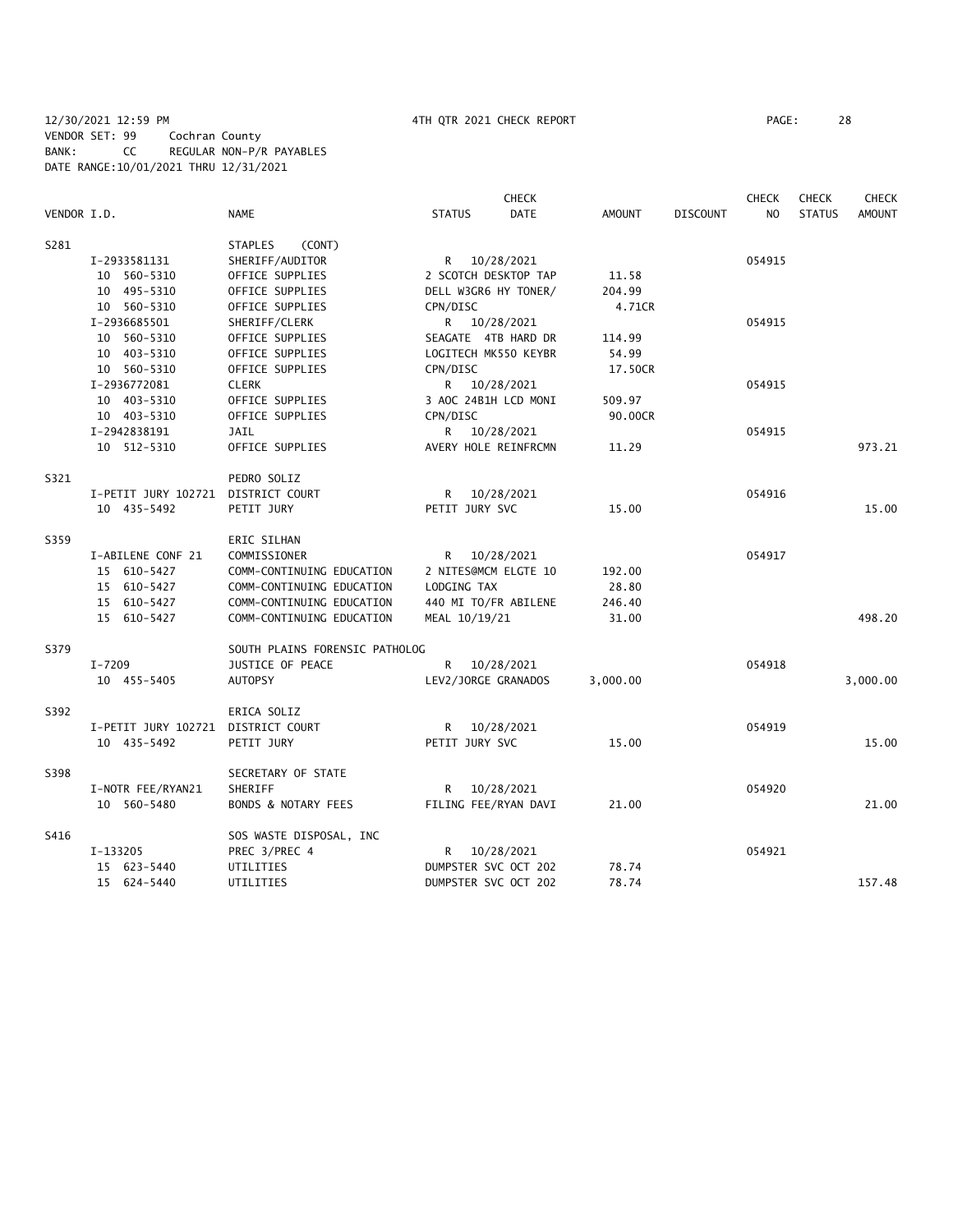12/30/2021 12:59 PM 4TH QTR 2021 CHECK REPORT
VENDOR SET: 99 Cochran County
BANK: CC REGULAR NON-P/R PAYABLES
DATE RANGE:10/01/2021 THRU 12/31/2021

| VENDOR I.D. | | NAME | STATUS | CHECK DATE | AMOUNT | DISCOUNT | CHECK NO | CHECK STATUS | CHECK AMOUNT |
|---|---|---|---|---|---|---|---|---|---|
| S281 | | STAPLES (CONT) | | | | | | | |
| | I-2933581131 | SHERIFF/AUDITOR | R | 10/28/2021 | | | 054915 | | |
| | 10 560-5310 | OFFICE SUPPLIES | 2 SCOTCH DESKTOP TAP | | 11.58 | | | | |
| | 10 495-5310 | OFFICE SUPPLIES | DELL W3GR6 HY TONER/ | | 204.99 | | | | |
| | 10 560-5310 | OFFICE SUPPLIES | CPN/DISC | | 4.71CR | | | | |
| | I-2936685501 | SHERIFF/CLERK | R | 10/28/2021 | | | 054915 | | |
| | 10 560-5310 | OFFICE SUPPLIES | SEAGATE 4TB HARD DR | | 114.99 | | | | |
| | 10 403-5310 | OFFICE SUPPLIES | LOGITECH MK550 KEYBR | | 54.99 | | | | |
| | 10 560-5310 | OFFICE SUPPLIES | CPN/DISC | | 17.50CR | | | | |
| | I-2936772081 | CLERK | R | 10/28/2021 | | | 054915 | | |
| | 10 403-5310 | OFFICE SUPPLIES | 3 AOC 24B1H LCD MONI | | 509.97 | | | | |
| | 10 403-5310 | OFFICE SUPPLIES | CPN/DISC | | 90.00CR | | | | |
| | I-2942838191 | JAIL | R | 10/28/2021 | | | 054915 | | |
| | 10 512-5310 | OFFICE SUPPLIES | AVERY HOLE REINFRCMN | | 11.29 | | | | 973.21 |
| S321 | | PEDRO SOLIZ | | | | | | | |
| | I-PETIT JURY 102721 | DISTRICT COURT | R | 10/28/2021 | | | 054916 | | |
| | 10 435-5492 | PETIT JURY | PETIT JURY SVC | | 15.00 | | | | 15.00 |
| S359 | | ERIC SILHAN | | | | | | | |
| | I-ABILENE CONF 21 | COMMISSIONER | R | 10/28/2021 | | | 054917 | | |
| | 15 610-5427 | COMM-CONTINUING EDUCATION | 2 NITES@MCM ELGTE 10 | | 192.00 | | | | |
| | 15 610-5427 | COMM-CONTINUING EDUCATION | LODGING TAX | | 28.80 | | | | |
| | 15 610-5427 | COMM-CONTINUING EDUCATION | 440 MI TO/FR ABILENE | | 246.40 | | | | |
| | 15 610-5427 | COMM-CONTINUING EDUCATION | MEAL 10/19/21 | | 31.00 | | | | 498.20 |
| S379 | | SOUTH PLAINS FORENSIC PATHOLOG | | | | | | | |
| | I-7209 | JUSTICE OF PEACE | R | 10/28/2021 | | | 054918 | | |
| | 10 455-5405 | AUTOPSY | LEV2/JORGE GRANADOS | | 3,000.00 | | | | 3,000.00 |
| S392 | | ERICA SOLIZ | | | | | | | |
| | I-PETIT JURY 102721 | DISTRICT COURT | R | 10/28/2021 | | | 054919 | | |
| | 10 435-5492 | PETIT JURY | PETIT JURY SVC | | 15.00 | | | | 15.00 |
| S398 | | SECRETARY OF STATE | | | | | | | |
| | I-NOTR FEE/RYAN21 | SHERIFF | R | 10/28/2021 | | | 054920 | | |
| | 10 560-5480 | BONDS & NOTARY FEES | FILING FEE/RYAN DAVI | | 21.00 | | | | 21.00 |
| S416 | | SOS WASTE DISPOSAL, INC | | | | | | | |
| | I-133205 | PREC 3/PREC 4 | R | 10/28/2021 | | | 054921 | | |
| | 15 623-5440 | UTILITIES | DUMPSTER SVC OCT 202 | | 78.74 | | | | |
| | 15 624-5440 | UTILITIES | DUMPSTER SVC OCT 202 | | 78.74 | | | | 157.48 |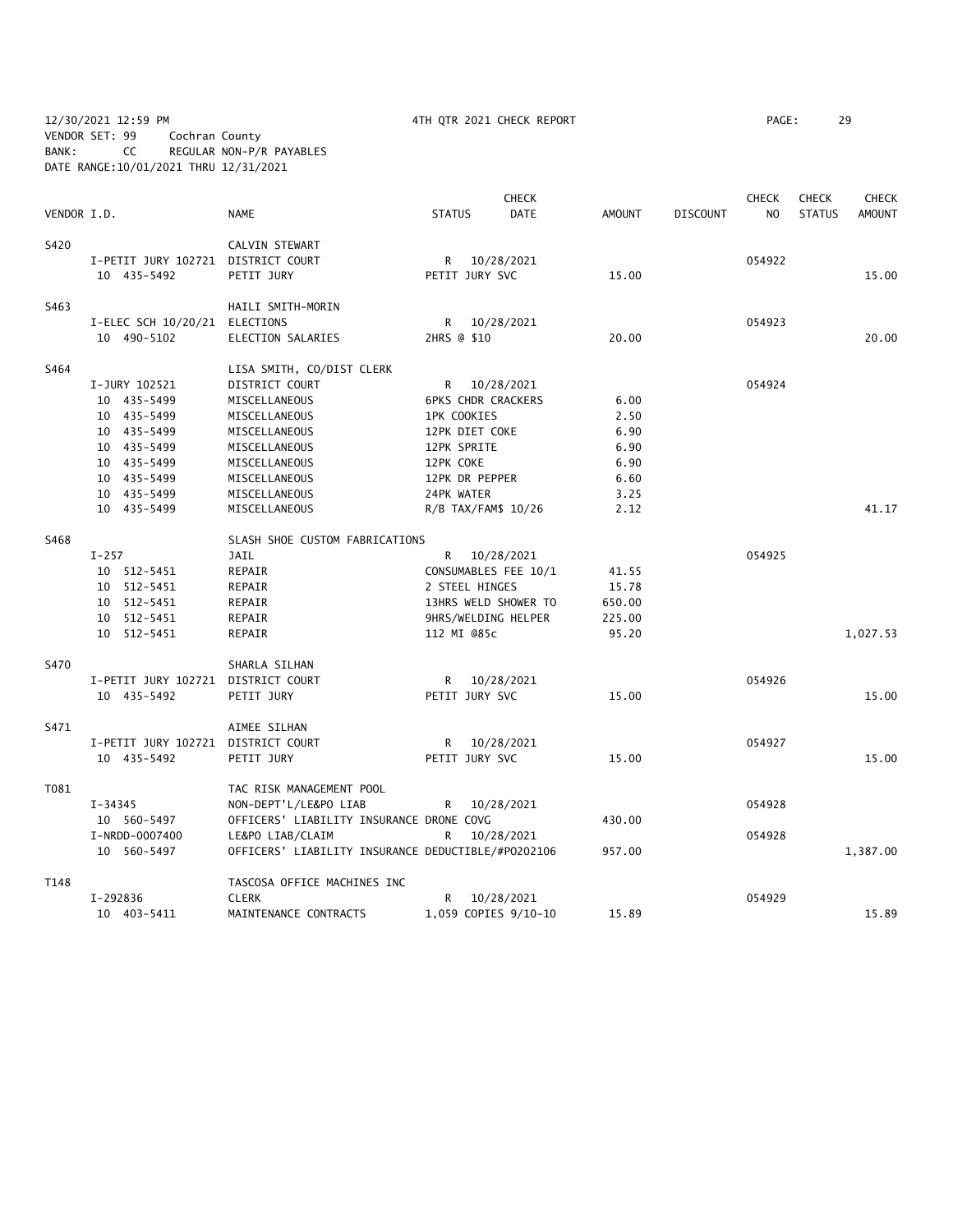12/30/2021 12:59 PM 4TH QTR 2021 CHECK REPORT

VENDOR SET: 99 Cochran County
BANK: CC REGULAR NON-P/R PAYABLES
DATE RANGE:10/01/2021 THRU 12/31/2021

| VENDOR I.D. | NAME | STATUS | CHECK DATE | AMOUNT | DISCOUNT | CHECK NO | CHECK STATUS | CHECK AMOUNT |
|---|---|---|---|---|---|---|---|---|
| S420 | CALVIN STEWART | | | | | | | |
| I-PETIT JURY 102721 | DISTRICT COURT | R | 10/28/2021 | | | 054922 | | |
| 10 435-5492 | PETIT JURY | PETIT JURY SVC | | 15.00 | | | | 15.00 |
| S463 | HAILI SMITH-MORIN | | | | | | | |
| I-ELEC SCH 10/20/21 | ELECTIONS | R | 10/28/2021 | | | 054923 | | |
| 10 490-5102 | ELECTION SALARIES | 2HRS @ $10 | | 20.00 | | | | 20.00 |
| S464 | LISA SMITH, CO/DIST CLERK | | | | | | | |
| I-JURY 102521 | DISTRICT COURT | R | 10/28/2021 | | | 054924 | | |
| 10 435-5499 | MISCELLANEOUS | 6PKS CHDR CRACKERS | | 6.00 | | | | |
| 10 435-5499 | MISCELLANEOUS | 1PK COOKIES | | 2.50 | | | | |
| 10 435-5499 | MISCELLANEOUS | 12PK DIET COKE | | 6.90 | | | | |
| 10 435-5499 | MISCELLANEOUS | 12PK SPRITE | | 6.90 | | | | |
| 10 435-5499 | MISCELLANEOUS | 12PK COKE | | 6.90 | | | | |
| 10 435-5499 | MISCELLANEOUS | 12PK DR PEPPER | | 6.60 | | | | |
| 10 435-5499 | MISCELLANEOUS | 24PK WATER | | 3.25 | | | | |
| 10 435-5499 | MISCELLANEOUS | R/B TAX/FAM$ 10/26 | | 2.12 | | | | 41.17 |
| S468 | SLASH SHOE CUSTOM FABRICATIONS | | | | | | | |
| I-257 | JAIL | R | 10/28/2021 | | | 054925 | | |
| 10 512-5451 | REPAIR | CONSUMABLES FEE 10/1 | | 41.55 | | | | |
| 10 512-5451 | REPAIR | 2 STEEL HINGES | | 15.78 | | | | |
| 10 512-5451 | REPAIR | 13HRS WELD SHOWER TO | | 650.00 | | | | |
| 10 512-5451 | REPAIR | 9HRS/WELDING HELPER | | 225.00 | | | | |
| 10 512-5451 | REPAIR | 112 MI @85c | | 95.20 | | | | 1,027.53 |
| S470 | SHARLA SILHAN | | | | | | | |
| I-PETIT JURY 102721 | DISTRICT COURT | R | 10/28/2021 | | | 054926 | | |
| 10 435-5492 | PETIT JURY | PETIT JURY SVC | | 15.00 | | | | 15.00 |
| S471 | AIMEE SILHAN | | | | | | | |
| I-PETIT JURY 102721 | DISTRICT COURT | R | 10/28/2021 | | | 054927 | | |
| 10 435-5492 | PETIT JURY | PETIT JURY SVC | | 15.00 | | | | 15.00 |
| T081 | TAC RISK MANAGEMENT POOL | | | | | | | |
| I-34345 | NON-DEPT'L/LE&PO LIAB | R | 10/28/2021 | | | 054928 | | |
| 10 560-5497 | OFFICERS' LIABILITY INSURANCE DRONE COVG | | | 430.00 | | | | |
| I-NRDD-0007400 | LE&PO LIAB/CLAIM | R | 10/28/2021 | | | 054928 | | |
| 10 560-5497 | OFFICERS' LIABILITY INSURANCE DEDUCTIBLE/#PO202106 | | | 957.00 | | | | 1,387.00 |
| T148 | TASCOSA OFFICE MACHINES INC | | | | | | | |
| I-292836 | CLERK | R | 10/28/2021 | | | 054929 | | |
| 10 403-5411 | MAINTENANCE CONTRACTS | 1,059 COPIES 9/10-10 | | 15.89 | | | | 15.89 |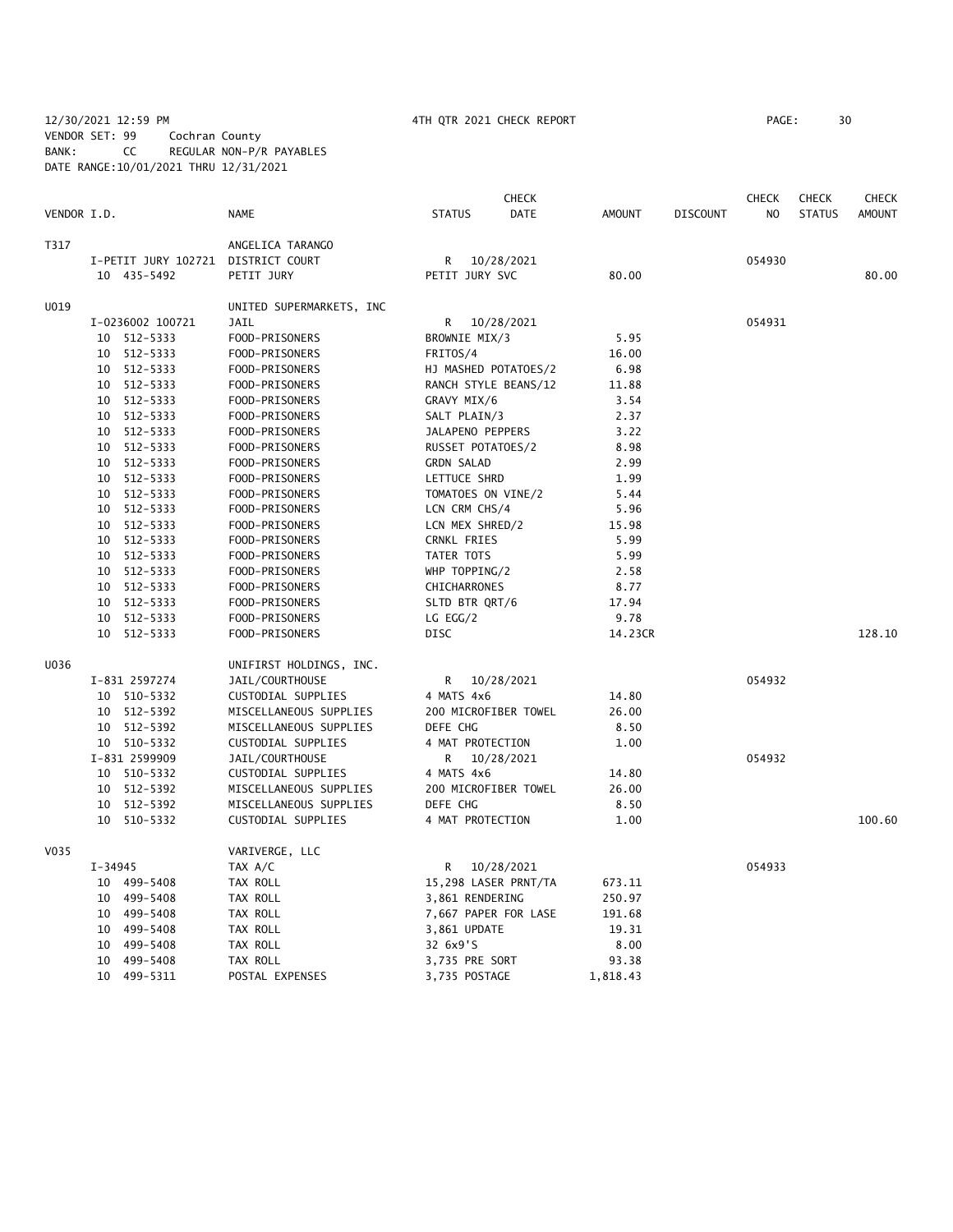12/30/2021 12:59 PM 4TH QTR 2021 CHECK REPORT PAGE: 30
VENDOR SET: 99 Cochran County
BANK: CC REGULAR NON-P/R PAYABLES
DATE RANGE:10/01/2021 THRU 12/31/2021

| VENDOR I.D. | NAME | STATUS | CHECK DATE | AMOUNT | DISCOUNT | CHECK NO | CHECK STATUS | CHECK AMOUNT |
|---|---|---|---|---|---|---|---|---|
| T317 | ANGELICA TARANGO | | | | | | | |
| I-PETIT JURY 102721 | DISTRICT COURT | R | 10/28/2021 | | | 054930 | | |
| 10 435-5492 | PETIT JURY | PETIT JURY SVC | | 80.00 | | | | 80.00 |
| U019 | UNITED SUPERMARKETS, INC | | | | | | | |
| I-0236002 100721 | JAIL | R | 10/28/2021 | | | 054931 | | |
| 10 512-5333 | FOOD-PRISONERS | BROWNIE MIX/3 | | 5.95 | | | | |
| 10 512-5333 | FOOD-PRISONERS | FRITOS/4 | | 16.00 | | | | |
| 10 512-5333 | FOOD-PRISONERS | HJ MASHED POTATOES/2 | | 6.98 | | | | |
| 10 512-5333 | FOOD-PRISONERS | RANCH STYLE BEANS/12 | | 11.88 | | | | |
| 10 512-5333 | FOOD-PRISONERS | GRAVY MIX/6 | | 3.54 | | | | |
| 10 512-5333 | FOOD-PRISONERS | SALT PLAIN/3 | | 2.37 | | | | |
| 10 512-5333 | FOOD-PRISONERS | JALAPENO PEPPERS | | 3.22 | | | | |
| 10 512-5333 | FOOD-PRISONERS | RUSSET POTATOES/2 | | 8.98 | | | | |
| 10 512-5333 | FOOD-PRISONERS | GRDN SALAD | | 2.99 | | | | |
| 10 512-5333 | FOOD-PRISONERS | LETTUCE SHRD | | 1.99 | | | | |
| 10 512-5333 | FOOD-PRISONERS | TOMATOES ON VINE/2 | | 5.44 | | | | |
| 10 512-5333 | FOOD-PRISONERS | LCN CRM CHS/4 | | 5.96 | | | | |
| 10 512-5333 | FOOD-PRISONERS | LCN MEX SHRED/2 | | 15.98 | | | | |
| 10 512-5333 | FOOD-PRISONERS | CRNKL FRIES | | 5.99 | | | | |
| 10 512-5333 | FOOD-PRISONERS | TATER TOTS | | 5.99 | | | | |
| 10 512-5333 | FOOD-PRISONERS | WHP TOPPING/2 | | 2.58 | | | | |
| 10 512-5333 | FOOD-PRISONERS | CHICHARRONES | | 8.77 | | | | |
| 10 512-5333 | FOOD-PRISONERS | SLTD BTR QRT/6 | | 17.94 | | | | |
| 10 512-5333 | FOOD-PRISONERS | LG EGG/2 | | 9.78 | | | | |
| 10 512-5333 | FOOD-PRISONERS | DISC | | 14.23CR | | | | 128.10 |
| U036 | UNIFIRST HOLDINGS, INC. | | | | | | | |
| I-831 2597274 | JAIL/COURTHOUSE | R | 10/28/2021 | | | 054932 | | |
| 10 510-5332 | CUSTODIAL SUPPLIES | 4 MATS 4x6 | | 14.80 | | | | |
| 10 512-5392 | MISCELLANEOUS SUPPLIES | 200 MICROFIBER TOWEL | | 26.00 | | | | |
| 10 512-5392 | MISCELLANEOUS SUPPLIES | DEFE CHG | | 8.50 | | | | |
| 10 510-5332 | CUSTODIAL SUPPLIES | 4 MAT PROTECTION | | 1.00 | | | | |
| I-831 2599909 | JAIL/COURTHOUSE | R | 10/28/2021 | | | 054932 | | |
| 10 510-5332 | CUSTODIAL SUPPLIES | 4 MATS 4x6 | | 14.80 | | | | |
| 10 512-5392 | MISCELLANEOUS SUPPLIES | 200 MICROFIBER TOWEL | | 26.00 | | | | |
| 10 512-5392 | MISCELLANEOUS SUPPLIES | DEFE CHG | | 8.50 | | | | |
| 10 510-5332 | CUSTODIAL SUPPLIES | 4 MAT PROTECTION | | 1.00 | | | | 100.60 |
| V035 | VARIVERGE, LLC | | | | | | | |
| I-34945 | TAX A/C | R | 10/28/2021 | | | 054933 | | |
| 10 499-5408 | TAX ROLL | 15,298 LASER PRNT/TA | | 673.11 | | | | |
| 10 499-5408 | TAX ROLL | 3,861 RENDERING | | 250.97 | | | | |
| 10 499-5408 | TAX ROLL | 7,667 PAPER FOR LASE | | 191.68 | | | | |
| 10 499-5408 | TAX ROLL | 3,861 UPDATE | | 19.31 | | | | |
| 10 499-5408 | TAX ROLL | 32 6x9'S | | 8.00 | | | | |
| 10 499-5408 | TAX ROLL | 3,735 PRE SORT | | 93.38 | | | | |
| 10 499-5311 | POSTAL EXPENSES | 3,735 POSTAGE | | 1,818.43 | | | | |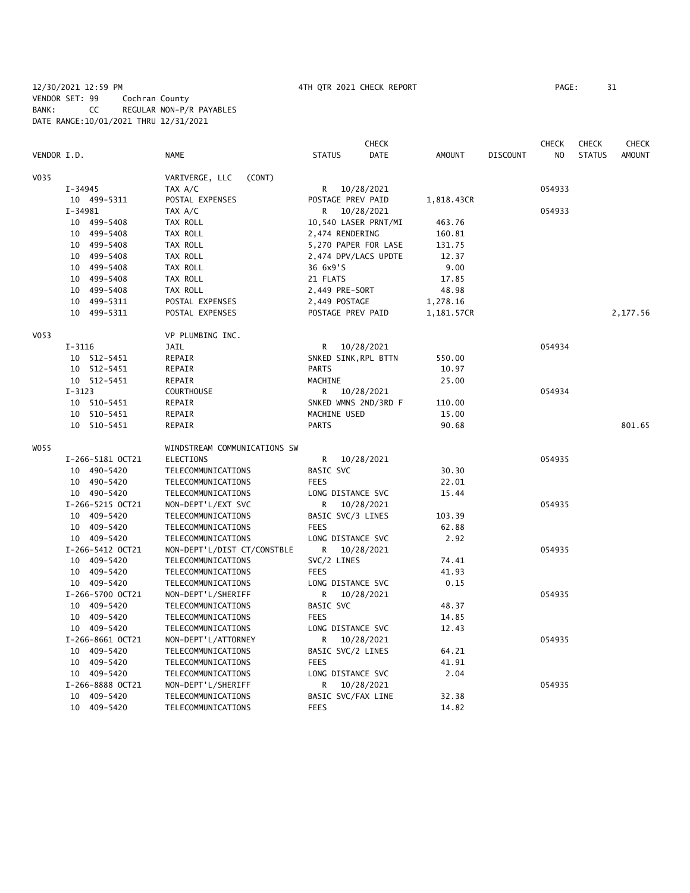12/30/2021 12:59 PM 4TH QTR 2021 CHECK REPORT
VENDOR SET: 99 Cochran County
BANK: CC REGULAR NON-P/R PAYABLES
DATE RANGE:10/01/2021 THRU 12/31/2021

| VENDOR I.D. | NAME | STATUS | CHECK DATE | AMOUNT | DISCOUNT | CHECK NO | CHECK STATUS | CHECK AMOUNT |
|---|---|---|---|---|---|---|---|---|
| V035 | VARIVERGE, LLC (CONT) | | | | | | | |
| I-34945 | TAX A/C | R | 10/28/2021 | | | 054933 | | |
| 10 499-5311 | POSTAL EXPENSES | POSTAGE PREV PAID | | 1,818.43CR | | | | |
| I-34981 | TAX A/C | R | 10/28/2021 | | | 054933 | | |
| 10 499-5408 | TAX ROLL | 10,540 LASER PRNT/MI | | 463.76 | | | | |
| 10 499-5408 | TAX ROLL | 2,474 RENDERING | | 160.81 | | | | |
| 10 499-5408 | TAX ROLL | 5,270 PAPER FOR LASE | | 131.75 | | | | |
| 10 499-5408 | TAX ROLL | 2,474 DPV/LACS UPDTE | | 12.37 | | | | |
| 10 499-5408 | TAX ROLL | 36 6x9'S | | 9.00 | | | | |
| 10 499-5408 | TAX ROLL | 21 FLATS | | 17.85 | | | | |
| 10 499-5408 | TAX ROLL | 2,449 PRE-SORT | | 48.98 | | | | |
| 10 499-5311 | POSTAL EXPENSES | 2,449 POSTAGE | | 1,278.16 | | | | |
| 10 499-5311 | POSTAL EXPENSES | POSTAGE PREV PAID | | 1,181.57CR | | | | 2,177.56 |
| V053 | VP PLUMBING INC. | | | | | | | |
| I-3116 | JAIL | R | 10/28/2021 | | | 054934 | | |
| 10 512-5451 | REPAIR | SNKED SINK,RPL BTTN | | 550.00 | | | | |
| 10 512-5451 | REPAIR | PARTS | | 10.97 | | | | |
| 10 512-5451 | REPAIR | MACHINE | | 25.00 | | | | |
| I-3123 | COURTHOUSE | R | 10/28/2021 | | | 054934 | | |
| 10 510-5451 | REPAIR | SNKED WMNS 2ND/3RD F | | 110.00 | | | | |
| 10 510-5451 | REPAIR | MACHINE USED | | 15.00 | | | | |
| 10 510-5451 | REPAIR | PARTS | | 90.68 | | | | 801.65 |
| W055 | WINDSTREAM COMMUNICATIONS SW | | | | | | | |
| I-266-5181 OCT21 | ELECTIONS | R | 10/28/2021 | | | 054935 | | |
| 10 490-5420 | TELECOMMUNICATIONS | BASIC SVC | | 30.30 | | | | |
| 10 490-5420 | TELECOMMUNICATIONS | FEES | | 22.01 | | | | |
| 10 490-5420 | TELECOMMUNICATIONS | LONG DISTANCE SVC | | 15.44 | | | | |
| I-266-5215 OCT21 | NON-DEPT'L/EXT SVC | R | 10/28/2021 | | | 054935 | | |
| 10 409-5420 | TELECOMMUNICATIONS | BASIC SVC/3 LINES | | 103.39 | | | | |
| 10 409-5420 | TELECOMMUNICATIONS | FEES | | 62.88 | | | | |
| 10 409-5420 | TELECOMMUNICATIONS | LONG DISTANCE SVC | | 2.92 | | | | |
| I-266-5412 OCT21 | NON-DEPT'L/DIST CT/CONSTBLE | R | 10/28/2021 | | | 054935 | | |
| 10 409-5420 | TELECOMMUNICATIONS | SVC/2 LINES | | 74.41 | | | | |
| 10 409-5420 | TELECOMMUNICATIONS | FEES | | 41.93 | | | | |
| 10 409-5420 | TELECOMMUNICATIONS | LONG DISTANCE SVC | | 0.15 | | | | |
| I-266-5700 OCT21 | NON-DEPT'L/SHERIFF | R | 10/28/2021 | | | 054935 | | |
| 10 409-5420 | TELECOMMUNICATIONS | BASIC SVC | | 48.37 | | | | |
| 10 409-5420 | TELECOMMUNICATIONS | FEES | | 14.85 | | | | |
| 10 409-5420 | TELECOMMUNICATIONS | LONG DISTANCE SVC | | 12.43 | | | | |
| I-266-8661 OCT21 | NON-DEPT'L/ATTORNEY | R | 10/28/2021 | | | 054935 | | |
| 10 409-5420 | TELECOMMUNICATIONS | BASIC SVC/2 LINES | | 64.21 | | | | |
| 10 409-5420 | TELECOMMUNICATIONS | FEES | | 41.91 | | | | |
| 10 409-5420 | TELECOMMUNICATIONS | LONG DISTANCE SVC | | 2.04 | | | | |
| I-266-8888 OCT21 | NON-DEPT'L/SHERIFF | R | 10/28/2021 | | | 054935 | | |
| 10 409-5420 | TELECOMMUNICATIONS | BASIC SVC/FAX LINE | | 32.38 | | | | |
| 10 409-5420 | TELECOMMUNICATIONS | FEES | | 14.82 | | | | |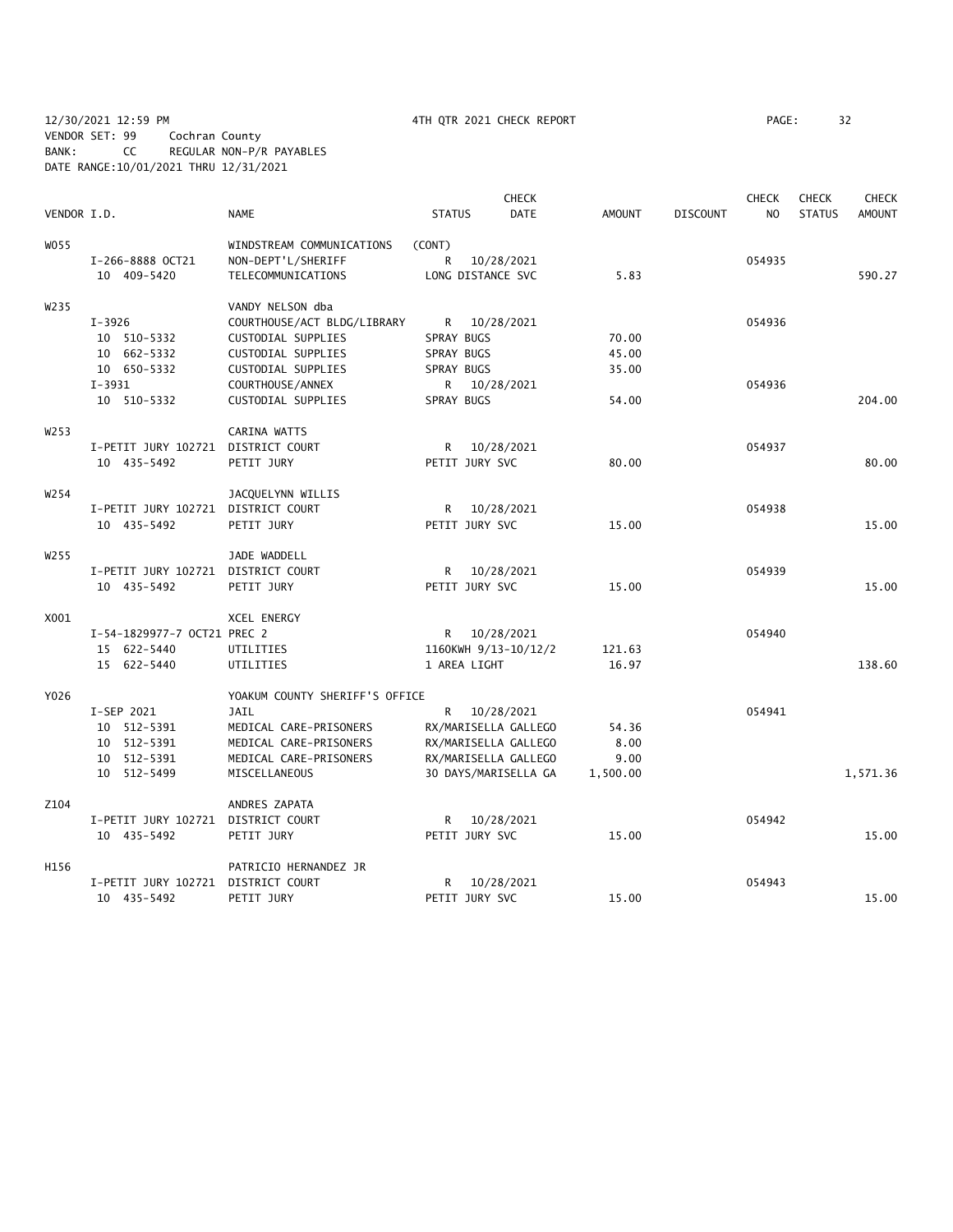12/30/2021 12:59 PM 4TH QTR 2021 CHECK REPORT
VENDOR SET: 99 Cochran County
BANK: CC REGULAR NON-P/R PAYABLES
DATE RANGE:10/01/2021 THRU 12/31/2021

| VENDOR I.D. | | NAME | STATUS | CHECK DATE | AMOUNT | DISCOUNT | CHECK NO | CHECK STATUS | CHECK AMOUNT |
|---|---|---|---|---|---|---|---|---|---|
| W055 | | WINDSTREAM COMMUNICATIONS | (CONT) | | | | | | |
| | I-266-8888 OCT21 | NON-DEPT'L/SHERIFF | R | 10/28/2021 | | | 054935 | | |
| | 10 409-5420 | TELECOMMUNICATIONS | LONG DISTANCE SVC | | 5.83 | | | | 590.27 |
| W235 | | VANDY NELSON dba | | | | | | | |
| | I-3926 | COURTHOUSE/ACT BLDG/LIBRARY | R | 10/28/2021 | | | 054936 | | |
| | 10 510-5332 | CUSTODIAL SUPPLIES | SPRAY BUGS | | 70.00 | | | | |
| | 10 662-5332 | CUSTODIAL SUPPLIES | SPRAY BUGS | | 45.00 | | | | |
| | 10 650-5332 | CUSTODIAL SUPPLIES | SPRAY BUGS | | 35.00 | | | | |
| | I-3931 | COURTHOUSE/ANNEX | R | 10/28/2021 | | | 054936 | | |
| | 10 510-5332 | CUSTODIAL SUPPLIES | SPRAY BUGS | | 54.00 | | | | 204.00 |
| W253 | | CARINA WATTS | | | | | | | |
| | I-PETIT JURY 102721 | DISTRICT COURT | R | 10/28/2021 | | | 054937 | | |
| | 10 435-5492 | PETIT JURY | PETIT JURY SVC | | 80.00 | | | | 80.00 |
| W254 | | JACQUELYNN WILLIS | | | | | | | |
| | I-PETIT JURY 102721 | DISTRICT COURT | R | 10/28/2021 | | | 054938 | | |
| | 10 435-5492 | PETIT JURY | PETIT JURY SVC | | 15.00 | | | | 15.00 |
| W255 | | JADE WADDELL | | | | | | | |
| | I-PETIT JURY 102721 | DISTRICT COURT | R | 10/28/2021 | | | 054939 | | |
| | 10 435-5492 | PETIT JURY | PETIT JURY SVC | | 15.00 | | | | 15.00 |
| X001 | | XCEL ENERGY | | | | | | | |
| | I-54-1829977-7 OCT21 | PREC 2 | R | 10/28/2021 | | | 054940 | | |
| | 15 622-5440 | UTILITIES | 1160KWH 9/13-10/12/2 | | 121.63 | | | | |
| | 15 622-5440 | UTILITIES | 1 AREA LIGHT | | 16.97 | | | | 138.60 |
| Y026 | | YOAKUM COUNTY SHERIFF'S OFFICE | | | | | | | |
| | I-SEP 2021 | JAIL | R | 10/28/2021 | | | 054941 | | |
| | 10 512-5391 | MEDICAL CARE-PRISONERS | RX/MARISELLA GALLEGO | | 54.36 | | | | |
| | 10 512-5391 | MEDICAL CARE-PRISONERS | RX/MARISELLA GALLEGO | | 8.00 | | | | |
| | 10 512-5391 | MEDICAL CARE-PRISONERS | RX/MARISELLA GALLEGO | | 9.00 | | | | |
| | 10 512-5499 | MISCELLANEOUS | 30 DAYS/MARISELLA GA | | 1,500.00 | | | | 1,571.36 |
| Z104 | | ANDRES ZAPATA | | | | | | | |
| | I-PETIT JURY 102721 | DISTRICT COURT | R | 10/28/2021 | | | 054942 | | |
| | 10 435-5492 | PETIT JURY | PETIT JURY SVC | | 15.00 | | | | 15.00 |
| H156 | | PATRICIO HERNANDEZ JR | | | | | | | |
| | I-PETIT JURY 102721 | DISTRICT COURT | R | 10/28/2021 | | | 054943 | | |
| | 10 435-5492 | PETIT JURY | PETIT JURY SVC | | 15.00 | | | | 15.00 |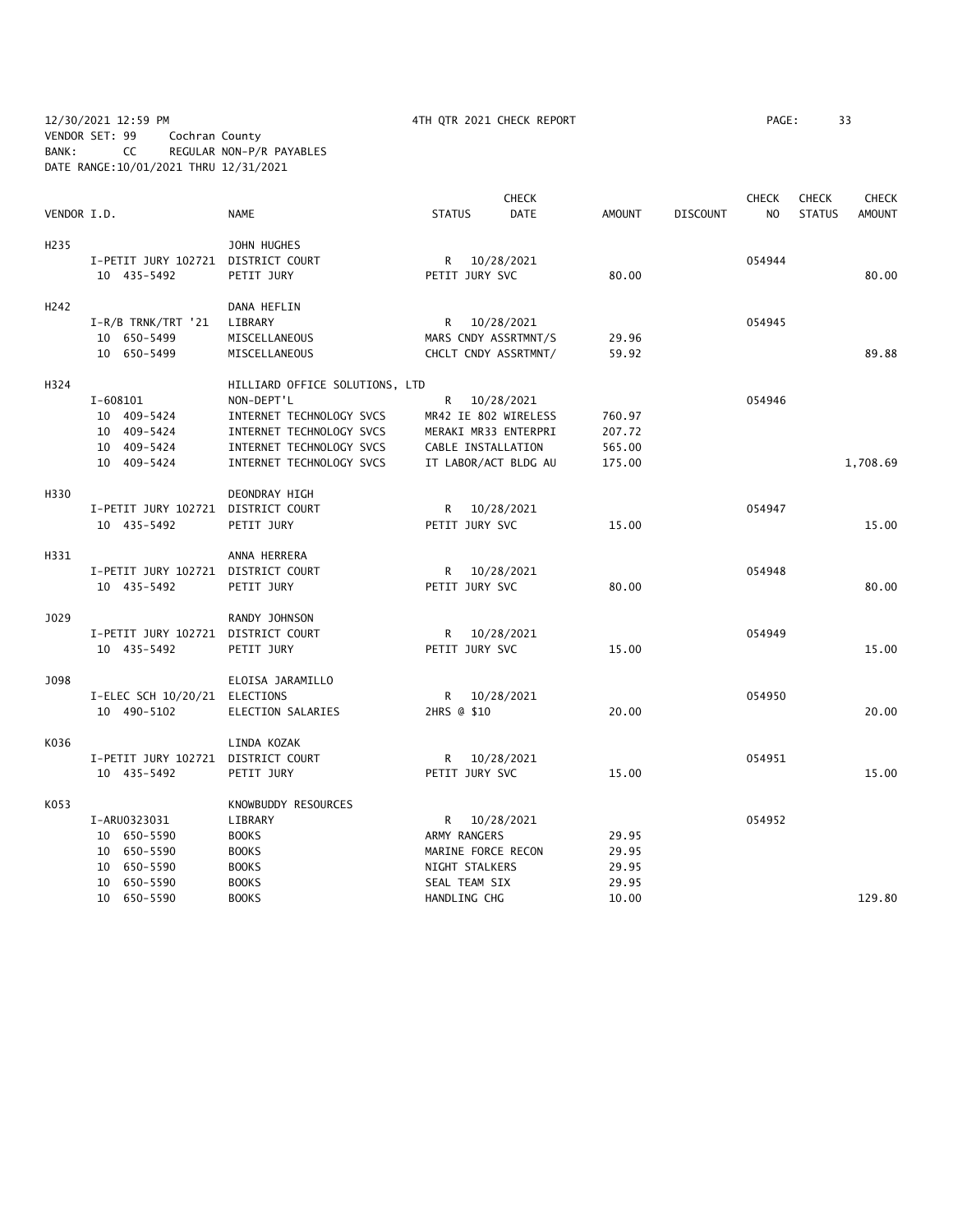12/30/2021 12:59 PM 4TH QTR 2021 CHECK REPORT

VENDOR SET: 99 Cochran County
BANK: CC REGULAR NON-P/R PAYABLES
DATE RANGE:10/01/2021 THRU 12/31/2021

| VENDOR I.D. | NAME | STATUS | CHECK DATE | AMOUNT | DISCOUNT | CHECK NO | CHECK STATUS | CHECK AMOUNT |
|---|---|---|---|---|---|---|---|---|
| H235 | JOHN HUGHES | | | | | | | |
| I-PETIT JURY 102721 | DISTRICT COURT | R | 10/28/2021 | | | 054944 | | |
| 10 435-5492 | PETIT JURY | PETIT JURY SVC | | 80.00 | | | | 80.00 |
| H242 | DANA HEFLIN | | | | | | | |
| I-R/B TRNK/TRT '21 | LIBRARY | R | 10/28/2021 | | | 054945 | | |
| 10 650-5499 | MISCELLANEOUS | MARS CNDY ASSRTMNT/S | | 29.96 | | | | |
| 10 650-5499 | MISCELLANEOUS | CHCLT CNDY ASSRTMNT/ | | 59.92 | | | | 89.88 |
| H324 | HILLIARD OFFICE SOLUTIONS, LTD | | | | | | | |
| I-608101 | NON-DEPT'L | R | 10/28/2021 | | | 054946 | | |
| 10 409-5424 | INTERNET TECHNOLOGY SVCS | MR42 IE 802 WIRELESS | | 760.97 | | | | |
| 10 409-5424 | INTERNET TECHNOLOGY SVCS | MERAKI MR33 ENTERPRI | | 207.72 | | | | |
| 10 409-5424 | INTERNET TECHNOLOGY SVCS | CABLE INSTALLATION | | 565.00 | | | | |
| 10 409-5424 | INTERNET TECHNOLOGY SVCS | IT LABOR/ACT BLDG AU | | 175.00 | | | | 1,708.69 |
| H330 | DEONDRAY HIGH | | | | | | | |
| I-PETIT JURY 102721 | DISTRICT COURT | R | 10/28/2021 | | | 054947 | | |
| 10 435-5492 | PETIT JURY | PETIT JURY SVC | | 15.00 | | | | 15.00 |
| H331 | ANNA HERRERA | | | | | | | |
| I-PETIT JURY 102721 | DISTRICT COURT | R | 10/28/2021 | | | 054948 | | |
| 10 435-5492 | PETIT JURY | PETIT JURY SVC | | 80.00 | | | | 80.00 |
| J029 | RANDY JOHNSON | | | | | | | |
| I-PETIT JURY 102721 | DISTRICT COURT | R | 10/28/2021 | | | 054949 | | |
| 10 435-5492 | PETIT JURY | PETIT JURY SVC | | 15.00 | | | | 15.00 |
| J098 | ELOISA JARAMILLO | | | | | | | |
| I-ELEC SCH 10/20/21 | ELECTIONS | R | 10/28/2021 | | | 054950 | | |
| 10 490-5102 | ELECTION SALARIES | 2HRS @ $10 | | 20.00 | | | | 20.00 |
| K036 | LINDA KOZAK | | | | | | | |
| I-PETIT JURY 102721 | DISTRICT COURT | R | 10/28/2021 | | | 054951 | | |
| 10 435-5492 | PETIT JURY | PETIT JURY SVC | | 15.00 | | | | 15.00 |
| K053 | KNOWBUDDY RESOURCES | | | | | | | |
| I-ARU0323031 | LIBRARY | R | 10/28/2021 | | | 054952 | | |
| 10 650-5590 | BOOKS | ARMY RANGERS | | 29.95 | | | | |
| 10 650-5590 | BOOKS | MARINE FORCE RECON | | 29.95 | | | | |
| 10 650-5590 | BOOKS | NIGHT STALKERS | | 29.95 | | | | |
| 10 650-5590 | BOOKS | SEAL TEAM SIX | | 29.95 | | | | |
| 10 650-5590 | BOOKS | HANDLING CHG | | 10.00 | | | | 129.80 |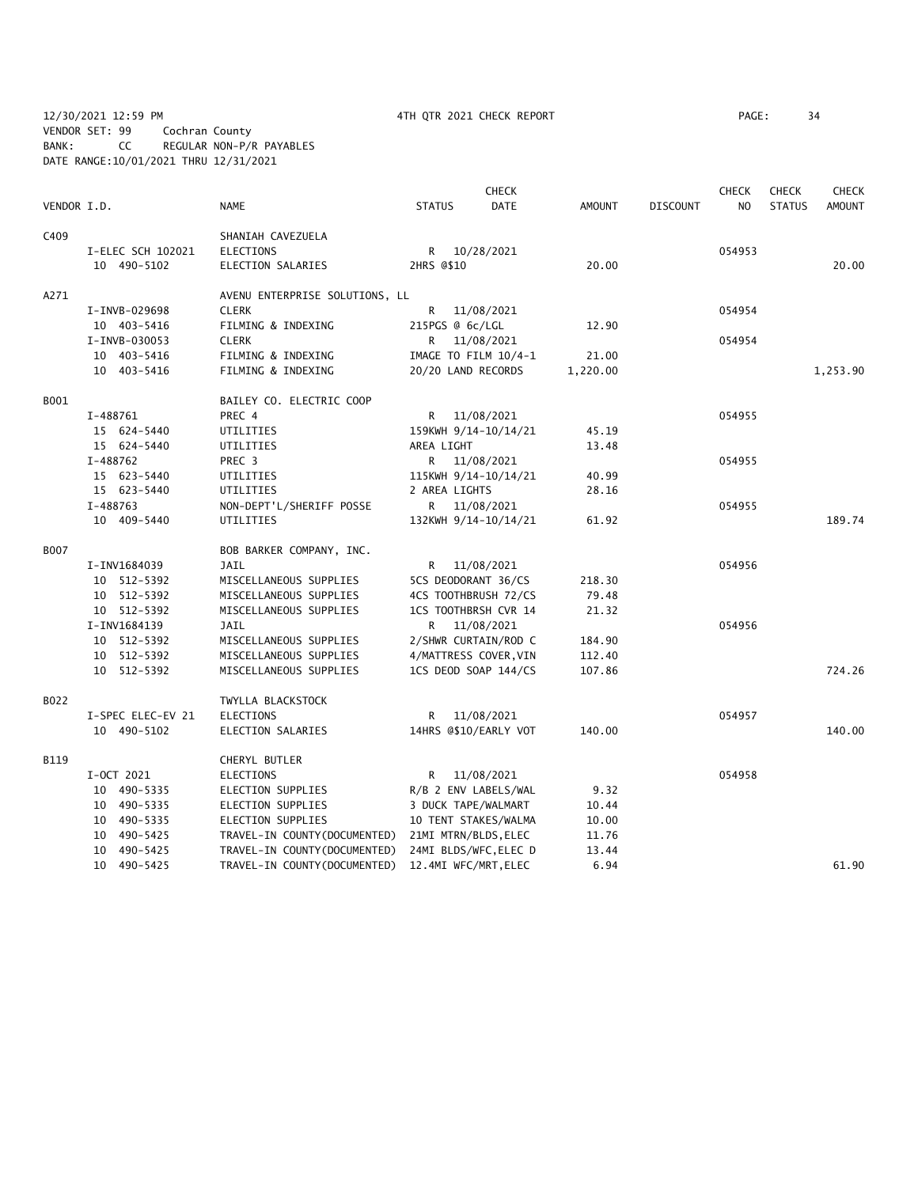12/30/2021 12:59 PM 4TH QTR 2021 CHECK REPORT PAGE: 34
VENDOR SET: 99 Cochran County
BANK: CC REGULAR NON-P/R PAYABLES
DATE RANGE:10/01/2021 THRU 12/31/2021

| VENDOR I.D. | NAME | STATUS | CHECK DATE | AMOUNT | DISCOUNT | CHECK NO | CHECK STATUS | CHECK AMOUNT |
|---|---|---|---|---|---|---|---|---|
| C409 | SHANIAH CAVEZUELA | | | | | | | |
| I-ELEC SCH 102021 | ELECTIONS | R | 10/28/2021 | | | 054953 | | |
| 10 490-5102 | ELECTION SALARIES | 2HRS @$10 | | 20.00 | | | | 20.00 |
| A271 | AVENU ENTERPRISE SOLUTIONS, LL | | | | | | | |
| I-INVB-029698 | CLERK | R | 11/08/2021 | | | 054954 | | |
| 10 403-5416 | FILMING & INDEXING | 215PGS @ 6c/LGL | | 12.90 | | | | |
| I-INVB-030053 | CLERK | R | 11/08/2021 | | | 054954 | | |
| 10 403-5416 | FILMING & INDEXING | IMAGE TO FILM 10/4-1 | | 21.00 | | | | |
| 10 403-5416 | FILMING & INDEXING | 20/20 LAND RECORDS | | 1,220.00 | | | | 1,253.90 |
| B001 | BAILEY CO. ELECTRIC COOP | | | | | | | |
| I-488761 | PREC 4 | R | 11/08/2021 | | | 054955 | | |
| 15 624-5440 | UTILITIES | 159KWH 9/14-10/14/21 | | 45.19 | | | | |
| 15 624-5440 | UTILITIES | AREA LIGHT | | 13.48 | | | | |
| I-488762 | PREC 3 | R | 11/08/2021 | | | 054955 | | |
| 15 623-5440 | UTILITIES | 115KWH 9/14-10/14/21 | | 40.99 | | | | |
| 15 623-5440 | UTILITIES | 2 AREA LIGHTS | | 28.16 | | | | |
| I-488763 | NON-DEPT'L/SHERIFF POSSE | R | 11/08/2021 | | | 054955 | | |
| 10 409-5440 | UTILITIES | 132KWH 9/14-10/14/21 | | 61.92 | | | | 189.74 |
| B007 | BOB BARKER COMPANY, INC. | | | | | | | |
| I-INV1684039 | JAIL | R | 11/08/2021 | | | 054956 | | |
| 10 512-5392 | MISCELLANEOUS SUPPLIES | 5CS DEODORANT 36/CS | | 218.30 | | | | |
| 10 512-5392 | MISCELLANEOUS SUPPLIES | 4CS TOOTHBRUSH 72/CS | | 79.48 | | | | |
| 10 512-5392 | MISCELLANEOUS SUPPLIES | 1CS TOOTHBRSH CVR 14 | | 21.32 | | | | |
| I-INV1684139 | JAIL | R | 11/08/2021 | | | 054956 | | |
| 10 512-5392 | MISCELLANEOUS SUPPLIES | 2/SHWR CURTAIN/ROD C | | 184.90 | | | | |
| 10 512-5392 | MISCELLANEOUS SUPPLIES | 4/MATTRESS COVER,VIN | | 112.40 | | | | |
| 10 512-5392 | MISCELLANEOUS SUPPLIES | 1CS DEOD SOAP 144/CS | | 107.86 | | | | 724.26 |
| B022 | TWYLLA BLACKSTOCK | | | | | | | |
| I-SPEC ELEC-EV 21 | ELECTIONS | R | 11/08/2021 | | | 054957 | | |
| 10 490-5102 | ELECTION SALARIES | 14HRS @$10/EARLY VOT | | 140.00 | | | | 140.00 |
| B119 | CHERYL BUTLER | | | | | | | |
| I-OCT 2021 | ELECTIONS | R | 11/08/2021 | | | 054958 | | |
| 10 490-5335 | ELECTION SUPPLIES | R/B 2 ENV LABELS/WAL | | 9.32 | | | | |
| 10 490-5335 | ELECTION SUPPLIES | 3 DUCK TAPE/WALMART | | 10.44 | | | | |
| 10 490-5335 | ELECTION SUPPLIES | 10 TENT STAKES/WALMA | | 10.00 | | | | |
| 10 490-5425 | TRAVEL-IN COUNTY(DOCUMENTED) | 21MI MTRN/BLDS,ELEC | | 11.76 | | | | |
| 10 490-5425 | TRAVEL-IN COUNTY(DOCUMENTED) | 24MI BLDS/WFC,ELEC D | | 13.44 | | | | |
| 10 490-5425 | TRAVEL-IN COUNTY(DOCUMENTED) | 12.4MI WFC/MRT,ELEC | | 6.94 | | | | 61.90 |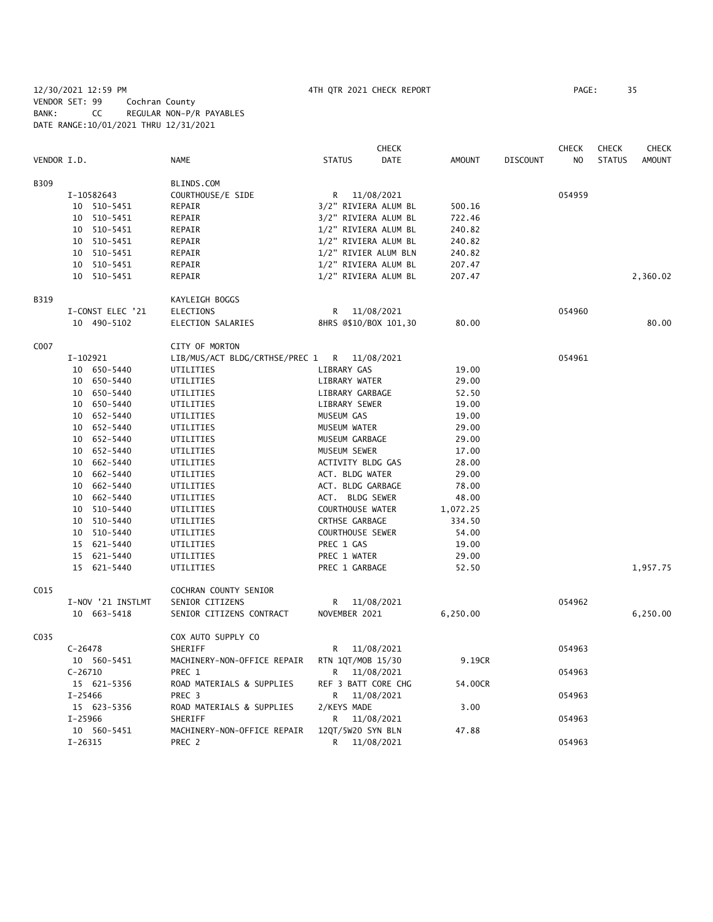12/30/2021 12:59 PM 4TH QTR 2021 CHECK REPORT PAGE: 35
VENDOR SET: 99 Cochran County
BANK: CC REGULAR NON-P/R PAYABLES
DATE RANGE:10/01/2021 THRU 12/31/2021

| VENDOR I.D. | NAME | STATUS | CHECK DATE | AMOUNT | DISCOUNT | CHECK NO | CHECK STATUS | CHECK AMOUNT |
|---|---|---|---|---|---|---|---|---|
| B309 | BLINDS.COM | | | | | | | |
| I-10582643 | COURTHOUSE/E SIDE | R | 11/08/2021 | | | 054959 | | |
| 10 510-5451 | REPAIR | 3/2" RIVIERA ALUM BL | | 500.16 | | | | |
| 10 510-5451 | REPAIR | 3/2" RIVIERA ALUM BL | | 722.46 | | | | |
| 10 510-5451 | REPAIR | 1/2" RIVIERA ALUM BL | | 240.82 | | | | |
| 10 510-5451 | REPAIR | 1/2" RIVIERA ALUM BL | | 240.82 | | | | |
| 10 510-5451 | REPAIR | 1/2" RIVIER ALUM BLN | | 240.82 | | | | |
| 10 510-5451 | REPAIR | 1/2" RIVIERA ALUM BL | | 207.47 | | | | |
| 10 510-5451 | REPAIR | 1/2" RIVIERA ALUM BL | | 207.47 | | | | 2,360.02 |
| B319 | KAYLEIGH BOGGS | | | | | | | |
| I-CONST ELEC '21 | ELECTIONS | R | 11/08/2021 | | | 054960 | | |
| 10 490-5102 | ELECTION SALARIES | 8HRS @$10/BOX 101,30 | | 80.00 | | | | 80.00 |
| C007 | CITY OF MORTON | | | | | | | |
| I-102921 | LIB/MUS/ACT BLDG/CRTHSE/PREC 1 | R | 11/08/2021 | | | 054961 | | |
| 10 650-5440 | UTILITIES | LIBRARY GAS | | 19.00 | | | | |
| 10 650-5440 | UTILITIES | LIBRARY WATER | | 29.00 | | | | |
| 10 650-5440 | UTILITIES | LIBRARY GARBAGE | | 52.50 | | | | |
| 10 650-5440 | UTILITIES | LIBRARY SEWER | | 19.00 | | | | |
| 10 652-5440 | UTILITIES | MUSEUM GAS | | 19.00 | | | | |
| 10 652-5440 | UTILITIES | MUSEUM WATER | | 29.00 | | | | |
| 10 652-5440 | UTILITIES | MUSEUM GARBAGE | | 29.00 | | | | |
| 10 652-5440 | UTILITIES | MUSEUM SEWER | | 17.00 | | | | |
| 10 662-5440 | UTILITIES | ACTIVITY BLDG GAS | | 28.00 | | | | |
| 10 662-5440 | UTILITIES | ACT. BLDG WATER | | 29.00 | | | | |
| 10 662-5440 | UTILITIES | ACT. BLDG GARBAGE | | 78.00 | | | | |
| 10 662-5440 | UTILITIES | ACT. BLDG SEWER | | 48.00 | | | | |
| 10 510-5440 | UTILITIES | COURTHOUSE WATER | | 1,072.25 | | | | |
| 10 510-5440 | UTILITIES | CRTHSE GARBAGE | | 334.50 | | | | |
| 10 510-5440 | UTILITIES | COURTHOUSE SEWER | | 54.00 | | | | |
| 15 621-5440 | UTILITIES | PREC 1 GAS | | 19.00 | | | | |
| 15 621-5440 | UTILITIES | PREC 1 WATER | | 29.00 | | | | |
| 15 621-5440 | UTILITIES | PREC 1 GARBAGE | | 52.50 | | | | 1,957.75 |
| C015 | COCHRAN COUNTY SENIOR | | | | | | | |
| I-NOV '21 INSTLMT | SENIOR CITIZENS | R | 11/08/2021 | | | 054962 | | |
| 10 663-5418 | SENIOR CITIZENS CONTRACT | NOVEMBER 2021 | | 6,250.00 | | | | 6,250.00 |
| C035 | COX AUTO SUPPLY CO | | | | | | | |
| C-26478 | SHERIFF | R | 11/08/2021 | | | 054963 | | |
| 10 560-5451 | MACHINERY-NON-OFFICE REPAIR | RTN 1QT/MOB 15/30 | | 9.19CR | | | | |
| C-26710 | PREC 1 | R | 11/08/2021 | | | 054963 | | |
| 15 621-5356 | ROAD MATERIALS & SUPPLIES | REF 3 BATT CORE CHG | | 54.00CR | | | | |
| I-25466 | PREC 3 | R | 11/08/2021 | | | 054963 | | |
| 15 623-5356 | ROAD MATERIALS & SUPPLIES | 2/KEYS MADE | | 3.00 | | | | |
| I-25966 | SHERIFF | R | 11/08/2021 | | | 054963 | | |
| 10 560-5451 | MACHINERY-NON-OFFICE REPAIR | 12QT/5W20 SYN BLN | | 47.88 | | | | |
| I-26315 | PREC 2 | R | 11/08/2021 | | | 054963 | | |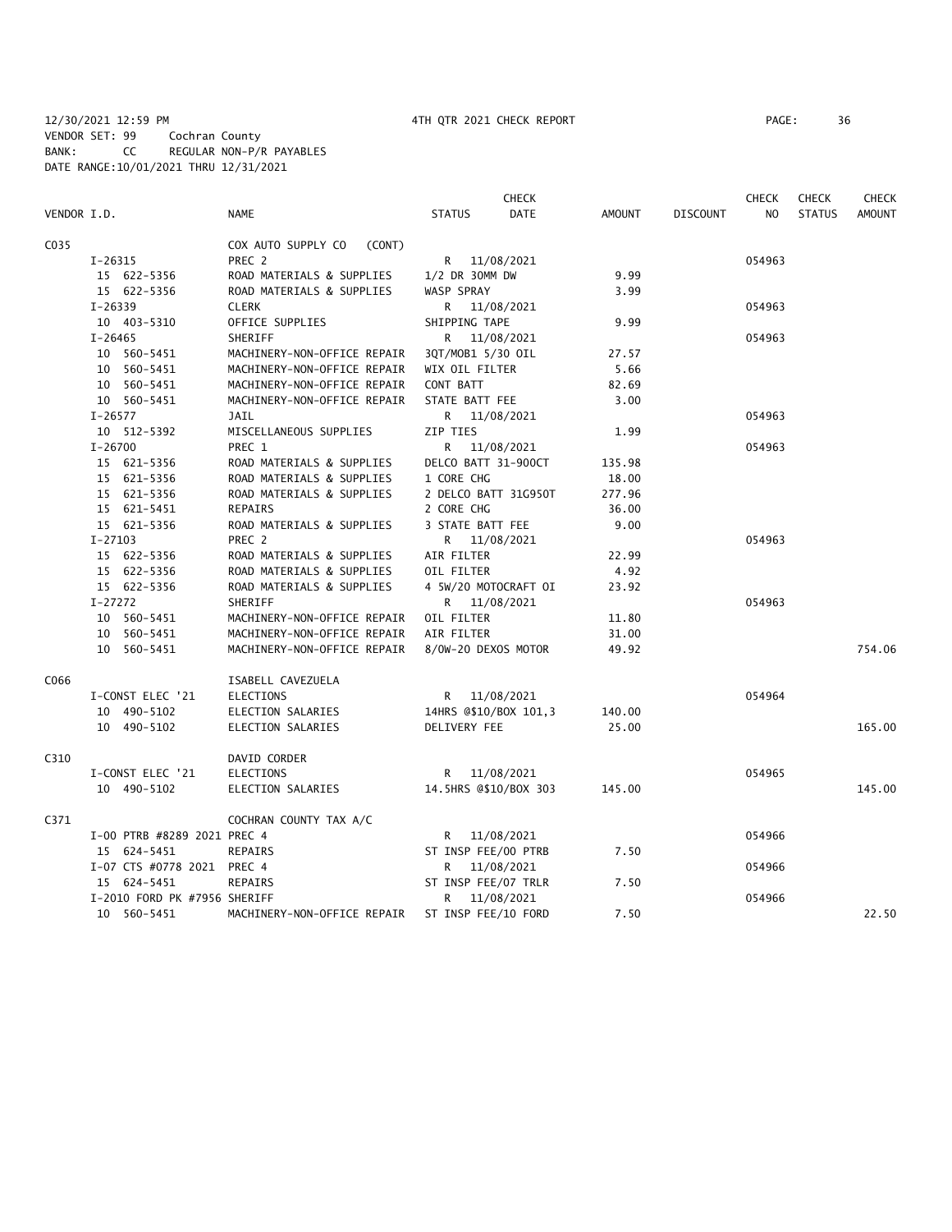12/30/2021 12:59 PM 4TH QTR 2021 CHECK REPORT

VENDOR SET: 99 Cochran County
BANK: CC REGULAR NON-P/R PAYABLES
DATE RANGE:10/01/2021 THRU 12/31/2021

| VENDOR I.D. | NAME | STATUS | CHECK DATE | AMOUNT | DISCOUNT | CHECK NO | CHECK STATUS | CHECK AMOUNT |
|---|---|---|---|---|---|---|---|---|
| C035 | COX AUTO SUPPLY CO (CONT) | | | | | | | |
| I-26315 | PREC 2 | R | 11/08/2021 | | | 054963 | | |
| 15 622-5356 | ROAD MATERIALS & SUPPLIES | 1/2 DR 30MM DW | | 9.99 | | | | |
| 15 622-5356 | ROAD MATERIALS & SUPPLIES | WASP SPRAY | | 3.99 | | | | |
| I-26339 | CLERK | R | 11/08/2021 | | | 054963 | | |
| 10 403-5310 | OFFICE SUPPLIES | SHIPPING TAPE | | 9.99 | | | | |
| I-26465 | SHERIFF | R | 11/08/2021 | | | 054963 | | |
| 10 560-5451 | MACHINERY-NON-OFFICE REPAIR | 3QT/MOB1 5/30 OIL | | 27.57 | | | | |
| 10 560-5451 | MACHINERY-NON-OFFICE REPAIR | WIX OIL FILTER | | 5.66 | | | | |
| 10 560-5451 | MACHINERY-NON-OFFICE REPAIR | CONT BATT | | 82.69 | | | | |
| 10 560-5451 | MACHINERY-NON-OFFICE REPAIR | STATE BATT FEE | | 3.00 | | | | |
| I-26577 | JAIL | R | 11/08/2021 | | | 054963 | | |
| 10 512-5392 | MISCELLANEOUS SUPPLIES | ZIP TIES | | 1.99 | | | | |
| I-26700 | PREC 1 | R | 11/08/2021 | | | 054963 | | |
| 15 621-5356 | ROAD MATERIALS & SUPPLIES | DELCO BATT 31-900CT | | 135.98 | | | | |
| 15 621-5356 | ROAD MATERIALS & SUPPLIES | 1 CORE CHG | | 18.00 | | | | |
| 15 621-5356 | ROAD MATERIALS & SUPPLIES | 2 DELCO BATT 31G950T | | 277.96 | | | | |
| 15 621-5451 | REPAIRS | 2 CORE CHG | | 36.00 | | | | |
| 15 621-5356 | ROAD MATERIALS & SUPPLIES | 3 STATE BATT FEE | | 9.00 | | | | |
| I-27103 | PREC 2 | R | 11/08/2021 | | | 054963 | | |
| 15 622-5356 | ROAD MATERIALS & SUPPLIES | AIR FILTER | | 22.99 | | | | |
| 15 622-5356 | ROAD MATERIALS & SUPPLIES | OIL FILTER | | 4.92 | | | | |
| 15 622-5356 | ROAD MATERIALS & SUPPLIES | 4 5W/20 MOTOCRAFT OI | | 23.92 | | | | |
| I-27272 | SHERIFF | R | 11/08/2021 | | | 054963 | | |
| 10 560-5451 | MACHINERY-NON-OFFICE REPAIR | OIL FILTER | | 11.80 | | | | |
| 10 560-5451 | MACHINERY-NON-OFFICE REPAIR | AIR FILTER | | 31.00 | | | | |
| 10 560-5451 | MACHINERY-NON-OFFICE REPAIR | 8/0W-20 DEXOS MOTOR | | 49.92 | | | | 754.06 |
| C066 | ISABELL CAVEZUELA | | | | | | | |
| I-CONST ELEC '21 | ELECTIONS | R | 11/08/2021 | | | 054964 | | |
| 10 490-5102 | ELECTION SALARIES | 14HRS @$10/BOX 101,3 | | 140.00 | | | | |
| 10 490-5102 | ELECTION SALARIES | DELIVERY FEE | | 25.00 | | | | 165.00 |
| C310 | DAVID CORDER | | | | | | | |
| I-CONST ELEC '21 | ELECTIONS | R | 11/08/2021 | | | 054965 | | |
| 10 490-5102 | ELECTION SALARIES | 14.5HRS @$10/BOX 303 | | 145.00 | | | | 145.00 |
| C371 | COCHRAN COUNTY TAX A/C | | | | | | | |
| I-00 PTRB #8289 2021 | PREC 4 | R | 11/08/2021 | | | 054966 | | |
| 15 624-5451 | REPAIRS | ST INSP FEE/00 PTRB | | 7.50 | | | | |
| I-07 CTS #0778 2021 | PREC 4 | R | 11/08/2021 | | | 054966 | | |
| 15 624-5451 | REPAIRS | ST INSP FEE/07 TRLR | | 7.50 | | | | |
| I-2010 FORD PK #7956 | SHERIFF | R | 11/08/2021 | | | 054966 | | |
| 10 560-5451 | MACHINERY-NON-OFFICE REPAIR | ST INSP FEE/10 FORD | | 7.50 | | | | 22.50 |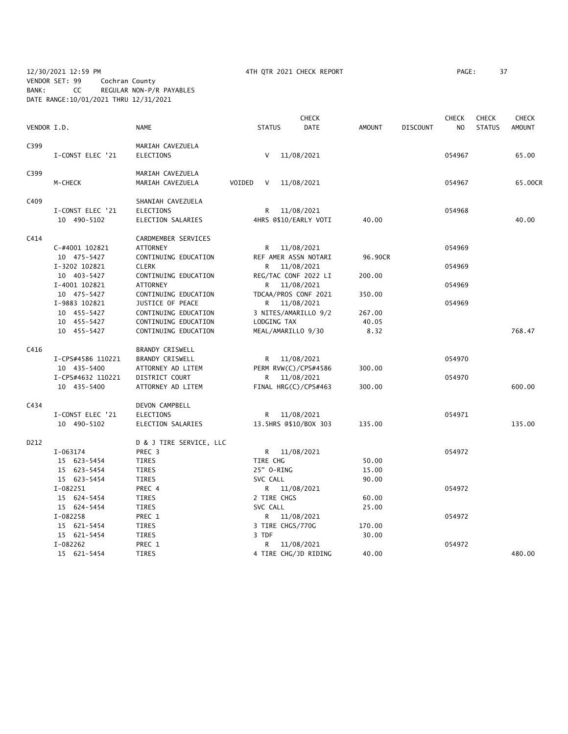12/30/2021 12:59 PM 4TH QTR 2021 CHECK REPORT

VENDOR SET: 99 Cochran County
BANK: CC REGULAR NON-P/R PAYABLES
DATE RANGE:10/01/2021 THRU 12/31/2021

| VENDOR I.D. | NAME | STATUS | CHECK DATE | AMOUNT | DISCOUNT | CHECK NO | CHECK STATUS | CHECK AMOUNT |
|---|---|---|---|---|---|---|---|---|
| C399 | MARIAH CAVEZUELA | | | | | | | |
| I-CONST ELEC '21 | ELECTIONS | V | 11/08/2021 | | | 054967 | | 65.00 |
| C399 | MARIAH CAVEZUELA | | | | | | | |
| M-CHECK | MARIAH CAVEZUELA | VOIDED V | 11/08/2021 | | | 054967 | | 65.00CR |
| C409 | SHANIAH CAVEZUELA | | | | | | | |
| I-CONST ELEC '21 | ELECTIONS | R | 11/08/2021 | | | 054968 | | |
| 10 490-5102 | ELECTION SALARIES | 4HRS @$10/EARLY VOTI | | 40.00 | | | | 40.00 |
| C414 | CARDMEMBER SERVICES | | | | | | | |
| C-#4001 102821 | ATTORNEY | R | 11/08/2021 | | | 054969 | | |
| 10 475-5427 | CONTINUING EDUCATION | REF AMER ASSN NOTARI | | 96.90CR | | | | |
| I-3202 102821 | CLERK | R | 11/08/2021 | | | 054969 | | |
| 10 403-5427 | CONTINUING EDUCATION | REG/TAC CONF 2022 LI | | 200.00 | | | | |
| I-4001 102821 | ATTORNEY | R | 11/08/2021 | | | 054969 | | |
| 10 475-5427 | CONTINUING EDUCATION | TDCAA/PROS CONF 2021 | | 350.00 | | | | |
| I-9883 102821 | JUSTICE OF PEACE | R | 11/08/2021 | | | 054969 | | |
| 10 455-5427 | CONTINUING EDUCATION | 3 NITES/AMARILLO 9/2 | | 267.00 | | | | |
| 10 455-5427 | CONTINUING EDUCATION | LODGING TAX | | 40.05 | | | | |
| 10 455-5427 | CONTINUING EDUCATION | MEAL/AMARILLO 9/30 | | 8.32 | | | | 768.47 |
| C416 | BRANDY CRISWELL | | | | | | | |
| I-CPS#4586 110221 | BRANDY CRISWELL | R | 11/08/2021 | | | 054970 | | |
| 10 435-5400 | ATTORNEY AD LITEM | PERM RVW(C)/CPS#4586 | | 300.00 | | | | |
| I-CPS#4632 110221 | DISTRICT COURT | R | 11/08/2021 | | | 054970 | | |
| 10 435-5400 | ATTORNEY AD LITEM | FINAL HRG(C)/CPS#463 | | 300.00 | | | | 600.00 |
| C434 | DEVON CAMPBELL | | | | | | | |
| I-CONST ELEC '21 | ELECTIONS | R | 11/08/2021 | | | 054971 | | |
| 10 490-5102 | ELECTION SALARIES | 13.5HRS @$10/BOX 303 | | 135.00 | | | | 135.00 |
| D212 | D & J TIRE SERVICE, LLC | | | | | | | |
| I-063174 | PREC 3 | R | 11/08/2021 | | | 054972 | | |
| 15 623-5454 | TIRES | TIRE CHG | | 50.00 | | | | |
| 15 623-5454 | TIRES | 25" O-RING | | 15.00 | | | | |
| 15 623-5454 | TIRES | SVC CALL | | 90.00 | | | | |
| I-082251 | PREC 4 | R | 11/08/2021 | | | 054972 | | |
| 15 624-5454 | TIRES | 2 TIRE CHGS | | 60.00 | | | | |
| 15 624-5454 | TIRES | SVC CALL | | 25.00 | | | | |
| I-082258 | PREC 1 | R | 11/08/2021 | | | 054972 | | |
| 15 621-5454 | TIRES | 3 TIRE CHGS/770G | | 170.00 | | | | |
| 15 621-5454 | TIRES | 3 TDF | | 30.00 | | | | |
| I-082262 | PREC 1 | R | 11/08/2021 | | | 054972 | | |
| 15 621-5454 | TIRES | 4 TIRE CHG/JD RIDING | | 40.00 | | | | 480.00 |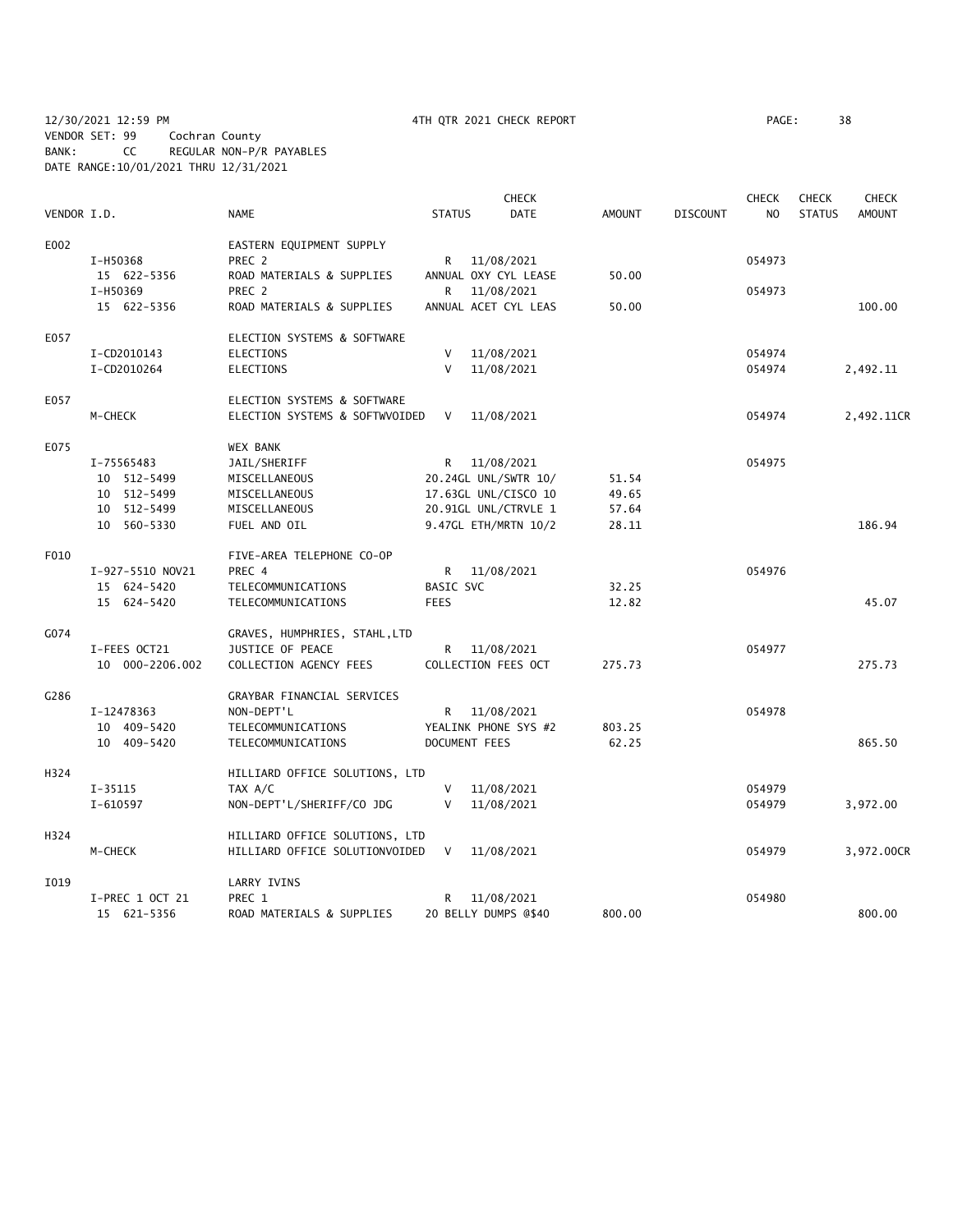12/30/2021 12:59 PM 4TH QTR 2021 CHECK REPORT PAGE: 38
VENDOR SET: 99 Cochran County
BANK: CC REGULAR NON-P/R PAYABLES
DATE RANGE:10/01/2021 THRU 12/31/2021

| VENDOR I.D. | | NAME | STATUS | CHECK DATE | AMOUNT | DISCOUNT | CHECK NO | CHECK STATUS | CHECK AMOUNT |
|---|---|---|---|---|---|---|---|---|---|
| E002 | | EASTERN EQUIPMENT SUPPLY | | | | | | | |
| | I-H50368 | PREC 2 | R | 11/08/2021 | | | 054973 | | |
| | 15 622-5356 | ROAD MATERIALS & SUPPLIES | ANNUAL OXY CYL LEASE | | 50.00 | | | | |
| | I-H50369 | PREC 2 | R | 11/08/2021 | | | 054973 | | |
| | 15 622-5356 | ROAD MATERIALS & SUPPLIES | ANNUAL ACET CYL LEAS | | 50.00 | | | | 100.00 |
| E057 | | ELECTION SYSTEMS & SOFTWARE | | | | | | | |
| | I-CD2010143 | ELECTIONS | V | 11/08/2021 | | | 054974 | | |
| | I-CD2010264 | ELECTIONS | V | 11/08/2021 | | | 054974 | | 2,492.11 |
| E057 | | ELECTION SYSTEMS & SOFTWARE | | | | | | | |
| | M-CHECK | ELECTION SYSTEMS & SOFTWVOIDED | V | 11/08/2021 | | | 054974 | | 2,492.11CR |
| E075 | | WEX BANK | | | | | | | |
| | I-75565483 | JAIL/SHERIFF | R | 11/08/2021 | | | 054975 | | |
| | 10 512-5499 | MISCELLANEOUS | 20.24GL UNL/SWTR 10/ | | 51.54 | | | | |
| | 10 512-5499 | MISCELLANEOUS | 17.63GL UNL/CISCO 10 | | 49.65 | | | | |
| | 10 512-5499 | MISCELLANEOUS | 20.91GL UNL/CTRVLE 1 | | 57.64 | | | | |
| | 10 560-5330 | FUEL AND OIL | 9.47GL ETH/MRTN 10/2 | | 28.11 | | | | 186.94 |
| F010 | | FIVE-AREA TELEPHONE CO-OP | | | | | | | |
| | I-927-5510 NOV21 | PREC 4 | R | 11/08/2021 | | | 054976 | | |
| | 15 624-5420 | TELECOMMUNICATIONS | BASIC SVC | | 32.25 | | | | |
| | 15 624-5420 | TELECOMMUNICATIONS | FEES | | 12.82 | | | | 45.07 |
| G074 | | GRAVES, HUMPHRIES, STAHL,LTD | | | | | | | |
| | I-FEES OCT21 | JUSTICE OF PEACE | R | 11/08/2021 | | | 054977 | | |
| | 10 000-2206.002 | COLLECTION AGENCY FEES | COLLECTION FEES OCT | | 275.73 | | | | 275.73 |
| G286 | | GRAYBAR FINANCIAL SERVICES | | | | | | | |
| | I-12478363 | NON-DEPT'L | R | 11/08/2021 | | | 054978 | | |
| | 10 409-5420 | TELECOMMUNICATIONS | YEALINK PHONE SYS #2 | | 803.25 | | | | |
| | 10 409-5420 | TELECOMMUNICATIONS | DOCUMENT FEES | | 62.25 | | | | 865.50 |
| H324 | | HILLIARD OFFICE SOLUTIONS, LTD | | | | | | | |
| | I-35115 | TAX A/C | V | 11/08/2021 | | | 054979 | | |
| | I-610597 | NON-DEPT'L/SHERIFF/CO JDG | V | 11/08/2021 | | | 054979 | | 3,972.00 |
| H324 | | HILLIARD OFFICE SOLUTIONS, LTD | | | | | | | |
| | M-CHECK | HILLIARD OFFICE SOLUTIONVOIDED | V | 11/08/2021 | | | 054979 | | 3,972.00CR |
| I019 | | LARRY IVINS | | | | | | | |
| | I-PREC 1 OCT 21 | PREC 1 | R | 11/08/2021 | | | 054980 | | |
| | 15 621-5356 | ROAD MATERIALS & SUPPLIES | 20 BELLY DUMPS @$40 | | 800.00 | | | | 800.00 |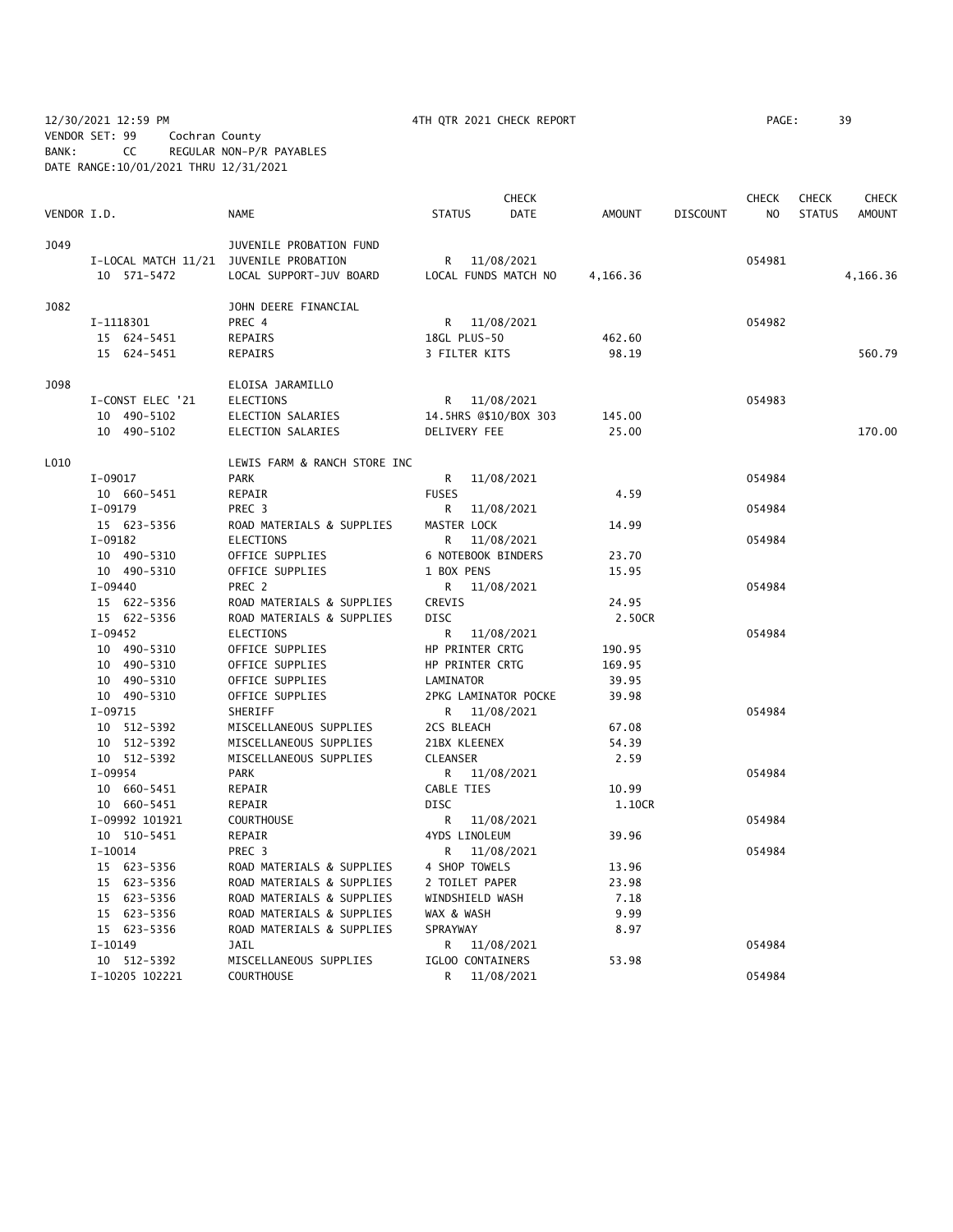12/30/2021 12:59 PM 4TH QTR 2021 CHECK REPORT
VENDOR SET: 99 Cochran County
BANK: CC REGULAR NON-P/R PAYABLES
DATE RANGE:10/01/2021 THRU 12/31/2021

| VENDOR I.D. | | NAME | STATUS | CHECK DATE | AMOUNT | DISCOUNT | CHECK NO | CHECK STATUS | CHECK AMOUNT |
|---|---|---|---|---|---|---|---|---|---|
| J049 | | JUVENILE PROBATION FUND | | | | | | | |
| | I-LOCAL MATCH 11/21 | JUVENILE PROBATION | R | 11/08/2021 | | | 054981 | | |
| | 10 571-5472 | LOCAL SUPPORT-JUV BOARD | LOCAL FUNDS MATCH NO | | 4,166.36 | | | | 4,166.36 |
| J082 | | JOHN DEERE FINANCIAL | | | | | | | |
| | I-1118301 | PREC 4 | R | 11/08/2021 | | | 054982 | | |
| | 15 624-5451 | REPAIRS | 18GL PLUS-50 | | 462.60 | | | | |
| | 15 624-5451 | REPAIRS | 3 FILTER KITS | | 98.19 | | | | 560.79 |
| J098 | | ELOISA JARAMILLO | | | | | | | |
| | I-CONST ELEC '21 | ELECTIONS | R | 11/08/2021 | | | 054983 | | |
| | 10 490-5102 | ELECTION SALARIES | 14.5HRS @$10/BOX 303 | | 145.00 | | | | |
| | 10 490-5102 | ELECTION SALARIES | DELIVERY FEE | | 25.00 | | | | 170.00 |
| L010 | | LEWIS FARM & RANCH STORE INC | | | | | | | |
| | I-09017 | PARK | R | 11/08/2021 | | | 054984 | | |
| | 10 660-5451 | REPAIR | FUSES | | 4.59 | | | | |
| | I-09179 | PREC 3 | R | 11/08/2021 | | | 054984 | | |
| | 15 623-5356 | ROAD MATERIALS & SUPPLIES | MASTER LOCK | | 14.99 | | | | |
| | I-09182 | ELECTIONS | R | 11/08/2021 | | | 054984 | | |
| | 10 490-5310 | OFFICE SUPPLIES | 6 NOTEBOOK BINDERS | | 23.70 | | | | |
| | 10 490-5310 | OFFICE SUPPLIES | 1 BOX PENS | | 15.95 | | | | |
| | I-09440 | PREC 2 | R | 11/08/2021 | | | 054984 | | |
| | 15 622-5356 | ROAD MATERIALS & SUPPLIES | CREVIS | | 24.95 | | | | |
| | 15 622-5356 | ROAD MATERIALS & SUPPLIES | DISC | | 2.50CR | | | | |
| | I-09452 | ELECTIONS | R | 11/08/2021 | | | 054984 | | |
| | 10 490-5310 | OFFICE SUPPLIES | HP PRINTER CRTG | | 190.95 | | | | |
| | 10 490-5310 | OFFICE SUPPLIES | HP PRINTER CRTG | | 169.95 | | | | |
| | 10 490-5310 | OFFICE SUPPLIES | LAMINATOR | | 39.95 | | | | |
| | 10 490-5310 | OFFICE SUPPLIES | 2PKG LAMINATOR POCKE | | 39.98 | | | | |
| | I-09715 | SHERIFF | R | 11/08/2021 | | | 054984 | | |
| | 10 512-5392 | MISCELLANEOUS SUPPLIES | 2CS BLEACH | | 67.08 | | | | |
| | 10 512-5392 | MISCELLANEOUS SUPPLIES | 21BX KLEENEX | | 54.39 | | | | |
| | 10 512-5392 | MISCELLANEOUS SUPPLIES | CLEANSER | | 2.59 | | | | |
| | I-09954 | PARK | R | 11/08/2021 | | | 054984 | | |
| | 10 660-5451 | REPAIR | CABLE TIES | | 10.99 | | | | |
| | 10 660-5451 | REPAIR | DISC | | 1.10CR | | | | |
| | I-09992 101921 | COURTHOUSE | R | 11/08/2021 | | | 054984 | | |
| | 10 510-5451 | REPAIR | 4YDS LINOLEUM | | 39.96 | | | | |
| | I-10014 | PREC 3 | R | 11/08/2021 | | | 054984 | | |
| | 15 623-5356 | ROAD MATERIALS & SUPPLIES | 4 SHOP TOWELS | | 13.96 | | | | |
| | 15 623-5356 | ROAD MATERIALS & SUPPLIES | 2 TOILET PAPER | | 23.98 | | | | |
| | 15 623-5356 | ROAD MATERIALS & SUPPLIES | WINDSHIELD WASH | | 7.18 | | | | |
| | 15 623-5356 | ROAD MATERIALS & SUPPLIES | WAX & WASH | | 9.99 | | | | |
| | 15 623-5356 | ROAD MATERIALS & SUPPLIES | SPRAYWAY | | 8.97 | | | | |
| | I-10149 | JAIL | R | 11/08/2021 | | | 054984 | | |
| | 10 512-5392 | MISCELLANEOUS SUPPLIES | IGLOO CONTAINERS | | 53.98 | | | | |
| | I-10205 102221 | COURTHOUSE | R | 11/08/2021 | | | 054984 | | |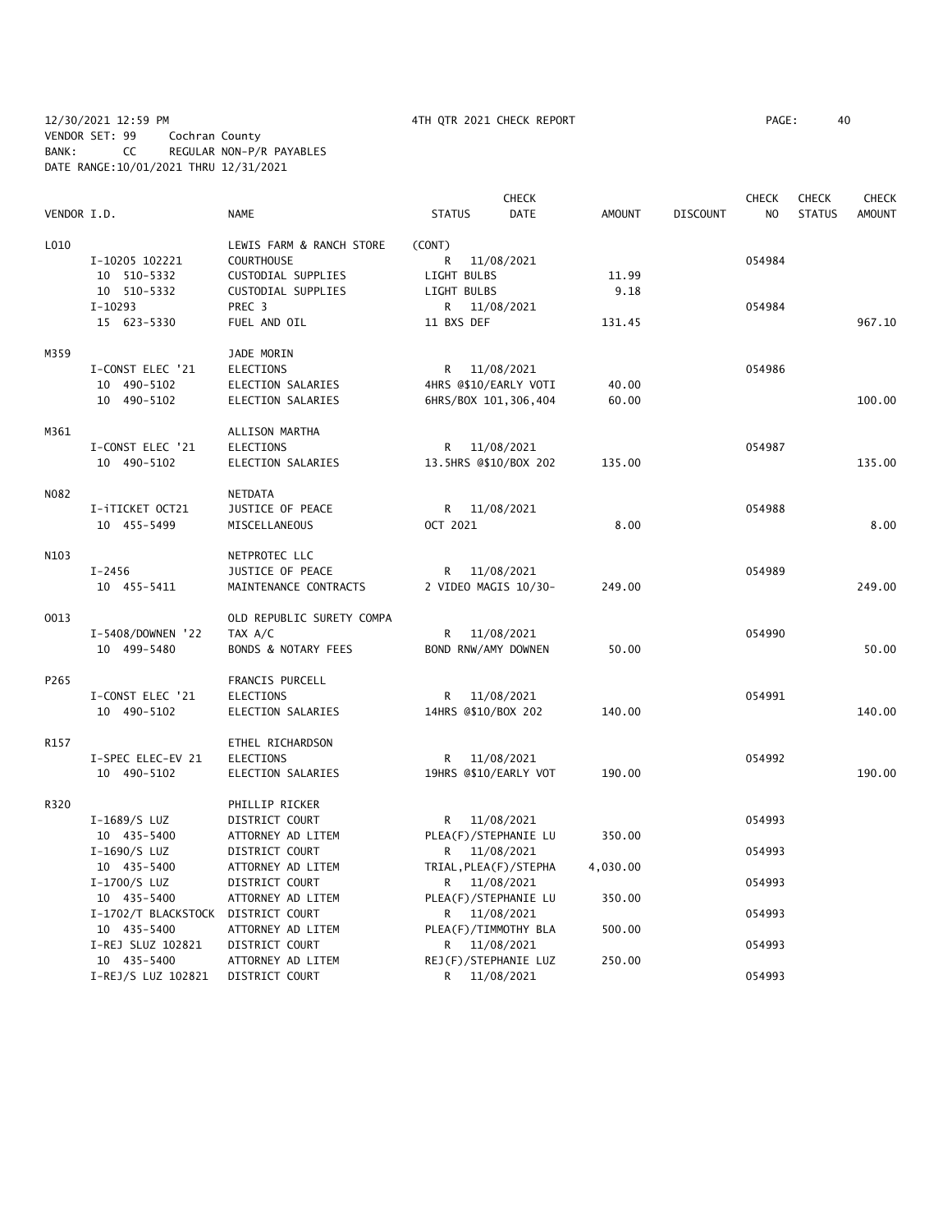12/30/2021 12:59 PM 4TH QTR 2021 CHECK REPORT
VENDOR SET: 99 Cochran County
BANK: CC REGULAR NON-P/R PAYABLES
DATE RANGE:10/01/2021 THRU 12/31/2021

| VENDOR I.D. | NAME | STATUS | CHECK DATE | AMOUNT | DISCOUNT | CHECK NO | CHECK STATUS | CHECK AMOUNT |
|---|---|---|---|---|---|---|---|---|
| L010 | LEWIS FARM & RANCH STORE | (CONT) | | | | | | |
| I-10205 102221 | COURTHOUSE | R | 11/08/2021 | | | 054984 | | |
| 10 510-5332 | CUSTODIAL SUPPLIES | LIGHT BULBS | | 11.99 | | | | |
| 10 510-5332 | CUSTODIAL SUPPLIES | LIGHT BULBS | | 9.18 | | | | |
| I-10293 | PREC 3 | R | 11/08/2021 | | | 054984 | | |
| 15 623-5330 | FUEL AND OIL | 11 BXS DEF | | 131.45 | | | | 967.10 |
| M359 | JADE MORIN | | | | | | | |
| I-CONST ELEC '21 | ELECTIONS | R | 11/08/2021 | | | 054986 | | |
| 10 490-5102 | ELECTION SALARIES | 4HRS @$10/EARLY VOTI | | 40.00 | | | | |
| 10 490-5102 | ELECTION SALARIES | 6HRS/BOX 101,306,404 | | 60.00 | | | | 100.00 |
| M361 | ALLISON MARTHA | | | | | | | |
| I-CONST ELEC '21 | ELECTIONS | R | 11/08/2021 | | | 054987 | | |
| 10 490-5102 | ELECTION SALARIES | 13.5HRS @$10/BOX 202 | | 135.00 | | | | 135.00 |
| N082 | NETDATA | | | | | | | |
| I-iTICKET OCT21 | JUSTICE OF PEACE | R | 11/08/2021 | | | 054988 | | |
| 10 455-5499 | MISCELLANEOUS | OCT 2021 | | 8.00 | | | | 8.00 |
| N103 | NETPROTEC LLC | | | | | | | |
| I-2456 | JUSTICE OF PEACE | R | 11/08/2021 | | | 054989 | | |
| 10 455-5411 | MAINTENANCE CONTRACTS | 2 VIDEO MAGIS 10/30- | | 249.00 | | | | 249.00 |
| O013 | OLD REPUBLIC SURETY COMPA | | | | | | | |
| I-5408/DOWNEN '22 | TAX A/C | R | 11/08/2021 | | | 054990 | | |
| 10 499-5480 | BONDS & NOTARY FEES | BOND RNW/AMY DOWNEN | | 50.00 | | | | 50.00 |
| P265 | FRANCIS PURCELL | | | | | | | |
| I-CONST ELEC '21 | ELECTIONS | R | 11/08/2021 | | | 054991 | | |
| 10 490-5102 | ELECTION SALARIES | 14HRS @$10/BOX 202 | | 140.00 | | | | 140.00 |
| R157 | ETHEL RICHARDSON | | | | | | | |
| I-SPEC ELEC-EV 21 | ELECTIONS | R | 11/08/2021 | | | 054992 | | |
| 10 490-5102 | ELECTION SALARIES | 19HRS @$10/EARLY VOT | | 190.00 | | | | 190.00 |
| R320 | PHILLIP RICKER | | | | | | | |
| I-1689/S LUZ | DISTRICT COURT | R | 11/08/2021 | | | 054993 | | |
| 10 435-5400 | ATTORNEY AD LITEM | PLEA(F)/STEPHANIE LU | | 350.00 | | | | |
| I-1690/S LUZ | DISTRICT COURT | R | 11/08/2021 | | | 054993 | | |
| 10 435-5400 | ATTORNEY AD LITEM | TRIAL,PLEA(F)/STEPHA | | 4,030.00 | | | | |
| I-1700/S LUZ | DISTRICT COURT | R | 11/08/2021 | | | 054993 | | |
| 10 435-5400 | ATTORNEY AD LITEM | PLEA(F)/STEPHANIE LU | | 350.00 | | | | |
| I-1702/T BLACKSTOCK | DISTRICT COURT | R | 11/08/2021 | | | 054993 | | |
| 10 435-5400 | ATTORNEY AD LITEM | PLEA(F)/TIMMOTHY BLA | | 500.00 | | | | |
| I-REJ SLUZ 102821 | DISTRICT COURT | R | 11/08/2021 | | | 054993 | | |
| 10 435-5400 | ATTORNEY AD LITEM | REJ(F)/STEPHANIE LUZ | | 250.00 | | | | |
| I-REJ/S LUZ 102821 | DISTRICT COURT | R | 11/08/2021 | | | 054993 | | |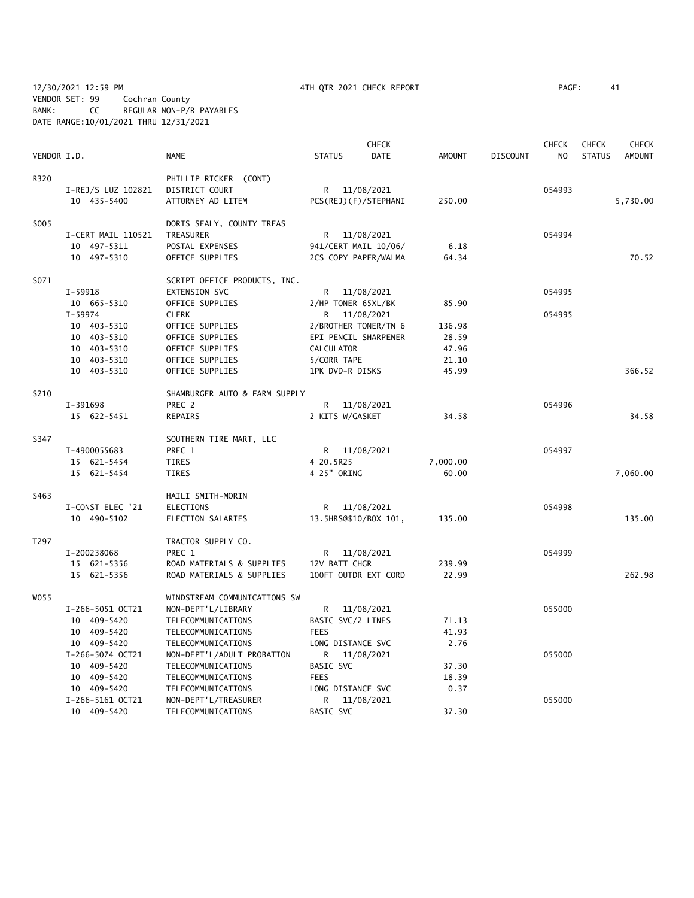12/30/2021 12:59 PM 4TH QTR 2021 CHECK REPORT PAGE: 41
VENDOR SET: 99 Cochran County
BANK: CC REGULAR NON-P/R PAYABLES
DATE RANGE:10/01/2021 THRU 12/31/2021

| VENDOR I.D. | NAME | STATUS | CHECK DATE | AMOUNT | DISCOUNT | CHECK NO | CHECK STATUS | CHECK AMOUNT |
|---|---|---|---|---|---|---|---|---|
| R320 | PHILLIP RICKER (CONT) | | | | | | | |
| I-REJ/S LUZ 102821 | DISTRICT COURT | R | 11/08/2021 | | | 054993 | | |
| 10 435-5400 | ATTORNEY AD LITEM | PCS(REJ)(F)/STEPHANI | | 250.00 | | | | 5,730.00 |
| S005 | DORIS SEALY, COUNTY TREAS | | | | | | | |
| I-CERT MAIL 110521 | TREASURER | R | 11/08/2021 | | | 054994 | | |
| 10 497-5311 | POSTAL EXPENSES | 941/CERT MAIL 10/06/ | | 6.18 | | | | |
| 10 497-5310 | OFFICE SUPPLIES | 2CS COPY PAPER/WALMA | | 64.34 | | | | 70.52 |
| S071 | SCRIPT OFFICE PRODUCTS, INC. | | | | | | | |
| I-59918 | EXTENSION SVC | R | 11/08/2021 | | | 054995 | | |
| 10 665-5310 | OFFICE SUPPLIES | 2/HP TONER 65XL/BK | | 85.90 | | | | |
| I-59974 | CLERK | R | 11/08/2021 | | | 054995 | | |
| 10 403-5310 | OFFICE SUPPLIES | 2/BROTHER TONER/TN 6 | | 136.98 | | | | |
| 10 403-5310 | OFFICE SUPPLIES | EPI PENCIL SHARPENER | | 28.59 | | | | |
| 10 403-5310 | OFFICE SUPPLIES | CALCULATOR | | 47.96 | | | | |
| 10 403-5310 | OFFICE SUPPLIES | 5/CORR TAPE | | 21.10 | | | | |
| 10 403-5310 | OFFICE SUPPLIES | 1PK DVD-R DISKS | | 45.99 | | | | 366.52 |
| S210 | SHAMBURGER AUTO & FARM SUPPLY | | | | | | | |
| I-391698 | PREC 2 | R | 11/08/2021 | | | 054996 | | |
| 15 622-5451 | REPAIRS | 2 KITS W/GASKET | | 34.58 | | | | 34.58 |
| S347 | SOUTHERN TIRE MART, LLC | | | | | | | |
| I-4900055683 | PREC 1 | R | 11/08/2021 | | | 054997 | | |
| 15 621-5454 | TIRES | 4 20.5R25 | | 7,000.00 | | | | |
| 15 621-5454 | TIRES | 4 25" ORING | | 60.00 | | | | 7,060.00 |
| S463 | HAILI SMITH-MORIN | | | | | | | |
| I-CONST ELEC '21 | ELECTIONS | R | 11/08/2021 | | | 054998 | | |
| 10 490-5102 | ELECTION SALARIES | 13.5HRS@$10/BOX 101, | | 135.00 | | | | 135.00 |
| T297 | TRACTOR SUPPLY CO. | | | | | | | |
| I-200238068 | PREC 1 | R | 11/08/2021 | | | 054999 | | |
| 15 621-5356 | ROAD MATERIALS & SUPPLIES | 12V BATT CHGR | | 239.99 | | | | |
| 15 621-5356 | ROAD MATERIALS & SUPPLIES | 100FT OUTDR EXT CORD | | 22.99 | | | | 262.98 |
| W055 | WINDSTREAM COMMUNICATIONS SW | | | | | | | |
| I-266-5051 OCT21 | NON-DEPT'L/LIBRARY | R | 11/08/2021 | | | 055000 | | |
| 10 409-5420 | TELECOMMUNICATIONS | BASIC SVC/2 LINES | | 71.13 | | | | |
| 10 409-5420 | TELECOMMUNICATIONS | FEES | | 41.93 | | | | |
| 10 409-5420 | TELECOMMUNICATIONS | LONG DISTANCE SVC | | 2.76 | | | | |
| I-266-5074 OCT21 | NON-DEPT'L/ADULT PROBATION | R | 11/08/2021 | | | 055000 | | |
| 10 409-5420 | TELECOMMUNICATIONS | BASIC SVC | | 37.30 | | | | |
| 10 409-5420 | TELECOMMUNICATIONS | FEES | | 18.39 | | | | |
| 10 409-5420 | TELECOMMUNICATIONS | LONG DISTANCE SVC | | 0.37 | | | | |
| I-266-5161 OCT21 | NON-DEPT'L/TREASURER | R | 11/08/2021 | | | 055000 | | |
| 10 409-5420 | TELECOMMUNICATIONS | BASIC SVC | | 37.30 | | | | |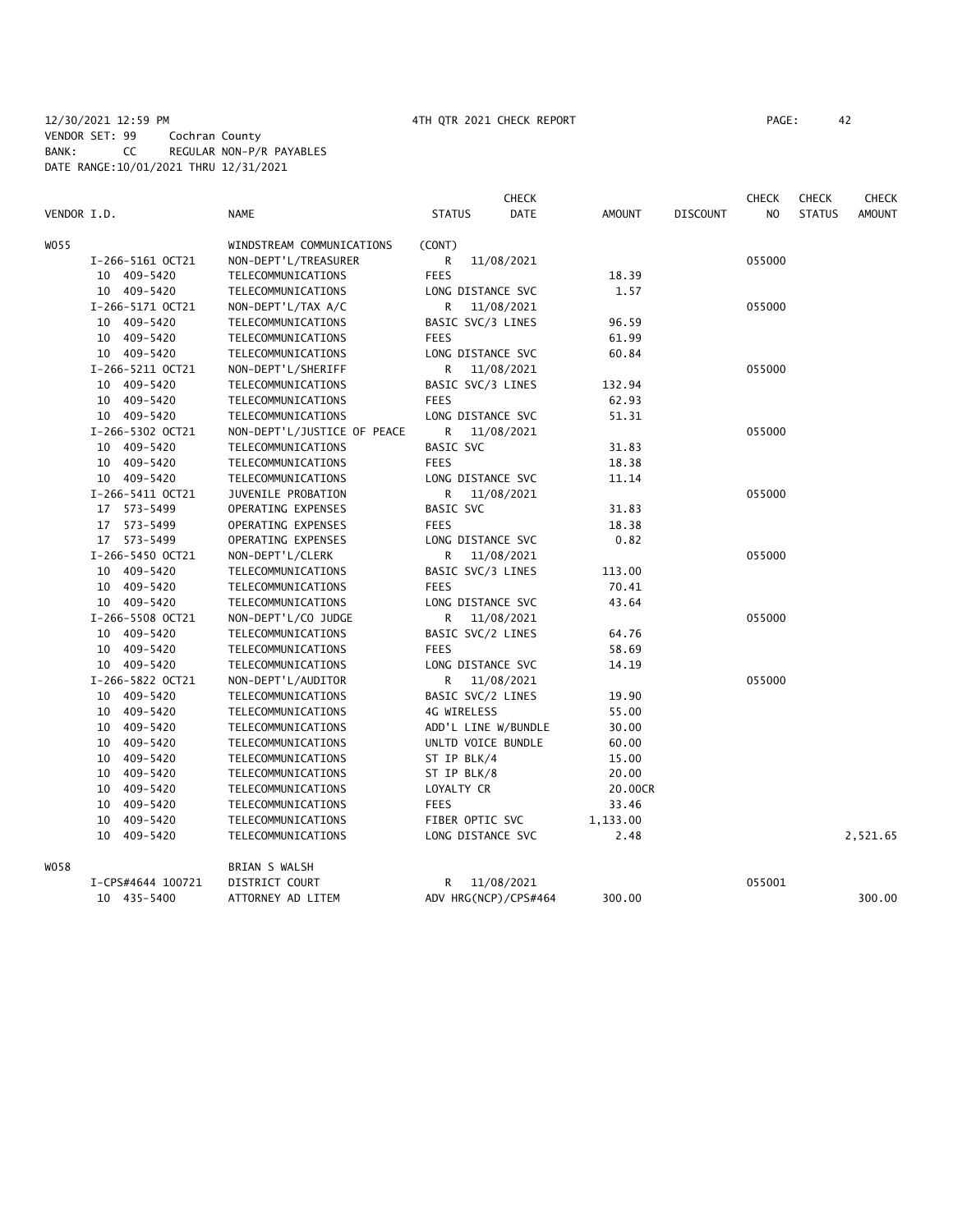12/30/2021 12:59 PM 4TH QTR 2021 CHECK REPORT

VENDOR SET: 99 Cochran County
BANK: CC REGULAR NON-P/R PAYABLES
DATE RANGE:10/01/2021 THRU 12/31/2021

| VENDOR I.D. | NAME | STATUS | CHECK DATE | AMOUNT | DISCOUNT | CHECK NO | CHECK STATUS | CHECK AMOUNT |
|---|---|---|---|---|---|---|---|---|
| W055 | WINDSTREAM COMMUNICATIONS | (CONT) | | | | | | |
| I-266-5161 OCT21 | NON-DEPT'L/TREASURER | R | 11/08/2021 | | | 055000 | | |
| 10 409-5420 | TELECOMMUNICATIONS | FEES | | 18.39 | | | | |
| 10 409-5420 | TELECOMMUNICATIONS | LONG DISTANCE SVC | | 1.57 | | | | |
| I-266-5171 OCT21 | NON-DEPT'L/TAX A/C | R | 11/08/2021 | | | 055000 | | |
| 10 409-5420 | TELECOMMUNICATIONS | BASIC SVC/3 LINES | | 96.59 | | | | |
| 10 409-5420 | TELECOMMUNICATIONS | FEES | | 61.99 | | | | |
| 10 409-5420 | TELECOMMUNICATIONS | LONG DISTANCE SVC | | 60.84 | | | | |
| I-266-5211 OCT21 | NON-DEPT'L/SHERIFF | R | 11/08/2021 | | | 055000 | | |
| 10 409-5420 | TELECOMMUNICATIONS | BASIC SVC/3 LINES | | 132.94 | | | | |
| 10 409-5420 | TELECOMMUNICATIONS | FEES | | 62.93 | | | | |
| 10 409-5420 | TELECOMMUNICATIONS | LONG DISTANCE SVC | | 51.31 | | | | |
| I-266-5302 OCT21 | NON-DEPT'L/JUSTICE OF PEACE | R | 11/08/2021 | | | 055000 | | |
| 10 409-5420 | TELECOMMUNICATIONS | BASIC SVC | | 31.83 | | | | |
| 10 409-5420 | TELECOMMUNICATIONS | FEES | | 18.38 | | | | |
| 10 409-5420 | TELECOMMUNICATIONS | LONG DISTANCE SVC | | 11.14 | | | | |
| I-266-5411 OCT21 | JUVENILE PROBATION | R | 11/08/2021 | | | 055000 | | |
| 17 573-5499 | OPERATING EXPENSES | BASIC SVC | | 31.83 | | | | |
| 17 573-5499 | OPERATING EXPENSES | FEES | | 18.38 | | | | |
| 17 573-5499 | OPERATING EXPENSES | LONG DISTANCE SVC | | 0.82 | | | | |
| I-266-5450 OCT21 | NON-DEPT'L/CLERK | R | 11/08/2021 | | | 055000 | | |
| 10 409-5420 | TELECOMMUNICATIONS | BASIC SVC/3 LINES | | 113.00 | | | | |
| 10 409-5420 | TELECOMMUNICATIONS | FEES | | 70.41 | | | | |
| 10 409-5420 | TELECOMMUNICATIONS | LONG DISTANCE SVC | | 43.64 | | | | |
| I-266-5508 OCT21 | NON-DEPT'L/CO JUDGE | R | 11/08/2021 | | | 055000 | | |
| 10 409-5420 | TELECOMMUNICATIONS | BASIC SVC/2 LINES | | 64.76 | | | | |
| 10 409-5420 | TELECOMMUNICATIONS | FEES | | 58.69 | | | | |
| 10 409-5420 | TELECOMMUNICATIONS | LONG DISTANCE SVC | | 14.19 | | | | |
| I-266-5822 OCT21 | NON-DEPT'L/AUDITOR | R | 11/08/2021 | | | 055000 | | |
| 10 409-5420 | TELECOMMUNICATIONS | BASIC SVC/2 LINES | | 19.90 | | | | |
| 10 409-5420 | TELECOMMUNICATIONS | 4G WIRELESS | | 55.00 | | | | |
| 10 409-5420 | TELECOMMUNICATIONS | ADD'L LINE W/BUNDLE | | 30.00 | | | | |
| 10 409-5420 | TELECOMMUNICATIONS | UNLTD VOICE BUNDLE | | 60.00 | | | | |
| 10 409-5420 | TELECOMMUNICATIONS | ST IP BLK/4 | | 15.00 | | | | |
| 10 409-5420 | TELECOMMUNICATIONS | ST IP BLK/8 | | 20.00 | | | | |
| 10 409-5420 | TELECOMMUNICATIONS | LOYALTY CR | | 20.00CR | | | | |
| 10 409-5420 | TELECOMMUNICATIONS | FEES | | 33.46 | | | | |
| 10 409-5420 | TELECOMMUNICATIONS | FIBER OPTIC SVC | | 1,133.00 | | | | |
| 10 409-5420 | TELECOMMUNICATIONS | LONG DISTANCE SVC | | 2.48 | | | | 2,521.65 |
| W058 | BRIAN S WALSH | | | | | | | |
| I-CPS#4644 100721 | DISTRICT COURT | R | 11/08/2021 | | | 055001 | | |
| 10 435-5400 | ATTORNEY AD LITEM | ADV HRG(NCP)/CPS#464 | | 300.00 | | | | 300.00 |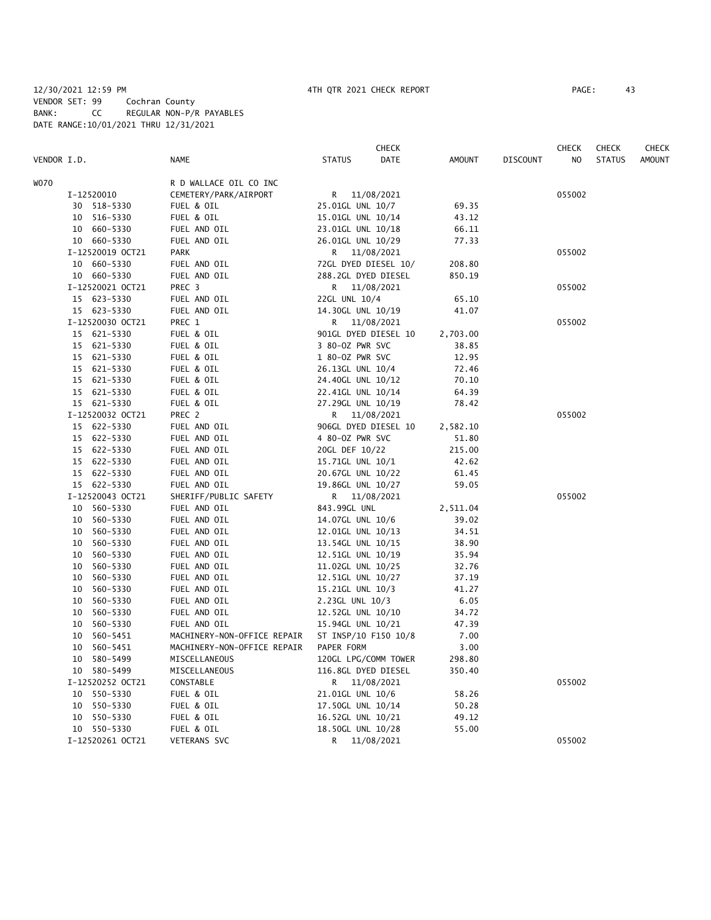12/30/2021 12:59 PM 4TH QTR 2021 CHECK REPORT

VENDOR SET: 99 Cochran County
BANK: CC REGULAR NON-P/R PAYABLES
DATE RANGE:10/01/2021 THRU 12/31/2021

| VENDOR I.D. | NAME | STATUS | CHECK DATE | AMOUNT | DISCOUNT | CHECK NO | CHECK STATUS | CHECK AMOUNT |
|---|---|---|---|---|---|---|---|---|
| W070 | R D WALLACE OIL CO INC | | | | | | | |
| I-12520010 | CEMETERY/PARK/AIRPORT | R | 11/08/2021 | | | 055002 | | |
| 30 518-5330 | FUEL & OIL | 25.01GL UNL 10/7 | | 69.35 | | | | |
| 10 516-5330 | FUEL & OIL | 15.01GL UNL 10/14 | | 43.12 | | | | |
| 10 660-5330 | FUEL AND OIL | 23.01GL UNL 10/18 | | 66.11 | | | | |
| 10 660-5330 | FUEL AND OIL | 26.01GL UNL 10/29 | | 77.33 | | | | |
| I-12520019 OCT21 | PARK | R | 11/08/2021 | | | 055002 | | |
| 10 660-5330 | FUEL AND OIL | 72GL DYED DIESEL 10/ | | 208.80 | | | | |
| 10 660-5330 | FUEL AND OIL | 288.2GL DYED DIESEL | | 850.19 | | | | |
| I-12520021 OCT21 | PREC 3 | R | 11/08/2021 | | | 055002 | | |
| 15 623-5330 | FUEL AND OIL | 22GL UNL 10/4 | | 65.10 | | | | |
| 15 623-5330 | FUEL AND OIL | 14.30GL UNL 10/19 | | 41.07 | | | | |
| I-12520030 OCT21 | PREC 1 | R | 11/08/2021 | | | 055002 | | |
| 15 621-5330 | FUEL & OIL | 901GL DYED DIESEL 10 | | 2,703.00 | | | | |
| 15 621-5330 | FUEL & OIL | 3 80-OZ PWR SVC | | 38.85 | | | | |
| 15 621-5330 | FUEL & OIL | 1 80-OZ PWR SVC | | 12.95 | | | | |
| 15 621-5330 | FUEL & OIL | 26.13GL UNL 10/4 | | 72.46 | | | | |
| 15 621-5330 | FUEL & OIL | 24.40GL UNL 10/12 | | 70.10 | | | | |
| 15 621-5330 | FUEL & OIL | 22.41GL UNL 10/14 | | 64.39 | | | | |
| 15 621-5330 | FUEL & OIL | 27.29GL UNL 10/19 | | 78.42 | | | | |
| I-12520032 OCT21 | PREC 2 | R | 11/08/2021 | | | 055002 | | |
| 15 622-5330 | FUEL AND OIL | 906GL DYED DIESEL 10 | | 2,582.10 | | | | |
| 15 622-5330 | FUEL AND OIL | 4 80-OZ PWR SVC | | 51.80 | | | | |
| 15 622-5330 | FUEL AND OIL | 20GL DEF 10/22 | | 215.00 | | | | |
| 15 622-5330 | FUEL AND OIL | 15.71GL UNL 10/1 | | 42.62 | | | | |
| 15 622-5330 | FUEL AND OIL | 20.67GL UNL 10/22 | | 61.45 | | | | |
| 15 622-5330 | FUEL AND OIL | 19.86GL UNL 10/27 | | 59.05 | | | | |
| I-12520043 OCT21 | SHERIFF/PUBLIC SAFETY | R | 11/08/2021 | | | 055002 | | |
| 10 560-5330 | FUEL AND OIL | 843.99GL UNL | | 2,511.04 | | | | |
| 10 560-5330 | FUEL AND OIL | 14.07GL UNL 10/6 | | 39.02 | | | | |
| 10 560-5330 | FUEL AND OIL | 12.01GL UNL 10/13 | | 34.51 | | | | |
| 10 560-5330 | FUEL AND OIL | 13.54GL UNL 10/15 | | 38.90 | | | | |
| 10 560-5330 | FUEL AND OIL | 12.51GL UNL 10/19 | | 35.94 | | | | |
| 10 560-5330 | FUEL AND OIL | 11.02GL UNL 10/25 | | 32.76 | | | | |
| 10 560-5330 | FUEL AND OIL | 12.51GL UNL 10/27 | | 37.19 | | | | |
| 10 560-5330 | FUEL AND OIL | 15.21GL UNL 10/3 | | 41.27 | | | | |
| 10 560-5330 | FUEL AND OIL | 2.23GL UNL 10/3 | | 6.05 | | | | |
| 10 560-5330 | FUEL AND OIL | 12.52GL UNL 10/10 | | 34.72 | | | | |
| 10 560-5330 | FUEL AND OIL | 15.94GL UNL 10/21 | | 47.39 | | | | |
| 10 560-5451 | MACHINERY-NON-OFFICE REPAIR | ST INSP/10 F150 10/8 | | 7.00 | | | | |
| 10 560-5451 | MACHINERY-NON-OFFICE REPAIR | PAPER FORM | | 3.00 | | | | |
| 10 580-5499 | MISCELLANEOUS | 120GL LPG/COMM TOWER | | 298.80 | | | | |
| 10 580-5499 | MISCELLANEOUS | 116.8GL DYED DIESEL | | 350.40 | | | | |
| I-12520252 OCT21 | CONSTABLE | R | 11/08/2021 | | | 055002 | | |
| 10 550-5330 | FUEL & OIL | 21.01GL UNL 10/6 | | 58.26 | | | | |
| 10 550-5330 | FUEL & OIL | 17.50GL UNL 10/14 | | 50.28 | | | | |
| 10 550-5330 | FUEL & OIL | 16.52GL UNL 10/21 | | 49.12 | | | | |
| 10 550-5330 | FUEL & OIL | 18.50GL UNL 10/28 | | 55.00 | | | | |
| I-12520261 OCT21 | VETERANS SVC | R | 11/08/2021 | | | 055002 | | |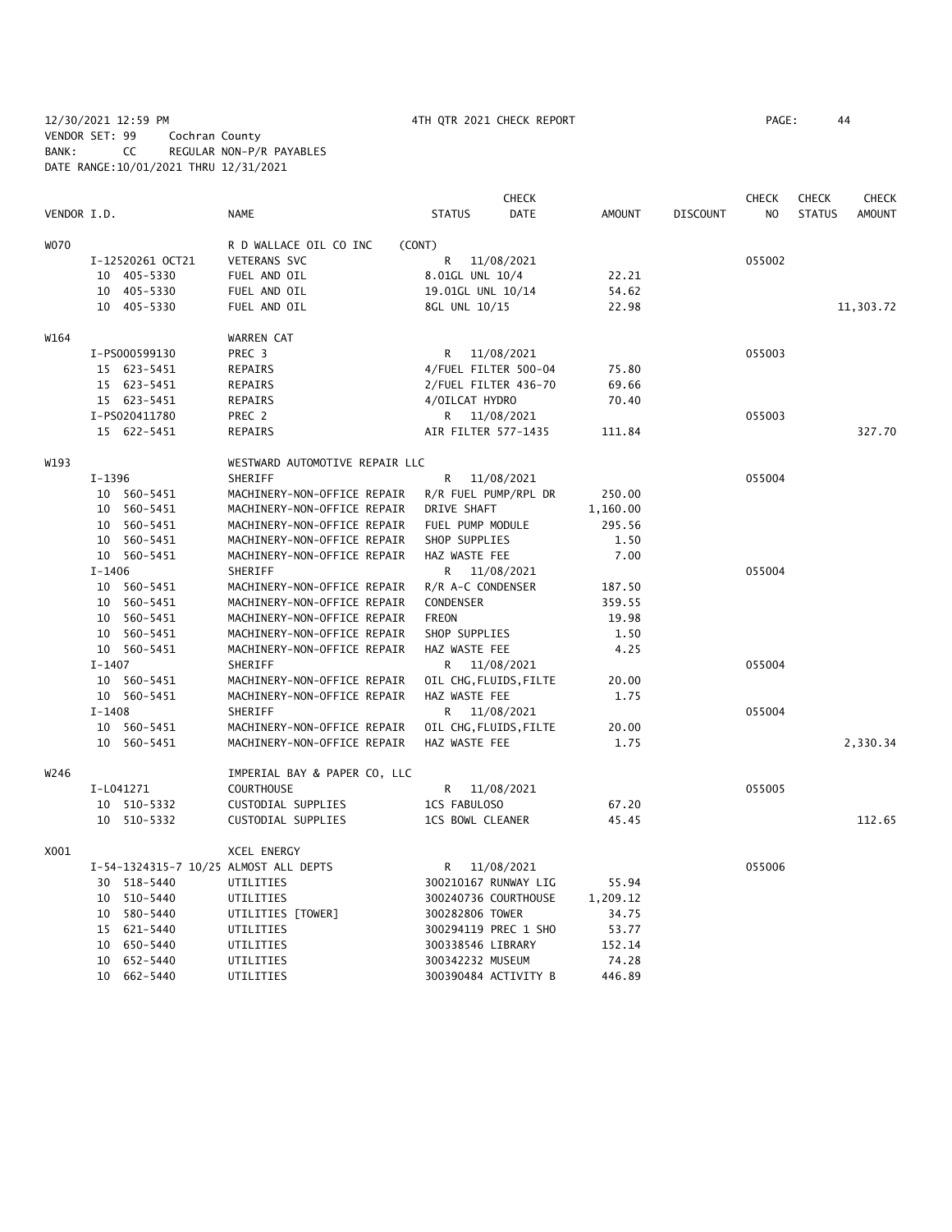12/30/2021 12:59 PM 4TH QTR 2021 CHECK REPORT PAGE: 44
VENDOR SET: 99 Cochran County
BANK: CC REGULAR NON-P/R PAYABLES
DATE RANGE:10/01/2021 THRU 12/31/2021

| VENDOR I.D. | NAME | STATUS | CHECK DATE | AMOUNT | DISCOUNT | CHECK NO | CHECK STATUS | CHECK AMOUNT |
|---|---|---|---|---|---|---|---|---|
| W070 | R D WALLACE OIL CO INC (CONT) | | | | | | | |
| I-12520261 OCT21 | VETERANS SVC | R | 11/08/2021 | | | 055002 | | |
| 10 405-5330 | FUEL AND OIL | 8.01GL UNL 10/4 | | 22.21 | | | | |
| 10 405-5330 | FUEL AND OIL | 19.01GL UNL 10/14 | | 54.62 | | | | |
| 10 405-5330 | FUEL AND OIL | 8GL UNL 10/15 | | 22.98 | | | | 11,303.72 |
| W164 | WARREN CAT | | | | | | | |
| I-PS000599130 | PREC 3 | R | 11/08/2021 | | | 055003 | | |
| 15 623-5451 | REPAIRS | 4/FUEL FILTER 500-04 | | 75.80 | | | | |
| 15 623-5451 | REPAIRS | 2/FUEL FILTER 436-70 | | 69.66 | | | | |
| 15 623-5451 | REPAIRS | 4/OILCAT HYDRO | | 70.40 | | | | |
| I-PS020411780 | PREC 2 | R | 11/08/2021 | | | 055003 | | |
| 15 622-5451 | REPAIRS | AIR FILTER 577-1435 | | 111.84 | | | | 327.70 |
| W193 | WESTWARD AUTOMOTIVE REPAIR LLC | | | | | | | |
| I-1396 | SHERIFF | R | 11/08/2021 | | | 055004 | | |
| 10 560-5451 | MACHINERY-NON-OFFICE REPAIR | R/R FUEL PUMP/RPL DR | | 250.00 | | | | |
| 10 560-5451 | MACHINERY-NON-OFFICE REPAIR | DRIVE SHAFT | | 1,160.00 | | | | |
| 10 560-5451 | MACHINERY-NON-OFFICE REPAIR | FUEL PUMP MODULE | | 295.56 | | | | |
| 10 560-5451 | MACHINERY-NON-OFFICE REPAIR | SHOP SUPPLIES | | 1.50 | | | | |
| 10 560-5451 | MACHINERY-NON-OFFICE REPAIR | HAZ WASTE FEE | | 7.00 | | | | |
| I-1406 | SHERIFF | R | 11/08/2021 | | | 055004 | | |
| 10 560-5451 | MACHINERY-NON-OFFICE REPAIR | R/R A-C CONDENSER | | 187.50 | | | | |
| 10 560-5451 | MACHINERY-NON-OFFICE REPAIR | CONDENSER | | 359.55 | | | | |
| 10 560-5451 | MACHINERY-NON-OFFICE REPAIR | FREON | | 19.98 | | | | |
| 10 560-5451 | MACHINERY-NON-OFFICE REPAIR | SHOP SUPPLIES | | 1.50 | | | | |
| 10 560-5451 | MACHINERY-NON-OFFICE REPAIR | HAZ WASTE FEE | | 4.25 | | | | |
| I-1407 | SHERIFF | R | 11/08/2021 | | | 055004 | | |
| 10 560-5451 | MACHINERY-NON-OFFICE REPAIR | OIL CHG,FLUIDS,FILTE | | 20.00 | | | | |
| 10 560-5451 | MACHINERY-NON-OFFICE REPAIR | HAZ WASTE FEE | | 1.75 | | | | |
| I-1408 | SHERIFF | R | 11/08/2021 | | | 055004 | | |
| 10 560-5451 | MACHINERY-NON-OFFICE REPAIR | OIL CHG,FLUIDS,FILTE | | 20.00 | | | | |
| 10 560-5451 | MACHINERY-NON-OFFICE REPAIR | HAZ WASTE FEE | | 1.75 | | | | 2,330.34 |
| W246 | IMPERIAL BAY & PAPER CO, LLC | | | | | | | |
| I-L041271 | COURTHOUSE | R | 11/08/2021 | | | 055005 | | |
| 10 510-5332 | CUSTODIAL SUPPLIES | 1CS FABULOSO | | 67.20 | | | | |
| 10 510-5332 | CUSTODIAL SUPPLIES | 1CS BOWL CLEANER | | 45.45 | | | | 112.65 |
| X001 | XCEL ENERGY | | | | | | | |
| I-54-1324315-7 10/25 | ALMOST ALL DEPTS | R | 11/08/2021 | | | 055006 | | |
| 30 518-5440 | UTILITIES | 300210167 RUNWAY LIG | | 55.94 | | | | |
| 10 510-5440 | UTILITIES | 300240736 COURTHOUSE | | 1,209.12 | | | | |
| 10 580-5440 | UTILITIES [TOWER] | 300282806 TOWER | | 34.75 | | | | |
| 15 621-5440 | UTILITIES | 300294119 PREC 1 SHO | | 53.77 | | | | |
| 10 650-5440 | UTILITIES | 300338546 LIBRARY | | 152.14 | | | | |
| 10 652-5440 | UTILITIES | 300342232 MUSEUM | | 74.28 | | | | |
| 10 662-5440 | UTILITIES | 300390484 ACTIVITY B | | 446.89 | | | | |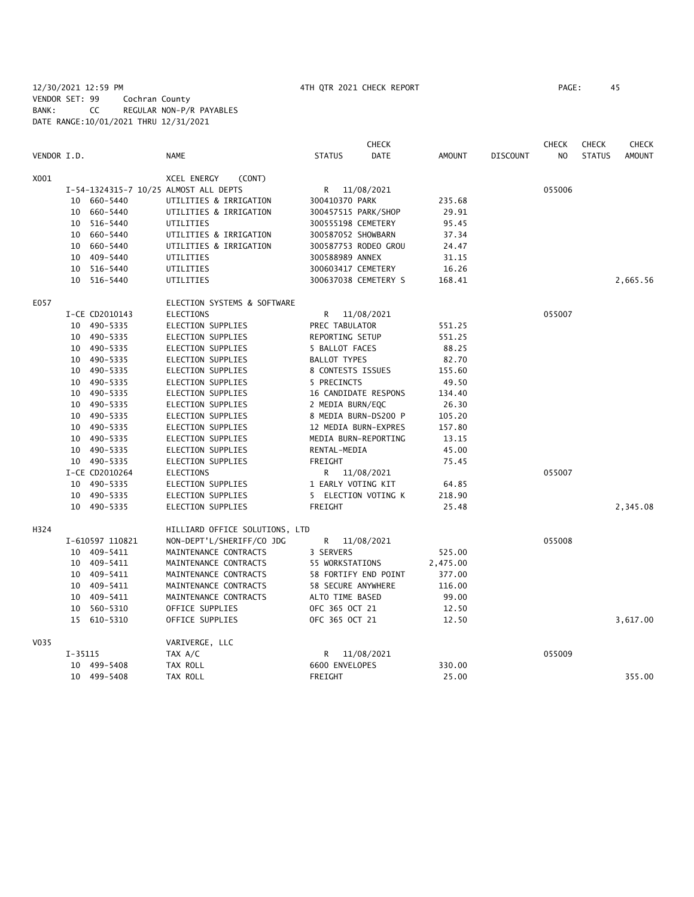12/30/2021 12:59 PM 4TH QTR 2021 CHECK REPORT

VENDOR SET: 99 Cochran County
BANK: CC REGULAR NON-P/R PAYABLES
DATE RANGE:10/01/2021 THRU 12/31/2021

| VENDOR I.D. | | NAME | STATUS | CHECK DATE | AMOUNT | DISCOUNT | CHECK NO | CHECK STATUS | CHECK AMOUNT |
|---|---|---|---|---|---|---|---|---|---|
| X001 | | XCEL ENERGY (CONT) | | | | | | | |
| | I-54-1324315-7 10/25 ALMOST ALL DEPTS | | R | 11/08/2021 | | | 055006 | | |
| | 10 660-5440 | UTILITIES & IRRIGATION | 300410370 PARK | | 235.68 | | | | |
| | 10 660-5440 | UTILITIES & IRRIGATION | 300457515 PARK/SHOP | | 29.91 | | | | |
| | 10 516-5440 | UTILITIES | 300555198 CEMETERY | | 95.45 | | | | |
| | 10 660-5440 | UTILITIES & IRRIGATION | 300587052 SHOWBARN | | 37.34 | | | | |
| | 10 660-5440 | UTILITIES & IRRIGATION | 300587753 RODEO GROU | | 24.47 | | | | |
| | 10 409-5440 | UTILITIES | 300588989 ANNEX | | 31.15 | | | | |
| | 10 516-5440 | UTILITIES | 300603417 CEMETERY | | 16.26 | | | | |
| | 10 516-5440 | UTILITIES | 300637038 CEMETERY S | | 168.41 | | | | 2,665.56 |
| E057 | | ELECTION SYSTEMS & SOFTWARE | | | | | | | |
| | I-CE CD2010143 | ELECTIONS | R | 11/08/2021 | | | 055007 | | |
| | 10 490-5335 | ELECTION SUPPLIES | PREC TABULATOR | | 551.25 | | | | |
| | 10 490-5335 | ELECTION SUPPLIES | REPORTING SETUP | | 551.25 | | | | |
| | 10 490-5335 | ELECTION SUPPLIES | 5 BALLOT FACES | | 88.25 | | | | |
| | 10 490-5335 | ELECTION SUPPLIES | BALLOT TYPES | | 82.70 | | | | |
| | 10 490-5335 | ELECTION SUPPLIES | 8 CONTESTS ISSUES | | 155.60 | | | | |
| | 10 490-5335 | ELECTION SUPPLIES | 5 PRECINCTS | | 49.50 | | | | |
| | 10 490-5335 | ELECTION SUPPLIES | 16 CANDIDATE RESPONS | | 134.40 | | | | |
| | 10 490-5335 | ELECTION SUPPLIES | 2 MEDIA BURN/EQC | | 26.30 | | | | |
| | 10 490-5335 | ELECTION SUPPLIES | 8 MEDIA BURN-DS200 P | | 105.20 | | | | |
| | 10 490-5335 | ELECTION SUPPLIES | 12 MEDIA BURN-EXPRES | | 157.80 | | | | |
| | 10 490-5335 | ELECTION SUPPLIES | MEDIA BURN-REPORTING | | 13.15 | | | | |
| | 10 490-5335 | ELECTION SUPPLIES | RENTAL-MEDIA | | 45.00 | | | | |
| | 10 490-5335 | ELECTION SUPPLIES | FREIGHT | | 75.45 | | | | |
| | I-CE CD2010264 | ELECTIONS | R | 11/08/2021 | | | 055007 | | |
| | 10 490-5335 | ELECTION SUPPLIES | 1 EARLY VOTING KIT | | 64.85 | | | | |
| | 10 490-5335 | ELECTION SUPPLIES | 5 ELECTION VOTING K | | 218.90 | | | | |
| | 10 490-5335 | ELECTION SUPPLIES | FREIGHT | | 25.48 | | | | 2,345.08 |
| H324 | | HILLIARD OFFICE SOLUTIONS, LTD | | | | | | | |
| | I-610597 110821 | NON-DEPT'L/SHERIFF/CO JDG | R | 11/08/2021 | | | 055008 | | |
| | 10 409-5411 | MAINTENANCE CONTRACTS | 3 SERVERS | | 525.00 | | | | |
| | 10 409-5411 | MAINTENANCE CONTRACTS | 55 WORKSTATIONS | | 2,475.00 | | | | |
| | 10 409-5411 | MAINTENANCE CONTRACTS | 58 FORTIFY END POINT | | 377.00 | | | | |
| | 10 409-5411 | MAINTENANCE CONTRACTS | 58 SECURE ANYWHERE | | 116.00 | | | | |
| | 10 409-5411 | MAINTENANCE CONTRACTS | ALTO TIME BASED | | 99.00 | | | | |
| | 10 560-5310 | OFFICE SUPPLIES | OFC 365 OCT 21 | | 12.50 | | | | |
| | 15 610-5310 | OFFICE SUPPLIES | OFC 365 OCT 21 | | 12.50 | | | | 3,617.00 |
| V035 | | VARIVERGE, LLC | | | | | | | |
| | I-35115 | TAX A/C | R | 11/08/2021 | | | 055009 | | |
| | 10 499-5408 | TAX ROLL | 6600 ENVELOPES | | 330.00 | | | | |
| | 10 499-5408 | TAX ROLL | FREIGHT | | 25.00 | | | | 355.00 |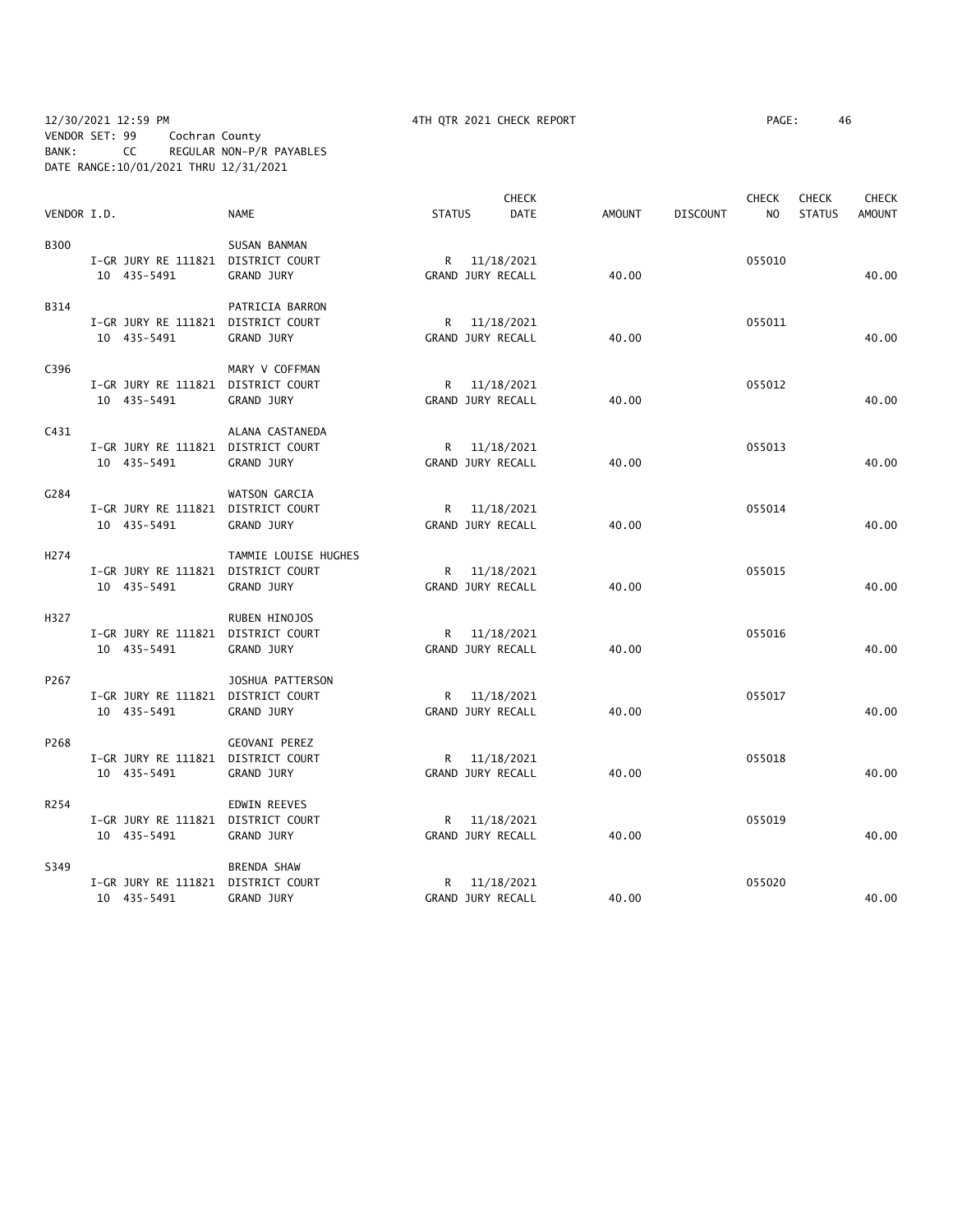12/30/2021 12:59 PM 4TH QTR 2021 CHECK REPORT
VENDOR SET: 99 Cochran County
BANK: CC REGULAR NON-P/R PAYABLES
DATE RANGE:10/01/2021 THRU 12/31/2021

| VENDOR I.D. | | NAME | STATUS | CHECK DATE | AMOUNT | DISCOUNT | CHECK NO | CHECK STATUS | CHECK AMOUNT |
|---|---|---|---|---|---|---|---|---|---|
| B300 | | SUSAN BANMAN | | | | | | | |
| | I-GR JURY RE 111821 | DISTRICT COURT | R | 11/18/2021 | | | 055010 | | |
| | 10 435-5491 | GRAND JURY | GRAND JURY RECALL | | 40.00 | | | | 40.00 |
| B314 | | PATRICIA BARRON | | | | | | | |
| | I-GR JURY RE 111821 | DISTRICT COURT | R | 11/18/2021 | | | 055011 | | |
| | 10 435-5491 | GRAND JURY | GRAND JURY RECALL | | 40.00 | | | | 40.00 |
| C396 | | MARY V COFFMAN | | | | | | | |
| | I-GR JURY RE 111821 | DISTRICT COURT | R | 11/18/2021 | | | 055012 | | |
| | 10 435-5491 | GRAND JURY | GRAND JURY RECALL | | 40.00 | | | | 40.00 |
| C431 | | ALANA CASTANEDA | | | | | | | |
| | I-GR JURY RE 111821 | DISTRICT COURT | R | 11/18/2021 | | | 055013 | | |
| | 10 435-5491 | GRAND JURY | GRAND JURY RECALL | | 40.00 | | | | 40.00 |
| G284 | | WATSON GARCIA | | | | | | | |
| | I-GR JURY RE 111821 | DISTRICT COURT | R | 11/18/2021 | | | 055014 | | |
| | 10 435-5491 | GRAND JURY | GRAND JURY RECALL | | 40.00 | | | | 40.00 |
| H274 | | TAMMIE LOUISE HUGHES | | | | | | | |
| | I-GR JURY RE 111821 | DISTRICT COURT | R | 11/18/2021 | | | 055015 | | |
| | 10 435-5491 | GRAND JURY | GRAND JURY RECALL | | 40.00 | | | | 40.00 |
| H327 | | RUBEN HINOJOS | | | | | | | |
| | I-GR JURY RE 111821 | DISTRICT COURT | R | 11/18/2021 | | | 055016 | | |
| | 10 435-5491 | GRAND JURY | GRAND JURY RECALL | | 40.00 | | | | 40.00 |
| P267 | | JOSHUA PATTERSON | | | | | | | |
| | I-GR JURY RE 111821 | DISTRICT COURT | R | 11/18/2021 | | | 055017 | | |
| | 10 435-5491 | GRAND JURY | GRAND JURY RECALL | | 40.00 | | | | 40.00 |
| P268 | | GEOVANI PEREZ | | | | | | | |
| | I-GR JURY RE 111821 | DISTRICT COURT | R | 11/18/2021 | | | 055018 | | |
| | 10 435-5491 | GRAND JURY | GRAND JURY RECALL | | 40.00 | | | | 40.00 |
| R254 | | EDWIN REEVES | | | | | | | |
| | I-GR JURY RE 111821 | DISTRICT COURT | R | 11/18/2021 | | | 055019 | | |
| | 10 435-5491 | GRAND JURY | GRAND JURY RECALL | | 40.00 | | | | 40.00 |
| S349 | | BRENDA SHAW | | | | | | | |
| | I-GR JURY RE 111821 | DISTRICT COURT | R | 11/18/2021 | | | 055020 | | |
| | 10 435-5491 | GRAND JURY | GRAND JURY RECALL | | 40.00 | | | | 40.00 |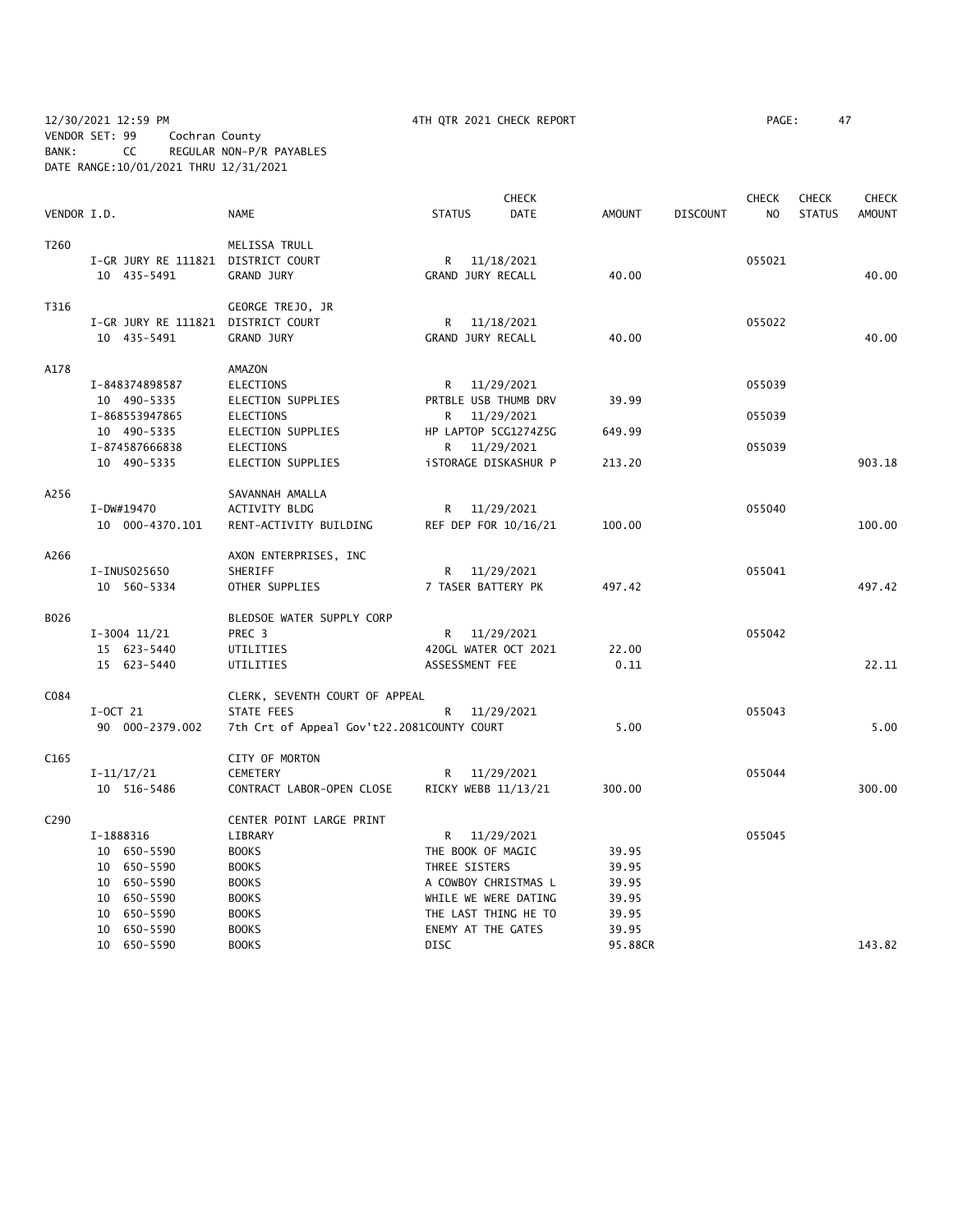12/30/2021 12:59 PM 4TH QTR 2021 CHECK REPORT PAGE: 47
VENDOR SET: 99 Cochran County
BANK: CC REGULAR NON-P/R PAYABLES
DATE RANGE:10/01/2021 THRU 12/31/2021

| VENDOR I.D. | NAME | STATUS | CHECK DATE | AMOUNT | DISCOUNT | CHECK NO | CHECK STATUS | CHECK AMOUNT |
|---|---|---|---|---|---|---|---|---|
| T260 | MELISSA TRULL | | | | | | | |
| I-GR JURY RE 111821 | DISTRICT COURT | R | 11/18/2021 | | | 055021 | | |
| 10 435-5491 | GRAND JURY | GRAND JURY RECALL | | 40.00 | | | | 40.00 |
| T316 | GEORGE TREJO, JR | | | | | | | |
| I-GR JURY RE 111821 | DISTRICT COURT | R | 11/18/2021 | | | 055022 | | |
| 10 435-5491 | GRAND JURY | GRAND JURY RECALL | | 40.00 | | | | 40.00 |
| A178 | AMAZON | | | | | | | |
| I-848374898587 | ELECTIONS | R | 11/29/2021 | | | 055039 | | |
| 10 490-5335 | ELECTION SUPPLIES | PRTBLE USB THUMB DRV | | 39.99 | | | | |
| I-868553947865 | ELECTIONS | R | 11/29/2021 | | | 055039 | | |
| 10 490-5335 | ELECTION SUPPLIES | HP LAPTOP 5CG1274Z5G | | 649.99 | | | | |
| I-874587666838 | ELECTIONS | R | 11/29/2021 | | | 055039 | | |
| 10 490-5335 | ELECTION SUPPLIES | iSTORAGE DISKASHUR P | | 213.20 | | | | 903.18 |
| A256 | SAVANNAH AMALLA | | | | | | | |
| I-DW#19470 | ACTIVITY BLDG | R | 11/29/2021 | | | 055040 | | |
| 10 000-4370.101 | RENT-ACTIVITY BUILDING | REF DEP FOR 10/16/21 | | 100.00 | | | | 100.00 |
| A266 | AXON ENTERPRISES, INC | | | | | | | |
| I-INUS025650 | SHERIFF | R | 11/29/2021 | | | 055041 | | |
| 10 560-5334 | OTHER SUPPLIES | 7 TASER BATTERY PK | | 497.42 | | | | 497.42 |
| B026 | BLEDSOE WATER SUPPLY CORP | | | | | | | |
| I-3004 11/21 | PREC 3 | R | 11/29/2021 | | | 055042 | | |
| 15 623-5440 | UTILITIES | 420GL WATER OCT 2021 | | 22.00 | | | | |
| 15 623-5440 | UTILITIES | ASSESSMENT FEE | | 0.11 | | | | 22.11 |
| C084 | CLERK, SEVENTH COURT OF APPEAL | | | | | | | |
| I-OCT 21 | STATE FEES | R | 11/29/2021 | | | 055043 | | |
| 90 000-2379.002 | 7th Crt of Appeal Gov't22.2081 | COUNTY COURT | | 5.00 | | | | 5.00 |
| C165 | CITY OF MORTON | | | | | | | |
| I-11/17/21 | CEMETERY | R | 11/29/2021 | | | 055044 | | |
| 10 516-5486 | CONTRACT LABOR-OPEN CLOSE | RICKY WEBB 11/13/21 | | 300.00 | | | | 300.00 |
| C290 | CENTER POINT LARGE PRINT | | | | | | | |
| I-1888316 | LIBRARY | R | 11/29/2021 | | | 055045 | | |
| 10 650-5590 | BOOKS | THE BOOK OF MAGIC | | 39.95 | | | | |
| 10 650-5590 | BOOKS | THREE SISTERS | | 39.95 | | | | |
| 10 650-5590 | BOOKS | A COWBOY CHRISTMAS L | | 39.95 | | | | |
| 10 650-5590 | BOOKS | WHILE WE WERE DATING | | 39.95 | | | | |
| 10 650-5590 | BOOKS | THE LAST THING HE TO | | 39.95 | | | | |
| 10 650-5590 | BOOKS | ENEMY AT THE GATES | | 39.95 | | | | |
| 10 650-5590 | BOOKS | DISC | | 95.88CR | | | | 143.82 |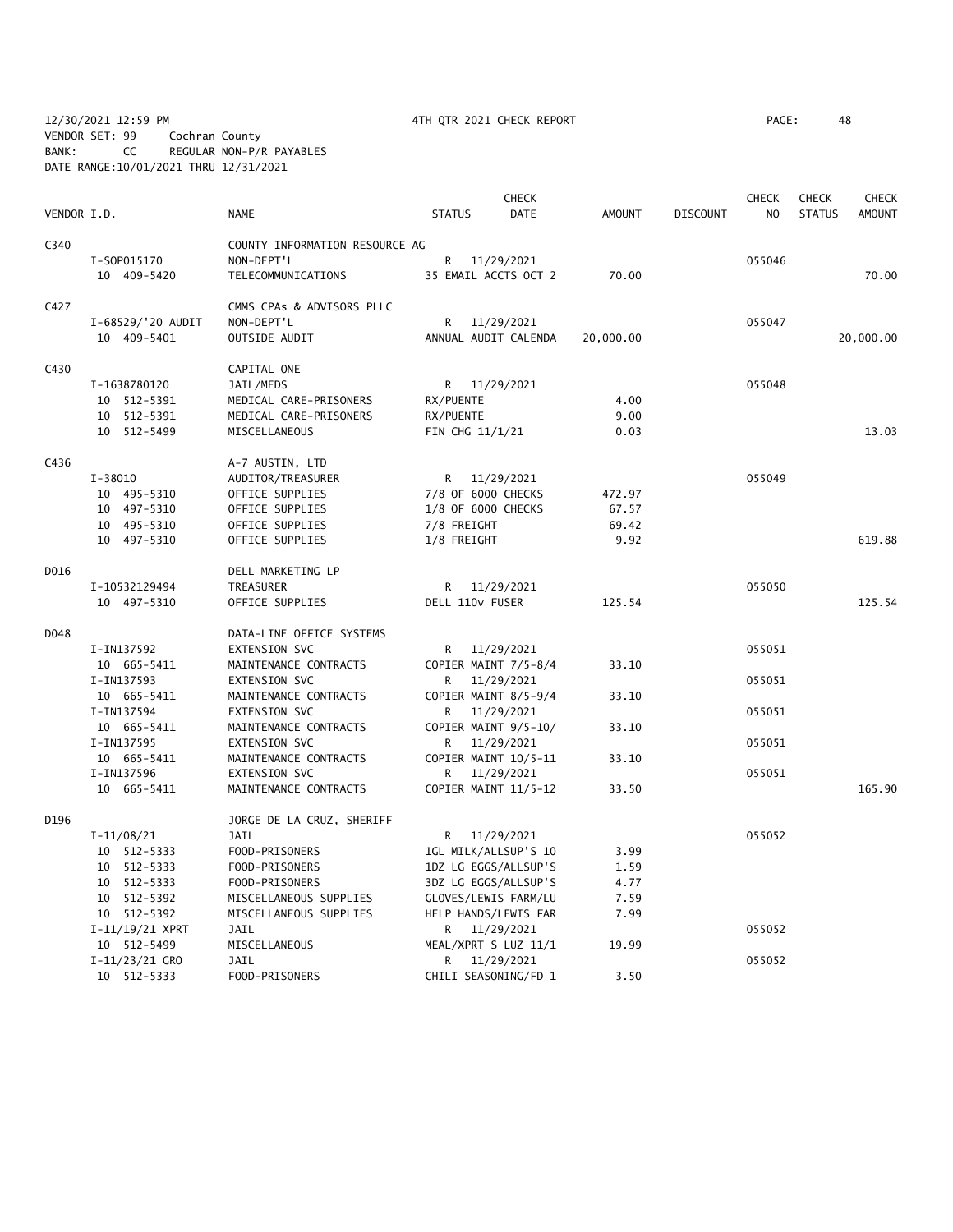12/30/2021 12:59 PM 4TH QTR 2021 CHECK REPORT PAGE: 48
VENDOR SET: 99 Cochran County
BANK: CC REGULAR NON-P/R PAYABLES
DATE RANGE:10/01/2021 THRU 12/31/2021

| VENDOR I.D. | NAME | STATUS | CHECK DATE | AMOUNT | DISCOUNT | CHECK NO | CHECK STATUS | CHECK AMOUNT |
|---|---|---|---|---|---|---|---|---|
| C340 | COUNTY INFORMATION RESOURCE AG | | | | | | | |
| I-SOP015170 | NON-DEPT'L | R | 11/29/2021 | | | 055046 | | |
| 10 409-5420 | TELECOMMUNICATIONS | 35 EMAIL ACCTS OCT 2 | | 70.00 | | | | 70.00 |
| C427 | CMMS CPAs & ADVISORS PLLC | | | | | | | |
| I-68529/'20 AUDIT | NON-DEPT'L | R | 11/29/2021 | | | 055047 | | |
| 10 409-5401 | OUTSIDE AUDIT | ANNUAL AUDIT CALENDA | | 20,000.00 | | | | 20,000.00 |
| C430 | CAPITAL ONE | | | | | | | |
| I-1638780120 | JAIL/MEDS | R | 11/29/2021 | | | 055048 | | |
| 10 512-5391 | MEDICAL CARE-PRISONERS | RX/PUENTE | | 4.00 | | | | |
| 10 512-5391 | MEDICAL CARE-PRISONERS | RX/PUENTE | | 9.00 | | | | |
| 10 512-5499 | MISCELLANEOUS | FIN CHG 11/1/21 | | 0.03 | | | | 13.03 |
| C436 | A-7 AUSTIN, LTD | | | | | | | |
| I-38010 | AUDITOR/TREASURER | R | 11/29/2021 | | | 055049 | | |
| 10 495-5310 | OFFICE SUPPLIES | 7/8 OF 6000 CHECKS | | 472.97 | | | | |
| 10 497-5310 | OFFICE SUPPLIES | 1/8 OF 6000 CHECKS | | 67.57 | | | | |
| 10 495-5310 | OFFICE SUPPLIES | 7/8 FREIGHT | | 69.42 | | | | |
| 10 497-5310 | OFFICE SUPPLIES | 1/8 FREIGHT | | 9.92 | | | | 619.88 |
| D016 | DELL MARKETING LP | | | | | | | |
| I-10532129494 | TREASURER | R | 11/29/2021 | | | 055050 | | |
| 10 497-5310 | OFFICE SUPPLIES | DELL 110v FUSER | | 125.54 | | | | 125.54 |
| D048 | DATA-LINE OFFICE SYSTEMS | | | | | | | |
| I-IN137592 | EXTENSION SVC | R | 11/29/2021 | | | 055051 | | |
| 10 665-5411 | MAINTENANCE CONTRACTS | COPIER MAINT 7/5-8/4 | | 33.10 | | | | |
| I-IN137593 | EXTENSION SVC | R | 11/29/2021 | | | 055051 | | |
| 10 665-5411 | MAINTENANCE CONTRACTS | COPIER MAINT 8/5-9/4 | | 33.10 | | | | |
| I-IN137594 | EXTENSION SVC | R | 11/29/2021 | | | 055051 | | |
| 10 665-5411 | MAINTENANCE CONTRACTS | COPIER MAINT 9/5-10/ | | 33.10 | | | | |
| I-IN137595 | EXTENSION SVC | R | 11/29/2021 | | | 055051 | | |
| 10 665-5411 | MAINTENANCE CONTRACTS | COPIER MAINT 10/5-11 | | 33.10 | | | | |
| I-IN137596 | EXTENSION SVC | R | 11/29/2021 | | | 055051 | | |
| 10 665-5411 | MAINTENANCE CONTRACTS | COPIER MAINT 11/5-12 | | 33.50 | | | | 165.90 |
| D196 | JORGE DE LA CRUZ, SHERIFF | | | | | | | |
| I-11/08/21 | JAIL | R | 11/29/2021 | | | 055052 | | |
| 10 512-5333 | FOOD-PRISONERS | 1GL MILK/ALLSUP'S 10 | | 3.99 | | | | |
| 10 512-5333 | FOOD-PRISONERS | 1DZ LG EGGS/ALLSUP'S | | 1.59 | | | | |
| 10 512-5333 | FOOD-PRISONERS | 3DZ LG EGGS/ALLSUP'S | | 4.77 | | | | |
| 10 512-5392 | MISCELLANEOUS SUPPLIES | GLOVES/LEWIS FARM/LU | | 7.59 | | | | |
| 10 512-5392 | MISCELLANEOUS SUPPLIES | HELP HANDS/LEWIS FAR | | 7.99 | | | | |
| I-11/19/21 XPRT | JAIL | R | 11/29/2021 | | | 055052 | | |
| 10 512-5499 | MISCELLANEOUS | MEAL/XPRT S LUZ 11/1 | | 19.99 | | | | |
| I-11/23/21 GRO | JAIL | R | 11/29/2021 | | | 055052 | | |
| 10 512-5333 | FOOD-PRISONERS | CHILI SEASONING/FD 1 | | 3.50 | | | | |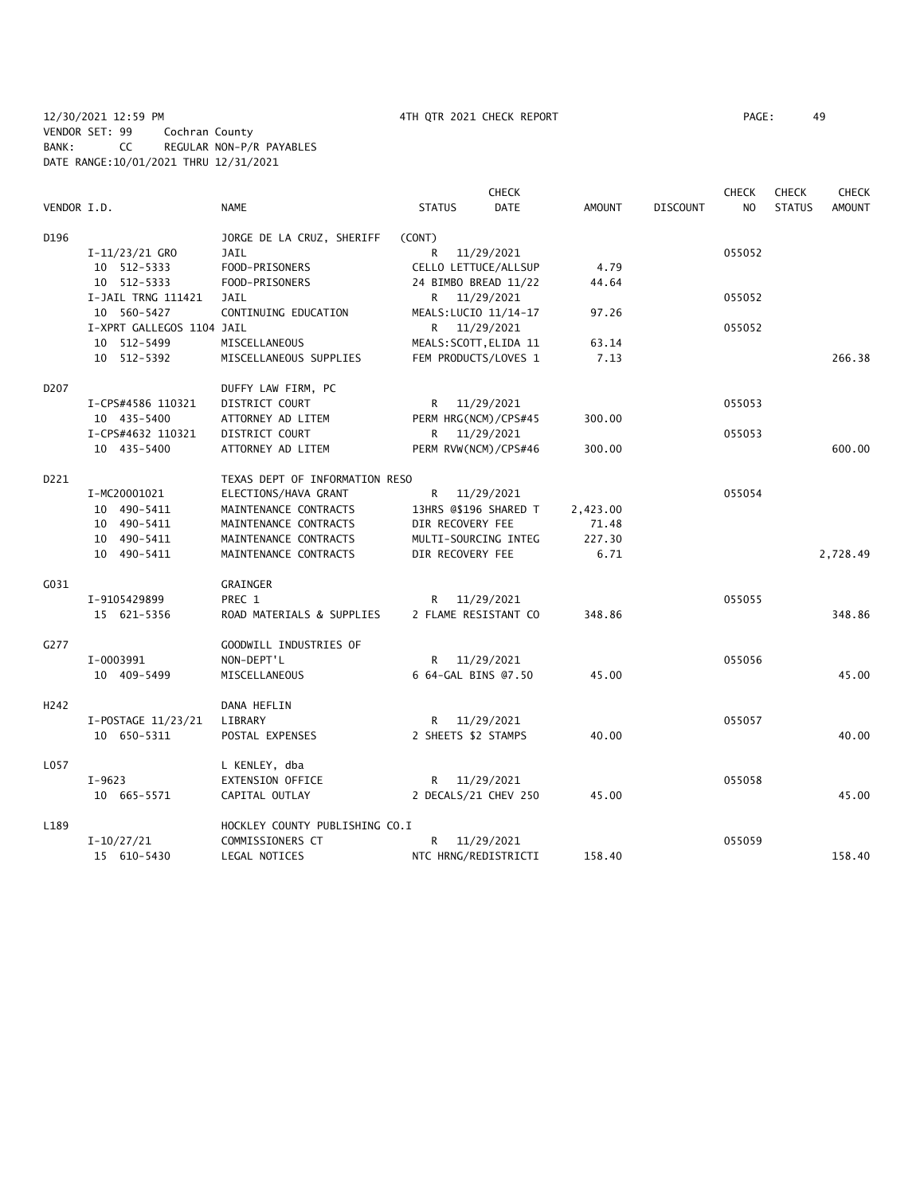12/30/2021 12:59 PM 4TH QTR 2021 CHECK REPORT PAGE: 49
VENDOR SET: 99 Cochran County
BANK: CC REGULAR NON-P/R PAYABLES
DATE RANGE:10/01/2021 THRU 12/31/2021

| VENDOR I.D. | NAME | STATUS | CHECK DATE | AMOUNT | DISCOUNT | CHECK NO | CHECK STATUS | CHECK AMOUNT |
|---|---|---|---|---|---|---|---|---|
| D196 | JORGE DE LA CRUZ, SHERIFF | (CONT) | | | | | | |
| I-11/23/21 GRO | JAIL | R | 11/29/2021 | | | 055052 | | |
| 10 512-5333 | FOOD-PRISONERS | CELLO LETTUCE/ALLSUP | | 4.79 | | | | |
| 10 512-5333 | FOOD-PRISONERS | 24 BIMBO BREAD 11/22 | | 44.64 | | | | |
| I-JAIL TRNG 111421 | JAIL | R | 11/29/2021 | | | 055052 | | |
| 10 560-5427 | CONTINUING EDUCATION | MEALS:LUCIO 11/14-17 | | 97.26 | | | | |
| I-XPRT GALLEGOS 1104 | JAIL | R | 11/29/2021 | | | 055052 | | |
| 10 512-5499 | MISCELLANEOUS | MEALS:SCOTT,ELIDA 11 | | 63.14 | | | | |
| 10 512-5392 | MISCELLANEOUS SUPPLIES | FEM PRODUCTS/LOVES 1 | | 7.13 | | | | 266.38 |
| D207 | DUFFY LAW FIRM, PC | | | | | | | |
| I-CPS#4586 110321 | DISTRICT COURT | R | 11/29/2021 | | | 055053 | | |
| 10 435-5400 | ATTORNEY AD LITEM | PERM HRG(NCM)/CPS#45 | | 300.00 | | | | |
| I-CPS#4632 110321 | DISTRICT COURT | R | 11/29/2021 | | | 055053 | | |
| 10 435-5400 | ATTORNEY AD LITEM | PERM RVW(NCM)/CPS#46 | | 300.00 | | | | 600.00 |
| D221 | TEXAS DEPT OF INFORMATION RESO | | | | | | | |
| I-MC20001021 | ELECTIONS/HAVA GRANT | R | 11/29/2021 | | | 055054 | | |
| 10 490-5411 | MAINTENANCE CONTRACTS | 13HRS @$196 SHARED T | | 2,423.00 | | | | |
| 10 490-5411 | MAINTENANCE CONTRACTS | DIR RECOVERY FEE | | 71.48 | | | | |
| 10 490-5411 | MAINTENANCE CONTRACTS | MULTI-SOURCING INTEG | | 227.30 | | | | |
| 10 490-5411 | MAINTENANCE CONTRACTS | DIR RECOVERY FEE | | 6.71 | | | | 2,728.49 |
| G031 | GRAINGER | | | | | | | |
| I-9105429899 | PREC 1 | R | 11/29/2021 | | | 055055 | | |
| 15 621-5356 | ROAD MATERIALS & SUPPLIES | 2 FLAME RESISTANT CO | | 348.86 | | | | 348.86 |
| G277 | GOODWILL INDUSTRIES OF | | | | | | | |
| I-0003991 | NON-DEPT'L | R | 11/29/2021 | | | 055056 | | |
| 10 409-5499 | MISCELLANEOUS | 6 64-GAL BINS @7.50 | | 45.00 | | | | 45.00 |
| H242 | DANA HEFLIN | | | | | | | |
| I-POSTAGE 11/23/21 | LIBRARY | R | 11/29/2021 | | | 055057 | | |
| 10 650-5311 | POSTAL EXPENSES | 2 SHEETS $2 STAMPS | | 40.00 | | | | 40.00 |
| L057 | L KENLEY, dba | | | | | | | |
| I-9623 | EXTENSION OFFICE | R | 11/29/2021 | | | 055058 | | |
| 10 665-5571 | CAPITAL OUTLAY | 2 DECALS/21 CHEV 250 | | 45.00 | | | | 45.00 |
| L189 | HOCKLEY COUNTY PUBLISHING CO.I | | | | | | | |
| I-10/27/21 | COMMISSIONERS CT | R | 11/29/2021 | | | 055059 | | |
| 15 610-5430 | LEGAL NOTICES | NTC HRNG/REDISTRICTI | | 158.40 | | | | 158.40 |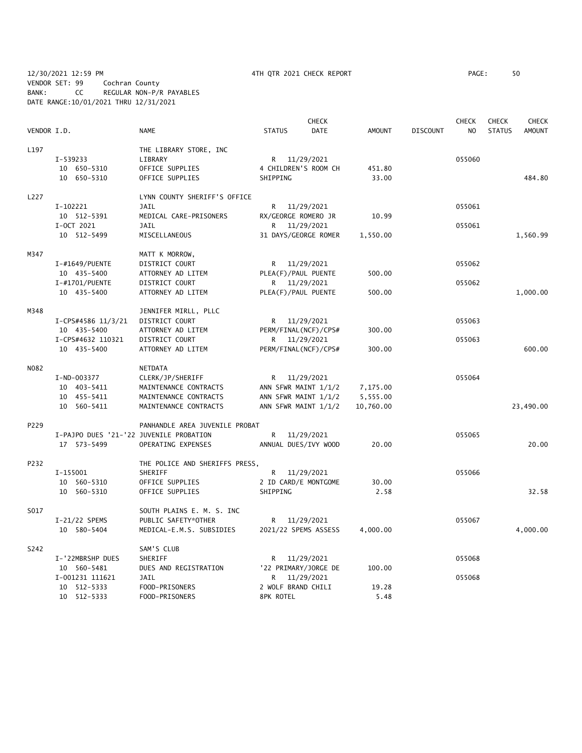12/30/2021 12:59 PM 4TH QTR 2021 CHECK REPORT PAGE: 50
VENDOR SET: 99 Cochran County
BANK: CC REGULAR NON-P/R PAYABLES
DATE RANGE:10/01/2021 THRU 12/31/2021

| VENDOR I.D. | NAME | STATUS | CHECK DATE | AMOUNT | DISCOUNT | CHECK NO | CHECK STATUS | CHECK AMOUNT |
|---|---|---|---|---|---|---|---|---|
| L197 | THE LIBRARY STORE, INC | | | | | | | |
| I-539233 | LIBRARY | R | 11/29/2021 | | | 055060 | | |
| 10 650-5310 | OFFICE SUPPLIES | 4 CHILDREN'S ROOM CH | | 451.80 | | | | |
| 10 650-5310 | OFFICE SUPPLIES | SHIPPING | | 33.00 | | | | 484.80 |
| L227 | LYNN COUNTY SHERIFF'S OFFICE | | | | | | | |
| I-102221 | JAIL | R | 11/29/2021 | | | 055061 | | |
| 10 512-5391 | MEDICAL CARE-PRISONERS | RX/GEORGE ROMERO JR | | 10.99 | | | | |
| I-OCT 2021 | JAIL | R | 11/29/2021 | | | 055061 | | |
| 10 512-5499 | MISCELLANEOUS | 31 DAYS/GEORGE ROMER | | 1,550.00 | | | | 1,560.99 |
| M347 | MATT K MORROW, | | | | | | | |
| I-#1649/PUENTE | DISTRICT COURT | R | 11/29/2021 | | | 055062 | | |
| 10 435-5400 | ATTORNEY AD LITEM | PLEA(F)/PAUL PUENTE | | 500.00 | | | | |
| I-#1701/PUENTE | DISTRICT COURT | R | 11/29/2021 | | | 055062 | | |
| 10 435-5400 | ATTORNEY AD LITEM | PLEA(F)/PAUL PUENTE | | 500.00 | | | | 1,000.00 |
| M348 | JENNIFER MIRLL, PLLC | | | | | | | |
| I-CPS#4586 11/3/21 | DISTRICT COURT | R | 11/29/2021 | | | 055063 | | |
| 10 435-5400 | ATTORNEY AD LITEM | PERM/FINAL(NCF)/CPS# | | 300.00 | | | | |
| I-CPS#4632 110321 | DISTRICT COURT | R | 11/29/2021 | | | 055063 | | |
| 10 435-5400 | ATTORNEY AD LITEM | PERM/FINAL(NCF)/CPS# | | 300.00 | | | | 600.00 |
| N082 | NETDATA | | | | | | | |
| I-ND-003377 | CLERK/JP/SHERIFF | R | 11/29/2021 | | | 055064 | | |
| 10 403-5411 | MAINTENANCE CONTRACTS | ANN SFWR MAINT 1/1/2 | | 7,175.00 | | | | |
| 10 455-5411 | MAINTENANCE CONTRACTS | ANN SFWR MAINT 1/1/2 | | 5,555.00 | | | | |
| 10 560-5411 | MAINTENANCE CONTRACTS | ANN SFWR MAINT 1/1/2 | | 10,760.00 | | | | 23,490.00 |
| P229 | PANHANDLE AREA JUVENILE PROBAT | | | | | | | |
| I-PAJPO DUES '21-'22 | JUVENILE PROBATION | R | 11/29/2021 | | | 055065 | | |
| 17 573-5499 | OPERATING EXPENSES | ANNUAL DUES/IVY WOOD | | 20.00 | | | | 20.00 |
| P232 | THE POLICE AND SHERIFFS PRESS, | | | | | | | |
| I-155001 | SHERIFF | R | 11/29/2021 | | | 055066 | | |
| 10 560-5310 | OFFICE SUPPLIES | 2 ID CARD/E MONTGOME | | 30.00 | | | | |
| 10 560-5310 | OFFICE SUPPLIES | SHIPPING | | 2.58 | | | | 32.58 |
| S017 | SOUTH PLAINS E. M. S. INC | | | | | | | |
| I-21/22 SPEMS | PUBLIC SAFETY*OTHER | R | 11/29/2021 | | | 055067 | | |
| 10 580-5404 | MEDICAL-E.M.S. SUBSIDIES | 2021/22 SPEMS ASSESS | | 4,000.00 | | | | 4,000.00 |
| S242 | SAM'S CLUB | | | | | | | |
| I-'22MBRSHP DUES | SHERIFF | R | 11/29/2021 | | | 055068 | | |
| 10 560-5481 | DUES AND REGISTRATION | '22 PRIMARY/JORGE DE | | 100.00 | | | | |
| I-001231 111621 | JAIL | R | 11/29/2021 | | | 055068 | | |
| 10 512-5333 | FOOD-PRISONERS | 2 WOLF BRAND CHILI | | 19.28 | | | | |
| 10 512-5333 | FOOD-PRISONERS | 8PK ROTEL | | 5.48 | | | | |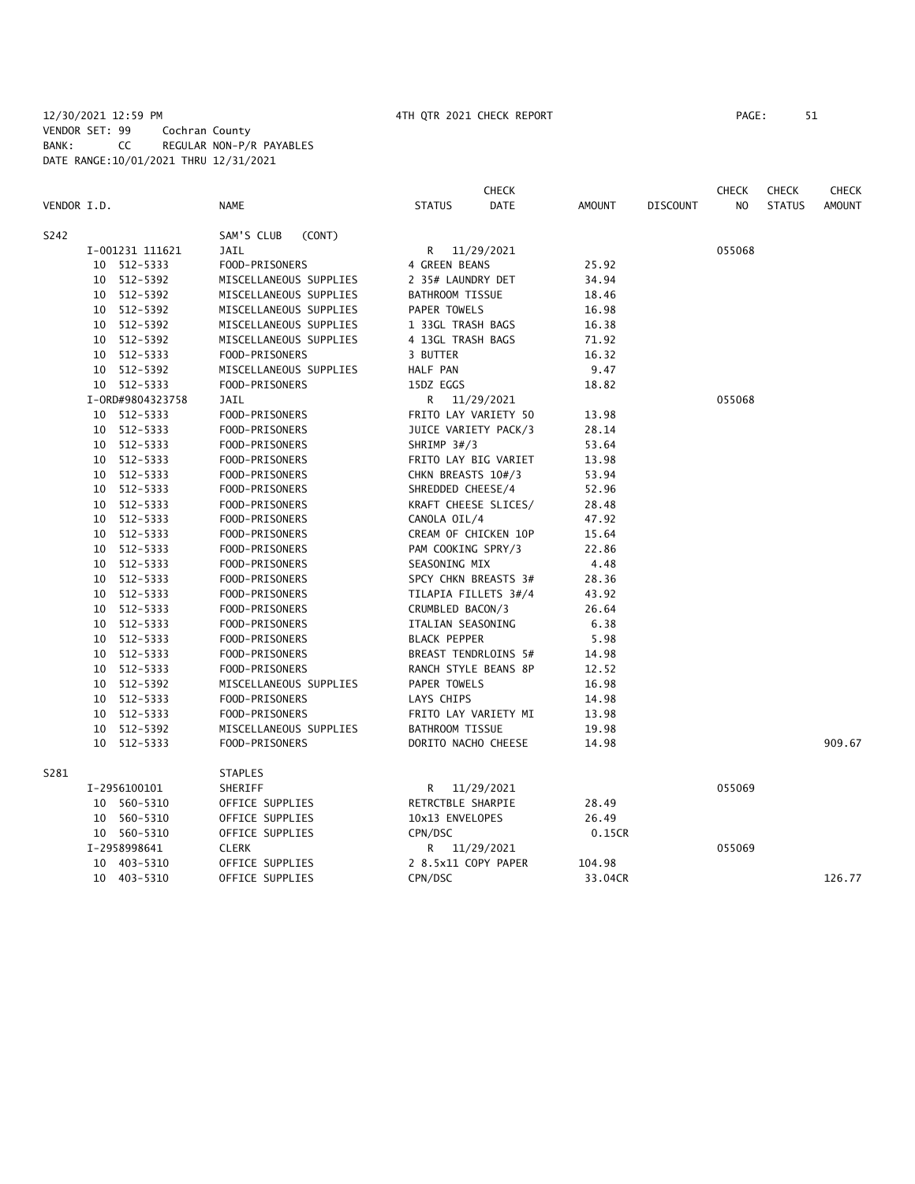12/30/2021 12:59 PM 4TH QTR 2021 CHECK REPORT

VENDOR SET: 99 Cochran County
BANK: CC REGULAR NON-P/R PAYABLES
DATE RANGE:10/01/2021 THRU 12/31/2021

| VENDOR I.D. | NAME | STATUS | CHECK DATE | AMOUNT | DISCOUNT | CHECK NO | CHECK STATUS | CHECK AMOUNT |
|---|---|---|---|---|---|---|---|---|
| S242 | SAM'S CLUB (CONT) | | | | | | | |
| I-001231 111621 | JAIL | R | 11/29/2021 | | | 055068 | | |
| 10 512-5333 | FOOD-PRISONERS | 4 GREEN BEANS | | 25.92 | | | | |
| 10 512-5392 | MISCELLANEOUS SUPPLIES | 2 35# LAUNDRY DET | | 34.94 | | | | |
| 10 512-5392 | MISCELLANEOUS SUPPLIES | BATHROOM TISSUE | | 18.46 | | | | |
| 10 512-5392 | MISCELLANEOUS SUPPLIES | PAPER TOWELS | | 16.98 | | | | |
| 10 512-5392 | MISCELLANEOUS SUPPLIES | 1 33GL TRASH BAGS | | 16.38 | | | | |
| 10 512-5392 | MISCELLANEOUS SUPPLIES | 4 13GL TRASH BAGS | | 71.92 | | | | |
| 10 512-5333 | FOOD-PRISONERS | 3 BUTTER | | 16.32 | | | | |
| 10 512-5392 | MISCELLANEOUS SUPPLIES | HALF PAN | | 9.47 | | | | |
| 10 512-5333 | FOOD-PRISONERS | 15DZ EGGS | | 18.82 | | | | |
| I-ORD#9804323758 | JAIL | R | 11/29/2021 | | | 055068 | | |
| 10 512-5333 | FOOD-PRISONERS | FRITO LAY VARIETY 50 | | 13.98 | | | | |
| 10 512-5333 | FOOD-PRISONERS | JUICE VARIETY PACK/3 | | 28.14 | | | | |
| 10 512-5333 | FOOD-PRISONERS | SHRIMP 3#/3 | | 53.64 | | | | |
| 10 512-5333 | FOOD-PRISONERS | FRITO LAY BIG VARIET | | 13.98 | | | | |
| 10 512-5333 | FOOD-PRISONERS | CHKN BREASTS 10#/3 | | 53.94 | | | | |
| 10 512-5333 | FOOD-PRISONERS | SHREDDED CHEESE/4 | | 52.96 | | | | |
| 10 512-5333 | FOOD-PRISONERS | KRAFT CHEESE SLICES/ | | 28.48 | | | | |
| 10 512-5333 | FOOD-PRISONERS | CANOLA OIL/4 | | 47.92 | | | | |
| 10 512-5333 | FOOD-PRISONERS | CREAM OF CHICKEN 10P | | 15.64 | | | | |
| 10 512-5333 | FOOD-PRISONERS | PAM COOKING SPRY/3 | | 22.86 | | | | |
| 10 512-5333 | FOOD-PRISONERS | SEASONING MIX | | 4.48 | | | | |
| 10 512-5333 | FOOD-PRISONERS | SPCY CHKN BREASTS 3# | | 28.36 | | | | |
| 10 512-5333 | FOOD-PRISONERS | TILAPIA FILLETS 3#/4 | | 43.92 | | | | |
| 10 512-5333 | FOOD-PRISONERS | CRUMBLED BACON/3 | | 26.64 | | | | |
| 10 512-5333 | FOOD-PRISONERS | ITALIAN SEASONING | | 6.38 | | | | |
| 10 512-5333 | FOOD-PRISONERS | BLACK PEPPER | | 5.98 | | | | |
| 10 512-5333 | FOOD-PRISONERS | BREAST TENDRLOINS 5# | | 14.98 | | | | |
| 10 512-5333 | FOOD-PRISONERS | RANCH STYLE BEANS 8P | | 12.52 | | | | |
| 10 512-5392 | MISCELLANEOUS SUPPLIES | PAPER TOWELS | | 16.98 | | | | |
| 10 512-5333 | FOOD-PRISONERS | LAYS CHIPS | | 14.98 | | | | |
| 10 512-5333 | FOOD-PRISONERS | FRITO LAY VARIETY MI | | 13.98 | | | | |
| 10 512-5392 | MISCELLANEOUS SUPPLIES | BATHROOM TISSUE | | 19.98 | | | | |
| 10 512-5333 | FOOD-PRISONERS | DORITO NACHO CHEESE | | 14.98 | | | | 909.67 |
| S281 | STAPLES | | | | | | | |
| I-2956100101 | SHERIFF | R | 11/29/2021 | | | 055069 | | |
| 10 560-5310 | OFFICE SUPPLIES | RETRCTBLE SHARPIE | | 28.49 | | | | |
| 10 560-5310 | OFFICE SUPPLIES | 10x13 ENVELOPES | | 26.49 | | | | |
| 10 560-5310 | OFFICE SUPPLIES | CPN/DSC | | 0.15CR | | | | |
| I-2958998641 | CLERK | R | 11/29/2021 | | | 055069 | | |
| 10 403-5310 | OFFICE SUPPLIES | 2 8.5x11 COPY PAPER | | 104.98 | | | | |
| 10 403-5310 | OFFICE SUPPLIES | CPN/DSC | | 33.04CR | | | | 126.77 |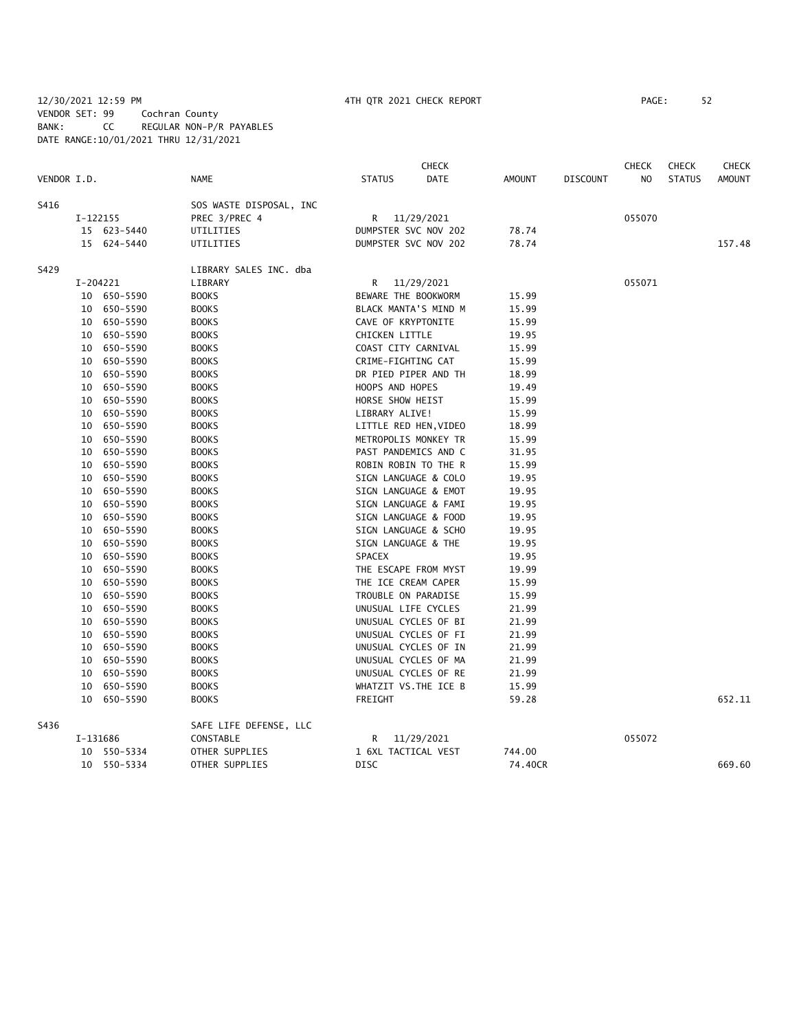12/30/2021 12:59 PM 4TH QTR 2021 CHECK REPORT

VENDOR SET: 99 Cochran County
BANK: CC REGULAR NON-P/R PAYABLES
DATE RANGE:10/01/2021 THRU 12/31/2021

| VENDOR I.D. | NAME | STATUS | CHECK DATE | AMOUNT | DISCOUNT | CHECK NO | CHECK STATUS | CHECK AMOUNT |
|---|---|---|---|---|---|---|---|---|
| S416 | SOS WASTE DISPOSAL, INC | | | | | | | |
| I-122155 | PREC 3/PREC 4 | R | 11/29/2021 | | | 055070 | | |
| 15 623-5440 | UTILITIES | DUMPSTER SVC NOV 202 | | 78.74 | | | | |
| 15 624-5440 | UTILITIES | DUMPSTER SVC NOV 202 | | 78.74 | | | | 157.48 |
| S429 | LIBRARY SALES INC. dba | | | | | | | |
| I-204221 | LIBRARY | R | 11/29/2021 | | | 055071 | | |
| 10 650-5590 | BOOKS | BEWARE THE BOOKWORM | | 15.99 | | | | |
| 10 650-5590 | BOOKS | BLACK MANTA'S MIND M | | 15.99 | | | | |
| 10 650-5590 | BOOKS | CAVE OF KRYPTONITE | | 15.99 | | | | |
| 10 650-5590 | BOOKS | CHICKEN LITTLE | | 19.95 | | | | |
| 10 650-5590 | BOOKS | COAST CITY CARNIVAL | | 15.99 | | | | |
| 10 650-5590 | BOOKS | CRIME-FIGHTING CAT | | 15.99 | | | | |
| 10 650-5590 | BOOKS | DR PIED PIPER AND TH | | 18.99 | | | | |
| 10 650-5590 | BOOKS | HOOPS AND HOPES | | 19.49 | | | | |
| 10 650-5590 | BOOKS | HORSE SHOW HEIST | | 15.99 | | | | |
| 10 650-5590 | BOOKS | LIBRARY ALIVE! | | 15.99 | | | | |
| 10 650-5590 | BOOKS | LITTLE RED HEN,VIDEO | | 18.99 | | | | |
| 10 650-5590 | BOOKS | METROPOLIS MONKEY TR | | 15.99 | | | | |
| 10 650-5590 | BOOKS | PAST PANDEMICS AND C | | 31.95 | | | | |
| 10 650-5590 | BOOKS | ROBIN ROBIN TO THE R | | 15.99 | | | | |
| 10 650-5590 | BOOKS | SIGN LANGUAGE & COLO | | 19.95 | | | | |
| 10 650-5590 | BOOKS | SIGN LANGUAGE & EMOT | | 19.95 | | | | |
| 10 650-5590 | BOOKS | SIGN LANGUAGE & FAMI | | 19.95 | | | | |
| 10 650-5590 | BOOKS | SIGN LANGUAGE & FOOD | | 19.95 | | | | |
| 10 650-5590 | BOOKS | SIGN LANGUAGE & SCHO | | 19.95 | | | | |
| 10 650-5590 | BOOKS | SIGN LANGUAGE & THE | | 19.95 | | | | |
| 10 650-5590 | BOOKS | SPACEX | | 19.95 | | | | |
| 10 650-5590 | BOOKS | THE ESCAPE FROM MYST | | 19.99 | | | | |
| 10 650-5590 | BOOKS | THE ICE CREAM CAPER | | 15.99 | | | | |
| 10 650-5590 | BOOKS | TROUBLE ON PARADISE | | 15.99 | | | | |
| 10 650-5590 | BOOKS | UNUSUAL LIFE CYCLES | | 21.99 | | | | |
| 10 650-5590 | BOOKS | UNUSUAL CYCLES OF BI | | 21.99 | | | | |
| 10 650-5590 | BOOKS | UNUSUAL CYCLES OF FI | | 21.99 | | | | |
| 10 650-5590 | BOOKS | UNUSUAL CYCLES OF IN | | 21.99 | | | | |
| 10 650-5590 | BOOKS | UNUSUAL CYCLES OF MA | | 21.99 | | | | |
| 10 650-5590 | BOOKS | UNUSUAL CYCLES OF RE | | 21.99 | | | | |
| 10 650-5590 | BOOKS | WHATZIT VS.THE ICE B | | 15.99 | | | | |
| 10 650-5590 | BOOKS | FREIGHT | | 59.28 | | | | 652.11 |
| S436 | SAFE LIFE DEFENSE, LLC | | | | | | | |
| I-131686 | CONSTABLE | R | 11/29/2021 | | | 055072 | | |
| 10 550-5334 | OTHER SUPPLIES | 1 6XL TACTICAL VEST | | 744.00 | | | | |
| 10 550-5334 | OTHER SUPPLIES | DISC | | 74.40CR | | | | 669.60 |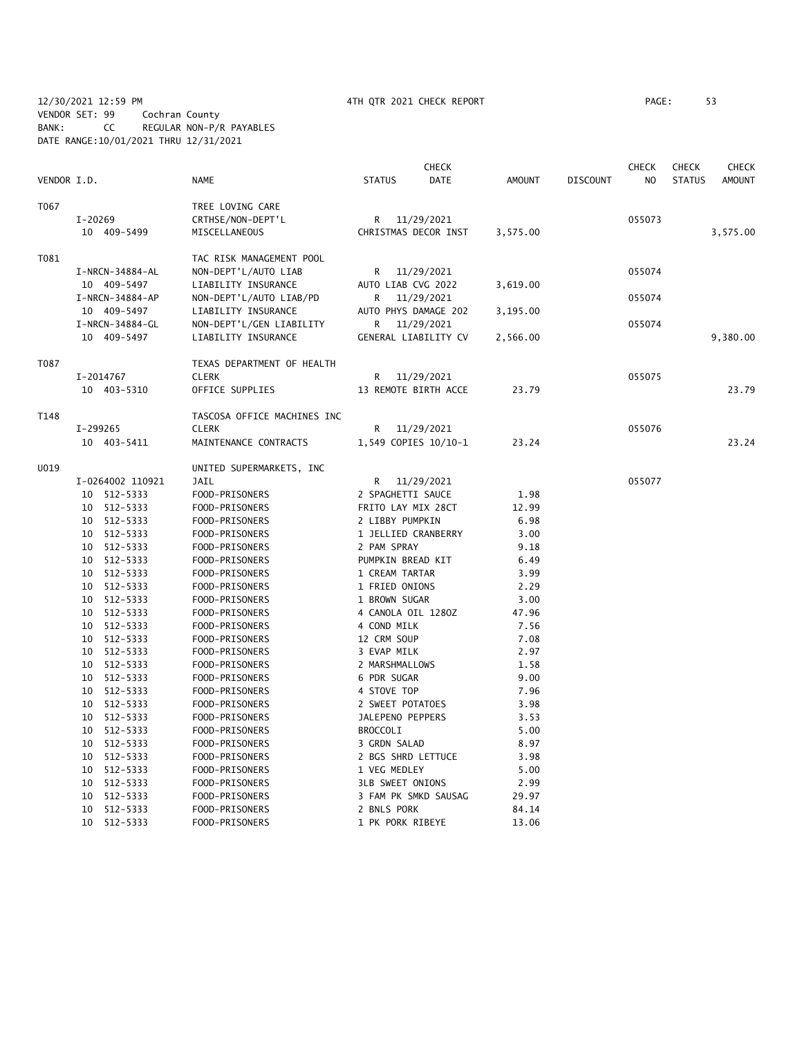12/30/2021 12:59 PM 4TH QTR 2021 CHECK REPORT

VENDOR SET: 99 Cochran County
BANK: CC REGULAR NON-P/R PAYABLES
DATE RANGE:10/01/2021 THRU 12/31/2021

| VENDOR I.D. | NAME | STATUS | CHECK DATE | AMOUNT | DISCOUNT | CHECK NO | CHECK STATUS | CHECK AMOUNT |
|---|---|---|---|---|---|---|---|---|
| T067 | TREE LOVING CARE | | | | | | | |
| I-20269 | CRTHSE/NON-DEPT'L | R | 11/29/2021 | | | 055073 | | |
| 10 409-5499 | MISCELLANEOUS | CHRISTMAS DECOR INST | | 3,575.00 | | | | 3,575.00 |
| T081 | TAC RISK MANAGEMENT POOL | | | | | | | |
| I-NRCN-34884-AL | NON-DEPT'L/AUTO LIAB | R | 11/29/2021 | | | 055074 | | |
| 10 409-5497 | LIABILITY INSURANCE | AUTO LIAB CVG 2022 | | 3,619.00 | | | | |
| I-NRCN-34884-AP | NON-DEPT'L/AUTO LIAB/PD | R | 11/29/2021 | | | 055074 | | |
| 10 409-5497 | LIABILITY INSURANCE | AUTO PHYS DAMAGE 202 | | 3,195.00 | | | | |
| I-NRCN-34884-GL | NON-DEPT'L/GEN LIABILITY | R | 11/29/2021 | | | 055074 | | |
| 10 409-5497 | LIABILITY INSURANCE | GENERAL LIABILITY CV | | 2,566.00 | | | | 9,380.00 |
| T087 | TEXAS DEPARTMENT OF HEALTH | | | | | | | |
| I-2014767 | CLERK | R | 11/29/2021 | | | 055075 | | |
| 10 403-5310 | OFFICE SUPPLIES | 13 REMOTE BIRTH ACCE | | 23.79 | | | | 23.79 |
| T148 | TASCOSA OFFICE MACHINES INC | | | | | | | |
| I-299265 | CLERK | R | 11/29/2021 | | | 055076 | | |
| 10 403-5411 | MAINTENANCE CONTRACTS | 1,549 COPIES 10/10-1 | | 23.24 | | | | 23.24 |
| U019 | UNITED SUPERMARKETS, INC | | | | | | | |
| I-0264002 110921 | JAIL | R | 11/29/2021 | | | 055077 | | |
| 10 512-5333 | FOOD-PRISONERS | 2 SPAGHETTI SAUCE | | 1.98 | | | | |
| 10 512-5333 | FOOD-PRISONERS | FRITO LAY MIX 28CT | | 12.99 | | | | |
| 10 512-5333 | FOOD-PRISONERS | 2 LIBBY PUMPKIN | | 6.98 | | | | |
| 10 512-5333 | FOOD-PRISONERS | 1 JELLIED CRANBERRY | | 3.00 | | | | |
| 10 512-5333 | FOOD-PRISONERS | 2 PAM SPRAY | | 9.18 | | | | |
| 10 512-5333 | FOOD-PRISONERS | PUMPKIN BREAD KIT | | 6.49 | | | | |
| 10 512-5333 | FOOD-PRISONERS | 1 CREAM TARTAR | | 3.99 | | | | |
| 10 512-5333 | FOOD-PRISONERS | 1 FRIED ONIONS | | 2.29 | | | | |
| 10 512-5333 | FOOD-PRISONERS | 1 BROWN SUGAR | | 3.00 | | | | |
| 10 512-5333 | FOOD-PRISONERS | 4 CANOLA OIL 128OZ | | 47.96 | | | | |
| 10 512-5333 | FOOD-PRISONERS | 4 COND MILK | | 7.56 | | | | |
| 10 512-5333 | FOOD-PRISONERS | 12 CRM SOUP | | 7.08 | | | | |
| 10 512-5333 | FOOD-PRISONERS | 3 EVAP MILK | | 2.97 | | | | |
| 10 512-5333 | FOOD-PRISONERS | 2 MARSHMALLOWS | | 1.58 | | | | |
| 10 512-5333 | FOOD-PRISONERS | 6 PDR SUGAR | | 9.00 | | | | |
| 10 512-5333 | FOOD-PRISONERS | 4 STOVE TOP | | 7.96 | | | | |
| 10 512-5333 | FOOD-PRISONERS | 2 SWEET POTATOES | | 3.98 | | | | |
| 10 512-5333 | FOOD-PRISONERS | JALEPENO PEPPERS | | 3.53 | | | | |
| 10 512-5333 | FOOD-PRISONERS | BROCCOLI | | 5.00 | | | | |
| 10 512-5333 | FOOD-PRISONERS | 3 GRDN SALAD | | 8.97 | | | | |
| 10 512-5333 | FOOD-PRISONERS | 2 BGS SHRD LETTUCE | | 3.98 | | | | |
| 10 512-5333 | FOOD-PRISONERS | 1 VEG MEDLEY | | 5.00 | | | | |
| 10 512-5333 | FOOD-PRISONERS | 3LB SWEET ONIONS | | 2.99 | | | | |
| 10 512-5333 | FOOD-PRISONERS | 3 FAM PK SMKD SAUSAG | | 29.97 | | | | |
| 10 512-5333 | FOOD-PRISONERS | 2 BNLS PORK | | 84.14 | | | | |
| 10 512-5333 | FOOD-PRISONERS | 1 PK PORK RIBEYE | | 13.06 | | | | |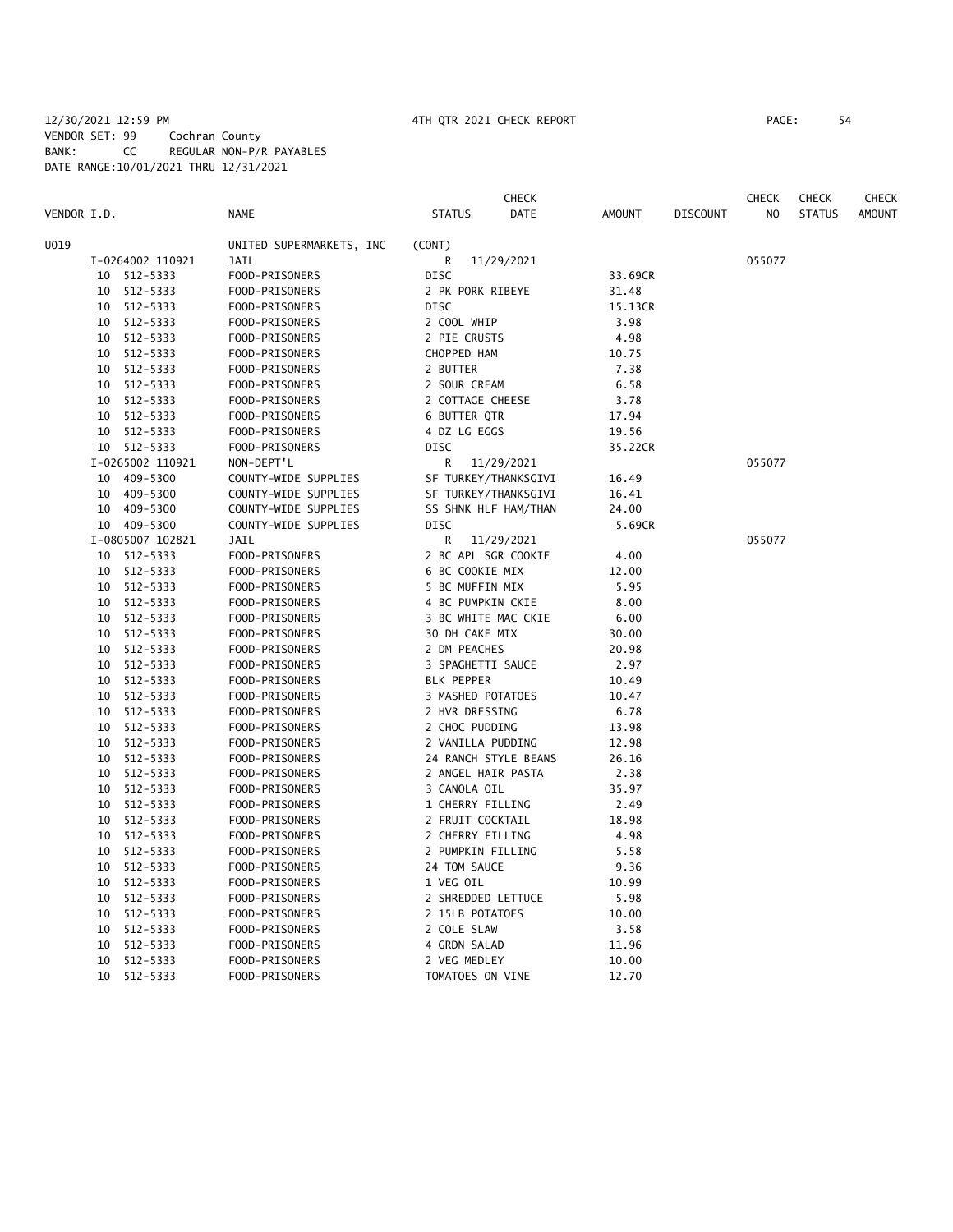12/30/2021 12:59 PM 4TH QTR 2021 CHECK REPORT PAGE: 54
VENDOR SET: 99 Cochran County
BANK: CC REGULAR NON-P/R PAYABLES
DATE RANGE:10/01/2021 THRU 12/31/2021

| VENDOR I.D. | NAME | STATUS | CHECK DATE | AMOUNT | DISCOUNT | CHECK NO | CHECK STATUS | CHECK AMOUNT |
|---|---|---|---|---|---|---|---|---|
| U019 | UNITED SUPERMARKETS, INC | (CONT) | | | | | | |
| I-0264002 110921 | JAIL | R | 11/29/2021 | | | 055077 | | |
| 10 512-5333 | FOOD-PRISONERS | DISC | | 33.69CR | | | | |
| 10 512-5333 | FOOD-PRISONERS | 2 PK PORK RIBEYE | | 31.48 | | | | |
| 10 512-5333 | FOOD-PRISONERS | DISC | | 15.13CR | | | | |
| 10 512-5333 | FOOD-PRISONERS | 2 COOL WHIP | | 3.98 | | | | |
| 10 512-5333 | FOOD-PRISONERS | 2 PIE CRUSTS | | 4.98 | | | | |
| 10 512-5333 | FOOD-PRISONERS | CHOPPED HAM | | 10.75 | | | | |
| 10 512-5333 | FOOD-PRISONERS | 2 BUTTER | | 7.38 | | | | |
| 10 512-5333 | FOOD-PRISONERS | 2 SOUR CREAM | | 6.58 | | | | |
| 10 512-5333 | FOOD-PRISONERS | 2 COTTAGE CHEESE | | 3.78 | | | | |
| 10 512-5333 | FOOD-PRISONERS | 6 BUTTER QTR | | 17.94 | | | | |
| 10 512-5333 | FOOD-PRISONERS | 4 DZ LG EGGS | | 19.56 | | | | |
| 10 512-5333 | FOOD-PRISONERS | DISC | | 35.22CR | | | | |
| I-0265002 110921 | NON-DEPT'L | R | 11/29/2021 | | | 055077 | | |
| 10 409-5300 | COUNTY-WIDE SUPPLIES | SF TURKEY/THANKSGIVI | | 16.49 | | | | |
| 10 409-5300 | COUNTY-WIDE SUPPLIES | SF TURKEY/THANKSGIVI | | 16.41 | | | | |
| 10 409-5300 | COUNTY-WIDE SUPPLIES | SS SHNK HLF HAM/THAN | | 24.00 | | | | |
| 10 409-5300 | COUNTY-WIDE SUPPLIES | DISC | | 5.69CR | | | | |
| I-0805007 102821 | JAIL | R | 11/29/2021 | | | 055077 | | |
| 10 512-5333 | FOOD-PRISONERS | 2 BC APL SGR COOKIE | | 4.00 | | | | |
| 10 512-5333 | FOOD-PRISONERS | 6 BC COOKIE MIX | | 12.00 | | | | |
| 10 512-5333 | FOOD-PRISONERS | 5 BC MUFFIN MIX | | 5.95 | | | | |
| 10 512-5333 | FOOD-PRISONERS | 4 BC PUMPKIN CKIE | | 8.00 | | | | |
| 10 512-5333 | FOOD-PRISONERS | 3 BC WHITE MAC CKIE | | 6.00 | | | | |
| 10 512-5333 | FOOD-PRISONERS | 30 DH CAKE MIX | | 30.00 | | | | |
| 10 512-5333 | FOOD-PRISONERS | 2 DM PEACHES | | 20.98 | | | | |
| 10 512-5333 | FOOD-PRISONERS | 3 SPAGHETTI SAUCE | | 2.97 | | | | |
| 10 512-5333 | FOOD-PRISONERS | BLK PEPPER | | 10.49 | | | | |
| 10 512-5333 | FOOD-PRISONERS | 3 MASHED POTATOES | | 10.47 | | | | |
| 10 512-5333 | FOOD-PRISONERS | 2 HVR DRESSING | | 6.78 | | | | |
| 10 512-5333 | FOOD-PRISONERS | 2 CHOC PUDDING | | 13.98 | | | | |
| 10 512-5333 | FOOD-PRISONERS | 2 VANILLA PUDDING | | 12.98 | | | | |
| 10 512-5333 | FOOD-PRISONERS | 24 RANCH STYLE BEANS | | 26.16 | | | | |
| 10 512-5333 | FOOD-PRISONERS | 2 ANGEL HAIR PASTA | | 2.38 | | | | |
| 10 512-5333 | FOOD-PRISONERS | 3 CANOLA OIL | | 35.97 | | | | |
| 10 512-5333 | FOOD-PRISONERS | 1 CHERRY FILLING | | 2.49 | | | | |
| 10 512-5333 | FOOD-PRISONERS | 2 FRUIT COCKTAIL | | 18.98 | | | | |
| 10 512-5333 | FOOD-PRISONERS | 2 CHERRY FILLING | | 4.98 | | | | |
| 10 512-5333 | FOOD-PRISONERS | 2 PUMPKIN FILLING | | 5.58 | | | | |
| 10 512-5333 | FOOD-PRISONERS | 24 TOM SAUCE | | 9.36 | | | | |
| 10 512-5333 | FOOD-PRISONERS | 1 VEG OIL | | 10.99 | | | | |
| 10 512-5333 | FOOD-PRISONERS | 2 SHREDDED LETTUCE | | 5.98 | | | | |
| 10 512-5333 | FOOD-PRISONERS | 2 15LB POTATOES | | 10.00 | | | | |
| 10 512-5333 | FOOD-PRISONERS | 2 COLE SLAW | | 3.58 | | | | |
| 10 512-5333 | FOOD-PRISONERS | 4 GRDN SALAD | | 11.96 | | | | |
| 10 512-5333 | FOOD-PRISONERS | 2 VEG MEDLEY | | 10.00 | | | | |
| 10 512-5333 | FOOD-PRISONERS | TOMATOES ON VINE | | 12.70 | | | | |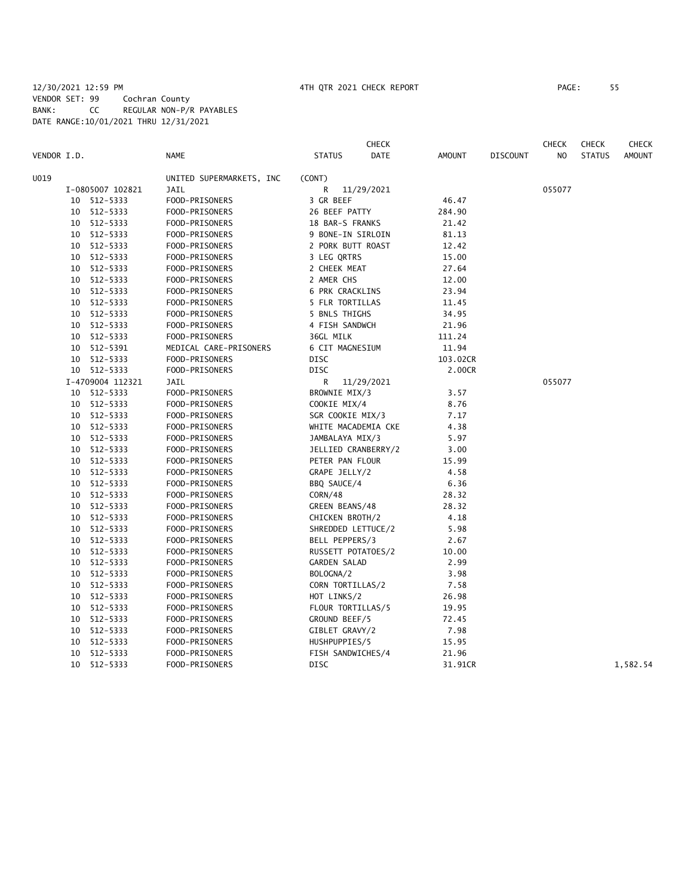12/30/2021 12:59 PM 4TH QTR 2021 CHECK REPORT
VENDOR SET: 99 Cochran County
BANK: CC REGULAR NON-P/R PAYABLES
DATE RANGE:10/01/2021 THRU 12/31/2021

| VENDOR I.D. | NAME | STATUS | CHECK DATE | AMOUNT | DISCOUNT | CHECK NO | CHECK STATUS | CHECK AMOUNT |
|---|---|---|---|---|---|---|---|---|
| U019 | UNITED SUPERMARKETS, INC | (CONT) | | | | | | |
| I-0805007 102821 | JAIL | R | 11/29/2021 | | | 055077 | | |
| 10 512-5333 | FOOD-PRISONERS | 3 GR BEEF | | 46.47 | | | | |
| 10 512-5333 | FOOD-PRISONERS | 26 BEEF PATTY | | 284.90 | | | | |
| 10 512-5333 | FOOD-PRISONERS | 18 BAR-S FRANKS | | 21.42 | | | | |
| 10 512-5333 | FOOD-PRISONERS | 9 BONE-IN SIRLOIN | | 81.13 | | | | |
| 10 512-5333 | FOOD-PRISONERS | 2 PORK BUTT ROAST | | 12.42 | | | | |
| 10 512-5333 | FOOD-PRISONERS | 3 LEG QRTRS | | 15.00 | | | | |
| 10 512-5333 | FOOD-PRISONERS | 2 CHEEK MEAT | | 27.64 | | | | |
| 10 512-5333 | FOOD-PRISONERS | 2 AMER CHS | | 12.00 | | | | |
| 10 512-5333 | FOOD-PRISONERS | 6 PRK CRACKLINS | | 23.94 | | | | |
| 10 512-5333 | FOOD-PRISONERS | 5 FLR TORTILLAS | | 11.45 | | | | |
| 10 512-5333 | FOOD-PRISONERS | 5 BNLS THIGHS | | 34.95 | | | | |
| 10 512-5333 | FOOD-PRISONERS | 4 FISH SANDWCH | | 21.96 | | | | |
| 10 512-5333 | FOOD-PRISONERS | 36GL MILK | | 111.24 | | | | |
| 10 512-5391 | MEDICAL CARE-PRISONERS | 6 CIT MAGNESIUM | | 11.94 | | | | |
| 10 512-5333 | FOOD-PRISONERS | DISC | | 103.02CR | | | | |
| 10 512-5333 | FOOD-PRISONERS | DISC | | 2.00CR | | | | |
| I-4709004 112321 | JAIL | R | 11/29/2021 | | | 055077 | | |
| 10 512-5333 | FOOD-PRISONERS | BROWNIE MIX/3 | | 3.57 | | | | |
| 10 512-5333 | FOOD-PRISONERS | COOKIE MIX/4 | | 8.76 | | | | |
| 10 512-5333 | FOOD-PRISONERS | SGR COOKIE MIX/3 | | 7.17 | | | | |
| 10 512-5333 | FOOD-PRISONERS | WHITE MACADEMIA CKE | | 4.38 | | | | |
| 10 512-5333 | FOOD-PRISONERS | JAMBALAYA MIX/3 | | 5.97 | | | | |
| 10 512-5333 | FOOD-PRISONERS | JELLIED CRANBERRY/2 | | 3.00 | | | | |
| 10 512-5333 | FOOD-PRISONERS | PETER PAN FLOUR | | 15.99 | | | | |
| 10 512-5333 | FOOD-PRISONERS | GRAPE JELLY/2 | | 4.58 | | | | |
| 10 512-5333 | FOOD-PRISONERS | BBQ SAUCE/4 | | 6.36 | | | | |
| 10 512-5333 | FOOD-PRISONERS | CORN/48 | | 28.32 | | | | |
| 10 512-5333 | FOOD-PRISONERS | GREEN BEANS/48 | | 28.32 | | | | |
| 10 512-5333 | FOOD-PRISONERS | CHICKEN BROTH/2 | | 4.18 | | | | |
| 10 512-5333 | FOOD-PRISONERS | SHREDDED LETTUCE/2 | | 5.98 | | | | |
| 10 512-5333 | FOOD-PRISONERS | BELL PEPPERS/3 | | 2.67 | | | | |
| 10 512-5333 | FOOD-PRISONERS | RUSSETT POTATOES/2 | | 10.00 | | | | |
| 10 512-5333 | FOOD-PRISONERS | GARDEN SALAD | | 2.99 | | | | |
| 10 512-5333 | FOOD-PRISONERS | BOLOGNA/2 | | 3.98 | | | | |
| 10 512-5333 | FOOD-PRISONERS | CORN TORTILLAS/2 | | 7.58 | | | | |
| 10 512-5333 | FOOD-PRISONERS | HOT LINKS/2 | | 26.98 | | | | |
| 10 512-5333 | FOOD-PRISONERS | FLOUR TORTILLAS/5 | | 19.95 | | | | |
| 10 512-5333 | FOOD-PRISONERS | GROUND BEEF/5 | | 72.45 | | | | |
| 10 512-5333 | FOOD-PRISONERS | GIBLET GRAVY/2 | | 7.98 | | | | |
| 10 512-5333 | FOOD-PRISONERS | HUSHPUPPIES/5 | | 15.95 | | | | |
| 10 512-5333 | FOOD-PRISONERS | FISH SANDWICHES/4 | | 21.96 | | | | |
| 10 512-5333 | FOOD-PRISONERS | DISC | | 31.91CR | | | | 1,582.54 |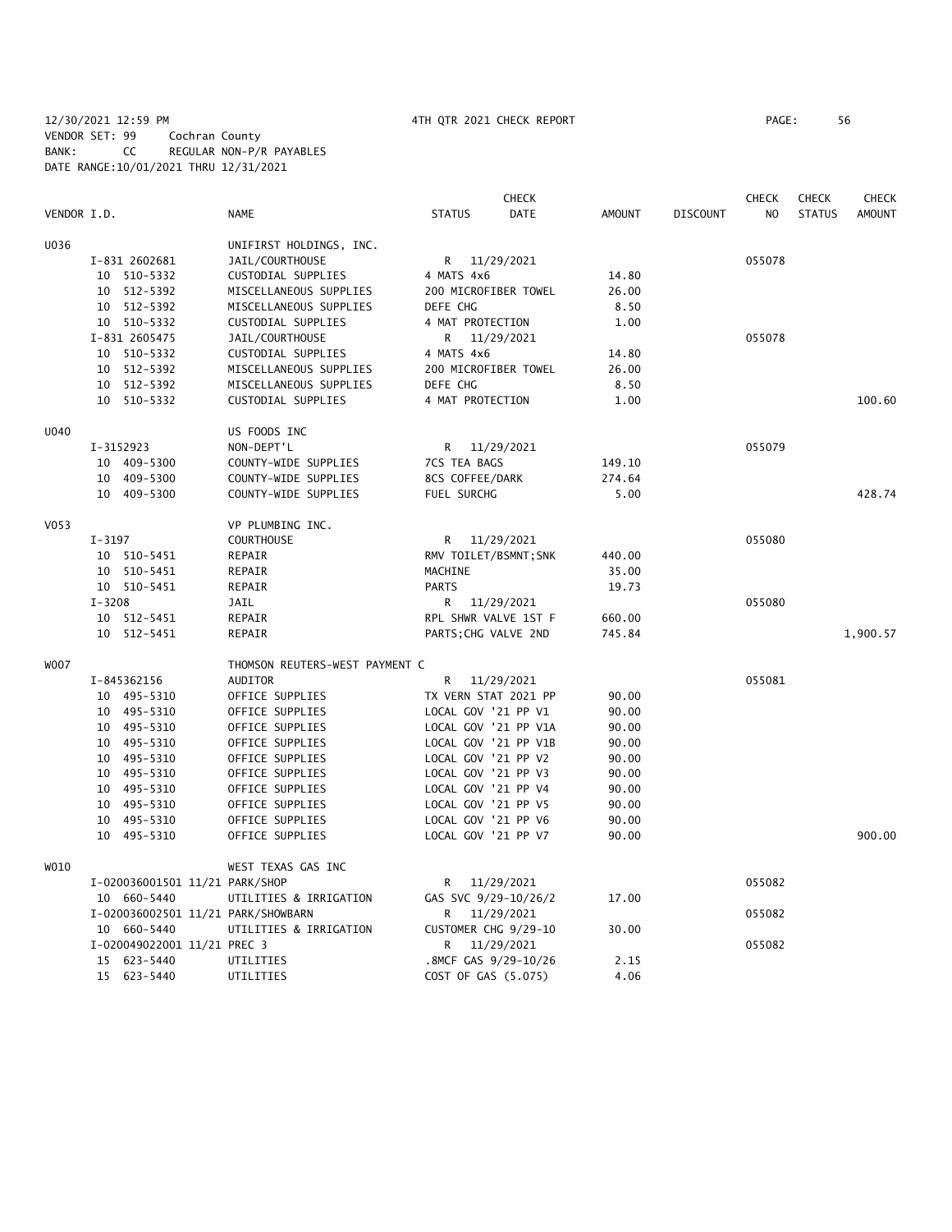12/30/2021 12:59 PM 4TH QTR 2021 CHECK REPORT

VENDOR SET: 99 Cochran County
BANK: CC REGULAR NON-P/R PAYABLES
DATE RANGE:10/01/2021 THRU 12/31/2021

| VENDOR I.D. | NAME | STATUS | CHECK DATE | AMOUNT | DISCOUNT | CHECK NO | CHECK STATUS | CHECK AMOUNT |
|---|---|---|---|---|---|---|---|---|
| U036 | UNIFIRST HOLDINGS, INC. | | | | | | | |
| I-831 2602681 | JAIL/COURTHOUSE | R | 11/29/2021 | | | 055078 | | |
| 10 510-5332 | CUSTODIAL SUPPLIES | 4 MATS 4x6 | | 14.80 | | | | |
| 10 512-5392 | MISCELLANEOUS SUPPLIES | 200 MICROFIBER TOWEL | | 26.00 | | | | |
| 10 512-5392 | MISCELLANEOUS SUPPLIES | DEFE CHG | | 8.50 | | | | |
| 10 510-5332 | CUSTODIAL SUPPLIES | 4 MAT PROTECTION | | 1.00 | | | | |
| I-831 2605475 | JAIL/COURTHOUSE | R | 11/29/2021 | | | 055078 | | |
| 10 510-5332 | CUSTODIAL SUPPLIES | 4 MATS 4x6 | | 14.80 | | | | |
| 10 512-5392 | MISCELLANEOUS SUPPLIES | 200 MICROFIBER TOWEL | | 26.00 | | | | |
| 10 512-5392 | MISCELLANEOUS SUPPLIES | DEFE CHG | | 8.50 | | | | |
| 10 510-5332 | CUSTODIAL SUPPLIES | 4 MAT PROTECTION | | 1.00 | | | | 100.60 |
| U040 | US FOODS INC | | | | | | | |
| I-3152923 | NON-DEPT'L | R | 11/29/2021 | | | 055079 | | |
| 10 409-5300 | COUNTY-WIDE SUPPLIES | 7CS TEA BAGS | | 149.10 | | | | |
| 10 409-5300 | COUNTY-WIDE SUPPLIES | 8CS COFFEE/DARK | | 274.64 | | | | |
| 10 409-5300 | COUNTY-WIDE SUPPLIES | FUEL SURCHG | | 5.00 | | | | 428.74 |
| V053 | VP PLUMBING INC. | | | | | | | |
| I-3197 | COURTHOUSE | R | 11/29/2021 | | | 055080 | | |
| 10 510-5451 | REPAIR | RMV TOILET/BSMNT;SNK | | 440.00 | | | | |
| 10 510-5451 | REPAIR | MACHINE | | 35.00 | | | | |
| 10 510-5451 | REPAIR | PARTS | | 19.73 | | | | |
| I-3208 | JAIL | R | 11/29/2021 | | | 055080 | | |
| 10 512-5451 | REPAIR | RPL SHWR VALVE 1ST F | | 660.00 | | | | |
| 10 512-5451 | REPAIR | PARTS;CHG VALVE 2ND | | 745.84 | | | | 1,900.57 |
| W007 | THOMSON REUTERS-WEST PAYMENT C | | | | | | | |
| I-845362156 | AUDITOR | R | 11/29/2021 | | | 055081 | | |
| 10 495-5310 | OFFICE SUPPLIES | TX VERN STAT 2021 PP | | 90.00 | | | | |
| 10 495-5310 | OFFICE SUPPLIES | LOCAL GOV '21 PP V1 | | 90.00 | | | | |
| 10 495-5310 | OFFICE SUPPLIES | LOCAL GOV '21 PP V1A | | 90.00 | | | | |
| 10 495-5310 | OFFICE SUPPLIES | LOCAL GOV '21 PP V1B | | 90.00 | | | | |
| 10 495-5310 | OFFICE SUPPLIES | LOCAL GOV '21 PP V2 | | 90.00 | | | | |
| 10 495-5310 | OFFICE SUPPLIES | LOCAL GOV '21 PP V3 | | 90.00 | | | | |
| 10 495-5310 | OFFICE SUPPLIES | LOCAL GOV '21 PP V4 | | 90.00 | | | | |
| 10 495-5310 | OFFICE SUPPLIES | LOCAL GOV '21 PP V5 | | 90.00 | | | | |
| 10 495-5310 | OFFICE SUPPLIES | LOCAL GOV '21 PP V6 | | 90.00 | | | | |
| 10 495-5310 | OFFICE SUPPLIES | LOCAL GOV '21 PP V7 | | 90.00 | | | | 900.00 |
| W010 | WEST TEXAS GAS INC | | | | | | | |
| I-020036001501 11/21 PARK/SHOP | | R | 11/29/2021 | | | 055082 | | |
| 10 660-5440 | UTILITIES & IRRIGATION | GAS SVC 9/29-10/26/2 | | 17.00 | | | | |
| I-020036002501 11/21 PARK/SHOWBARN | | R | 11/29/2021 | | | 055082 | | |
| 10 660-5440 | UTILITIES & IRRIGATION | CUSTOMER CHG 9/29-10 | | 30.00 | | | | |
| I-020049022001 11/21 PREC 3 | | R | 11/29/2021 | | | 055082 | | |
| 15 623-5440 | UTILITIES | .8MCF GAS 9/29-10/26 | | 2.15 | | | | |
| 15 623-5440 | UTILITIES | COST OF GAS (5.075) | | 4.06 | | | | |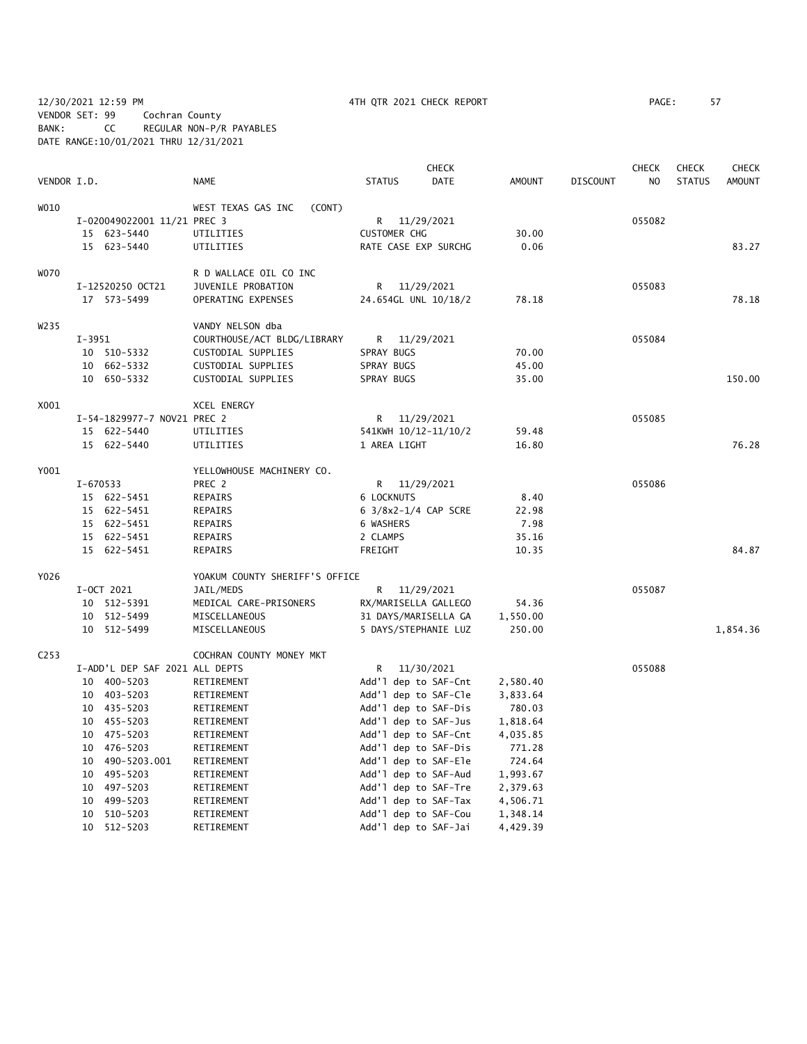12/30/2021 12:59 PM 4TH QTR 2021 CHECK REPORT PAGE: 57
VENDOR SET: 99 Cochran County
BANK: CC REGULAR NON-P/R PAYABLES
DATE RANGE:10/01/2021 THRU 12/31/2021

| VENDOR I.D. | NAME | STATUS | CHECK DATE | AMOUNT | DISCOUNT | CHECK NO | CHECK STATUS | CHECK AMOUNT |
|---|---|---|---|---|---|---|---|---|
| W010 | WEST TEXAS GAS INC (CONT) | | | | | | | |
| I-020049022001 11/21 PREC 3 | | R | 11/29/2021 | | | 055082 | | |
| 15 623-5440 | UTILITIES | CUSTOMER CHG | | 30.00 | | | | |
| 15 623-5440 | UTILITIES | RATE CASE EXP SURCHG | | 0.06 | | | | 83.27 |
| W070 | R D WALLACE OIL CO INC | | | | | | | |
| I-12520250 OCT21 | JUVENILE PROBATION | R | 11/29/2021 | | | 055083 | | |
| 17 573-5499 | OPERATING EXPENSES | 24.654GL UNL 10/18/2 | | 78.18 | | | | 78.18 |
| W235 | VANDY NELSON dba | | | | | | | |
| I-3951 | COURTHOUSE/ACT BLDG/LIBRARY | R | 11/29/2021 | | | 055084 | | |
| 10 510-5332 | CUSTODIAL SUPPLIES | SPRAY BUGS | | 70.00 | | | | |
| 10 662-5332 | CUSTODIAL SUPPLIES | SPRAY BUGS | | 45.00 | | | | |
| 10 650-5332 | CUSTODIAL SUPPLIES | SPRAY BUGS | | 35.00 | | | | 150.00 |
| X001 | XCEL ENERGY | | | | | | | |
| I-54-1829977-7 NOV21 PREC 2 | | R | 11/29/2021 | | | 055085 | | |
| 15 622-5440 | UTILITIES | 541KWH 10/12-11/10/2 | | 59.48 | | | | |
| 15 622-5440 | UTILITIES | 1 AREA LIGHT | | 16.80 | | | | 76.28 |
| Y001 | YELLOWHOUSE MACHINERY CO. | | | | | | | |
| I-670533 | PREC 2 | R | 11/29/2021 | | | 055086 | | |
| 15 622-5451 | REPAIRS | 6 LOCKNUTS | | 8.40 | | | | |
| 15 622-5451 | REPAIRS | 6 3/8x2-1/4 CAP SCRE | | 22.98 | | | | |
| 15 622-5451 | REPAIRS | 6 WASHERS | | 7.98 | | | | |
| 15 622-5451 | REPAIRS | 2 CLAMPS | | 35.16 | | | | |
| 15 622-5451 | REPAIRS | FREIGHT | | 10.35 | | | | 84.87 |
| Y026 | YOAKUM COUNTY SHERIFF'S OFFICE | | | | | | | |
| I-OCT 2021 | JAIL/MEDS | R | 11/29/2021 | | | 055087 | | |
| 10 512-5391 | MEDICAL CARE-PRISONERS | RX/MARISELLA GALLEGO | | 54.36 | | | | |
| 10 512-5499 | MISCELLANEOUS | 31 DAYS/MARISELLA GA | | 1,550.00 | | | | |
| 10 512-5499 | MISCELLANEOUS | 5 DAYS/STEPHANIE LUZ | | 250.00 | | | | 1,854.36 |
| C253 | COCHRAN COUNTY MONEY MKT | | | | | | | |
| I-ADD'L DEP SAF 2021 ALL DEPTS | | R | 11/30/2021 | | | 055088 | | |
| 10 400-5203 | RETIREMENT | Add'l dep to SAF-Cnt | | 2,580.40 | | | | |
| 10 403-5203 | RETIREMENT | Add'l dep to SAF-Cle | | 3,833.64 | | | | |
| 10 435-5203 | RETIREMENT | Add'l dep to SAF-Dis | | 780.03 | | | | |
| 10 455-5203 | RETIREMENT | Add'l dep to SAF-Jus | | 1,818.64 | | | | |
| 10 475-5203 | RETIREMENT | Add'l dep to SAF-Cnt | | 4,035.85 | | | | |
| 10 476-5203 | RETIREMENT | Add'l dep to SAF-Dis | | 771.28 | | | | |
| 10 490-5203.001 | RETIREMENT | Add'l dep to SAF-Ele | | 724.64 | | | | |
| 10 495-5203 | RETIREMENT | Add'l dep to SAF-Aud | | 1,993.67 | | | | |
| 10 497-5203 | RETIREMENT | Add'l dep to SAF-Tre | | 2,379.63 | | | | |
| 10 499-5203 | RETIREMENT | Add'l dep to SAF-Tax | | 4,506.71 | | | | |
| 10 510-5203 | RETIREMENT | Add'l dep to SAF-Cou | | 1,348.14 | | | | |
| 10 512-5203 | RETIREMENT | Add'l dep to SAF-Jai | | 4,429.39 | | | | |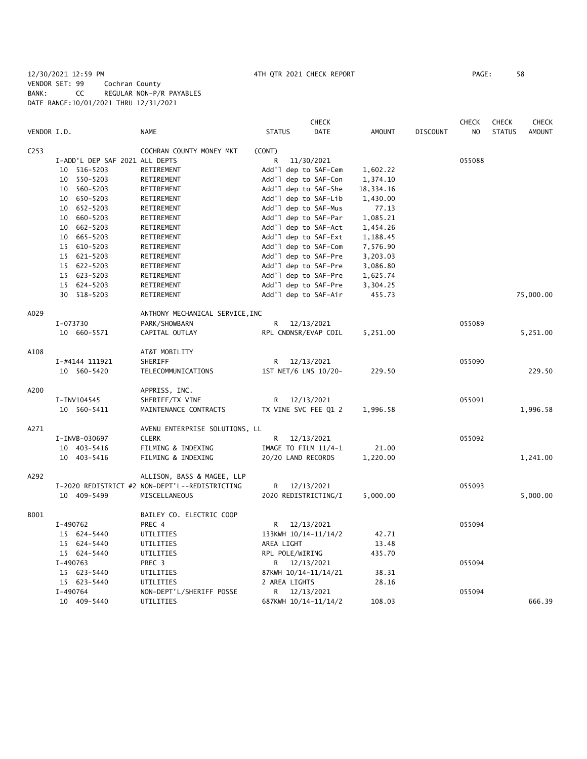12/30/2021 12:59 PM 4TH QTR 2021 CHECK REPORT PAGE: 58
VENDOR SET: 99 Cochran County
BANK: CC REGULAR NON-P/R PAYABLES
DATE RANGE:10/01/2021 THRU 12/31/2021

| VENDOR I.D. | NAME | STATUS | CHECK DATE | AMOUNT | DISCOUNT | CHECK NO | CHECK STATUS | CHECK AMOUNT |
|---|---|---|---|---|---|---|---|---|
| C253 | COCHRAN COUNTY MONEY MKT | (CONT) | | | | | | |
| I-ADD'L DEP SAF 2021 ALL DEPTS | | R | 11/30/2021 | | | 055088 | | |
| 10 516-5203 | RETIREMENT | Add'l dep to SAF-Cem | | 1,602.22 | | | | |
| 10 550-5203 | RETIREMENT | Add'l dep to SAF-Con | | 1,374.10 | | | | |
| 10 560-5203 | RETIREMENT | Add'l dep to SAF-She | | 18,334.16 | | | | |
| 10 650-5203 | RETIREMENT | Add'l dep to SAF-Lib | | 1,430.00 | | | | |
| 10 652-5203 | RETIREMENT | Add'l dep to SAF-Mus | | 77.13 | | | | |
| 10 660-5203 | RETIREMENT | Add'l dep to SAF-Par | | 1,085.21 | | | | |
| 10 662-5203 | RETIREMENT | Add'l dep to SAF-Act | | 1,454.26 | | | | |
| 10 665-5203 | RETIREMENT | Add'l dep to SAF-Ext | | 1,188.45 | | | | |
| 15 610-5203 | RETIREMENT | Add'l dep to SAF-Com | | 7,576.90 | | | | |
| 15 621-5203 | RETIREMENT | Add'l dep to SAF-Pre | | 3,203.03 | | | | |
| 15 622-5203 | RETIREMENT | Add'l dep to SAF-Pre | | 3,086.80 | | | | |
| 15 623-5203 | RETIREMENT | Add'l dep to SAF-Pre | | 1,625.74 | | | | |
| 15 624-5203 | RETIREMENT | Add'l dep to SAF-Pre | | 3,304.25 | | | | |
| 30 518-5203 | RETIREMENT | Add'l dep to SAF-Air | | 455.73 | | | | 75,000.00 |
| A029 | ANTHONY MECHANICAL SERVICE,INC | | | | | | | |
| I-073730 | PARK/SHOWBARN | R | 12/13/2021 | | | 055089 | | |
| 10 660-5571 | CAPITAL OUTLAY | RPL CNDNSR/EVAP COIL | | 5,251.00 | | | | 5,251.00 |
| A108 | AT&T MOBILITY | | | | | | | |
| I-#4144 111921 | SHERIFF | R | 12/13/2021 | | | 055090 | | |
| 10 560-5420 | TELECOMMUNICATIONS | 1ST NET/6 LNS 10/20- | | 229.50 | | | | 229.50 |
| A200 | APPRISS, INC. | | | | | | | |
| I-INV104545 | SHERIFF/TX VINE | R | 12/13/2021 | | | 055091 | | |
| 10 560-5411 | MAINTENANCE CONTRACTS | TX VINE SVC FEE Q1 2 | | 1,996.58 | | | | 1,996.58 |
| A271 | AVENU ENTERPRISE SOLUTIONS, LL | | | | | | | |
| I-INVB-030697 | CLERK | R | 12/13/2021 | | | 055092 | | |
| 10 403-5416 | FILMING & INDEXING | IMAGE TO FILM 11/4-1 | | 21.00 | | | | |
| 10 403-5416 | FILMING & INDEXING | 20/20 LAND RECORDS | | 1,220.00 | | | | 1,241.00 |
| A292 | ALLISON, BASS & MAGEE, LLP | | | | | | | |
| I-2020 REDISTRICT #2 | NON-DEPT'L--REDISTRICTING | R | 12/13/2021 | | | 055093 | | |
| 10 409-5499 | MISCELLANEOUS | 2020 REDISTRICTING/I | | 5,000.00 | | | | 5,000.00 |
| B001 | BAILEY CO. ELECTRIC COOP | | | | | | | |
| I-490762 | PREC 4 | R | 12/13/2021 | | | 055094 | | |
| 15 624-5440 | UTILITIES | 133KWH 10/14-11/14/2 | | 42.71 | | | | |
| 15 624-5440 | UTILITIES | AREA LIGHT | | 13.48 | | | | |
| 15 624-5440 | UTILITIES | RPL POLE/WIRING | | 435.70 | | | | |
| I-490763 | PREC 3 | R | 12/13/2021 | | | 055094 | | |
| 15 623-5440 | UTILITIES | 87KWH 10/14-11/14/21 | | 38.31 | | | | |
| 15 623-5440 | UTILITIES | 2 AREA LIGHTS | | 28.16 | | | | |
| I-490764 | NON-DEPT'L/SHERIFF POSSE | R | 12/13/2021 | | | 055094 | | |
| 10 409-5440 | UTILITIES | 687KWH 10/14-11/14/2 | | 108.03 | | | | 666.39 |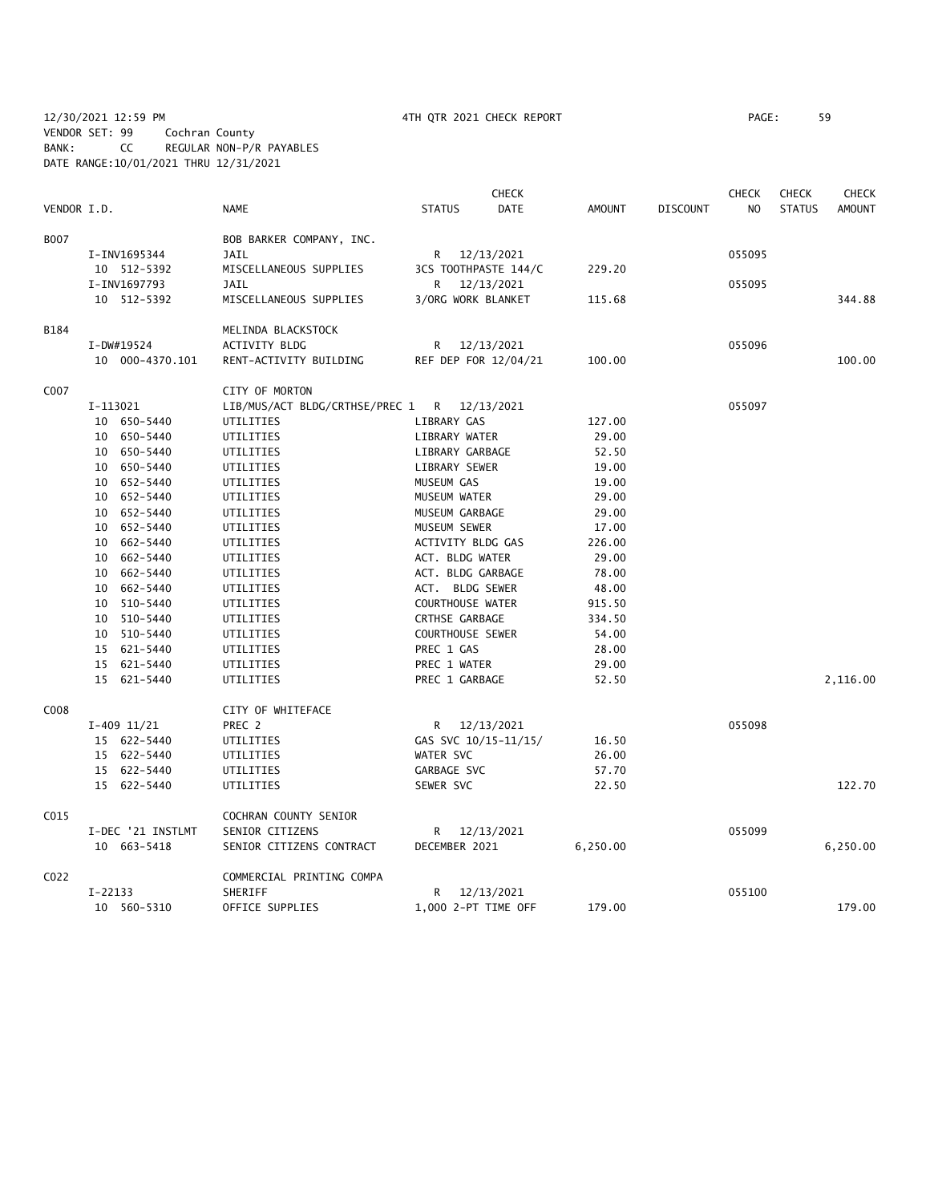12/30/2021 12:59 PM 4TH QTR 2021 CHECK REPORT
VENDOR SET: 99 Cochran County
BANK: CC REGULAR NON-P/R PAYABLES
DATE RANGE:10/01/2021 THRU 12/31/2021

| VENDOR I.D. | NAME | STATUS | CHECK DATE | AMOUNT | DISCOUNT | CHECK NO | CHECK STATUS | CHECK AMOUNT |
|---|---|---|---|---|---|---|---|---|
| B007 | BOB BARKER COMPANY, INC. | | | | | | | |
| I-INV1695344 | JAIL | R | 12/13/2021 | | | 055095 | | |
| 10 512-5392 | MISCELLANEOUS SUPPLIES | 3CS TOOTHPASTE 144/C | | 229.20 | | | | |
| I-INV1697793 | JAIL | R | 12/13/2021 | | | 055095 | | |
| 10 512-5392 | MISCELLANEOUS SUPPLIES | 3/ORG WORK BLANKET | | 115.68 | | | | 344.88 |
| B184 | MELINDA BLACKSTOCK | | | | | | | |
| I-DW#19524 | ACTIVITY BLDG | R | 12/13/2021 | | | 055096 | | |
| 10 000-4370.101 | RENT-ACTIVITY BUILDING | REF DEP FOR 12/04/21 | | 100.00 | | | | 100.00 |
| C007 | CITY OF MORTON | | | | | | | |
| I-113021 | LIB/MUS/ACT BLDG/CRTHSE/PREC 1 | R | 12/13/2021 | | | 055097 | | |
| 10 650-5440 | UTILITIES | LIBRARY GAS | | 127.00 | | | | |
| 10 650-5440 | UTILITIES | LIBRARY WATER | | 29.00 | | | | |
| 10 650-5440 | UTILITIES | LIBRARY GARBAGE | | 52.50 | | | | |
| 10 650-5440 | UTILITIES | LIBRARY SEWER | | 19.00 | | | | |
| 10 652-5440 | UTILITIES | MUSEUM GAS | | 19.00 | | | | |
| 10 652-5440 | UTILITIES | MUSEUM WATER | | 29.00 | | | | |
| 10 652-5440 | UTILITIES | MUSEUM GARBAGE | | 29.00 | | | | |
| 10 652-5440 | UTILITIES | MUSEUM SEWER | | 17.00 | | | | |
| 10 662-5440 | UTILITIES | ACTIVITY BLDG GAS | | 226.00 | | | | |
| 10 662-5440 | UTILITIES | ACT. BLDG WATER | | 29.00 | | | | |
| 10 662-5440 | UTILITIES | ACT. BLDG GARBAGE | | 78.00 | | | | |
| 10 662-5440 | UTILITIES | ACT. BLDG SEWER | | 48.00 | | | | |
| 10 510-5440 | UTILITIES | COURTHOUSE WATER | | 915.50 | | | | |
| 10 510-5440 | UTILITIES | CRTHSE GARBAGE | | 334.50 | | | | |
| 10 510-5440 | UTILITIES | COURTHOUSE SEWER | | 54.00 | | | | |
| 15 621-5440 | UTILITIES | PREC 1 GAS | | 28.00 | | | | |
| 15 621-5440 | UTILITIES | PREC 1 WATER | | 29.00 | | | | |
| 15 621-5440 | UTILITIES | PREC 1 GARBAGE | | 52.50 | | | | 2,116.00 |
| C008 | CITY OF WHITEFACE | | | | | | | |
| I-409 11/21 | PREC 2 | R | 12/13/2021 | | | 055098 | | |
| 15 622-5440 | UTILITIES | GAS SVC 10/15-11/15/ | | 16.50 | | | | |
| 15 622-5440 | UTILITIES | WATER SVC | | 26.00 | | | | |
| 15 622-5440 | UTILITIES | GARBAGE SVC | | 57.70 | | | | |
| 15 622-5440 | UTILITIES | SEWER SVC | | 22.50 | | | | 122.70 |
| C015 | COCHRAN COUNTY SENIOR | | | | | | | |
| I-DEC '21 INSTLMT | SENIOR CITIZENS | R | 12/13/2021 | | | 055099 | | |
| 10 663-5418 | SENIOR CITIZENS CONTRACT | DECEMBER 2021 | | 6,250.00 | | | | 6,250.00 |
| C022 | COMMERCIAL PRINTING COMPA | | | | | | | |
| I-22133 | SHERIFF | R | 12/13/2021 | | | 055100 | | |
| 10 560-5310 | OFFICE SUPPLIES | 1,000 2-PT TIME OFF | | 179.00 | | | | 179.00 |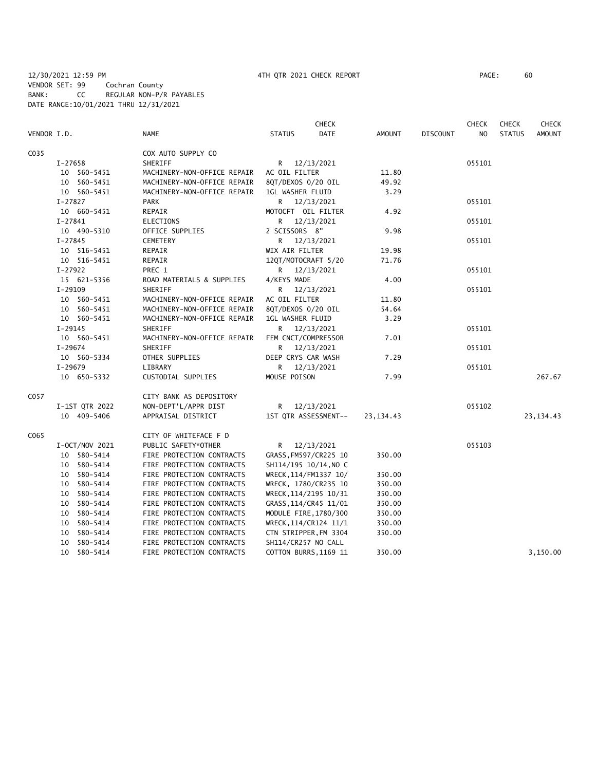12/30/2021 12:59 PM　　　4TH QTR 2021 CHECK REPORT

VENDOR SET: 99　Cochran County
BANK: CC　REGULAR NON-P/R PAYABLES
DATE RANGE:10/01/2021 THRU 12/31/2021

| VENDOR I.D. | NAME | STATUS | CHECK DATE | AMOUNT | DISCOUNT | CHECK NO | CHECK STATUS | CHECK AMOUNT |
|---|---|---|---|---|---|---|---|---|
| C035 | COX AUTO SUPPLY CO | | | | | | | |
| I-27658 | SHERIFF | R | 12/13/2021 | | | 055101 | | |
| 10 560-5451 | MACHINERY-NON-OFFICE REPAIR | AC OIL FILTER | | 11.80 | | | | |
| 10 560-5451 | MACHINERY-NON-OFFICE REPAIR | 8QT/DEXOS 0/20 OIL | | 49.92 | | | | |
| 10 560-5451 | MACHINERY-NON-OFFICE REPAIR | 1GL WASHER FLUID | | 3.29 | | | | |
| I-27827 | PARK | R | 12/13/2021 | | | 055101 | | |
| 10 660-5451 | REPAIR | MOTOCFT OIL FILTER | | 4.92 | | | | |
| I-27841 | ELECTIONS | R | 12/13/2021 | | | 055101 | | |
| 10 490-5310 | OFFICE SUPPLIES | 2 SCISSORS 8" | | 9.98 | | | | |
| I-27845 | CEMETERY | R | 12/13/2021 | | | 055101 | | |
| 10 516-5451 | REPAIR | WIX AIR FILTER | | 19.98 | | | | |
| 10 516-5451 | REPAIR | 12QT/MOTOCRAFT 5/20 | | 71.76 | | | | |
| I-27922 | PREC 1 | R | 12/13/2021 | | | 055101 | | |
| 15 621-5356 | ROAD MATERIALS & SUPPLIES | 4/KEYS MADE | | 4.00 | | | | |
| I-29109 | SHERIFF | R | 12/13/2021 | | | 055101 | | |
| 10 560-5451 | MACHINERY-NON-OFFICE REPAIR | AC OIL FILTER | | 11.80 | | | | |
| 10 560-5451 | MACHINERY-NON-OFFICE REPAIR | 8QT/DEXOS 0/20 OIL | | 54.64 | | | | |
| 10 560-5451 | MACHINERY-NON-OFFICE REPAIR | 1GL WASHER FLUID | | 3.29 | | | | |
| I-29145 | SHERIFF | R | 12/13/2021 | | | 055101 | | |
| 10 560-5451 | MACHINERY-NON-OFFICE REPAIR | FEM CNCT/COMPRESSOR | | 7.01 | | | | |
| I-29674 | SHERIFF | R | 12/13/2021 | | | 055101 | | |
| 10 560-5334 | OTHER SUPPLIES | DEEP CRYS CAR WASH | | 7.29 | | | | |
| I-29679 | LIBRARY | R | 12/13/2021 | | | 055101 | | |
| 10 650-5332 | CUSTODIAL SUPPLIES | MOUSE POISON | | 7.99 | | | | 267.67 |
| C057 | CITY BANK AS DEPOSITORY | | | | | | | |
| I-1ST QTR 2022 | NON-DEPT'L/APPR DIST | R | 12/13/2021 | | | 055102 | | |
| 10 409-5406 | APPRAISAL DISTRICT | 1ST QTR ASSESSMENT-- | | 23,134.43 | | | | 23,134.43 |
| C065 | CITY OF WHITEFACE F D | | | | | | | |
| I-OCT/NOV 2021 | PUBLIC SAFETY*OTHER | R | 12/13/2021 | | | 055103 | | |
| 10 580-5414 | FIRE PROTECTION CONTRACTS | GRASS,FM597/CR225 10 | | 350.00 | | | | |
| 10 580-5414 | FIRE PROTECTION CONTRACTS | SH114/195 10/14,NO C | | | | | | |
| 10 580-5414 | FIRE PROTECTION CONTRACTS | WRECK,114/FM1337 10/ | | 350.00 | | | | |
| 10 580-5414 | FIRE PROTECTION CONTRACTS | WRECK, 1780/CR235 10 | | 350.00 | | | | |
| 10 580-5414 | FIRE PROTECTION CONTRACTS | WRECK,114/2195 10/31 | | 350.00 | | | | |
| 10 580-5414 | FIRE PROTECTION CONTRACTS | GRASS,114/CR45 11/01 | | 350.00 | | | | |
| 10 580-5414 | FIRE PROTECTION CONTRACTS | MODULE FIRE,1780/300 | | 350.00 | | | | |
| 10 580-5414 | FIRE PROTECTION CONTRACTS | WRECK,114/CR124 11/1 | | 350.00 | | | | |
| 10 580-5414 | FIRE PROTECTION CONTRACTS | CTN STRIPPER,FM 3304 | | 350.00 | | | | |
| 10 580-5414 | FIRE PROTECTION CONTRACTS | SH114/CR257 NO CALL | | | | | | |
| 10 580-5414 | FIRE PROTECTION CONTRACTS | COTTON BURRS,1169 11 | | 350.00 | | | | 3,150.00 |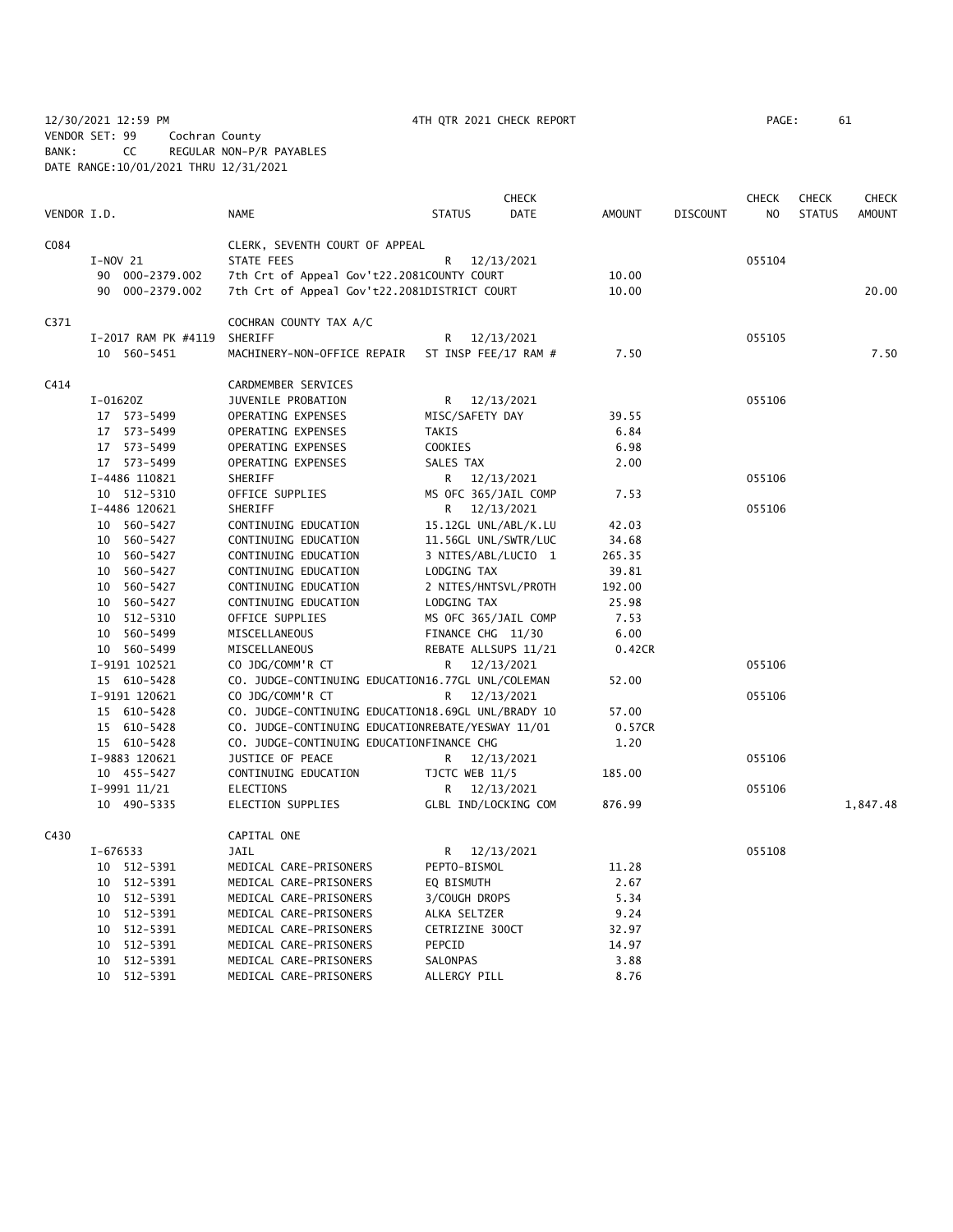12/30/2021 12:59 PM 4TH QTR 2021 CHECK REPORT

VENDOR SET: 99 Cochran County
BANK: CC REGULAR NON-P/R PAYABLES
DATE RANGE:10/01/2021 THRU 12/31/2021

| VENDOR I.D. | NAME | STATUS | CHECK DATE | AMOUNT | DISCOUNT | CHECK NO | CHECK STATUS | CHECK AMOUNT |
|---|---|---|---|---|---|---|---|---|
| C084 | CLERK, SEVENTH COURT OF APPEAL | | | | | | | |
| I-NOV 21 | STATE FEES | R | 12/13/2021 | | | 055104 | | |
| 90 000-2379.002 | 7th Crt of Appeal Gov't22.2081 | COUNTY COURT | | 10.00 | | | | |
| 90 000-2379.002 | 7th Crt of Appeal Gov't22.2081 | DISTRICT COURT | | 10.00 | | | | 20.00 |
| C371 | COCHRAN COUNTY TAX A/C | | | | | | | |
| I-2017 RAM PK #4119 | SHERIFF | R | 12/13/2021 | | | 055105 | | |
| 10 560-5451 | MACHINERY-NON-OFFICE REPAIR | ST INSP FEE/17 RAM # | | 7.50 | | | | 7.50 |
| C414 | CARDMEMBER SERVICES | | | | | | | |
| I-01620Z | JUVENILE PROBATION | R | 12/13/2021 | | | 055106 | | |
| 17 573-5499 | OPERATING EXPENSES | MISC/SAFETY DAY | | 39.55 | | | | |
| 17 573-5499 | OPERATING EXPENSES | TAKIS | | 6.84 | | | | |
| 17 573-5499 | OPERATING EXPENSES | COOKIES | | 6.98 | | | | |
| 17 573-5499 | OPERATING EXPENSES | SALES TAX | | 2.00 | | | | |
| I-4486 110821 | SHERIFF | R | 12/13/2021 | | | 055106 | | |
| 10 512-5310 | OFFICE SUPPLIES | MS OFC 365/JAIL COMP | | 7.53 | | | | |
| I-4486 120621 | SHERIFF | R | 12/13/2021 | | | 055106 | | |
| 10 560-5427 | CONTINUING EDUCATION | 15.12GL UNL/ABL/K.LU | | 42.03 | | | | |
| 10 560-5427 | CONTINUING EDUCATION | 11.56GL UNL/SWTR/LUC | | 34.68 | | | | |
| 10 560-5427 | CONTINUING EDUCATION | 3 NITES/ABL/LUCIO 1 | | 265.35 | | | | |
| 10 560-5427 | CONTINUING EDUCATION | LODGING TAX | | 39.81 | | | | |
| 10 560-5427 | CONTINUING EDUCATION | 2 NITES/HNTSVL/PROTH | | 192.00 | | | | |
| 10 560-5427 | CONTINUING EDUCATION | LODGING TAX | | 25.98 | | | | |
| 10 512-5310 | OFFICE SUPPLIES | MS OFC 365/JAIL COMP | | 7.53 | | | | |
| 10 560-5499 | MISCELLANEOUS | FINANCE CHG 11/30 | | 6.00 | | | | |
| 10 560-5499 | MISCELLANEOUS | REBATE ALLSUPS 11/21 | | 0.42CR | | | | |
| I-9191 102521 | CO JDG/COMM'R CT | R | 12/13/2021 | | | 055106 | | |
| 15 610-5428 | CO. JUDGE-CONTINUING EDUCATION | 16.77GL UNL/COLEMAN | | 52.00 | | | | |
| I-9191 120621 | CO JDG/COMM'R CT | R | 12/13/2021 | | | 055106 | | |
| 15 610-5428 | CO. JUDGE-CONTINUING EDUCATION | 18.69GL UNL/BRADY 10 | | 57.00 | | | | |
| 15 610-5428 | CO. JUDGE-CONTINUING EDUCATION | REBATE/YESWAY 11/01 | | 0.57CR | | | | |
| 15 610-5428 | CO. JUDGE-CONTINUING EDUCATION | FINANCE CHG | | 1.20 | | | | |
| I-9883 120621 | JUSTICE OF PEACE | R | 12/13/2021 | | | 055106 | | |
| 10 455-5427 | CONTINUING EDUCATION | TJCTC WEB 11/5 | | 185.00 | | | | |
| I-9991 11/21 | ELECTIONS | R | 12/13/2021 | | | 055106 | | |
| 10 490-5335 | ELECTION SUPPLIES | GLBL IND/LOCKING COM | | 876.99 | | | | 1,847.48 |
| C430 | CAPITAL ONE | | | | | | | |
| I-676533 | JAIL | R | 12/13/2021 | | | 055108 | | |
| 10 512-5391 | MEDICAL CARE-PRISONERS | PEPTO-BISMOL | | 11.28 | | | | |
| 10 512-5391 | MEDICAL CARE-PRISONERS | EQ BISMUTH | | 2.67 | | | | |
| 10 512-5391 | MEDICAL CARE-PRISONERS | 3/COUGH DROPS | | 5.34 | | | | |
| 10 512-5391 | MEDICAL CARE-PRISONERS | ALKA SELTZER | | 9.24 | | | | |
| 10 512-5391 | MEDICAL CARE-PRISONERS | CETRIZINE 300CT | | 32.97 | | | | |
| 10 512-5391 | MEDICAL CARE-PRISONERS | PEPCID | | 14.97 | | | | |
| 10 512-5391 | MEDICAL CARE-PRISONERS | SALONPAS | | 3.88 | | | | |
| 10 512-5391 | MEDICAL CARE-PRISONERS | ALLERGY PILL | | 8.76 | | | | |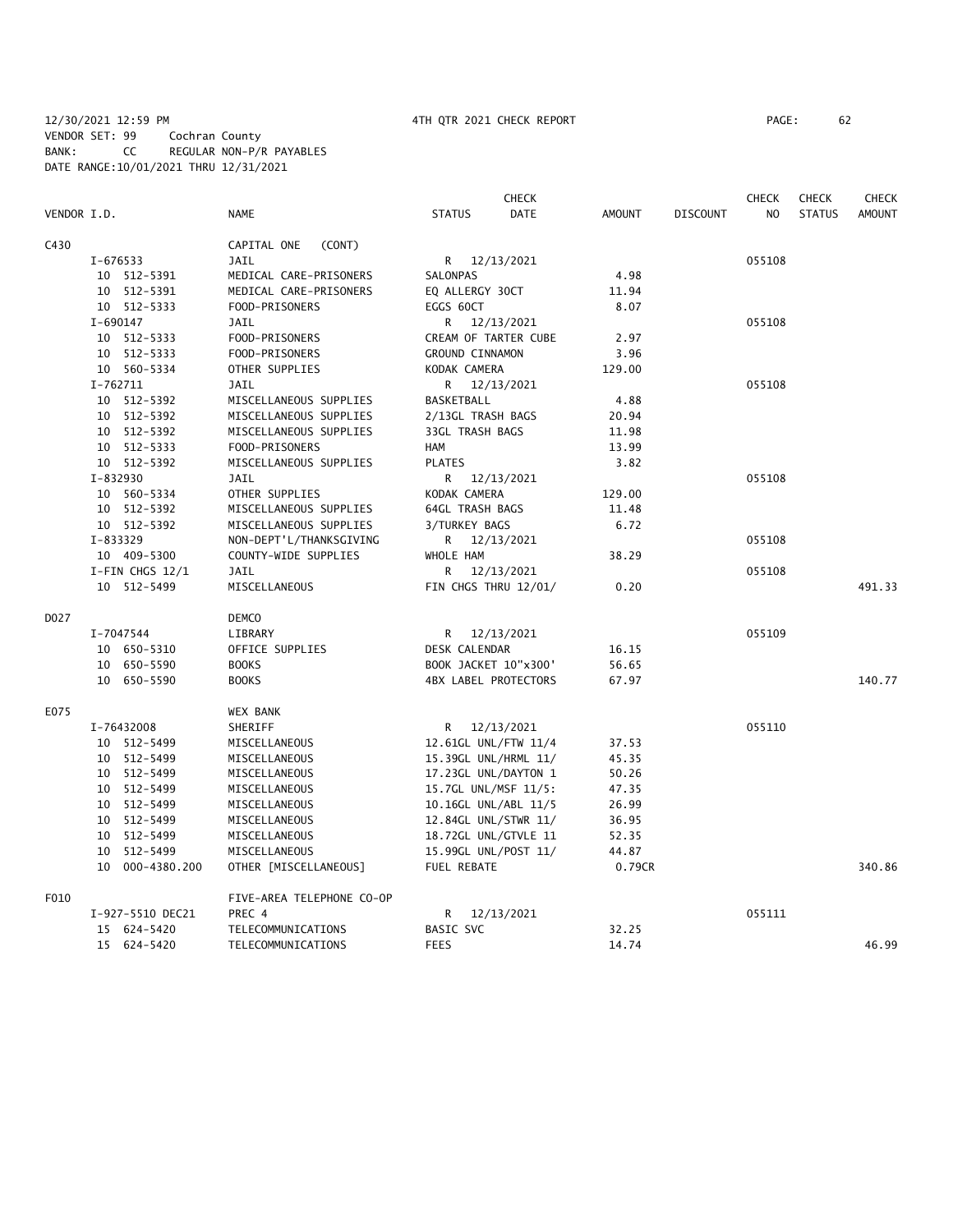12/30/2021 12:59 PM 4TH QTR 2021 CHECK REPORT PAGE: 62
VENDOR SET: 99 Cochran County
BANK: CC REGULAR NON-P/R PAYABLES
DATE RANGE:10/01/2021 THRU 12/31/2021

| VENDOR I.D. | NAME | STATUS | CHECK DATE | AMOUNT | DISCOUNT | CHECK NO | CHECK STATUS | CHECK AMOUNT |
|---|---|---|---|---|---|---|---|---|
| C430 | CAPITAL ONE (CONT) | | | | | | | |
| I-676533 | JAIL | R | 12/13/2021 | | | 055108 | | |
| 10 512-5391 | MEDICAL CARE-PRISONERS | SALONPAS | | 4.98 | | | | |
| 10 512-5391 | MEDICAL CARE-PRISONERS | EQ ALLERGY 30CT | | 11.94 | | | | |
| 10 512-5333 | FOOD-PRISONERS | EGGS 60CT | | 8.07 | | | | |
| I-690147 | JAIL | R | 12/13/2021 | | | 055108 | | |
| 10 512-5333 | FOOD-PRISONERS | CREAM OF TARTER CUBE | | 2.97 | | | | |
| 10 512-5333 | FOOD-PRISONERS | GROUND CINNAMON | | 3.96 | | | | |
| 10 560-5334 | OTHER SUPPLIES | KODAK CAMERA | | 129.00 | | | | |
| I-762711 | JAIL | R | 12/13/2021 | | | 055108 | | |
| 10 512-5392 | MISCELLANEOUS SUPPLIES | BASKETBALL | | 4.88 | | | | |
| 10 512-5392 | MISCELLANEOUS SUPPLIES | 2/13GL TRASH BAGS | | 20.94 | | | | |
| 10 512-5392 | MISCELLANEOUS SUPPLIES | 33GL TRASH BAGS | | 11.98 | | | | |
| 10 512-5333 | FOOD-PRISONERS | HAM | | 13.99 | | | | |
| 10 512-5392 | MISCELLANEOUS SUPPLIES | PLATES | | 3.82 | | | | |
| I-832930 | JAIL | R | 12/13/2021 | | | 055108 | | |
| 10 560-5334 | OTHER SUPPLIES | KODAK CAMERA | | 129.00 | | | | |
| 10 512-5392 | MISCELLANEOUS SUPPLIES | 64GL TRASH BAGS | | 11.48 | | | | |
| 10 512-5392 | MISCELLANEOUS SUPPLIES | 3/TURKEY BAGS | | 6.72 | | | | |
| I-833329 | NON-DEPT'L/THANKSGIVING | R | 12/13/2021 | | | 055108 | | |
| 10 409-5300 | COUNTY-WIDE SUPPLIES | WHOLE HAM | | 38.29 | | | | |
| I-FIN CHGS 12/1 | JAIL | R | 12/13/2021 | | | 055108 | | |
| 10 512-5499 | MISCELLANEOUS | FIN CHGS THRU 12/01/ | | 0.20 | | | | 491.33 |
| D027 | DEMCO | | | | | | | |
| I-7047544 | LIBRARY | R | 12/13/2021 | | | 055109 | | |
| 10 650-5310 | OFFICE SUPPLIES | DESK CALENDAR | | 16.15 | | | | |
| 10 650-5590 | BOOKS | BOOK JACKET 10"x300' | | 56.65 | | | | |
| 10 650-5590 | BOOKS | 4BX LABEL PROTECTORS | | 67.97 | | | | 140.77 |
| E075 | WEX BANK | | | | | | | |
| I-76432008 | SHERIFF | R | 12/13/2021 | | | 055110 | | |
| 10 512-5499 | MISCELLANEOUS | 12.61GL UNL/FTW 11/4 | | 37.53 | | | | |
| 10 512-5499 | MISCELLANEOUS | 15.39GL UNL/HRML 11/ | | 45.35 | | | | |
| 10 512-5499 | MISCELLANEOUS | 17.23GL UNL/DAYTON 1 | | 50.26 | | | | |
| 10 512-5499 | MISCELLANEOUS | 15.7GL UNL/MSF 11/5: | | 47.35 | | | | |
| 10 512-5499 | MISCELLANEOUS | 10.16GL UNL/ABL 11/5 | | 26.99 | | | | |
| 10 512-5499 | MISCELLANEOUS | 12.84GL UNL/STWR 11/ | | 36.95 | | | | |
| 10 512-5499 | MISCELLANEOUS | 18.72GL UNL/GTVLE 11 | | 52.35 | | | | |
| 10 512-5499 | MISCELLANEOUS | 15.99GL UNL/POST 11/ | | 44.87 | | | | |
| 10 000-4380.200 | OTHER [MISCELLANEOUS] | FUEL REBATE | | 0.79CR | | | | 340.86 |
| F010 | FIVE-AREA TELEPHONE CO-OP | | | | | | | |
| I-927-5510 DEC21 | PREC 4 | R | 12/13/2021 | | | 055111 | | |
| 15 624-5420 | TELECOMMUNICATIONS | BASIC SVC | | 32.25 | | | | |
| 15 624-5420 | TELECOMMUNICATIONS | FEES | | 14.74 | | | | 46.99 |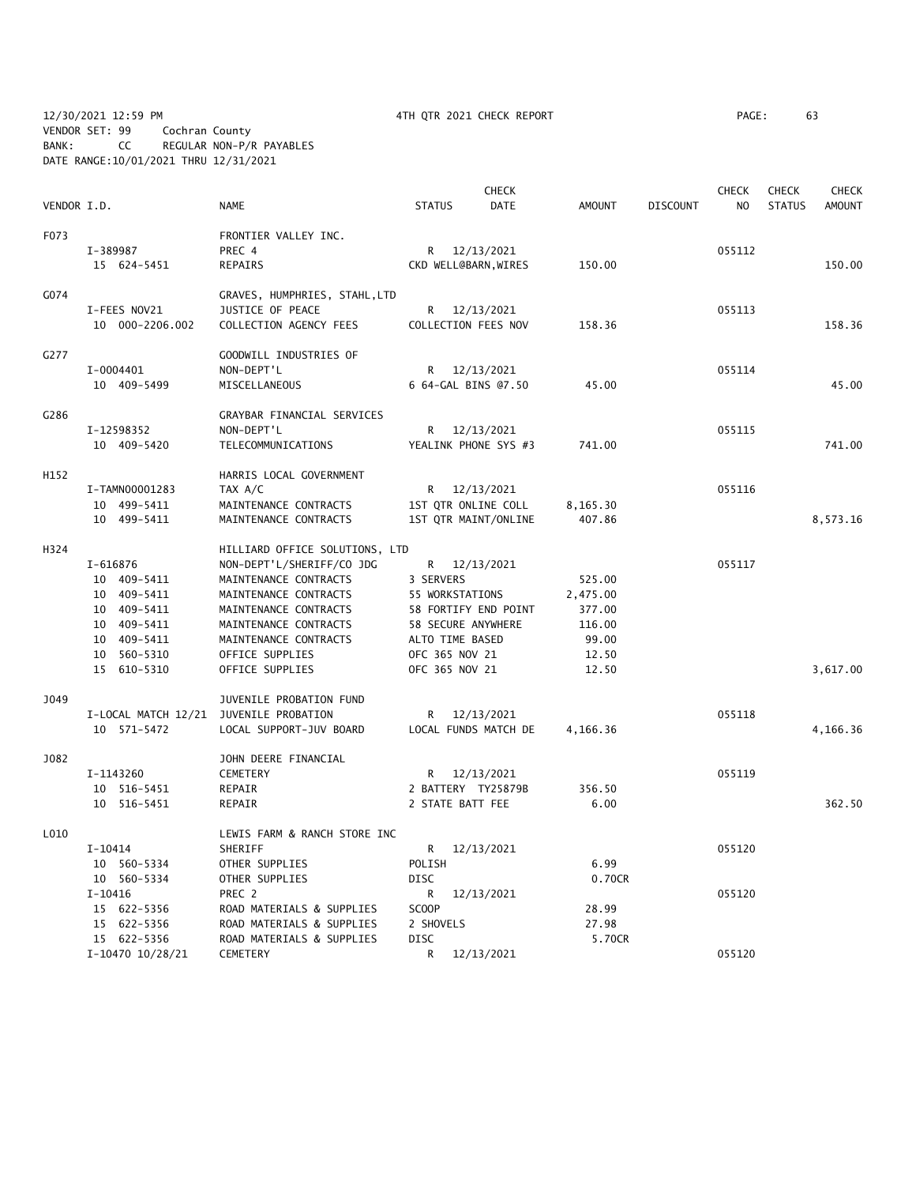12/30/2021 12:59 PM 4TH QTR 2021 CHECK REPORT

VENDOR SET: 99 Cochran County
BANK: CC REGULAR NON-P/R PAYABLES
DATE RANGE:10/01/2021 THRU 12/31/2021

| VENDOR I.D. | NAME | STATUS | CHECK DATE | AMOUNT | DISCOUNT | CHECK NO | CHECK STATUS | CHECK AMOUNT |
|---|---|---|---|---|---|---|---|---|
| F073 | FRONTIER VALLEY INC. | | | | | | | |
| I-389987 | PREC 4 | R | 12/13/2021 | | | 055112 | | |
| 15 624-5451 | REPAIRS | CKD WELL@BARN,WIRES | | 150.00 | | | | 150.00 |
| G074 | GRAVES, HUMPHRIES, STAHL,LTD | | | | | | | |
| I-FEES NOV21 | JUSTICE OF PEACE | R | 12/13/2021 | | | 055113 | | |
| 10 000-2206.002 | COLLECTION AGENCY FEES | COLLECTION FEES NOV | | 158.36 | | | | 158.36 |
| G277 | GOODWILL INDUSTRIES OF | | | | | | | |
| I-0004401 | NON-DEPT'L | R | 12/13/2021 | | | 055114 | | |
| 10 409-5499 | MISCELLANEOUS | 6 64-GAL BINS @7.50 | | 45.00 | | | | 45.00 |
| G286 | GRAYBAR FINANCIAL SERVICES | | | | | | | |
| I-12598352 | NON-DEPT'L | R | 12/13/2021 | | | 055115 | | |
| 10 409-5420 | TELECOMMUNICATIONS | YEALINK PHONE SYS #3 | | 741.00 | | | | 741.00 |
| H152 | HARRIS LOCAL GOVERNMENT | | | | | | | |
| I-TAMN00001283 | TAX A/C | R | 12/13/2021 | | | 055116 | | |
| 10 499-5411 | MAINTENANCE CONTRACTS | 1ST QTR ONLINE COLL | | 8,165.30 | | | | |
| 10 499-5411 | MAINTENANCE CONTRACTS | 1ST QTR MAINT/ONLINE | | 407.86 | | | | 8,573.16 |
| H324 | HILLIARD OFFICE SOLUTIONS, LTD | | | | | | | |
| I-616876 | NON-DEPT'L/SHERIFF/CO JDG | R | 12/13/2021 | | | 055117 | | |
| 10 409-5411 | MAINTENANCE CONTRACTS | 3 SERVERS | | 525.00 | | | | |
| 10 409-5411 | MAINTENANCE CONTRACTS | 55 WORKSTATIONS | | 2,475.00 | | | | |
| 10 409-5411 | MAINTENANCE CONTRACTS | 58 FORTIFY END POINT | | 377.00 | | | | |
| 10 409-5411 | MAINTENANCE CONTRACTS | 58 SECURE ANYWHERE | | 116.00 | | | | |
| 10 409-5411 | MAINTENANCE CONTRACTS | ALTO TIME BASED | | 99.00 | | | | |
| 10 560-5310 | OFFICE SUPPLIES | OFC 365 NOV 21 | | 12.50 | | | | |
| 15 610-5310 | OFFICE SUPPLIES | OFC 365 NOV 21 | | 12.50 | | | | 3,617.00 |
| J049 | JUVENILE PROBATION FUND | | | | | | | |
| I-LOCAL MATCH 12/21 | JUVENILE PROBATION | R | 12/13/2021 | | | 055118 | | |
| 10 571-5472 | LOCAL SUPPORT-JUV BOARD | LOCAL FUNDS MATCH DE | | 4,166.36 | | | | 4,166.36 |
| J082 | JOHN DEERE FINANCIAL | | | | | | | |
| I-1143260 | CEMETERY | R | 12/13/2021 | | | 055119 | | |
| 10 516-5451 | REPAIR | 2 BATTERY TY25879B | | 356.50 | | | | |
| 10 516-5451 | REPAIR | 2 STATE BATT FEE | | 6.00 | | | | 362.50 |
| L010 | LEWIS FARM & RANCH STORE INC | | | | | | | |
| I-10414 | SHERIFF | R | 12/13/2021 | | | 055120 | | |
| 10 560-5334 | OTHER SUPPLIES | POLISH | | 6.99 | | | | |
| 10 560-5334 | OTHER SUPPLIES | DISC | | 0.70CR | | | | |
| I-10416 | PREC 2 | R | 12/13/2021 | | | 055120 | | |
| 15 622-5356 | ROAD MATERIALS & SUPPLIES | SCOOP | | 28.99 | | | | |
| 15 622-5356 | ROAD MATERIALS & SUPPLIES | 2 SHOVELS | | 27.98 | | | | |
| 15 622-5356 | ROAD MATERIALS & SUPPLIES | DISC | | 5.70CR | | | | |
| I-10470 10/28/21 | CEMETERY | R | 12/13/2021 | | | 055120 | | |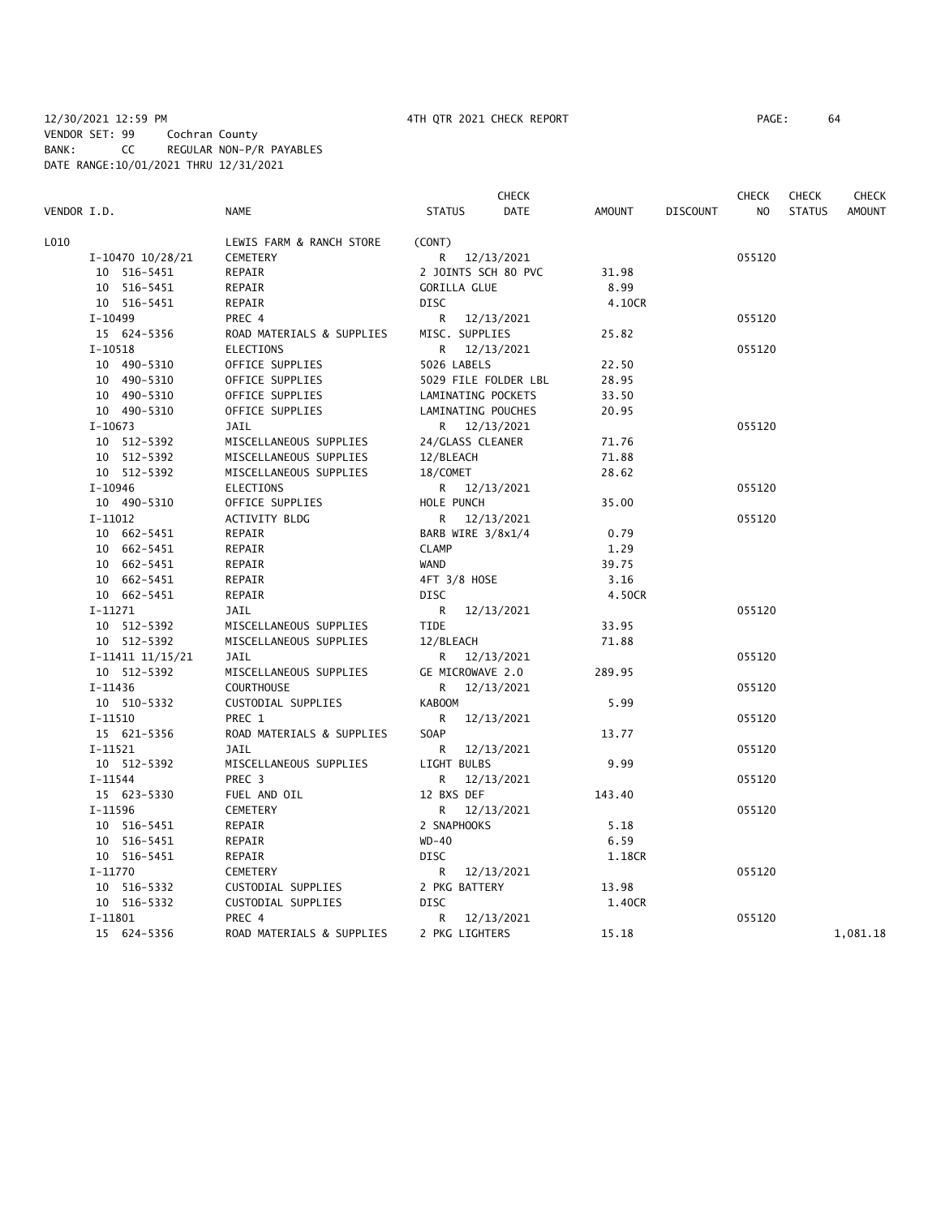12/30/2021 12:59 PM 4TH QTR 2021 CHECK REPORT
VENDOR SET: 99 Cochran County
BANK: CC REGULAR NON-P/R PAYABLES
DATE RANGE:10/01/2021 THRU 12/31/2021

| VENDOR I.D. | NAME | STATUS | CHECK DATE | AMOUNT | DISCOUNT | CHECK NO | CHECK STATUS | CHECK AMOUNT |
|---|---|---|---|---|---|---|---|---|
| L010 | LEWIS FARM & RANCH STORE | (CONT) | | | | | | |
| I-10470 10/28/21 | CEMETERY | R | 12/13/2021 | | | 055120 | | |
| 10 516-5451 | REPAIR | 2 JOINTS SCH 80 PVC | | 31.98 | | | | |
| 10 516-5451 | REPAIR | GORILLA GLUE | | 8.99 | | | | |
| 10 516-5451 | REPAIR | DISC | | 4.10CR | | | | |
| I-10499 | PREC 4 | R | 12/13/2021 | | | 055120 | | |
| 15 624-5356 | ROAD MATERIALS & SUPPLIES | MISC. SUPPLIES | | 25.82 | | | | |
| I-10518 | ELECTIONS | R | 12/13/2021 | | | 055120 | | |
| 10 490-5310 | OFFICE SUPPLIES | 5026 LABELS | | 22.50 | | | | |
| 10 490-5310 | OFFICE SUPPLIES | 5029 FILE FOLDER LBL | | 28.95 | | | | |
| 10 490-5310 | OFFICE SUPPLIES | LAMINATING POCKETS | | 33.50 | | | | |
| 10 490-5310 | OFFICE SUPPLIES | LAMINATING POUCHES | | 20.95 | | | | |
| I-10673 | JAIL | R | 12/13/2021 | | | 055120 | | |
| 10 512-5392 | MISCELLANEOUS SUPPLIES | 24/GLASS CLEANER | | 71.76 | | | | |
| 10 512-5392 | MISCELLANEOUS SUPPLIES | 12/BLEACH | | 71.88 | | | | |
| 10 512-5392 | MISCELLANEOUS SUPPLIES | 18/COMET | | 28.62 | | | | |
| I-10946 | ELECTIONS | R | 12/13/2021 | | | 055120 | | |
| 10 490-5310 | OFFICE SUPPLIES | HOLE PUNCH | | 35.00 | | | | |
| I-11012 | ACTIVITY BLDG | R | 12/13/2021 | | | 055120 | | |
| 10 662-5451 | REPAIR | BARB WIRE 3/8x1/4 | | 0.79 | | | | |
| 10 662-5451 | REPAIR | CLAMP | | 1.29 | | | | |
| 10 662-5451 | REPAIR | WAND | | 39.75 | | | | |
| 10 662-5451 | REPAIR | 4FT 3/8 HOSE | | 3.16 | | | | |
| 10 662-5451 | REPAIR | DISC | | 4.50CR | | | | |
| I-11271 | JAIL | R | 12/13/2021 | | | 055120 | | |
| 10 512-5392 | MISCELLANEOUS SUPPLIES | TIDE | | 33.95 | | | | |
| 10 512-5392 | MISCELLANEOUS SUPPLIES | 12/BLEACH | | 71.88 | | | | |
| I-11411 11/15/21 | JAIL | R | 12/13/2021 | | | 055120 | | |
| 10 512-5392 | MISCELLANEOUS SUPPLIES | GE MICROWAVE 2.0 | | 289.95 | | | | |
| I-11436 | COURTHOUSE | R | 12/13/2021 | | | 055120 | | |
| 10 510-5332 | CUSTODIAL SUPPLIES | KABOOM | | 5.99 | | | | |
| I-11510 | PREC 1 | R | 12/13/2021 | | | 055120 | | |
| 15 621-5356 | ROAD MATERIALS & SUPPLIES | SOAP | | 13.77 | | | | |
| I-11521 | JAIL | R | 12/13/2021 | | | 055120 | | |
| 10 512-5392 | MISCELLANEOUS SUPPLIES | LIGHT BULBS | | 9.99 | | | | |
| I-11544 | PREC 3 | R | 12/13/2021 | | | 055120 | | |
| 15 623-5330 | FUEL AND OIL | 12 BXS DEF | | 143.40 | | | | |
| I-11596 | CEMETERY | R | 12/13/2021 | | | 055120 | | |
| 10 516-5451 | REPAIR | 2 SNAPHOOKS | | 5.18 | | | | |
| 10 516-5451 | REPAIR | WD-40 | | 6.59 | | | | |
| 10 516-5451 | REPAIR | DISC | | 1.18CR | | | | |
| I-11770 | CEMETERY | R | 12/13/2021 | | | 055120 | | |
| 10 516-5332 | CUSTODIAL SUPPLIES | 2 PKG BATTERY | | 13.98 | | | | |
| 10 516-5332 | CUSTODIAL SUPPLIES | DISC | | 1.40CR | | | | |
| I-11801 | PREC 4 | R | 12/13/2021 | | | 055120 | | |
| 15 624-5356 | ROAD MATERIALS & SUPPLIES | 2 PKG LIGHTERS | | 15.18 | | | | 1,081.18 |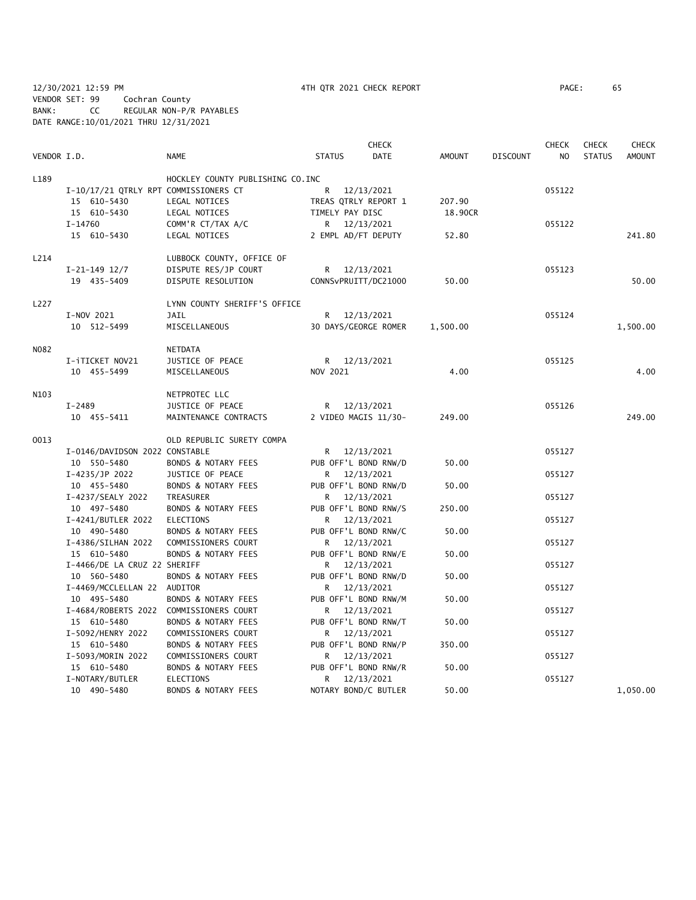12/30/2021 12:59 PM    4TH QTR 2021 CHECK REPORT
VENDOR SET: 99    Cochran County
BANK: CC    REGULAR NON-P/R PAYABLES
DATE RANGE:10/01/2021 THRU 12/31/2021

| VENDOR I.D. | | NAME | STATUS | CHECK DATE | AMOUNT | DISCOUNT | CHECK NO | CHECK STATUS | CHECK AMOUNT |
|---|---|---|---|---|---|---|---|---|---|
| L189 | | HOCKLEY COUNTY PUBLISHING CO.INC | | | | | | | |
| | I-10/17/21 QTRLY RPT | COMMISSIONERS CT | R | 12/13/2021 | | | 055122 | | |
| | 15 610-5430 | LEGAL NOTICES | TREAS QTRLY REPORT 1 | | 207.90 | | | | |
| | 15 610-5430 | LEGAL NOTICES | TIMELY PAY DISC | | 18.90CR | | | | |
| | I-14760 | COMM'R CT/TAX A/C | R | 12/13/2021 | | | 055122 | | |
| | 15 610-5430 | LEGAL NOTICES | 2 EMPL AD/FT DEPUTY | | 52.80 | | | | 241.80 |
| L214 | | LUBBOCK COUNTY, OFFICE OF | | | | | | | |
| | I-21-149 12/7 | DISPUTE RES/JP COURT | R | 12/13/2021 | | | 055123 | | |
| | 19 435-5409 | DISPUTE RESOLUTION | CONNSvPRUITT/DC21000 | | 50.00 | | | | 50.00 |
| L227 | | LYNN COUNTY SHERIFF'S OFFICE | | | | | | | |
| | I-NOV 2021 | JAIL | R | 12/13/2021 | | | 055124 | | |
| | 10 512-5499 | MISCELLANEOUS | 30 DAYS/GEORGE ROMER | | 1,500.00 | | | | 1,500.00 |
| N082 | | NETDATA | | | | | | | |
| | I-iTICKET NOV21 | JUSTICE OF PEACE | R | 12/13/2021 | | | 055125 | | |
| | 10 455-5499 | MISCELLANEOUS | NOV 2021 | | 4.00 | | | | 4.00 |
| N103 | | NETPROTEC LLC | | | | | | | |
| | I-2489 | JUSTICE OF PEACE | R | 12/13/2021 | | | 055126 | | |
| | 10 455-5411 | MAINTENANCE CONTRACTS | 2 VIDEO MAGIS 11/30- | | 249.00 | | | | 249.00 |
| O013 | | OLD REPUBLIC SURETY COMPA | | | | | | | |
| | I-0146/DAVIDSON 2022 | CONSTABLE | R | 12/13/2021 | | | 055127 | | |
| | 10 550-5480 | BONDS & NOTARY FEES | PUB OFF'L BOND RNW/D | | 50.00 | | | | |
| | I-4235/JP 2022 | JUSTICE OF PEACE | R | 12/13/2021 | | | 055127 | | |
| | 10 455-5480 | BONDS & NOTARY FEES | PUB OFF'L BOND RNW/D | | 50.00 | | | | |
| | I-4237/SEALY 2022 | TREASURER | R | 12/13/2021 | | | 055127 | | |
| | 10 497-5480 | BONDS & NOTARY FEES | PUB OFF'L BOND RNW/S | | 250.00 | | | | |
| | I-4241/BUTLER 2022 | ELECTIONS | R | 12/13/2021 | | | 055127 | | |
| | 10 490-5480 | BONDS & NOTARY FEES | PUB OFF'L BOND RNW/C | | 50.00 | | | | |
| | I-4386/SILHAN 2022 | COMMISSIONERS COURT | R | 12/13/2021 | | | 055127 | | |
| | 15 610-5480 | BONDS & NOTARY FEES | PUB OFF'L BOND RNW/E | | 50.00 | | | | |
| | I-4466/DE LA CRUZ 22 | SHERIFF | R | 12/13/2021 | | | 055127 | | |
| | 10 560-5480 | BONDS & NOTARY FEES | PUB OFF'L BOND RNW/D | | 50.00 | | | | |
| | I-4469/MCCLELLAN 22 | AUDITOR | R | 12/13/2021 | | | 055127 | | |
| | 10 495-5480 | BONDS & NOTARY FEES | PUB OFF'L BOND RNW/M | | 50.00 | | | | |
| | I-4684/ROBERTS 2022 | COMMISSIONERS COURT | R | 12/13/2021 | | | 055127 | | |
| | 15 610-5480 | BONDS & NOTARY FEES | PUB OFF'L BOND RNW/T | | 50.00 | | | | |
| | I-5092/HENRY 2022 | COMMISSIONERS COURT | R | 12/13/2021 | | | 055127 | | |
| | 15 610-5480 | BONDS & NOTARY FEES | PUB OFF'L BOND RNW/P | | 350.00 | | | | |
| | I-5093/MORIN 2022 | COMMISSIONERS COURT | R | 12/13/2021 | | | 055127 | | |
| | 15 610-5480 | BONDS & NOTARY FEES | PUB OFF'L BOND RNW/R | | 50.00 | | | | |
| | I-NOTARY/BUTLER | ELECTIONS | R | 12/13/2021 | | | 055127 | | |
| | 10 490-5480 | BONDS & NOTARY FEES | NOTARY BOND/C BUTLER | | 50.00 | | | | 1,050.00 |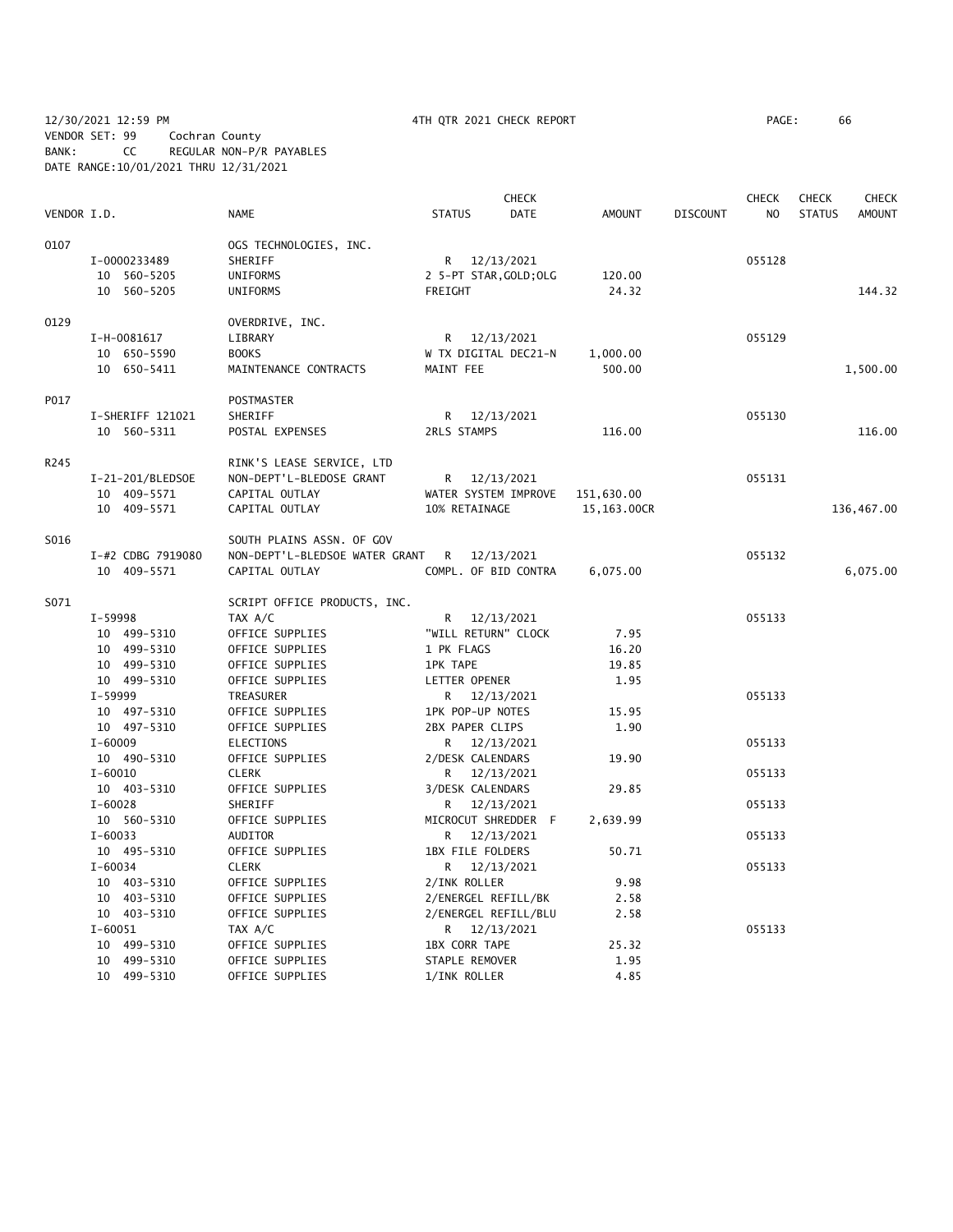12/30/2021 12:59 PM 4TH QTR 2021 CHECK REPORT PAGE: 66
VENDOR SET: 99 Cochran County
BANK: CC REGULAR NON-P/R PAYABLES
DATE RANGE:10/01/2021 THRU 12/31/2021

| VENDOR I.D. | NAME | STATUS | CHECK DATE | AMOUNT | DISCOUNT | CHECK NO | CHECK STATUS | CHECK AMOUNT |
|---|---|---|---|---|---|---|---|---|
| O107 | OGS TECHNOLOGIES, INC. | | | | | | | |
| I-0000233489 | SHERIFF | R | 12/13/2021 | | | 055128 | | |
| 10 560-5205 | UNIFORMS | 2 5-PT STAR,GOLD;OLG | | 120.00 | | | | |
| 10 560-5205 | UNIFORMS | FREIGHT | | 24.32 | | | | 144.32 |
| O129 | OVERDRIVE, INC. | | | | | | | |
| I-H-0081617 | LIBRARY | R | 12/13/2021 | | | 055129 | | |
| 10 650-5590 | BOOKS | W TX DIGITAL DEC21-N | | 1,000.00 | | | | |
| 10 650-5411 | MAINTENANCE CONTRACTS | MAINT FEE | | 500.00 | | | | 1,500.00 |
| P017 | POSTMASTER | | | | | | | |
| I-SHERIFF 121021 | SHERIFF | R | 12/13/2021 | | | 055130 | | |
| 10 560-5311 | POSTAL EXPENSES | 2RLS STAMPS | | 116.00 | | | | 116.00 |
| R245 | RINK'S LEASE SERVICE, LTD | | | | | | | |
| I-21-201/BLEDSOE | NON-DEPT'L-BLEDOSE GRANT | R | 12/13/2021 | | | 055131 | | |
| 10 409-5571 | CAPITAL OUTLAY | WATER SYSTEM IMPROVE | | 151,630.00 | | | | |
| 10 409-5571 | CAPITAL OUTLAY | 10% RETAINAGE | | 15,163.00CR | | | | 136,467.00 |
| S016 | SOUTH PLAINS ASSN. OF GOV | | | | | | | |
| I-#2 CDBG 7919080 | NON-DEPT'L-BLEDSOE WATER GRANT | R | 12/13/2021 | | | 055132 | | |
| 10 409-5571 | CAPITAL OUTLAY | COMPL. OF BID CONTRA | | 6,075.00 | | | | 6,075.00 |
| S071 | SCRIPT OFFICE PRODUCTS, INC. | | | | | | | |
| I-59998 | TAX A/C | R | 12/13/2021 | | | 055133 | | |
| 10 499-5310 | OFFICE SUPPLIES | "WILL RETURN" CLOCK | | 7.95 | | | | |
| 10 499-5310 | OFFICE SUPPLIES | 1 PK FLAGS | | 16.20 | | | | |
| 10 499-5310 | OFFICE SUPPLIES | 1PK TAPE | | 19.85 | | | | |
| 10 499-5310 | OFFICE SUPPLIES | LETTER OPENER | | 1.95 | | | | |
| I-59999 | TREASURER | R | 12/13/2021 | | | 055133 | | |
| 10 497-5310 | OFFICE SUPPLIES | 1PK POP-UP NOTES | | 15.95 | | | | |
| 10 497-5310 | OFFICE SUPPLIES | 2BX PAPER CLIPS | | 1.90 | | | | |
| I-60009 | ELECTIONS | R | 12/13/2021 | | | 055133 | | |
| 10 490-5310 | OFFICE SUPPLIES | 2/DESK CALENDARS | | 19.90 | | | | |
| I-60010 | CLERK | R | 12/13/2021 | | | 055133 | | |
| 10 403-5310 | OFFICE SUPPLIES | 3/DESK CALENDARS | | 29.85 | | | | |
| I-60028 | SHERIFF | R | 12/13/2021 | | | 055133 | | |
| 10 560-5310 | OFFICE SUPPLIES | MICROCUT SHREDDER F | | 2,639.99 | | | | |
| I-60033 | AUDITOR | R | 12/13/2021 | | | 055133 | | |
| 10 495-5310 | OFFICE SUPPLIES | 1BX FILE FOLDERS | | 50.71 | | | | |
| I-60034 | CLERK | R | 12/13/2021 | | | 055133 | | |
| 10 403-5310 | OFFICE SUPPLIES | 2/INK ROLLER | | 9.98 | | | | |
| 10 403-5310 | OFFICE SUPPLIES | 2/ENERGEL REFILL/BK | | 2.58 | | | | |
| 10 403-5310 | OFFICE SUPPLIES | 2/ENERGEL REFILL/BLU | | 2.58 | | | | |
| I-60051 | TAX A/C | R | 12/13/2021 | | | 055133 | | |
| 10 499-5310 | OFFICE SUPPLIES | 1BX CORR TAPE | | 25.32 | | | | |
| 10 499-5310 | OFFICE SUPPLIES | STAPLE REMOVER | | 1.95 | | | | |
| 10 499-5310 | OFFICE SUPPLIES | 1/INK ROLLER | | 4.85 | | | | |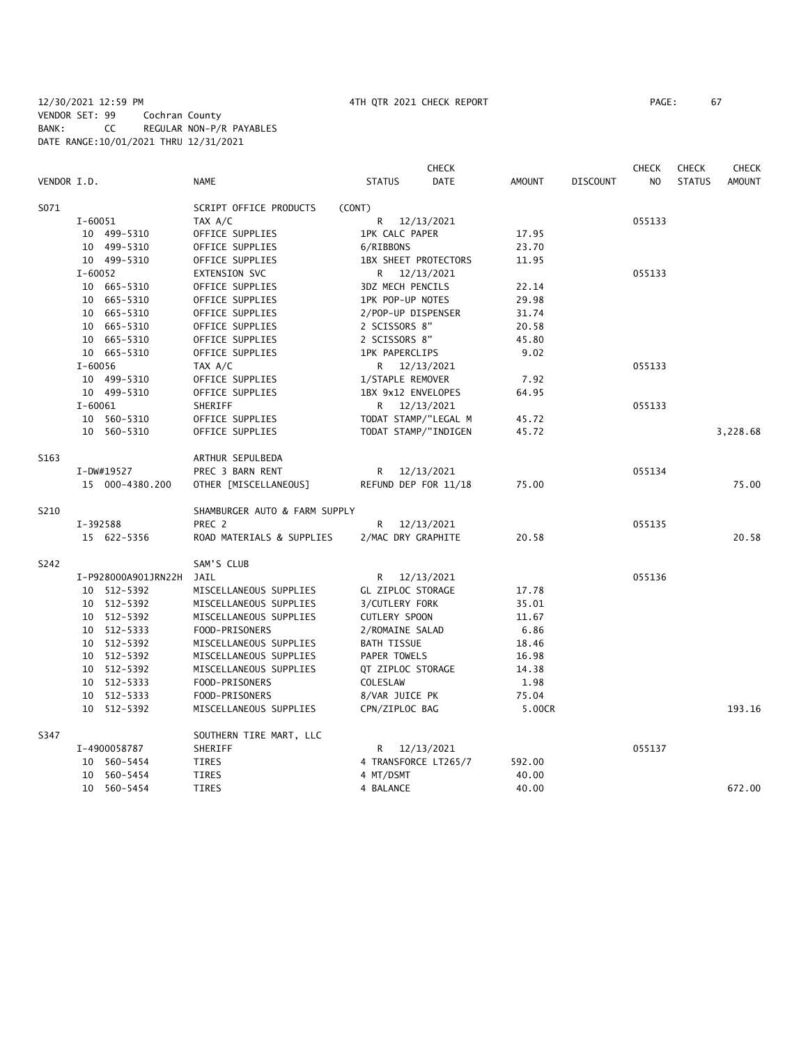12/30/2021 12:59 PM 4TH QTR 2021 CHECK REPORT PAGE: 67
VENDOR SET: 99 Cochran County
BANK: CC REGULAR NON-P/R PAYABLES
DATE RANGE:10/01/2021 THRU 12/31/2021

| VENDOR I.D. | NAME | STATUS | CHECK DATE | AMOUNT | DISCOUNT | CHECK NO | CHECK STATUS | CHECK AMOUNT |
|---|---|---|---|---|---|---|---|---|
| S071 | SCRIPT OFFICE PRODUCTS | (CONT) | | | | | | |
| I-60051 | TAX A/C | R | 12/13/2021 | | | 055133 | | |
| 10 499-5310 | OFFICE SUPPLIES | 1PK CALC PAPER | | 17.95 | | | | |
| 10 499-5310 | OFFICE SUPPLIES | 6/RIBBONS | | 23.70 | | | | |
| 10 499-5310 | OFFICE SUPPLIES | 1BX SHEET PROTECTORS | | 11.95 | | | | |
| I-60052 | EXTENSION SVC | R | 12/13/2021 | | | 055133 | | |
| 10 665-5310 | OFFICE SUPPLIES | 3DZ MECH PENCILS | | 22.14 | | | | |
| 10 665-5310 | OFFICE SUPPLIES | 1PK POP-UP NOTES | | 29.98 | | | | |
| 10 665-5310 | OFFICE SUPPLIES | 2/POP-UP DISPENSER | | 31.74 | | | | |
| 10 665-5310 | OFFICE SUPPLIES | 2 SCISSORS 8" | | 20.58 | | | | |
| 10 665-5310 | OFFICE SUPPLIES | 2 SCISSORS 8" | | 45.80 | | | | |
| 10 665-5310 | OFFICE SUPPLIES | 1PK PAPERCLIPS | | 9.02 | | | | |
| I-60056 | TAX A/C | R | 12/13/2021 | | | 055133 | | |
| 10 499-5310 | OFFICE SUPPLIES | 1/STAPLE REMOVER | | 7.92 | | | | |
| 10 499-5310 | OFFICE SUPPLIES | 1BX 9x12 ENVELOPES | | 64.95 | | | | |
| I-60061 | SHERIFF | R | 12/13/2021 | | | 055133 | | |
| 10 560-5310 | OFFICE SUPPLIES | TODAT STAMP/"LEGAL M | | 45.72 | | | | |
| 10 560-5310 | OFFICE SUPPLIES | TODAT STAMP/"INDIGEN | | 45.72 | | | | 3,228.68 |
| S163 | ARTHUR SEPULBEDA | | | | | | | |
| I-DW#19527 | PREC 3 BARN RENT | R | 12/13/2021 | | | 055134 | | |
| 15 000-4380.200 | OTHER [MISCELLANEOUS] | REFUND DEP FOR 11/18 | | 75.00 | | | | 75.00 |
| S210 | SHAMBURGER AUTO & FARM SUPPLY | | | | | | | |
| I-392588 | PREC 2 | R | 12/13/2021 | | | 055135 | | |
| 15 622-5356 | ROAD MATERIALS & SUPPLIES | 2/MAC DRY GRAPHITE | | 20.58 | | | | 20.58 |
| S242 | SAM'S CLUB | | | | | | | |
| I-P928000A901JRN22H | JAIL | R | 12/13/2021 | | | 055136 | | |
| 10 512-5392 | MISCELLANEOUS SUPPLIES | GL ZIPLOC STORAGE | | 17.78 | | | | |
| 10 512-5392 | MISCELLANEOUS SUPPLIES | 3/CUTLERY FORK | | 35.01 | | | | |
| 10 512-5392 | MISCELLANEOUS SUPPLIES | CUTLERY SPOON | | 11.67 | | | | |
| 10 512-5333 | FOOD-PRISONERS | 2/ROMAINE SALAD | | 6.86 | | | | |
| 10 512-5392 | MISCELLANEOUS SUPPLIES | BATH TISSUE | | 18.46 | | | | |
| 10 512-5392 | MISCELLANEOUS SUPPLIES | PAPER TOWELS | | 16.98 | | | | |
| 10 512-5392 | MISCELLANEOUS SUPPLIES | QT ZIPLOC STORAGE | | 14.38 | | | | |
| 10 512-5333 | FOOD-PRISONERS | COLESLAW | | 1.98 | | | | |
| 10 512-5333 | FOOD-PRISONERS | 8/VAR JUICE PK | | 75.04 | | | | |
| 10 512-5392 | MISCELLANEOUS SUPPLIES | CPN/ZIPLOC BAG | | 5.00CR | | | | 193.16 |
| S347 | SOUTHERN TIRE MART, LLC | | | | | | | |
| I-4900058787 | SHERIFF | R | 12/13/2021 | | | 055137 | | |
| 10 560-5454 | TIRES | 4 TRANSFORCE LT265/7 | | 592.00 | | | | |
| 10 560-5454 | TIRES | 4 MT/DSMT | | 40.00 | | | | |
| 10 560-5454 | TIRES | 4 BALANCE | | 40.00 | | | | 672.00 |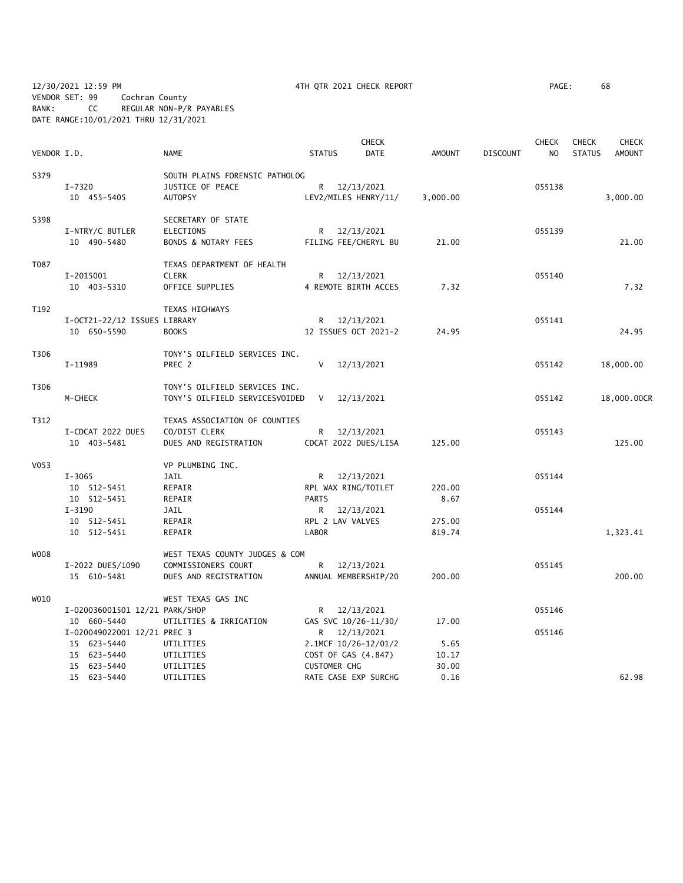12/30/2021 12:59 PM 4TH QTR 2021 CHECK REPORT PAGE: 68
VENDOR SET: 99 Cochran County
BANK: CC REGULAR NON-P/R PAYABLES
DATE RANGE:10/01/2021 THRU 12/31/2021

| VENDOR I.D. | | NAME | STATUS | CHECK DATE | AMOUNT | DISCOUNT | CHECK NO | CHECK STATUS | CHECK AMOUNT |
|---|---|---|---|---|---|---|---|---|---|
| S379 | | SOUTH PLAINS FORENSIC PATHOLOG | | | | | | | |
| | I-7320 | JUSTICE OF PEACE | R | 12/13/2021 | | | 055138 | | |
| | 10 455-5405 | AUTOPSY | LEV2/MILES HENRY/11/ | | 3,000.00 | | | | 3,000.00 |
| S398 | | SECRETARY OF STATE | | | | | | | |
| | I-NTRY/C BUTLER | ELECTIONS | R | 12/13/2021 | | | 055139 | | |
| | 10 490-5480 | BONDS & NOTARY FEES | FILING FEE/CHERYL BU | | 21.00 | | | | 21.00 |
| T087 | | TEXAS DEPARTMENT OF HEALTH | | | | | | | |
| | I-2015001 | CLERK | R | 12/13/2021 | | | 055140 | | |
| | 10 403-5310 | OFFICE SUPPLIES | 4 REMOTE BIRTH ACCES | | 7.32 | | | | 7.32 |
| T192 | | TEXAS HIGHWAYS | | | | | | | |
| | I-OCT21-22/12 ISSUES | LIBRARY | R | 12/13/2021 | | | 055141 | | |
| | 10 650-5590 | BOOKS | 12 ISSUES OCT 2021-2 | | 24.95 | | | | 24.95 |
| T306 | | TONY'S OILFIELD SERVICES INC. | | | | | | | |
| | I-11989 | PREC 2 | V | 12/13/2021 | | | 055142 | | 18,000.00 |
| T306 | | TONY'S OILFIELD SERVICES INC. | | | | | | | |
| | M-CHECK | TONY'S OILFIELD SERVICESVOIDED | V | 12/13/2021 | | | 055142 | | 18,000.00CR |
| T312 | | TEXAS ASSOCIATION OF COUNTIES | | | | | | | |
| | I-CDCAT 2022 DUES | CO/DIST CLERK | R | 12/13/2021 | | | 055143 | | |
| | 10 403-5481 | DUES AND REGISTRATION | CDCAT 2022 DUES/LISA | | 125.00 | | | | 125.00 |
| V053 | | VP PLUMBING INC. | | | | | | | |
| | I-3065 | JAIL | R | 12/13/2021 | | | 055144 | | |
| | 10 512-5451 | REPAIR | RPL WAX RING/TOILET | | 220.00 | | | | |
| | 10 512-5451 | REPAIR | PARTS | | 8.67 | | | | |
| | I-3190 | JAIL | R | 12/13/2021 | | | 055144 | | |
| | 10 512-5451 | REPAIR | RPL 2 LAV VALVES | | 275.00 | | | | |
| | 10 512-5451 | REPAIR | LABOR | | 819.74 | | | | 1,323.41 |
| W008 | | WEST TEXAS COUNTY JUDGES & COM | | | | | | | |
| | I-2022 DUES/1090 | COMMISSIONERS COURT | R | 12/13/2021 | | | 055145 | | |
| | 15 610-5481 | DUES AND REGISTRATION | ANNUAL MEMBERSHIP/20 | | 200.00 | | | | 200.00 |
| W010 | | WEST TEXAS GAS INC | | | | | | | |
| | I-020036001501 12/21 | PARK/SHOP | R | 12/13/2021 | | | 055146 | | |
| | 10 660-5440 | UTILITIES & IRRIGATION | GAS SVC 10/26-11/30/ | | 17.00 | | | | |
| | I-020049022001 12/21 | PREC 3 | R | 12/13/2021 | | | 055146 | | |
| | 15 623-5440 | UTILITIES | 2.1MCF 10/26-12/01/2 | | 5.65 | | | | |
| | 15 623-5440 | UTILITIES | COST OF GAS (4.847) | | 10.17 | | | | |
| | 15 623-5440 | UTILITIES | CUSTOMER CHG | | 30.00 | | | | |
| | 15 623-5440 | UTILITIES | RATE CASE EXP SURCHG | | 0.16 | | | | 62.98 |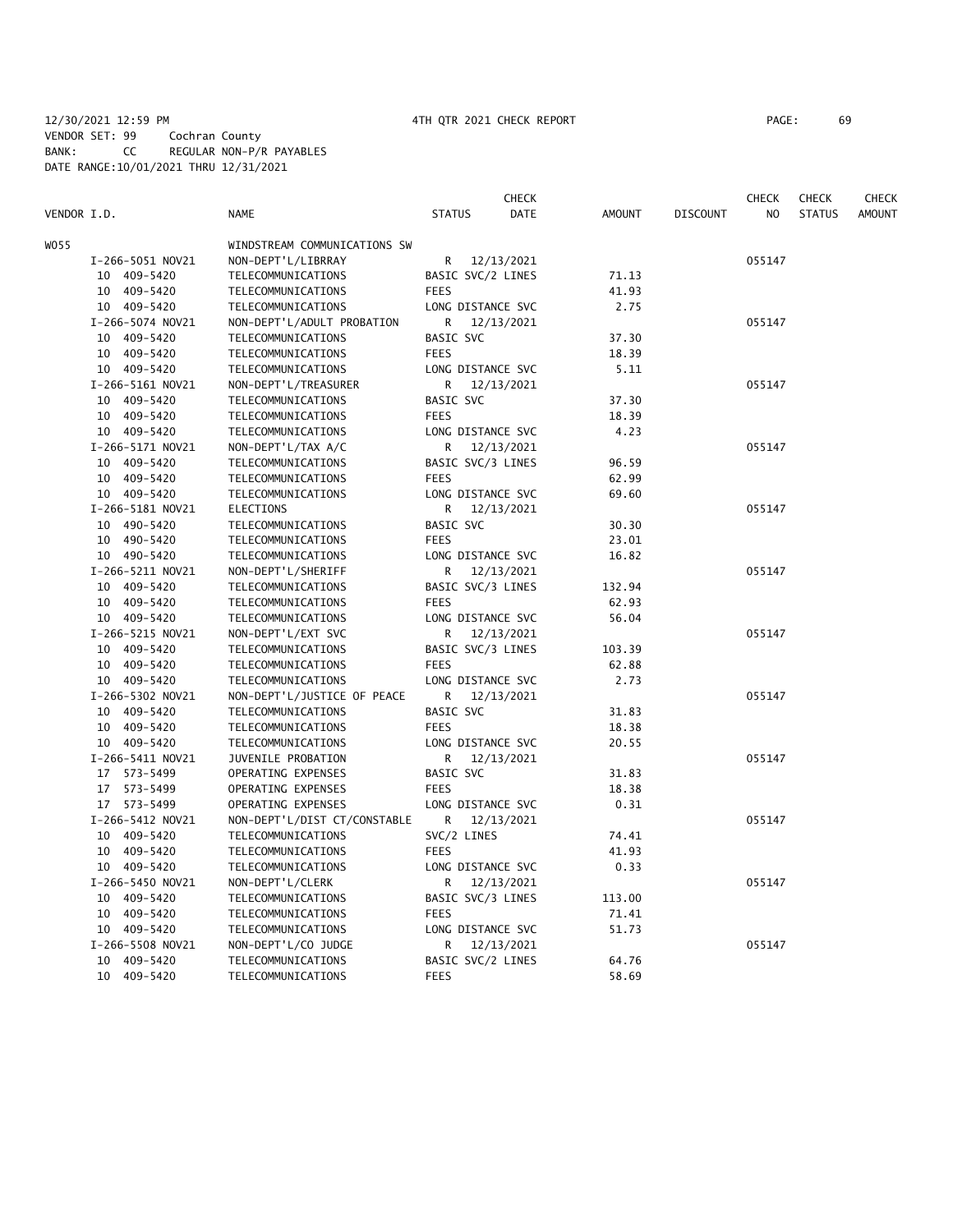12/30/2021 12:59 PM 4TH QTR 2021 CHECK REPORT PAGE: 69
VENDOR SET: 99 Cochran County
BANK: CC REGULAR NON-P/R PAYABLES
DATE RANGE:10/01/2021 THRU 12/31/2021

| VENDOR I.D. | NAME | STATUS | CHECK DATE | AMOUNT | DISCOUNT | CHECK NO | CHECK STATUS | CHECK AMOUNT |
|---|---|---|---|---|---|---|---|---|
| W055 | WINDSTREAM COMMUNICATIONS SW | | | | | | | |
| I-266-5051 NOV21 | NON-DEPT'L/LIBRRAY | R | 12/13/2021 | | | 055147 | | |
| 10 409-5420 | TELECOMMUNICATIONS | BASIC SVC/2 LINES | | 71.13 | | | | |
| 10 409-5420 | TELECOMMUNICATIONS | FEES | | 41.93 | | | | |
| 10 409-5420 | TELECOMMUNICATIONS | LONG DISTANCE SVC | | 2.75 | | | | |
| I-266-5074 NOV21 | NON-DEPT'L/ADULT PROBATION | R | 12/13/2021 | | | 055147 | | |
| 10 409-5420 | TELECOMMUNICATIONS | BASIC SVC | | 37.30 | | | | |
| 10 409-5420 | TELECOMMUNICATIONS | FEES | | 18.39 | | | | |
| 10 409-5420 | TELECOMMUNICATIONS | LONG DISTANCE SVC | | 5.11 | | | | |
| I-266-5161 NOV21 | NON-DEPT'L/TREASURER | R | 12/13/2021 | | | 055147 | | |
| 10 409-5420 | TELECOMMUNICATIONS | BASIC SVC | | 37.30 | | | | |
| 10 409-5420 | TELECOMMUNICATIONS | FEES | | 18.39 | | | | |
| 10 409-5420 | TELECOMMUNICATIONS | LONG DISTANCE SVC | | 4.23 | | | | |
| I-266-5171 NOV21 | NON-DEPT'L/TAX A/C | R | 12/13/2021 | | | 055147 | | |
| 10 409-5420 | TELECOMMUNICATIONS | BASIC SVC/3 LINES | | 96.59 | | | | |
| 10 409-5420 | TELECOMMUNICATIONS | FEES | | 62.99 | | | | |
| 10 409-5420 | TELECOMMUNICATIONS | LONG DISTANCE SVC | | 69.60 | | | | |
| I-266-5181 NOV21 | ELECTIONS | R | 12/13/2021 | | | 055147 | | |
| 10 490-5420 | TELECOMMUNICATIONS | BASIC SVC | | 30.30 | | | | |
| 10 490-5420 | TELECOMMUNICATIONS | FEES | | 23.01 | | | | |
| 10 490-5420 | TELECOMMUNICATIONS | LONG DISTANCE SVC | | 16.82 | | | | |
| I-266-5211 NOV21 | NON-DEPT'L/SHERIFF | R | 12/13/2021 | | | 055147 | | |
| 10 409-5420 | TELECOMMUNICATIONS | BASIC SVC/3 LINES | | 132.94 | | | | |
| 10 409-5420 | TELECOMMUNICATIONS | FEES | | 62.93 | | | | |
| 10 409-5420 | TELECOMMUNICATIONS | LONG DISTANCE SVC | | 56.04 | | | | |
| I-266-5215 NOV21 | NON-DEPT'L/EXT SVC | R | 12/13/2021 | | | 055147 | | |
| 10 409-5420 | TELECOMMUNICATIONS | BASIC SVC/3 LINES | | 103.39 | | | | |
| 10 409-5420 | TELECOMMUNICATIONS | FEES | | 62.88 | | | | |
| 10 409-5420 | TELECOMMUNICATIONS | LONG DISTANCE SVC | | 2.73 | | | | |
| I-266-5302 NOV21 | NON-DEPT'L/JUSTICE OF PEACE | R | 12/13/2021 | | | 055147 | | |
| 10 409-5420 | TELECOMMUNICATIONS | BASIC SVC | | 31.83 | | | | |
| 10 409-5420 | TELECOMMUNICATIONS | FEES | | 18.38 | | | | |
| 10 409-5420 | TELECOMMUNICATIONS | LONG DISTANCE SVC | | 20.55 | | | | |
| I-266-5411 NOV21 | JUVENILE PROBATION | R | 12/13/2021 | | | 055147 | | |
| 17 573-5499 | OPERATING EXPENSES | BASIC SVC | | 31.83 | | | | |
| 17 573-5499 | OPERATING EXPENSES | FEES | | 18.38 | | | | |
| 17 573-5499 | OPERATING EXPENSES | LONG DISTANCE SVC | | 0.31 | | | | |
| I-266-5412 NOV21 | NON-DEPT'L/DIST CT/CONSTABLE | R | 12/13/2021 | | | 055147 | | |
| 10 409-5420 | TELECOMMUNICATIONS | SVC/2 LINES | | 74.41 | | | | |
| 10 409-5420 | TELECOMMUNICATIONS | FEES | | 41.93 | | | | |
| 10 409-5420 | TELECOMMUNICATIONS | LONG DISTANCE SVC | | 0.33 | | | | |
| I-266-5450 NOV21 | NON-DEPT'L/CLERK | R | 12/13/2021 | | | 055147 | | |
| 10 409-5420 | TELECOMMUNICATIONS | BASIC SVC/3 LINES | | 113.00 | | | | |
| 10 409-5420 | TELECOMMUNICATIONS | FEES | | 71.41 | | | | |
| 10 409-5420 | TELECOMMUNICATIONS | LONG DISTANCE SVC | | 51.73 | | | | |
| I-266-5508 NOV21 | NON-DEPT'L/CO JUDGE | R | 12/13/2021 | | | 055147 | | |
| 10 409-5420 | TELECOMMUNICATIONS | BASIC SVC/2 LINES | | 64.76 | | | | |
| 10 409-5420 | TELECOMMUNICATIONS | FEES | | 58.69 | | | | |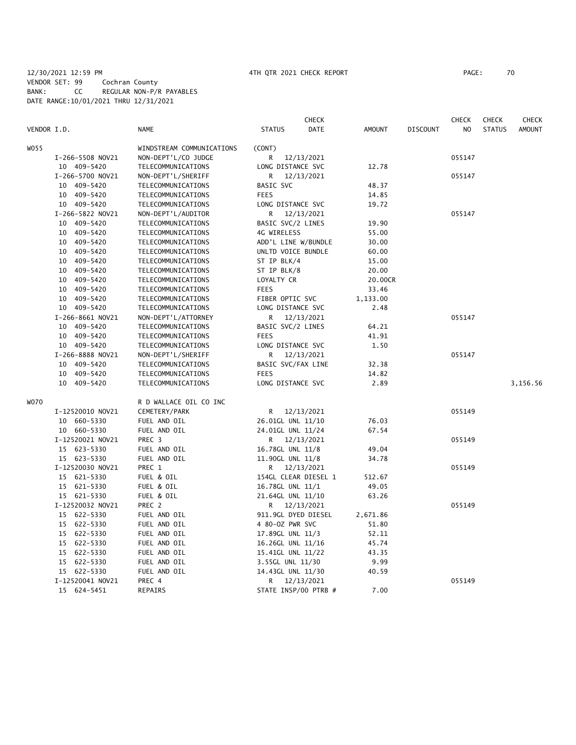12/30/2021 12:59 PM 4TH QTR 2021 CHECK REPORT

VENDOR SET: 99 Cochran County
BANK: CC REGULAR NON-P/R PAYABLES
DATE RANGE:10/01/2021 THRU 12/31/2021

| VENDOR I.D. | NAME | STATUS | CHECK DATE | AMOUNT | DISCOUNT | CHECK NO | CHECK STATUS | CHECK AMOUNT |
|---|---|---|---|---|---|---|---|---|
| W055 | WINDSTREAM COMMUNICATIONS | (CONT) | | | | | | |
| I-266-5508 NOV21 | NON-DEPT'L/CO JUDGE | R | 12/13/2021 | | | 055147 | | |
| 10 409-5420 | TELECOMMUNICATIONS | LONG DISTANCE SVC | | 12.78 | | | | |
| I-266-5700 NOV21 | NON-DEPT'L/SHERIFF | R | 12/13/2021 | | | 055147 | | |
| 10 409-5420 | TELECOMMUNICATIONS | BASIC SVC | | 48.37 | | | | |
| 10 409-5420 | TELECOMMUNICATIONS | FEES | | 14.85 | | | | |
| 10 409-5420 | TELECOMMUNICATIONS | LONG DISTANCE SVC | | 19.72 | | | | |
| I-266-5822 NOV21 | NON-DEPT'L/AUDITOR | R | 12/13/2021 | | | 055147 | | |
| 10 409-5420 | TELECOMMUNICATIONS | BASIC SVC/2 LINES | | 19.90 | | | | |
| 10 409-5420 | TELECOMMUNICATIONS | 4G WIRELESS | | 55.00 | | | | |
| 10 409-5420 | TELECOMMUNICATIONS | ADD'L LINE W/BUNDLE | | 30.00 | | | | |
| 10 409-5420 | TELECOMMUNICATIONS | UNLTD VOICE BUNDLE | | 60.00 | | | | |
| 10 409-5420 | TELECOMMUNICATIONS | ST IP BLK/4 | | 15.00 | | | | |
| 10 409-5420 | TELECOMMUNICATIONS | ST IP BLK/8 | | 20.00 | | | | |
| 10 409-5420 | TELECOMMUNICATIONS | LOYALTY CR | | 20.00CR | | | | |
| 10 409-5420 | TELECOMMUNICATIONS | FEES | | 33.46 | | | | |
| 10 409-5420 | TELECOMMUNICATIONS | FIBER OPTIC SVC | | 1,133.00 | | | | |
| 10 409-5420 | TELECOMMUNICATIONS | LONG DISTANCE SVC | | 2.48 | | | | |
| I-266-8661 NOV21 | NON-DEPT'L/ATTORNEY | R | 12/13/2021 | | | 055147 | | |
| 10 409-5420 | TELECOMMUNICATIONS | BASIC SVC/2 LINES | | 64.21 | | | | |
| 10 409-5420 | TELECOMMUNICATIONS | FEES | | 41.91 | | | | |
| 10 409-5420 | TELECOMMUNICATIONS | LONG DISTANCE SVC | | 1.50 | | | | |
| I-266-8888 NOV21 | NON-DEPT'L/SHERIFF | R | 12/13/2021 | | | 055147 | | |
| 10 409-5420 | TELECOMMUNICATIONS | BASIC SVC/FAX LINE | | 32.38 | | | | |
| 10 409-5420 | TELECOMMUNICATIONS | FEES | | 14.82 | | | | |
| 10 409-5420 | TELECOMMUNICATIONS | LONG DISTANCE SVC | | 2.89 | | | | 3,156.56 |
| W070 | R D WALLACE OIL CO INC | | | | | | | |
| I-12520010 NOV21 | CEMETERY/PARK | R | 12/13/2021 | | | 055149 | | |
| 10 660-5330 | FUEL AND OIL | 26.01GL UNL 11/10 | | 76.03 | | | | |
| 10 660-5330 | FUEL AND OIL | 24.01GL UNL 11/24 | | 67.54 | | | | |
| I-12520021 NOV21 | PREC 3 | R | 12/13/2021 | | | 055149 | | |
| 15 623-5330 | FUEL AND OIL | 16.78GL UNL 11/8 | | 49.04 | | | | |
| 15 623-5330 | FUEL AND OIL | 11.90GL UNL 11/8 | | 34.78 | | | | |
| I-12520030 NOV21 | PREC 1 | R | 12/13/2021 | | | 055149 | | |
| 15 621-5330 | FUEL & OIL | 154GL CLEAR DIESEL 1 | | 512.67 | | | | |
| 15 621-5330 | FUEL & OIL | 16.78GL UNL 11/1 | | 49.05 | | | | |
| 15 621-5330 | FUEL & OIL | 21.64GL UNL 11/10 | | 63.26 | | | | |
| I-12520032 NOV21 | PREC 2 | R | 12/13/2021 | | | 055149 | | |
| 15 622-5330 | FUEL AND OIL | 911.9GL DYED DIESEL | | 2,671.86 | | | | |
| 15 622-5330 | FUEL AND OIL | 4 80-OZ PWR SVC | | 51.80 | | | | |
| 15 622-5330 | FUEL AND OIL | 17.89GL UNL 11/3 | | 52.11 | | | | |
| 15 622-5330 | FUEL AND OIL | 16.26GL UNL 11/16 | | 45.74 | | | | |
| 15 622-5330 | FUEL AND OIL | 15.41GL UNL 11/22 | | 43.35 | | | | |
| 15 622-5330 | FUEL AND OIL | 3.55GL UNL 11/30 | | 9.99 | | | | |
| 15 622-5330 | FUEL AND OIL | 14.43GL UNL 11/30 | | 40.59 | | | | |
| I-12520041 NOV21 | PREC 4 | R | 12/13/2021 | | | 055149 | | |
| 15 624-5451 | REPAIRS | STATE INSP/00 PTRB # | | 7.00 | | | | |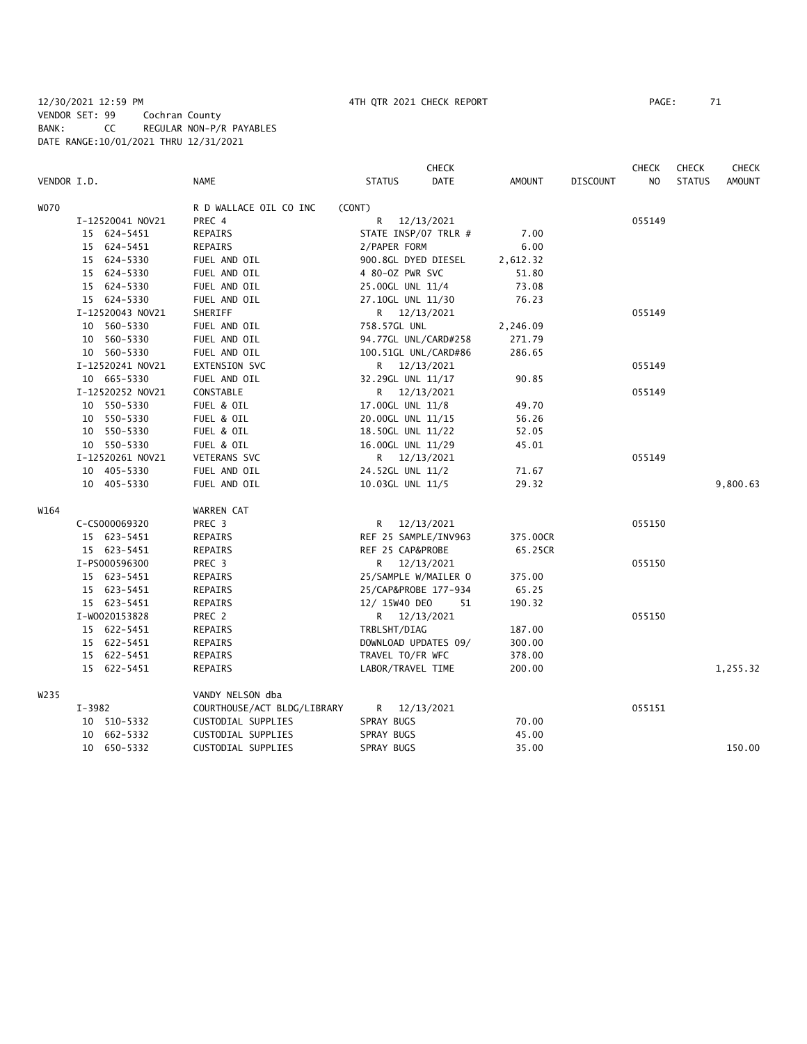12/30/2021 12:59 PM 4TH QTR 2021 CHECK REPORT
VENDOR SET: 99 Cochran County
BANK: CC REGULAR NON-P/R PAYABLES
DATE RANGE:10/01/2021 THRU 12/31/2021

| VENDOR I.D. | NAME | STATUS | CHECK DATE | AMOUNT | DISCOUNT | CHECK NO | CHECK STATUS | CHECK AMOUNT |
|---|---|---|---|---|---|---|---|---|
| W070 | R D WALLACE OIL CO INC | (CONT) | | | | | | |
| I-12520041 NOV21 | PREC 4 | R | 12/13/2021 | | | 055149 | | |
| 15 624-5451 | REPAIRS | STATE INSP/07 TRLR # | | 7.00 | | | | |
| 15 624-5451 | REPAIRS | 2/PAPER FORM | | 6.00 | | | | |
| 15 624-5330 | FUEL AND OIL | 900.8GL DYED DIESEL | | 2,612.32 | | | | |
| 15 624-5330 | FUEL AND OIL | 4 80-OZ PWR SVC | | 51.80 | | | | |
| 15 624-5330 | FUEL AND OIL | 25.00GL UNL 11/4 | | 73.08 | | | | |
| 15 624-5330 | FUEL AND OIL | 27.10GL UNL 11/30 | | 76.23 | | | | |
| I-12520043 NOV21 | SHERIFF | R | 12/13/2021 | | | 055149 | | |
| 10 560-5330 | FUEL AND OIL | 758.57GL UNL | | 2,246.09 | | | | |
| 10 560-5330 | FUEL AND OIL | 94.77GL UNL/CARD#258 | | 271.79 | | | | |
| 10 560-5330 | FUEL AND OIL | 100.51GL UNL/CARD#86 | | 286.65 | | | | |
| I-12520241 NOV21 | EXTENSION SVC | R | 12/13/2021 | | | 055149 | | |
| 10 665-5330 | FUEL AND OIL | 32.29GL UNL 11/17 | | 90.85 | | | | |
| I-12520252 NOV21 | CONSTABLE | R | 12/13/2021 | | | 055149 | | |
| 10 550-5330 | FUEL & OIL | 17.00GL UNL 11/8 | | 49.70 | | | | |
| 10 550-5330 | FUEL & OIL | 20.00GL UNL 11/15 | | 56.26 | | | | |
| 10 550-5330 | FUEL & OIL | 18.50GL UNL 11/22 | | 52.05 | | | | |
| 10 550-5330 | FUEL & OIL | 16.00GL UNL 11/29 | | 45.01 | | | | |
| I-12520261 NOV21 | VETERANS SVC | R | 12/13/2021 | | | 055149 | | |
| 10 405-5330 | FUEL AND OIL | 24.52GL UNL 11/2 | | 71.67 | | | | |
| 10 405-5330 | FUEL AND OIL | 10.03GL UNL 11/5 | | 29.32 | | | | 9,800.63 |
| W164 | WARREN CAT | | | | | | | |
| C-CS000069320 | PREC 3 | R | 12/13/2021 | | | 055150 | | |
| 15 623-5451 | REPAIRS | REF 25 SAMPLE/INV963 | | 375.00CR | | | | |
| 15 623-5451 | REPAIRS | REF 25 CAP&PROBE | | 65.25CR | | | | |
| I-PS000596300 | PREC 3 | R | 12/13/2021 | | | 055150 | | |
| 15 623-5451 | REPAIRS | 25/SAMPLE W/MAILER O | | 375.00 | | | | |
| 15 623-5451 | REPAIRS | 25/CAP&PROBE 177-934 | | 65.25 | | | | |
| 15 623-5451 | REPAIRS | 12/ 15W40 DEO 51 | | 190.32 | | | | |
| I-W0020153828 | PREC 2 | R | 12/13/2021 | | | 055150 | | |
| 15 622-5451 | REPAIRS | TRBLSHT/DIAG | | 187.00 | | | | |
| 15 622-5451 | REPAIRS | DOWNLOAD UPDATES 09/ | | 300.00 | | | | |
| 15 622-5451 | REPAIRS | TRAVEL TO/FR WFC | | 378.00 | | | | |
| 15 622-5451 | REPAIRS | LABOR/TRAVEL TIME | | 200.00 | | | | 1,255.32 |
| W235 | VANDY NELSON dba | | | | | | | |
| I-3982 | COURTHOUSE/ACT BLDG/LIBRARY | R | 12/13/2021 | | | 055151 | | |
| 10 510-5332 | CUSTODIAL SUPPLIES | SPRAY BUGS | | 70.00 | | | | |
| 10 662-5332 | CUSTODIAL SUPPLIES | SPRAY BUGS | | 45.00 | | | | |
| 10 650-5332 | CUSTODIAL SUPPLIES | SPRAY BUGS | | 35.00 | | | | 150.00 |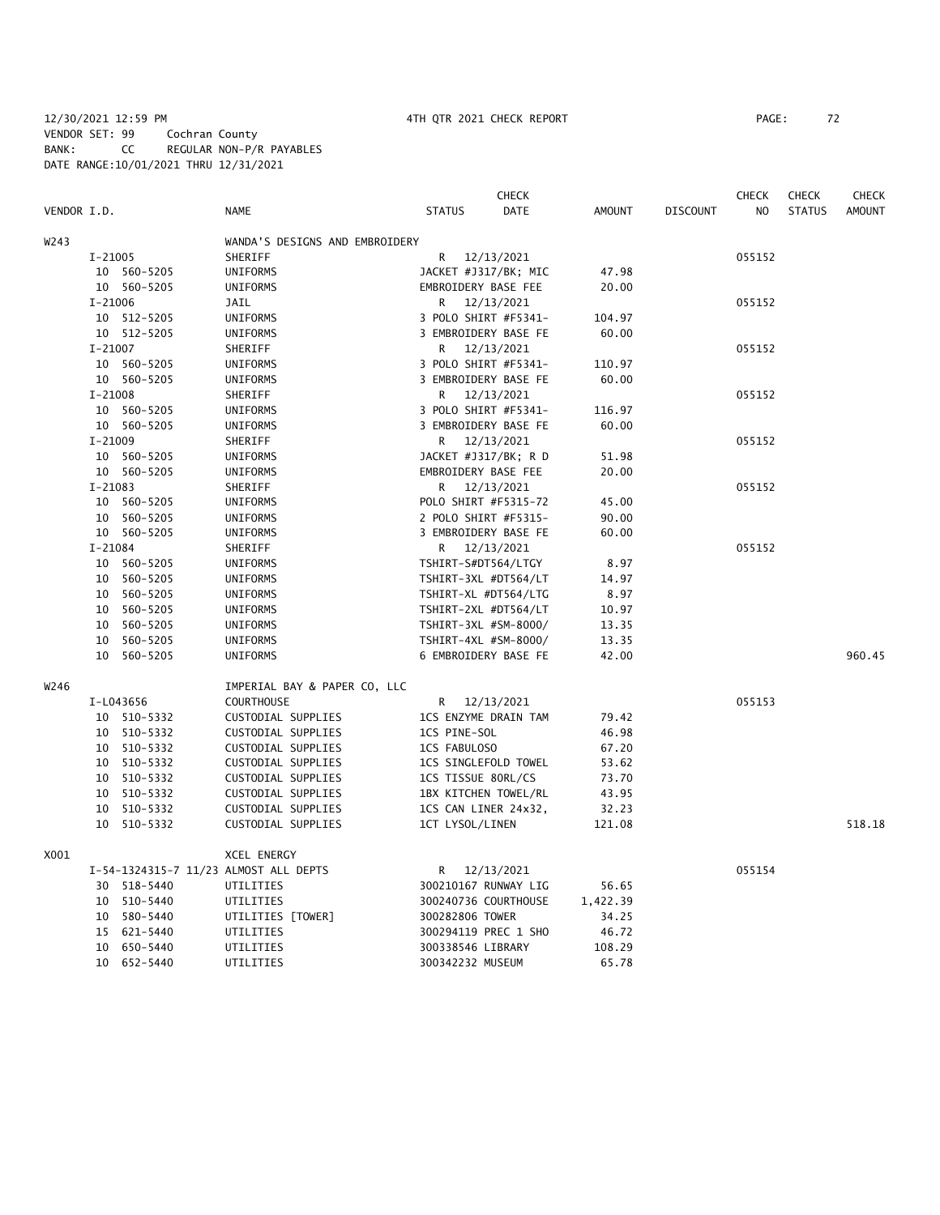12/30/2021 12:59 PM 4TH QTR 2021 CHECK REPORT
VENDOR SET: 99 Cochran County
BANK: CC REGULAR NON-P/R PAYABLES
DATE RANGE:10/01/2021 THRU 12/31/2021

| VENDOR I.D. | NAME | STATUS | CHECK DATE | AMOUNT | DISCOUNT | CHECK NO | CHECK STATUS | CHECK AMOUNT |
|---|---|---|---|---|---|---|---|---|
| W243 | WANDA'S DESIGNS AND EMBROIDERY | | | | | | | |
| I-21005 | SHERIFF | R | 12/13/2021 | | | 055152 | | |
| 10 560-5205 | UNIFORMS | JACKET #J317/BK; MIC | | 47.98 | | | | |
| 10 560-5205 | UNIFORMS | EMBROIDERY BASE FEE | | 20.00 | | | | |
| I-21006 | JAIL | R | 12/13/2021 | | | 055152 | | |
| 10 512-5205 | UNIFORMS | 3 POLO SHIRT #F5341- | | 104.97 | | | | |
| 10 512-5205 | UNIFORMS | 3 EMBROIDERY BASE FE | | 60.00 | | | | |
| I-21007 | SHERIFF | R | 12/13/2021 | | | 055152 | | |
| 10 560-5205 | UNIFORMS | 3 POLO SHIRT #F5341- | | 110.97 | | | | |
| 10 560-5205 | UNIFORMS | 3 EMBROIDERY BASE FE | | 60.00 | | | | |
| I-21008 | SHERIFF | R | 12/13/2021 | | | 055152 | | |
| 10 560-5205 | UNIFORMS | 3 POLO SHIRT #F5341- | | 116.97 | | | | |
| 10 560-5205 | UNIFORMS | 3 EMBROIDERY BASE FE | | 60.00 | | | | |
| I-21009 | SHERIFF | R | 12/13/2021 | | | 055152 | | |
| 10 560-5205 | UNIFORMS | JACKET #J317/BK; R D | | 51.98 | | | | |
| 10 560-5205 | UNIFORMS | EMBROIDERY BASE FEE | | 20.00 | | | | |
| I-21083 | SHERIFF | R | 12/13/2021 | | | 055152 | | |
| 10 560-5205 | UNIFORMS | POLO SHIRT #F5315-72 | | 45.00 | | | | |
| 10 560-5205 | UNIFORMS | 2 POLO SHIRT #F5315- | | 90.00 | | | | |
| 10 560-5205 | UNIFORMS | 3 EMBROIDERY BASE FE | | 60.00 | | | | |
| I-21084 | SHERIFF | R | 12/13/2021 | | | 055152 | | |
| 10 560-5205 | UNIFORMS | TSHIRT-S#DT564/LTGY | | 8.97 | | | | |
| 10 560-5205 | UNIFORMS | TSHIRT-3XL #DT564/LT | | 14.97 | | | | |
| 10 560-5205 | UNIFORMS | TSHIRT-XL #DT564/LTG | | 8.97 | | | | |
| 10 560-5205 | UNIFORMS | TSHIRT-2XL #DT564/LT | | 10.97 | | | | |
| 10 560-5205 | UNIFORMS | TSHIRT-3XL #SM-8000/ | | 13.35 | | | | |
| 10 560-5205 | UNIFORMS | TSHIRT-4XL #SM-8000/ | | 13.35 | | | | |
| 10 560-5205 | UNIFORMS | 6 EMBROIDERY BASE FE | | 42.00 | | | | 960.45 |
| W246 | IMPERIAL BAY & PAPER CO, LLC | | | | | | | |
| I-L043656 | COURTHOUSE | R | 12/13/2021 | | | 055153 | | |
| 10 510-5332 | CUSTODIAL SUPPLIES | 1CS ENZYME DRAIN TAM | | 79.42 | | | | |
| 10 510-5332 | CUSTODIAL SUPPLIES | 1CS PINE-SOL | | 46.98 | | | | |
| 10 510-5332 | CUSTODIAL SUPPLIES | 1CS FABULOSO | | 67.20 | | | | |
| 10 510-5332 | CUSTODIAL SUPPLIES | 1CS SINGLEFOLD TOWEL | | 53.62 | | | | |
| 10 510-5332 | CUSTODIAL SUPPLIES | 1CS TISSUE 80RL/CS | | 73.70 | | | | |
| 10 510-5332 | CUSTODIAL SUPPLIES | 1BX KITCHEN TOWEL/RL | | 43.95 | | | | |
| 10 510-5332 | CUSTODIAL SUPPLIES | 1CS CAN LINER 24x32, | | 32.23 | | | | |
| 10 510-5332 | CUSTODIAL SUPPLIES | 1CT LYSOL/LINEN | | 121.08 | | | | 518.18 |
| X001 | XCEL ENERGY | | | | | | | |
| I-54-1324315-7 11/23 | ALMOST ALL DEPTS | R | 12/13/2021 | | | 055154 | | |
| 30 518-5440 | UTILITIES | 300210167 RUNWAY LIG | | 56.65 | | | | |
| 10 510-5440 | UTILITIES | 300240736 COURTHOUSE | | 1,422.39 | | | | |
| 10 580-5440 | UTILITIES [TOWER] | 300282806 TOWER | | 34.25 | | | | |
| 15 621-5440 | UTILITIES | 300294119 PREC 1 SHO | | 46.72 | | | | |
| 10 650-5440 | UTILITIES | 300338546 LIBRARY | | 108.29 | | | | |
| 10 652-5440 | UTILITIES | 300342232 MUSEUM | | 65.78 | | | | |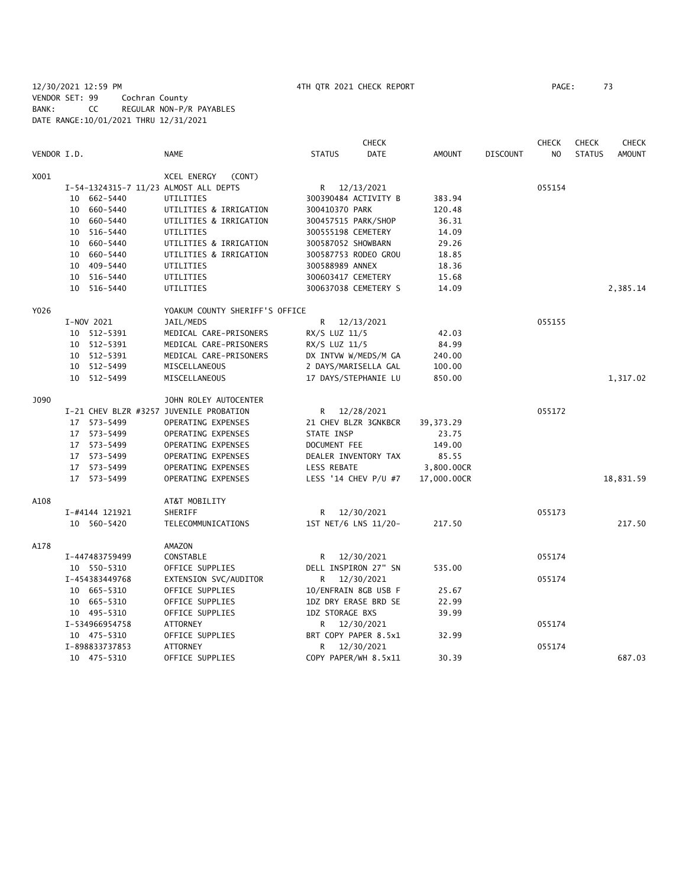12/30/2021 12:59 PM 4TH QTR 2021 CHECK REPORT PAGE: 73
VENDOR SET: 99 Cochran County
BANK: CC REGULAR NON-P/R PAYABLES
DATE RANGE:10/01/2021 THRU 12/31/2021

| VENDOR I.D. | | NAME | STATUS | CHECK DATE | AMOUNT | DISCOUNT | CHECK NO | CHECK STATUS | CHECK AMOUNT |
|---|---|---|---|---|---|---|---|---|---|
| X001 | | XCEL ENERGY (CONT) | | | | | | | |
| | I-54-1324315-7 11/23 ALMOST ALL DEPTS | | R | 12/13/2021 | | | 055154 | | |
| | 10 662-5440 | UTILITIES | 300390484 ACTIVITY B | | 383.94 | | | | |
| | 10 660-5440 | UTILITIES & IRRIGATION | 300410370 PARK | | 120.48 | | | | |
| | 10 660-5440 | UTILITIES & IRRIGATION | 300457515 PARK/SHOP | | 36.31 | | | | |
| | 10 516-5440 | UTILITIES | 300555198 CEMETERY | | 14.09 | | | | |
| | 10 660-5440 | UTILITIES & IRRIGATION | 300587052 SHOWBARN | | 29.26 | | | | |
| | 10 660-5440 | UTILITIES & IRRIGATION | 300587753 RODEO GROU | | 18.85 | | | | |
| | 10 409-5440 | UTILITIES | 300588989 ANNEX | | 18.36 | | | | |
| | 10 516-5440 | UTILITIES | 300603417 CEMETERY | | 15.68 | | | | |
| | 10 516-5440 | UTILITIES | 300637038 CEMETERY S | | 14.09 | | | | 2,385.14 |
| Y026 | | YOAKUM COUNTY SHERIFF'S OFFICE | | | | | | | |
| | I-NOV 2021 | JAIL/MEDS | R | 12/13/2021 | | | 055155 | | |
| | 10 512-5391 | MEDICAL CARE-PRISONERS | RX/S LUZ 11/5 | | 42.03 | | | | |
| | 10 512-5391 | MEDICAL CARE-PRISONERS | RX/S LUZ 11/5 | | 84.99 | | | | |
| | 10 512-5391 | MEDICAL CARE-PRISONERS | DX INTVW W/MEDS/M GA | | 240.00 | | | | |
| | 10 512-5499 | MISCELLANEOUS | 2 DAYS/MARISELLA GAL | | 100.00 | | | | |
| | 10 512-5499 | MISCELLANEOUS | 17 DAYS/STEPHANIE LU | | 850.00 | | | | 1,317.02 |
| J090 | | JOHN ROLEY AUTOCENTER | | | | | | | |
| | I-21 CHEV BLZR #3257 JUVENILE PROBATION | | R | 12/28/2021 | | | 055172 | | |
| | 17 573-5499 | OPERATING EXPENSES | 21 CHEV BLZR 3GNKBCR | | 39,373.29 | | | | |
| | 17 573-5499 | OPERATING EXPENSES | STATE INSP | | 23.75 | | | | |
| | 17 573-5499 | OPERATING EXPENSES | DOCUMENT FEE | | 149.00 | | | | |
| | 17 573-5499 | OPERATING EXPENSES | DEALER INVENTORY TAX | | 85.55 | | | | |
| | 17 573-5499 | OPERATING EXPENSES | LESS REBATE | | 3,800.00CR | | | | |
| | 17 573-5499 | OPERATING EXPENSES | LESS '14 CHEV P/U #7 | | 17,000.00CR | | | | 18,831.59 |
| A108 | | AT&T MOBILITY | | | | | | | |
| | I-#4144 121921 | SHERIFF | R | 12/30/2021 | | | 055173 | | |
| | 10 560-5420 | TELECOMMUNICATIONS | 1ST NET/6 LNS 11/20- | | 217.50 | | | | 217.50 |
| A178 | | AMAZON | | | | | | | |
| | I-447483759499 | CONSTABLE | R | 12/30/2021 | | | 055174 | | |
| | 10 550-5310 | OFFICE SUPPLIES | DELL INSPIRON 27" SN | | 535.00 | | | | |
| | I-454383449768 | EXTENSION SVC/AUDITOR | R | 12/30/2021 | | | 055174 | | |
| | 10 665-5310 | OFFICE SUPPLIES | 10/ENFRAIN 8GB USB F | | 25.67 | | | | |
| | 10 665-5310 | OFFICE SUPPLIES | 1DZ DRY ERASE BRD SE | | 22.99 | | | | |
| | 10 495-5310 | OFFICE SUPPLIES | 1DZ STORAGE BXS | | 39.99 | | | | |
| | I-534966954758 | ATTORNEY | R | 12/30/2021 | | | 055174 | | |
| | 10 475-5310 | OFFICE SUPPLIES | BRT COPY PAPER 8.5x1 | | 32.99 | | | | |
| | I-898833737853 | ATTORNEY | R | 12/30/2021 | | | 055174 | | |
| | 10 475-5310 | OFFICE SUPPLIES | COPY PAPER/WH 8.5x11 | | 30.39 | | | | 687.03 |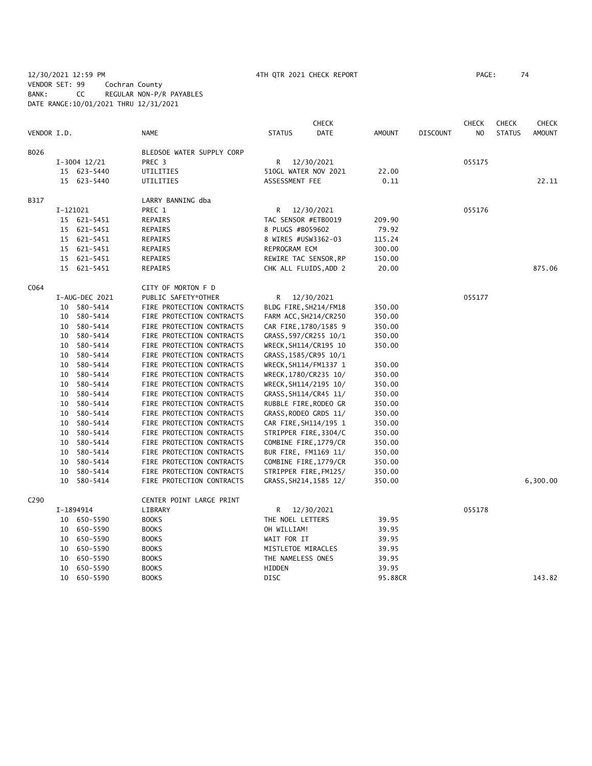12/30/2021 12:59 PM 4TH QTR 2021 CHECK REPORT PAGE: 74
VENDOR SET: 99 Cochran County
BANK: CC REGULAR NON-P/R PAYABLES
DATE RANGE:10/01/2021 THRU 12/31/2021

| VENDOR I.D. | NAME | STATUS | CHECK DATE | AMOUNT | DISCOUNT | CHECK NO | CHECK STATUS | CHECK AMOUNT |
|---|---|---|---|---|---|---|---|---|
| B026 | BLEDSOE WATER SUPPLY CORP | | | | | | | |
| I-3004 12/21 | PREC 3 | R | 12/30/2021 | | | 055175 | | |
| 15 623-5440 | UTILITIES | 510GL WATER NOV 2021 | | 22.00 | | | | |
| 15 623-5440 | UTILITIES | ASSESSMENT FEE | | 0.11 | | | | 22.11 |
| B317 | LARRY BANNING dba | | | | | | | |
| I-121021 | PREC 1 | R | 12/30/2021 | | | 055176 | | |
| 15 621-5451 | REPAIRS | TAC SENSOR #ETB0019 | | 209.90 | | | | |
| 15 621-5451 | REPAIRS | 8 PLUGS #B059602 | | 79.92 | | | | |
| 15 621-5451 | REPAIRS | 8 WIRES #USW3362-03 | | 115.24 | | | | |
| 15 621-5451 | REPAIRS | REPROGRAM ECM | | 300.00 | | | | |
| 15 621-5451 | REPAIRS | REWIRE TAC SENSOR,RP | | 150.00 | | | | |
| 15 621-5451 | REPAIRS | CHK ALL FLUIDS,ADD 2 | | 20.00 | | | | 875.06 |
| C064 | CITY OF MORTON F D | | | | | | | |
| I-AUG-DEC 2021 | PUBLIC SAFETY*OTHER | R | 12/30/2021 | | | 055177 | | |
| 10 580-5414 | FIRE PROTECTION CONTRACTS | BLDG FIRE,SH214/FM18 | | 350.00 | | | | |
| 10 580-5414 | FIRE PROTECTION CONTRACTS | FARM ACC,SH214/CR250 | | 350.00 | | | | |
| 10 580-5414 | FIRE PROTECTION CONTRACTS | CAR FIRE,1780/1585 9 | | 350.00 | | | | |
| 10 580-5414 | FIRE PROTECTION CONTRACTS | GRASS,597/CR255 10/1 | | 350.00 | | | | |
| 10 580-5414 | FIRE PROTECTION CONTRACTS | WRECK,SH114/CR195 10 | | 350.00 | | | | |
| 10 580-5414 | FIRE PROTECTION CONTRACTS | GRASS,1585/CR95 10/1 | | | | | | |
| 10 580-5414 | FIRE PROTECTION CONTRACTS | WRECK,SH114/FM1337 1 | | 350.00 | | | | |
| 10 580-5414 | FIRE PROTECTION CONTRACTS | WRECK,1780/CR235 10/ | | 350.00 | | | | |
| 10 580-5414 | FIRE PROTECTION CONTRACTS | WRECK,SH114/2195 10/ | | 350.00 | | | | |
| 10 580-5414 | FIRE PROTECTION CONTRACTS | GRASS,SH114/CR45 11/ | | 350.00 | | | | |
| 10 580-5414 | FIRE PROTECTION CONTRACTS | RUBBLE FIRE,RODEO GR | | 350.00 | | | | |
| 10 580-5414 | FIRE PROTECTION CONTRACTS | GRASS,RODEO GRDS 11/ | | 350.00 | | | | |
| 10 580-5414 | FIRE PROTECTION CONTRACTS | CAR FIRE,SH114/195 1 | | 350.00 | | | | |
| 10 580-5414 | FIRE PROTECTION CONTRACTS | STRIPPER FIRE,3304/C | | 350.00 | | | | |
| 10 580-5414 | FIRE PROTECTION CONTRACTS | COMBINE FIRE,1779/CR | | 350.00 | | | | |
| 10 580-5414 | FIRE PROTECTION CONTRACTS | BUR FIRE, FM1169 11/ | | 350.00 | | | | |
| 10 580-5414 | FIRE PROTECTION CONTRACTS | COMBINE FIRE,1779/CR | | 350.00 | | | | |
| 10 580-5414 | FIRE PROTECTION CONTRACTS | STRIPPER FIRE,FM125/ | | 350.00 | | | | |
| 10 580-5414 | FIRE PROTECTION CONTRACTS | GRASS,SH214,1585 12/ | | 350.00 | | | | 6,300.00 |
| C290 | CENTER POINT LARGE PRINT | | | | | | | |
| I-1894914 | LIBRARY | R | 12/30/2021 | | | 055178 | | |
| 10 650-5590 | BOOKS | THE NOEL LETTERS | | 39.95 | | | | |
| 10 650-5590 | BOOKS | OH WILLIAM! | | 39.95 | | | | |
| 10 650-5590 | BOOKS | WAIT FOR IT | | 39.95 | | | | |
| 10 650-5590 | BOOKS | MISTLETOE MIRACLES | | 39.95 | | | | |
| 10 650-5590 | BOOKS | THE NAMELESS ONES | | 39.95 | | | | |
| 10 650-5590 | BOOKS | HIDDEN | | 39.95 | | | | |
| 10 650-5590 | BOOKS | DISC | | 95.88CR | | | | 143.82 |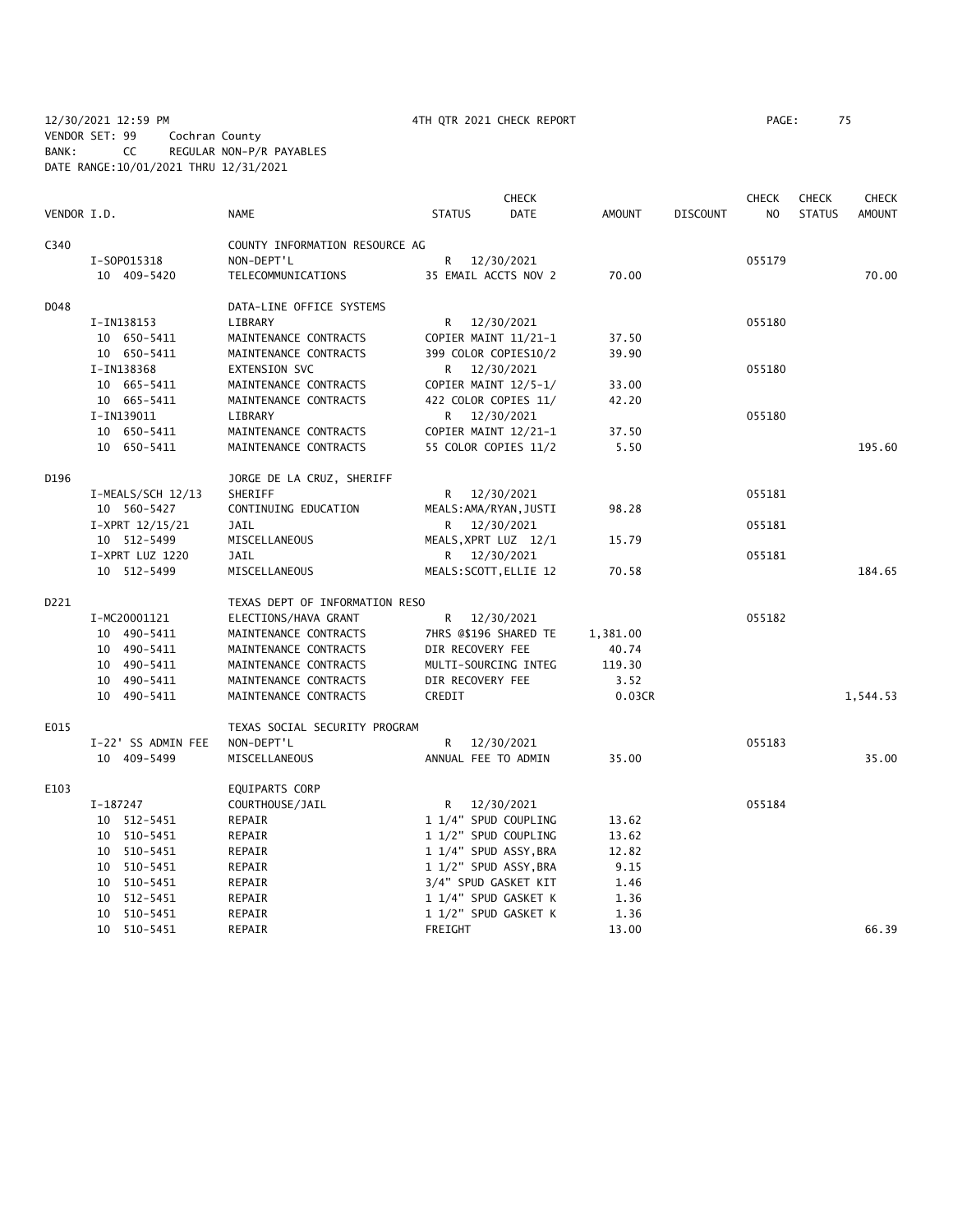12/30/2021 12:59 PM 4TH QTR 2021 CHECK REPORT

VENDOR SET: 99 Cochran County
BANK: CC REGULAR NON-P/R PAYABLES
DATE RANGE:10/01/2021 THRU 12/31/2021

| VENDOR I.D. | NAME | STATUS | CHECK DATE | AMOUNT | DISCOUNT | CHECK NO | CHECK STATUS | CHECK AMOUNT |
|---|---|---|---|---|---|---|---|---|
| C340 | COUNTY INFORMATION RESOURCE AG | | | | | | | |
| I-SOP015318 | NON-DEPT'L | R | 12/30/2021 | | | 055179 | | |
| 10 409-5420 | TELECOMMUNICATIONS | 35 EMAIL ACCTS NOV 2 | | 70.00 | | | | 70.00 |
| D048 | DATA-LINE OFFICE SYSTEMS | | | | | | | |
| I-IN138153 | LIBRARY | R | 12/30/2021 | | | 055180 | | |
| 10 650-5411 | MAINTENANCE CONTRACTS | COPIER MAINT 11/21-1 | | 37.50 | | | | |
| 10 650-5411 | MAINTENANCE CONTRACTS | 399 COLOR COPIES10/2 | | 39.90 | | | | |
| I-IN138368 | EXTENSION SVC | R | 12/30/2021 | | | 055180 | | |
| 10 665-5411 | MAINTENANCE CONTRACTS | COPIER MAINT 12/5-1/ | | 33.00 | | | | |
| 10 665-5411 | MAINTENANCE CONTRACTS | 422 COLOR COPIES 11/ | | 42.20 | | | | |
| I-IN139011 | LIBRARY | R | 12/30/2021 | | | 055180 | | |
| 10 650-5411 | MAINTENANCE CONTRACTS | COPIER MAINT 12/21-1 | | 37.50 | | | | |
| 10 650-5411 | MAINTENANCE CONTRACTS | 55 COLOR COPIES 11/2 | | 5.50 | | | | 195.60 |
| D196 | JORGE DE LA CRUZ, SHERIFF | | | | | | | |
| I-MEALS/SCH 12/13 | SHERIFF | R | 12/30/2021 | | | 055181 | | |
| 10 560-5427 | CONTINUING EDUCATION | MEALS:AMA/RYAN,JUSTI | | 98.28 | | | | |
| I-XPRT 12/15/21 | JAIL | R | 12/30/2021 | | | 055181 | | |
| 10 512-5499 | MISCELLANEOUS | MEALS,XPRT LUZ 12/1 | | 15.79 | | | | |
| I-XPRT LUZ 1220 | JAIL | R | 12/30/2021 | | | 055181 | | |
| 10 512-5499 | MISCELLANEOUS | MEALS:SCOTT,ELLIE 12 | | 70.58 | | | | 184.65 |
| D221 | TEXAS DEPT OF INFORMATION RESO | | | | | | | |
| I-MC20001121 | ELECTIONS/HAVA GRANT | R | 12/30/2021 | | | 055182 | | |
| 10 490-5411 | MAINTENANCE CONTRACTS | 7HRS @$196 SHARED TE | | 1,381.00 | | | | |
| 10 490-5411 | MAINTENANCE CONTRACTS | DIR RECOVERY FEE | | 40.74 | | | | |
| 10 490-5411 | MAINTENANCE CONTRACTS | MULTI-SOURCING INTEG | | 119.30 | | | | |
| 10 490-5411 | MAINTENANCE CONTRACTS | DIR RECOVERY FEE | | 3.52 | | | | |
| 10 490-5411 | MAINTENANCE CONTRACTS | CREDIT | | 0.03CR | | | | 1,544.53 |
| E015 | TEXAS SOCIAL SECURITY PROGRAM | | | | | | | |
| I-22' SS ADMIN FEE | NON-DEPT'L | R | 12/30/2021 | | | 055183 | | |
| 10 409-5499 | MISCELLANEOUS | ANNUAL FEE TO ADMIN | | 35.00 | | | | 35.00 |
| E103 | EQUIPARTS CORP | | | | | | | |
| I-187247 | COURTHOUSE/JAIL | R | 12/30/2021 | | | 055184 | | |
| 10 512-5451 | REPAIR | 1 1/4" SPUD COUPLING | | 13.62 | | | | |
| 10 510-5451 | REPAIR | 1 1/2" SPUD COUPLING | | 13.62 | | | | |
| 10 510-5451 | REPAIR | 1 1/4" SPUD ASSY,BRA | | 12.82 | | | | |
| 10 510-5451 | REPAIR | 1 1/2" SPUD ASSY,BRA | | 9.15 | | | | |
| 10 510-5451 | REPAIR | 3/4" SPUD GASKET KIT | | 1.46 | | | | |
| 10 512-5451 | REPAIR | 1 1/4" SPUD GASKET K | | 1.36 | | | | |
| 10 510-5451 | REPAIR | 1 1/2" SPUD GASKET K | | 1.36 | | | | |
| 10 510-5451 | REPAIR | FREIGHT | | 13.00 | | | | 66.39 |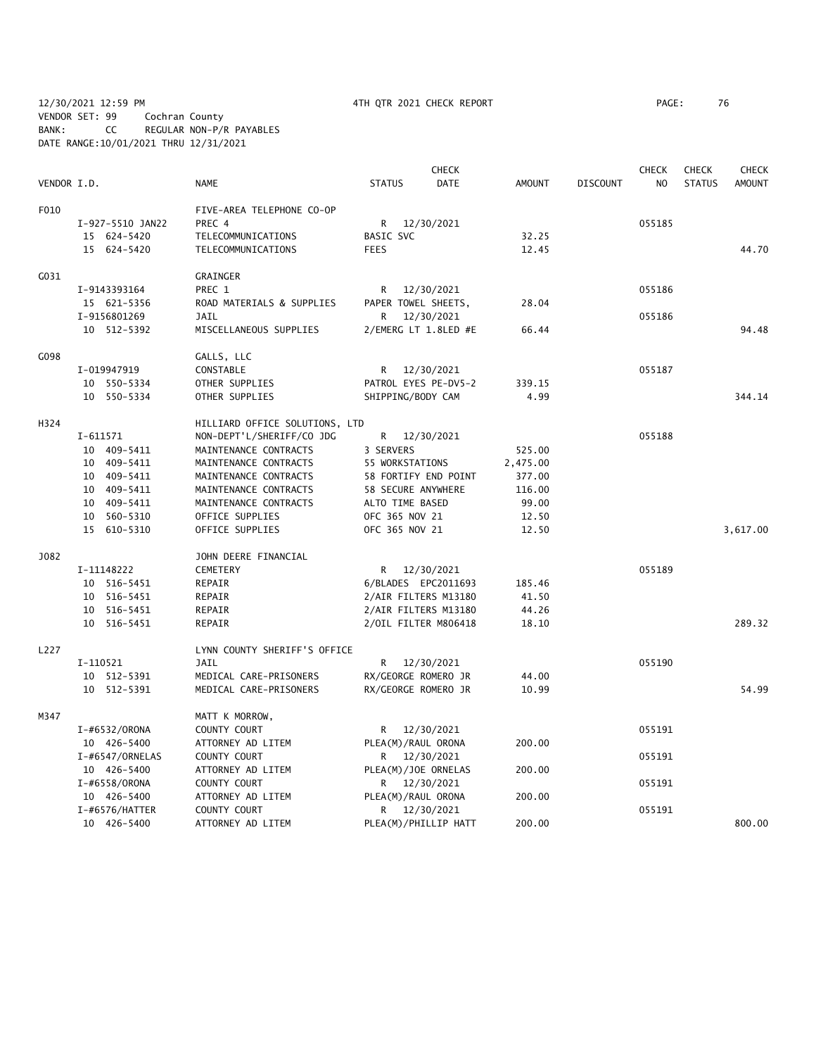12/30/2021 12:59 PM 4TH QTR 2021 CHECK REPORT PAGE: 76
VENDOR SET: 99 Cochran County
BANK: CC REGULAR NON-P/R PAYABLES
DATE RANGE:10/01/2021 THRU 12/31/2021

| VENDOR I.D. | NAME | STATUS | CHECK DATE | AMOUNT | DISCOUNT | CHECK NO | CHECK STATUS | CHECK AMOUNT |
|---|---|---|---|---|---|---|---|---|
| F010 | FIVE-AREA TELEPHONE CO-OP | | | | | | | |
| I-927-5510 JAN22 | PREC 4 | R | 12/30/2021 | | | 055185 | | |
| 15 624-5420 | TELECOMMUNICATIONS | BASIC SVC | | 32.25 | | | | |
| 15 624-5420 | TELECOMMUNICATIONS | FEES | | 12.45 | | | | 44.70 |
| G031 | GRAINGER | | | | | | | |
| I-9143393164 | PREC 1 | R | 12/30/2021 | | | 055186 | | |
| 15 621-5356 | ROAD MATERIALS & SUPPLIES | PAPER TOWEL SHEETS, | | 28.04 | | | | |
| I-9156801269 | JAIL | R | 12/30/2021 | | | 055186 | | |
| 10 512-5392 | MISCELLANEOUS SUPPLIES | 2/EMERG LT 1.8LED #E | | 66.44 | | | | 94.48 |
| G098 | GALLS, LLC | | | | | | | |
| I-019947919 | CONSTABLE | R | 12/30/2021 | | | 055187 | | |
| 10 550-5334 | OTHER SUPPLIES | PATROL EYES PE-DV5-2 | | 339.15 | | | | |
| 10 550-5334 | OTHER SUPPLIES | SHIPPING/BODY CAM | | 4.99 | | | | 344.14 |
| H324 | HILLIARD OFFICE SOLUTIONS, LTD | | | | | | | |
| I-611571 | NON-DEPT'L/SHERIFF/CO JDG | R | 12/30/2021 | | | 055188 | | |
| 10 409-5411 | MAINTENANCE CONTRACTS | 3 SERVERS | | 525.00 | | | | |
| 10 409-5411 | MAINTENANCE CONTRACTS | 55 WORKSTATIONS | | 2,475.00 | | | | |
| 10 409-5411 | MAINTENANCE CONTRACTS | 58 FORTIFY END POINT | | 377.00 | | | | |
| 10 409-5411 | MAINTENANCE CONTRACTS | 58 SECURE ANYWHERE | | 116.00 | | | | |
| 10 409-5411 | MAINTENANCE CONTRACTS | ALTO TIME BASED | | 99.00 | | | | |
| 10 560-5310 | OFFICE SUPPLIES | OFC 365 NOV 21 | | 12.50 | | | | |
| 15 610-5310 | OFFICE SUPPLIES | OFC 365 NOV 21 | | 12.50 | | | | 3,617.00 |
| J082 | JOHN DEERE FINANCIAL | | | | | | | |
| I-11148222 | CEMETERY | R | 12/30/2021 | | | 055189 | | |
| 10 516-5451 | REPAIR | 6/BLADES EPC2011693 | | 185.46 | | | | |
| 10 516-5451 | REPAIR | 2/AIR FILTERS M13180 | | 41.50 | | | | |
| 10 516-5451 | REPAIR | 2/AIR FILTERS M13180 | | 44.26 | | | | |
| 10 516-5451 | REPAIR | 2/OIL FILTER M806418 | | 18.10 | | | | 289.32 |
| L227 | LYNN COUNTY SHERIFF'S OFFICE | | | | | | | |
| I-110521 | JAIL | R | 12/30/2021 | | | 055190 | | |
| 10 512-5391 | MEDICAL CARE-PRISONERS | RX/GEORGE ROMERO JR | | 44.00 | | | | |
| 10 512-5391 | MEDICAL CARE-PRISONERS | RX/GEORGE ROMERO JR | | 10.99 | | | | 54.99 |
| M347 | MATT K MORROW, | | | | | | | |
| I-#6532/ORONA | COUNTY COURT | R | 12/30/2021 | | | 055191 | | |
| 10 426-5400 | ATTORNEY AD LITEM | PLEA(M)/RAUL ORONA | | 200.00 | | | | |
| I-#6547/ORNELAS | COUNTY COURT | R | 12/30/2021 | | | 055191 | | |
| 10 426-5400 | ATTORNEY AD LITEM | PLEA(M)/JOE ORNELAS | | 200.00 | | | | |
| I-#6558/ORONA | COUNTY COURT | R | 12/30/2021 | | | 055191 | | |
| 10 426-5400 | ATTORNEY AD LITEM | PLEA(M)/RAUL ORONA | | 200.00 | | | | |
| I-#6576/HATTER | COUNTY COURT | R | 12/30/2021 | | | 055191 | | |
| 10 426-5400 | ATTORNEY AD LITEM | PLEA(M)/PHILLIP HATT | | 200.00 | | | | 800.00 |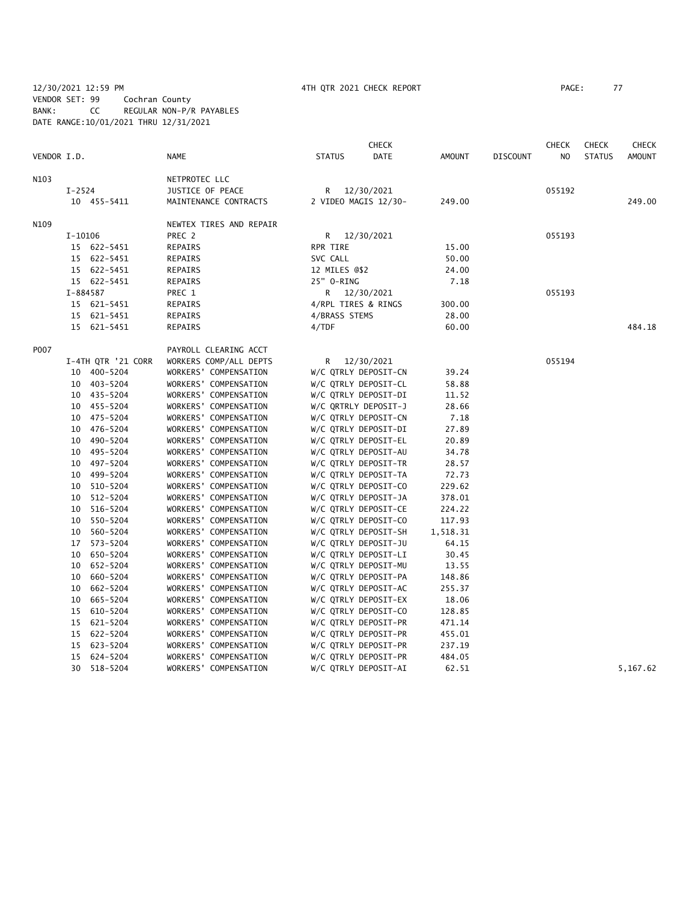12/30/2021 12:59 PM 4TH QTR 2021 CHECK REPORT PAGE: 77
VENDOR SET: 99 Cochran County
BANK: CC REGULAR NON-P/R PAYABLES
DATE RANGE:10/01/2021 THRU 12/31/2021

| VENDOR I.D. | NAME | STATUS | CHECK DATE | AMOUNT | DISCOUNT | CHECK NO | CHECK STATUS | CHECK AMOUNT |
|---|---|---|---|---|---|---|---|---|
| N103 | NETPROTEC LLC | | | | | | | |
| I-2524 | JUSTICE OF PEACE | R | 12/30/2021 | | | 055192 | | |
| 10 455-5411 | MAINTENANCE CONTRACTS | 2 VIDEO MAGIS 12/30- | | 249.00 | | | | 249.00 |
| N109 | NEWTEX TIRES AND REPAIR | | | | | | | |
| I-10106 | PREC 2 | R | 12/30/2021 | | | 055193 | | |
| 15 622-5451 | REPAIRS | RPR TIRE | | 15.00 | | | | |
| 15 622-5451 | REPAIRS | SVC CALL | | 50.00 | | | | |
| 15 622-5451 | REPAIRS | 12 MILES @$2 | | 24.00 | | | | |
| 15 622-5451 | REPAIRS | 25" O-RING | | 7.18 | | | | |
| I-884587 | PREC 1 | R | 12/30/2021 | | | 055193 | | |
| 15 621-5451 | REPAIRS | 4/RPL TIRES & RINGS | | 300.00 | | | | |
| 15 621-5451 | REPAIRS | 4/BRASS STEMS | | 28.00 | | | | |
| 15 621-5451 | REPAIRS | 4/TDF | | 60.00 | | | | 484.18 |
| P007 | PAYROLL CLEARING ACCT | | | | | | | |
| I-4TH QTR '21 CORR | WORKERS COMP/ALL DEPTS | R | 12/30/2021 | | | 055194 | | |
| 10 400-5204 | WORKERS' COMPENSATION | W/C QTRLY DEPOSIT-CN | | 39.24 | | | | |
| 10 403-5204 | WORKERS' COMPENSATION | W/C QTRLY DEPOSIT-CL | | 58.88 | | | | |
| 10 435-5204 | WORKERS' COMPENSATION | W/C QTRLY DEPOSIT-DI | | 11.52 | | | | |
| 10 455-5204 | WORKERS' COMPENSATION | W/C QRTRLY DEPOSIT-J | | 28.66 | | | | |
| 10 475-5204 | WORKERS' COMPENSATION | W/C QTRLY DEPOSIT-CN | | 7.18 | | | | |
| 10 476-5204 | WORKERS' COMPENSATION | W/C QTRLY DEPOSIT-DI | | 27.89 | | | | |
| 10 490-5204 | WORKERS' COMPENSATION | W/C QTRLY DEPOSIT-EL | | 20.89 | | | | |
| 10 495-5204 | WORKERS' COMPENSATION | W/C QTRLY DEPOSIT-AU | | 34.78 | | | | |
| 10 497-5204 | WORKERS' COMPENSATION | W/C QTRLY DEPOSIT-TR | | 28.57 | | | | |
| 10 499-5204 | WORKERS' COMPENSATION | W/C QTRLY DEPOSIT-TA | | 72.73 | | | | |
| 10 510-5204 | WORKERS' COMPENSATION | W/C QTRLY DEPOSIT-CO | | 229.62 | | | | |
| 10 512-5204 | WORKERS' COMPENSATION | W/C QTRLY DEPOSIT-JA | | 378.01 | | | | |
| 10 516-5204 | WORKERS' COMPENSATION | W/C QTRLY DEPOSIT-CE | | 224.22 | | | | |
| 10 550-5204 | WORKERS' COMPENSATION | W/C QTRLY DEPOSIT-CO | | 117.93 | | | | |
| 10 560-5204 | WORKERS' COMPENSATION | W/C QTRLY DEPOSIT-SH | | 1,518.31 | | | | |
| 17 573-5204 | WORKERS' COMPENSATION | W/C QTRLY DEPOSIT-JU | | 64.15 | | | | |
| 10 650-5204 | WORKERS' COMPENSATION | W/C QTRLY DEPOSIT-LI | | 30.45 | | | | |
| 10 652-5204 | WORKERS' COMPENSATION | W/C QTRLY DEPOSIT-MU | | 13.55 | | | | |
| 10 660-5204 | WORKERS' COMPENSATION | W/C QTRLY DEPOSIT-PA | | 148.86 | | | | |
| 10 662-5204 | WORKERS' COMPENSATION | W/C QTRLY DEPOSIT-AC | | 255.37 | | | | |
| 10 665-5204 | WORKERS' COMPENSATION | W/C QTRLY DEPOSIT-EX | | 18.06 | | | | |
| 15 610-5204 | WORKERS' COMPENSATION | W/C QTRLY DEPOSIT-CO | | 128.85 | | | | |
| 15 621-5204 | WORKERS' COMPENSATION | W/C QTRLY DEPOSIT-PR | | 471.14 | | | | |
| 15 622-5204 | WORKERS' COMPENSATION | W/C QTRLY DEPOSIT-PR | | 455.01 | | | | |
| 15 623-5204 | WORKERS' COMPENSATION | W/C QTRLY DEPOSIT-PR | | 237.19 | | | | |
| 15 624-5204 | WORKERS' COMPENSATION | W/C QTRLY DEPOSIT-PR | | 484.05 | | | | |
| 30 518-5204 | WORKERS' COMPENSATION | W/C QTRLY DEPOSIT-AI | | 62.51 | | | | 5,167.62 |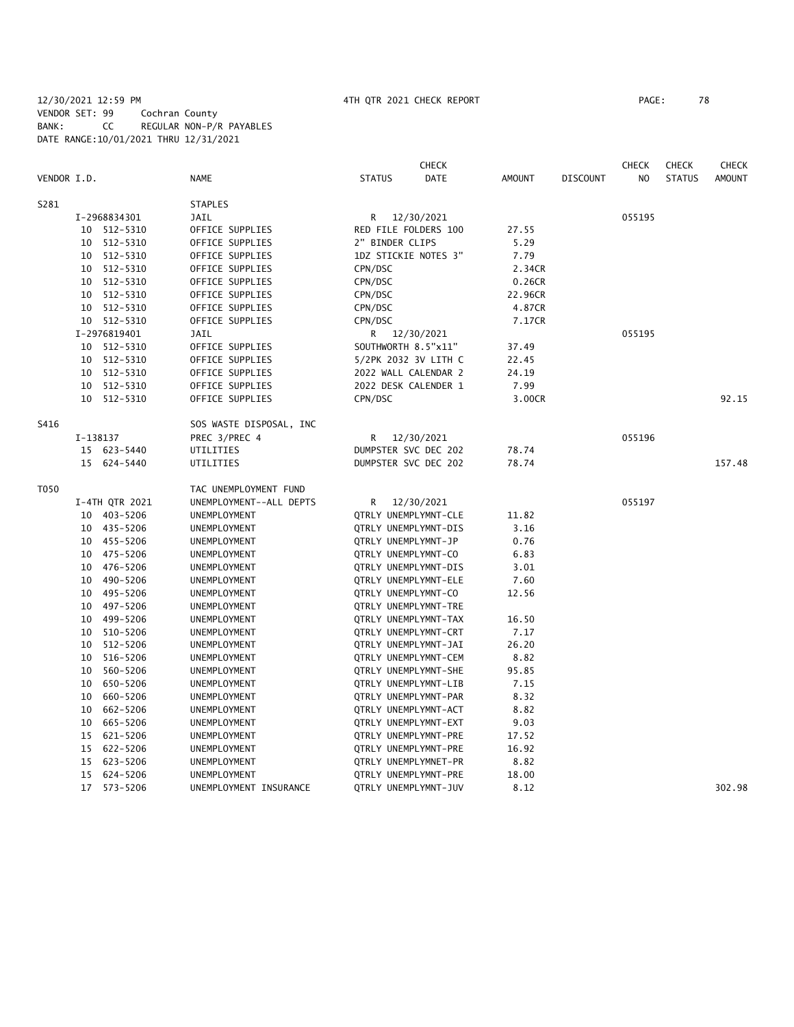12/30/2021 12:59 PM 4TH QTR 2021 CHECK REPORT

VENDOR SET: 99 Cochran County
BANK: CC REGULAR NON-P/R PAYABLES
DATE RANGE:10/01/2021 THRU 12/31/2021

| VENDOR I.D. | NAME | STATUS | CHECK DATE | AMOUNT | DISCOUNT | CHECK NO | CHECK STATUS | CHECK AMOUNT |
|---|---|---|---|---|---|---|---|---|
| S281 | STAPLES | | | | | | | |
| I-2968834301 | JAIL | R | 12/30/2021 | | | 055195 | | |
| 10 512-5310 | OFFICE SUPPLIES | RED FILE FOLDERS 100 | | 27.55 | | | | |
| 10 512-5310 | OFFICE SUPPLIES | 2" BINDER CLIPS | | 5.29 | | | | |
| 10 512-5310 | OFFICE SUPPLIES | 1DZ STICKIE NOTES 3" | | 7.79 | | | | |
| 10 512-5310 | OFFICE SUPPLIES | CPN/DSC | | 2.34CR | | | | |
| 10 512-5310 | OFFICE SUPPLIES | CPN/DSC | | 0.26CR | | | | |
| 10 512-5310 | OFFICE SUPPLIES | CPN/DSC | | 22.96CR | | | | |
| 10 512-5310 | OFFICE SUPPLIES | CPN/DSC | | 4.87CR | | | | |
| 10 512-5310 | OFFICE SUPPLIES | CPN/DSC | | 7.17CR | | | | |
| I-2976819401 | JAIL | R | 12/30/2021 | | | 055195 | | |
| 10 512-5310 | OFFICE SUPPLIES | SOUTHWORTH 8.5"x11" | | 37.49 | | | | |
| 10 512-5310 | OFFICE SUPPLIES | 5/2PK 2032 3V LITH C | | 22.45 | | | | |
| 10 512-5310 | OFFICE SUPPLIES | 2022 WALL CALENDAR 2 | | 24.19 | | | | |
| 10 512-5310 | OFFICE SUPPLIES | 2022 DESK CALENDER 1 | | 7.99 | | | | |
| 10 512-5310 | OFFICE SUPPLIES | CPN/DSC | | 3.00CR | | | | 92.15 |
| S416 | SOS WASTE DISPOSAL, INC | | | | | | | |
| I-138137 | PREC 3/PREC 4 | R | 12/30/2021 | | | 055196 | | |
| 15 623-5440 | UTILITIES | DUMPSTER SVC DEC 202 | | 78.74 | | | | |
| 15 624-5440 | UTILITIES | DUMPSTER SVC DEC 202 | | 78.74 | | | | 157.48 |
| T050 | TAC UNEMPLOYMENT FUND | | | | | | | |
| I-4TH QTR 2021 | UNEMPLOYMENT--ALL DEPTS | R | 12/30/2021 | | | 055197 | | |
| 10 403-5206 | UNEMPLOYMENT | QTRLY UNEMPLYMNT-CLE | | 11.82 | | | | |
| 10 435-5206 | UNEMPLOYMENT | QTRLY UNEMPLYMNT-DIS | | 3.16 | | | | |
| 10 455-5206 | UNEMPLOYMENT | QTRLY UNEMPLYMNT-JP | | 0.76 | | | | |
| 10 475-5206 | UNEMPLOYMENT | QTRLY UNEMPLYMNT-CO | | 6.83 | | | | |
| 10 476-5206 | UNEMPLOYMENT | QTRLY UNEMPLYMNT-DIS | | 3.01 | | | | |
| 10 490-5206 | UNEMPLOYMENT | QTRLY UNEMPLYMNT-ELE | | 7.60 | | | | |
| 10 495-5206 | UNEMPLOYMENT | QTRLY UNEMPLYMNT-CO | | 12.56 | | | | |
| 10 497-5206 | UNEMPLOYMENT | QTRLY UNEMPLYMNT-TRE | | | | | | |
| 10 499-5206 | UNEMPLOYMENT | QTRLY UNEMPLYMNT-TAX | | 16.50 | | | | |
| 10 510-5206 | UNEMPLOYMENT | QTRLY UNEMPLYMNT-CRT | | 7.17 | | | | |
| 10 512-5206 | UNEMPLOYMENT | QTRLY UNEMPLYMNT-JAI | | 26.20 | | | | |
| 10 516-5206 | UNEMPLOYMENT | QTRLY UNEMPLYMNT-CEM | | 8.82 | | | | |
| 10 560-5206 | UNEMPLOYMENT | QTRLY UNEMPLYMNT-SHE | | 95.85 | | | | |
| 10 650-5206 | UNEMPLOYMENT | QTRLY UNEMPLYMNT-LIB | | 7.15 | | | | |
| 10 660-5206 | UNEMPLOYMENT | QTRLY UNEMPLYMNT-PAR | | 8.32 | | | | |
| 10 662-5206 | UNEMPLOYMENT | QTRLY UNEMPLYMNT-ACT | | 8.82 | | | | |
| 10 665-5206 | UNEMPLOYMENT | QTRLY UNEMPLYMNT-EXT | | 9.03 | | | | |
| 15 621-5206 | UNEMPLOYMENT | QTRLY UNEMPLYMNT-PRE | | 17.52 | | | | |
| 15 622-5206 | UNEMPLOYMENT | QTRLY UNEMPLYMNT-PRE | | 16.92 | | | | |
| 15 623-5206 | UNEMPLOYMENT | QTRLY UNEMPLYMNET-PR | | 8.82 | | | | |
| 15 624-5206 | UNEMPLOYMENT | QTRLY UNEMPLYMNT-PRE | | 18.00 | | | | |
| 17 573-5206 | UNEMPLOYMENT INSURANCE | QTRLY UNEMPLYMNT-JUV | | 8.12 | | | | 302.98 |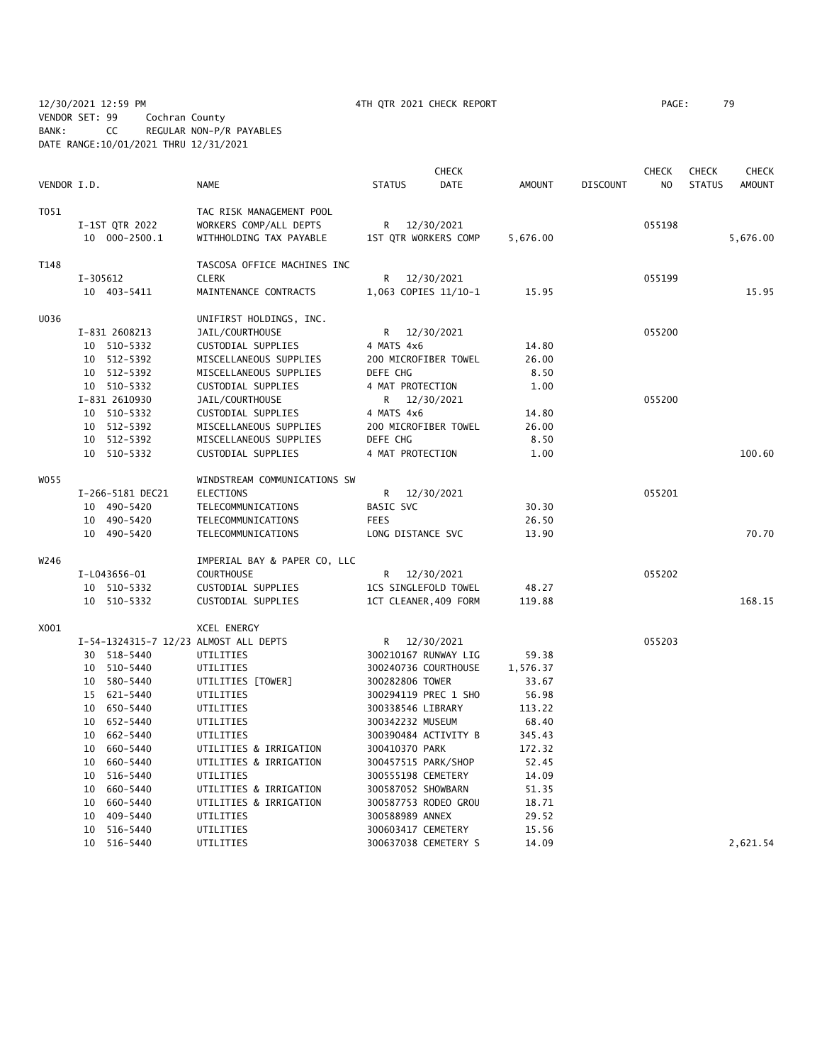12/30/2021 12:59 PM 4TH QTR 2021 CHECK REPORT PAGE: 79
VENDOR SET: 99 Cochran County
BANK: CC REGULAR NON-P/R PAYABLES
DATE RANGE:10/01/2021 THRU 12/31/2021

| VENDOR I.D. | | NAME | STATUS | CHECK DATE | AMOUNT | DISCOUNT | CHECK NO | CHECK STATUS | CHECK AMOUNT |
|---|---|---|---|---|---|---|---|---|---|
| T051 | | TAC RISK MANAGEMENT POOL | | | | | | | |
| | I-1ST QTR 2022 | WORKERS COMP/ALL DEPTS | R | 12/30/2021 | | | 055198 | | |
| | 10 000-2500.1 | WITHHOLDING TAX PAYABLE | 1ST QTR WORKERS COMP | | 5,676.00 | | | | 5,676.00 |
| T148 | | TASCOSA OFFICE MACHINES INC | | | | | | | |
| | I-305612 | CLERK | R | 12/30/2021 | | | 055199 | | |
| | 10 403-5411 | MAINTENANCE CONTRACTS | 1,063 COPIES 11/10-1 | | 15.95 | | | | 15.95 |
| U036 | | UNIFIRST HOLDINGS, INC. | | | | | | | |
| | I-831 2608213 | JAIL/COURTHOUSE | R | 12/30/2021 | | | 055200 | | |
| | 10 510-5332 | CUSTODIAL SUPPLIES | 4 MATS 4x6 | | 14.80 | | | | |
| | 10 512-5392 | MISCELLANEOUS SUPPLIES | 200 MICROFIBER TOWEL | | 26.00 | | | | |
| | 10 512-5392 | MISCELLANEOUS SUPPLIES | DEFE CHG | | 8.50 | | | | |
| | 10 510-5332 | CUSTODIAL SUPPLIES | 4 MAT PROTECTION | | 1.00 | | | | |
| | I-831 2610930 | JAIL/COURTHOUSE | R | 12/30/2021 | | | 055200 | | |
| | 10 510-5332 | CUSTODIAL SUPPLIES | 4 MATS 4x6 | | 14.80 | | | | |
| | 10 512-5392 | MISCELLANEOUS SUPPLIES | 200 MICROFIBER TOWEL | | 26.00 | | | | |
| | 10 512-5392 | MISCELLANEOUS SUPPLIES | DEFE CHG | | 8.50 | | | | |
| | 10 510-5332 | CUSTODIAL SUPPLIES | 4 MAT PROTECTION | | 1.00 | | | | 100.60 |
| W055 | | WINDSTREAM COMMUNICATIONS SW | | | | | | | |
| | I-266-5181 DEC21 | ELECTIONS | R | 12/30/2021 | | | 055201 | | |
| | 10 490-5420 | TELECOMMUNICATIONS | BASIC SVC | | 30.30 | | | | |
| | 10 490-5420 | TELECOMMUNICATIONS | FEES | | 26.50 | | | | |
| | 10 490-5420 | TELECOMMUNICATIONS | LONG DISTANCE SVC | | 13.90 | | | | 70.70 |
| W246 | | IMPERIAL BAY & PAPER CO, LLC | | | | | | | |
| | I-L043656-01 | COURTHOUSE | R | 12/30/2021 | | | 055202 | | |
| | 10 510-5332 | CUSTODIAL SUPPLIES | 1CS SINGLEFOLD TOWEL | | 48.27 | | | | |
| | 10 510-5332 | CUSTODIAL SUPPLIES | 1CT CLEANER,409 FORM | | 119.88 | | | | 168.15 |
| X001 | | XCEL ENERGY | | | | | | | |
| | I-54-1324315-7 12/23 | ALMOST ALL DEPTS | R | 12/30/2021 | | | 055203 | | |
| | 30 518-5440 | UTILITIES | 300210167 RUNWAY LIG | | 59.38 | | | | |
| | 10 510-5440 | UTILITIES | 300240736 COURTHOUSE | | 1,576.37 | | | | |
| | 10 580-5440 | UTILITIES [TOWER] | 300282806 TOWER | | 33.67 | | | | |
| | 15 621-5440 | UTILITIES | 300294119 PREC 1 SHO | | 56.98 | | | | |
| | 10 650-5440 | UTILITIES | 300338546 LIBRARY | | 113.22 | | | | |
| | 10 652-5440 | UTILITIES | 300342232 MUSEUM | | 68.40 | | | | |
| | 10 662-5440 | UTILITIES | 300390484 ACTIVITY B | | 345.43 | | | | |
| | 10 660-5440 | UTILITIES & IRRIGATION | 300410370 PARK | | 172.32 | | | | |
| | 10 660-5440 | UTILITIES & IRRIGATION | 300457515 PARK/SHOP | | 52.45 | | | | |
| | 10 516-5440 | UTILITIES | 300555198 CEMETERY | | 14.09 | | | | |
| | 10 660-5440 | UTILITIES & IRRIGATION | 300587052 SHOWBARN | | 51.35 | | | | |
| | 10 660-5440 | UTILITIES & IRRIGATION | 300587753 RODEO GROU | | 18.71 | | | | |
| | 10 409-5440 | UTILITIES | 300588989 ANNEX | | 29.52 | | | | |
| | 10 516-5440 | UTILITIES | 300603417 CEMETERY | | 15.56 | | | | |
| | 10 516-5440 | UTILITIES | 300637038 CEMETERY S | | 14.09 | | | | 2,621.54 |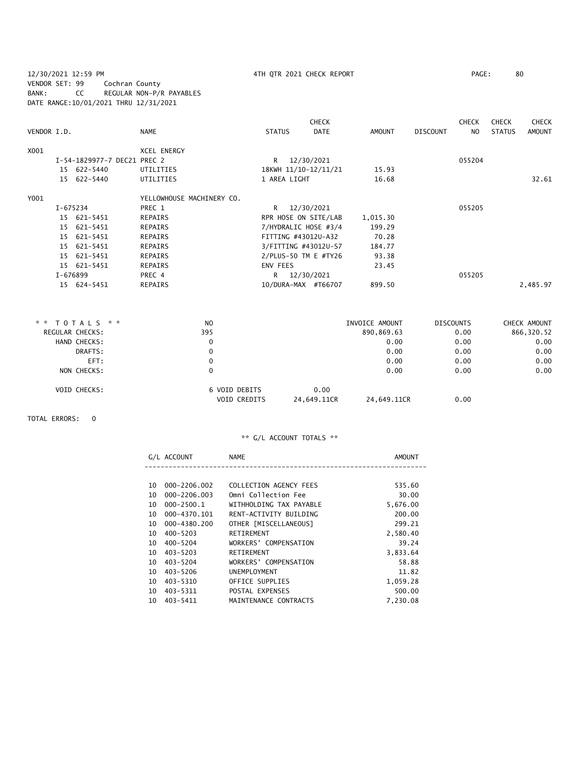12/30/2021 12:59 PM 4TH QTR 2021 CHECK REPORT
VENDOR SET: 99 Cochran County
BANK: CC REGULAR NON-P/R PAYABLES
DATE RANGE:10/01/2021 THRU 12/31/2021

| VENDOR I.D. | NAME | STATUS | CHECK DATE | AMOUNT | DISCOUNT | CHECK NO | CHECK STATUS | CHECK AMOUNT |
|---|---|---|---|---|---|---|---|---|
| X001 | XCEL ENERGY | | | | | | | |
| I-54-1829977-7 DEC21 | PREC 2 | R | 12/30/2021 | | | 055204 | | |
| 15 622-5440 | UTILITIES | 18KWH 11/10-12/11/21 | | 15.93 | | | | |
| 15 622-5440 | UTILITIES | 1 AREA LIGHT | | 16.68 | | | | 32.61 |
| Y001 | YELLOWHOUSE MACHINERY CO. | | | | | | | |
| I-675234 | PREC 1 | R | 12/30/2021 | | | 055205 | | |
| 15 621-5451 | REPAIRS | RPR HOSE ON SITE/LAB | | 1,015.30 | | | | |
| 15 621-5451 | REPAIRS | 7/HYDRALIC HOSE #3/4 | | 199.29 | | | | |
| 15 621-5451 | REPAIRS | FITTING #43012U-A32 | | 70.28 | | | | |
| 15 621-5451 | REPAIRS | 3/FITTING #43012U-S7 | | 184.77 | | | | |
| 15 621-5451 | REPAIRS | 2/PLUS-50 TM E #TY26 | | 93.38 | | | | |
| 15 621-5451 | REPAIRS | ENV FEES | | 23.45 | | | | |
| I-676899 | PREC 4 | R | 12/30/2021 | | | 055205 | | |
| 15 624-5451 | REPAIRS | 10/DURA-MAX #T66707 | | 899.50 | | | | 2,485.97 |

| \* \* TOTALS \* \* | NO | | INVOICE AMOUNT | DISCOUNTS | CHECK AMOUNT |
|---|---|---|---|---|---|
| REGULAR CHECKS: | 395 | | 890,869.63 | 0.00 | 866,320.52 |
| HAND CHECKS: | 0 | | 0.00 | 0.00 | 0.00 |
| DRAFTS: | 0 | | 0.00 | 0.00 | 0.00 |
| EFT: | 0 | | 0.00 | 0.00 | 0.00 |
| NON CHECKS: | 0 | | 0.00 | 0.00 | 0.00 |
| VOID CHECKS: | 6 VOID DEBITS | 0.00 | | | |
| | VOID CREDITS | 24,649.11CR | 24,649.11CR | 0.00 | |

TOTAL ERRORS: 0

** G/L ACCOUNT TOTALS **

| | G/L ACCOUNT | NAME | AMOUNT |
|---|---|---|---|
| 10 | 000-2206.002 | COLLECTION AGENCY FEES | 535.60 |
| 10 | 000-2206.003 | Omni Collection Fee | 30.00 |
| 10 | 000-2500.1 | WITHHOLDING TAX PAYABLE | 5,676.00 |
| 10 | 000-4370.101 | RENT-ACTIVITY BUILDING | 200.00 |
| 10 | 000-4380.200 | OTHER [MISCELLANEOUS] | 299.21 |
| 10 | 400-5203 | RETIREMENT | 2,580.40 |
| 10 | 400-5204 | WORKERS' COMPENSATION | 39.24 |
| 10 | 403-5203 | RETIREMENT | 3,833.64 |
| 10 | 403-5204 | WORKERS' COMPENSATION | 58.88 |
| 10 | 403-5206 | UNEMPLOYMENT | 11.82 |
| 10 | 403-5310 | OFFICE SUPPLIES | 1,059.28 |
| 10 | 403-5311 | POSTAL EXPENSES | 500.00 |
| 10 | 403-5411 | MAINTENANCE CONTRACTS | 7,230.08 |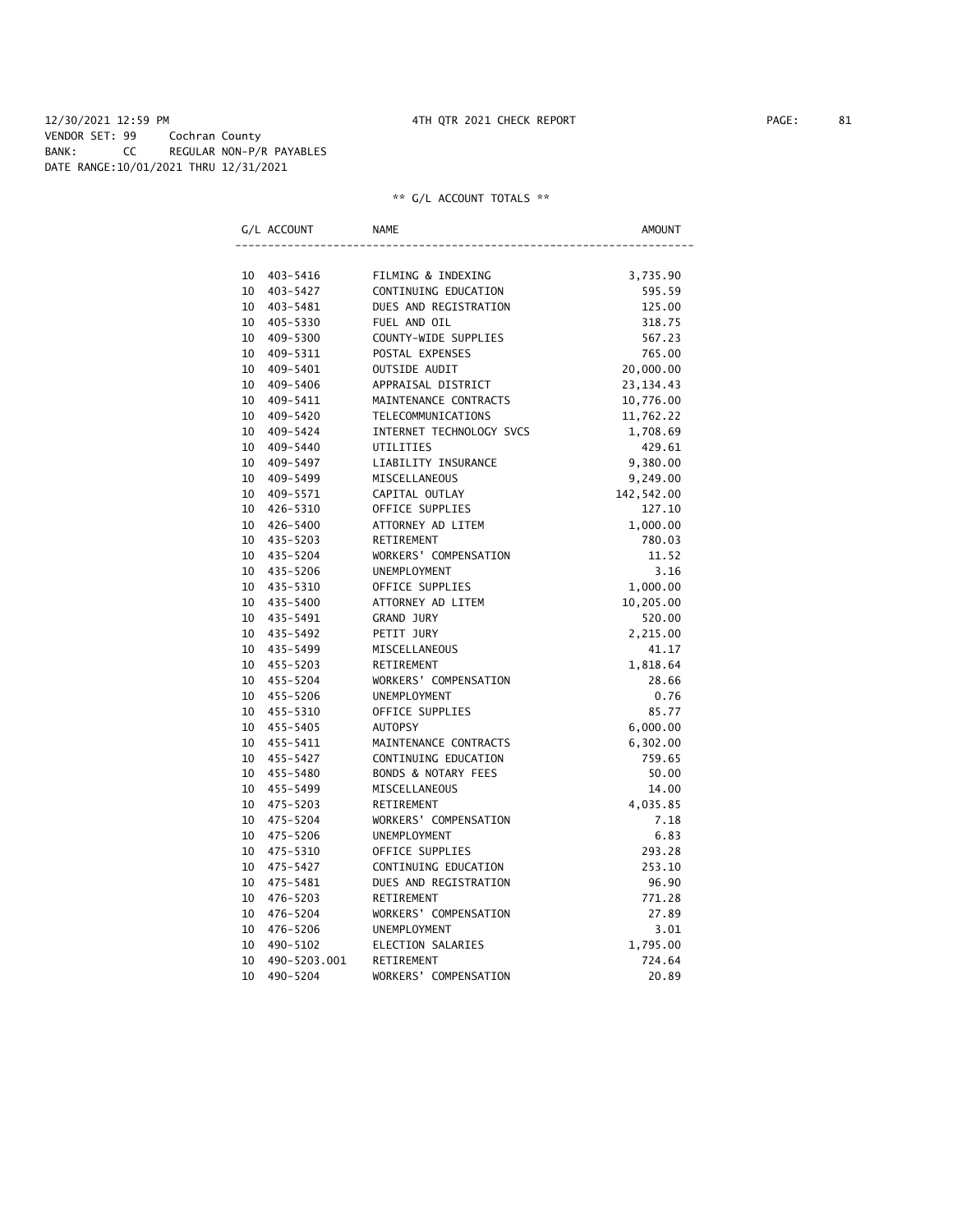12/30/2021 12:59 PM 4TH QTR 2021 CHECK REPORT

VENDOR SET: 99 Cochran County
BANK: CC REGULAR NON-P/R PAYABLES
DATE RANGE:10/01/2021 THRU 12/31/2021

** G/L ACCOUNT TOTALS **

| G/L ACCOUNT | NAME | AMOUNT |
|---|---|---|
| 10 403-5416 | FILMING & INDEXING | 3,735.90 |
| 10 403-5427 | CONTINUING EDUCATION | 595.59 |
| 10 403-5481 | DUES AND REGISTRATION | 125.00 |
| 10 405-5330 | FUEL AND OIL | 318.75 |
| 10 409-5300 | COUNTY-WIDE SUPPLIES | 567.23 |
| 10 409-5311 | POSTAL EXPENSES | 765.00 |
| 10 409-5401 | OUTSIDE AUDIT | 20,000.00 |
| 10 409-5406 | APPRAISAL DISTRICT | 23,134.43 |
| 10 409-5411 | MAINTENANCE CONTRACTS | 10,776.00 |
| 10 409-5420 | TELECOMMUNICATIONS | 11,762.22 |
| 10 409-5424 | INTERNET TECHNOLOGY SVCS | 1,708.69 |
| 10 409-5440 | UTILITIES | 429.61 |
| 10 409-5497 | LIABILITY INSURANCE | 9,380.00 |
| 10 409-5499 | MISCELLANEOUS | 9,249.00 |
| 10 409-5571 | CAPITAL OUTLAY | 142,542.00 |
| 10 426-5310 | OFFICE SUPPLIES | 127.10 |
| 10 426-5400 | ATTORNEY AD LITEM | 1,000.00 |
| 10 435-5203 | RETIREMENT | 780.03 |
| 10 435-5204 | WORKERS' COMPENSATION | 11.52 |
| 10 435-5206 | UNEMPLOYMENT | 3.16 |
| 10 435-5310 | OFFICE SUPPLIES | 1,000.00 |
| 10 435-5400 | ATTORNEY AD LITEM | 10,205.00 |
| 10 435-5491 | GRAND JURY | 520.00 |
| 10 435-5492 | PETIT JURY | 2,215.00 |
| 10 435-5499 | MISCELLANEOUS | 41.17 |
| 10 455-5203 | RETIREMENT | 1,818.64 |
| 10 455-5204 | WORKERS' COMPENSATION | 28.66 |
| 10 455-5206 | UNEMPLOYMENT | 0.76 |
| 10 455-5310 | OFFICE SUPPLIES | 85.77 |
| 10 455-5405 | AUTOPSY | 6,000.00 |
| 10 455-5411 | MAINTENANCE CONTRACTS | 6,302.00 |
| 10 455-5427 | CONTINUING EDUCATION | 759.65 |
| 10 455-5480 | BONDS & NOTARY FEES | 50.00 |
| 10 455-5499 | MISCELLANEOUS | 14.00 |
| 10 475-5203 | RETIREMENT | 4,035.85 |
| 10 475-5204 | WORKERS' COMPENSATION | 7.18 |
| 10 475-5206 | UNEMPLOYMENT | 6.83 |
| 10 475-5310 | OFFICE SUPPLIES | 293.28 |
| 10 475-5427 | CONTINUING EDUCATION | 253.10 |
| 10 475-5481 | DUES AND REGISTRATION | 96.90 |
| 10 476-5203 | RETIREMENT | 771.28 |
| 10 476-5204 | WORKERS' COMPENSATION | 27.89 |
| 10 476-5206 | UNEMPLOYMENT | 3.01 |
| 10 490-5102 | ELECTION SALARIES | 1,795.00 |
| 10 490-5203.001 | RETIREMENT | 724.64 |
| 10 490-5204 | WORKERS' COMPENSATION | 20.89 |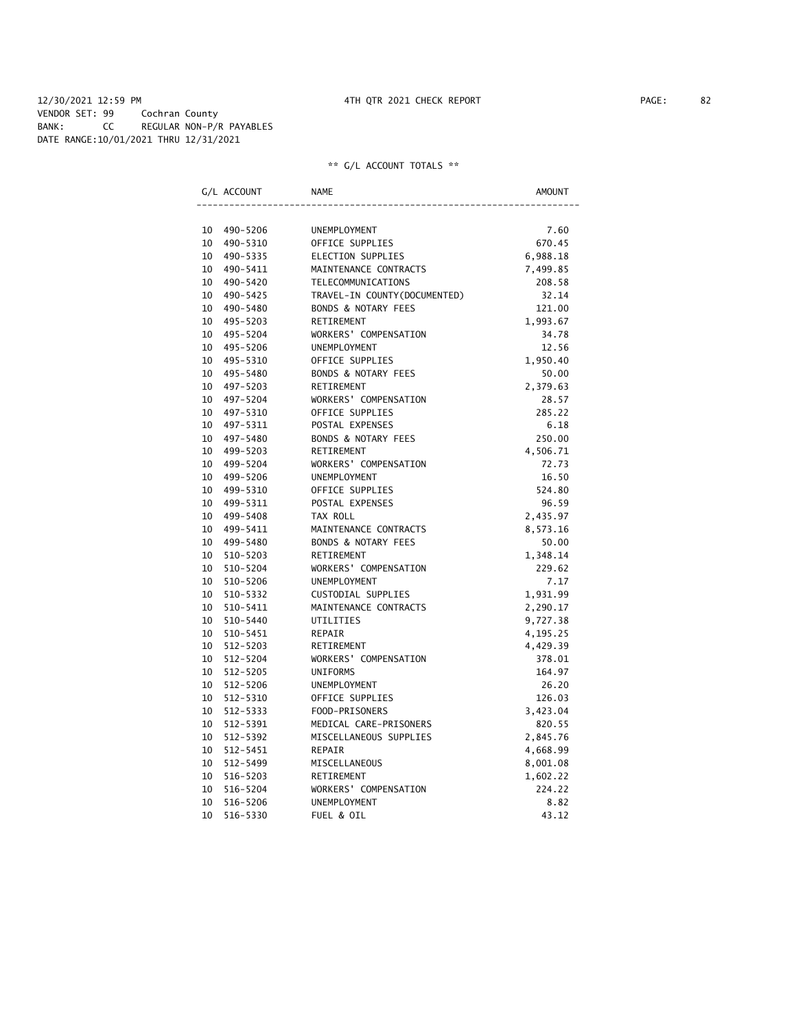12/30/2021 12:59 PM 4TH QTR 2021 CHECK REPORT

VENDOR SET: 99 Cochran County
BANK: CC REGULAR NON-P/R PAYABLES
DATE RANGE:10/01/2021 THRU 12/31/2021

** G/L ACCOUNT TOTALS **

| G/L ACCOUNT | NAME | AMOUNT |
|---|---|---|
| 10 490-5206 | UNEMPLOYMENT | 7.60 |
| 10 490-5310 | OFFICE SUPPLIES | 670.45 |
| 10 490-5335 | ELECTION SUPPLIES | 6,988.18 |
| 10 490-5411 | MAINTENANCE CONTRACTS | 7,499.85 |
| 10 490-5420 | TELECOMMUNICATIONS | 208.58 |
| 10 490-5425 | TRAVEL-IN COUNTY(DOCUMENTED) | 32.14 |
| 10 490-5480 | BONDS & NOTARY FEES | 121.00 |
| 10 495-5203 | RETIREMENT | 1,993.67 |
| 10 495-5204 | WORKERS' COMPENSATION | 34.78 |
| 10 495-5206 | UNEMPLOYMENT | 12.56 |
| 10 495-5310 | OFFICE SUPPLIES | 1,950.40 |
| 10 495-5480 | BONDS & NOTARY FEES | 50.00 |
| 10 497-5203 | RETIREMENT | 2,379.63 |
| 10 497-5204 | WORKERS' COMPENSATION | 28.57 |
| 10 497-5310 | OFFICE SUPPLIES | 285.22 |
| 10 497-5311 | POSTAL EXPENSES | 6.18 |
| 10 497-5480 | BONDS & NOTARY FEES | 250.00 |
| 10 499-5203 | RETIREMENT | 4,506.71 |
| 10 499-5204 | WORKERS' COMPENSATION | 72.73 |
| 10 499-5206 | UNEMPLOYMENT | 16.50 |
| 10 499-5310 | OFFICE SUPPLIES | 524.80 |
| 10 499-5311 | POSTAL EXPENSES | 96.59 |
| 10 499-5408 | TAX ROLL | 2,435.97 |
| 10 499-5411 | MAINTENANCE CONTRACTS | 8,573.16 |
| 10 499-5480 | BONDS & NOTARY FEES | 50.00 |
| 10 510-5203 | RETIREMENT | 1,348.14 |
| 10 510-5204 | WORKERS' COMPENSATION | 229.62 |
| 10 510-5206 | UNEMPLOYMENT | 7.17 |
| 10 510-5332 | CUSTODIAL SUPPLIES | 1,931.99 |
| 10 510-5411 | MAINTENANCE CONTRACTS | 2,290.17 |
| 10 510-5440 | UTILITIES | 9,727.38 |
| 10 510-5451 | REPAIR | 4,195.25 |
| 10 512-5203 | RETIREMENT | 4,429.39 |
| 10 512-5204 | WORKERS' COMPENSATION | 378.01 |
| 10 512-5205 | UNIFORMS | 164.97 |
| 10 512-5206 | UNEMPLOYMENT | 26.20 |
| 10 512-5310 | OFFICE SUPPLIES | 126.03 |
| 10 512-5333 | FOOD-PRISONERS | 3,423.04 |
| 10 512-5391 | MEDICAL CARE-PRISONERS | 820.55 |
| 10 512-5392 | MISCELLANEOUS SUPPLIES | 2,845.76 |
| 10 512-5451 | REPAIR | 4,668.99 |
| 10 512-5499 | MISCELLANEOUS | 8,001.08 |
| 10 516-5203 | RETIREMENT | 1,602.22 |
| 10 516-5204 | WORKERS' COMPENSATION | 224.22 |
| 10 516-5206 | UNEMPLOYMENT | 8.82 |
| 10 516-5330 | FUEL & OIL | 43.12 |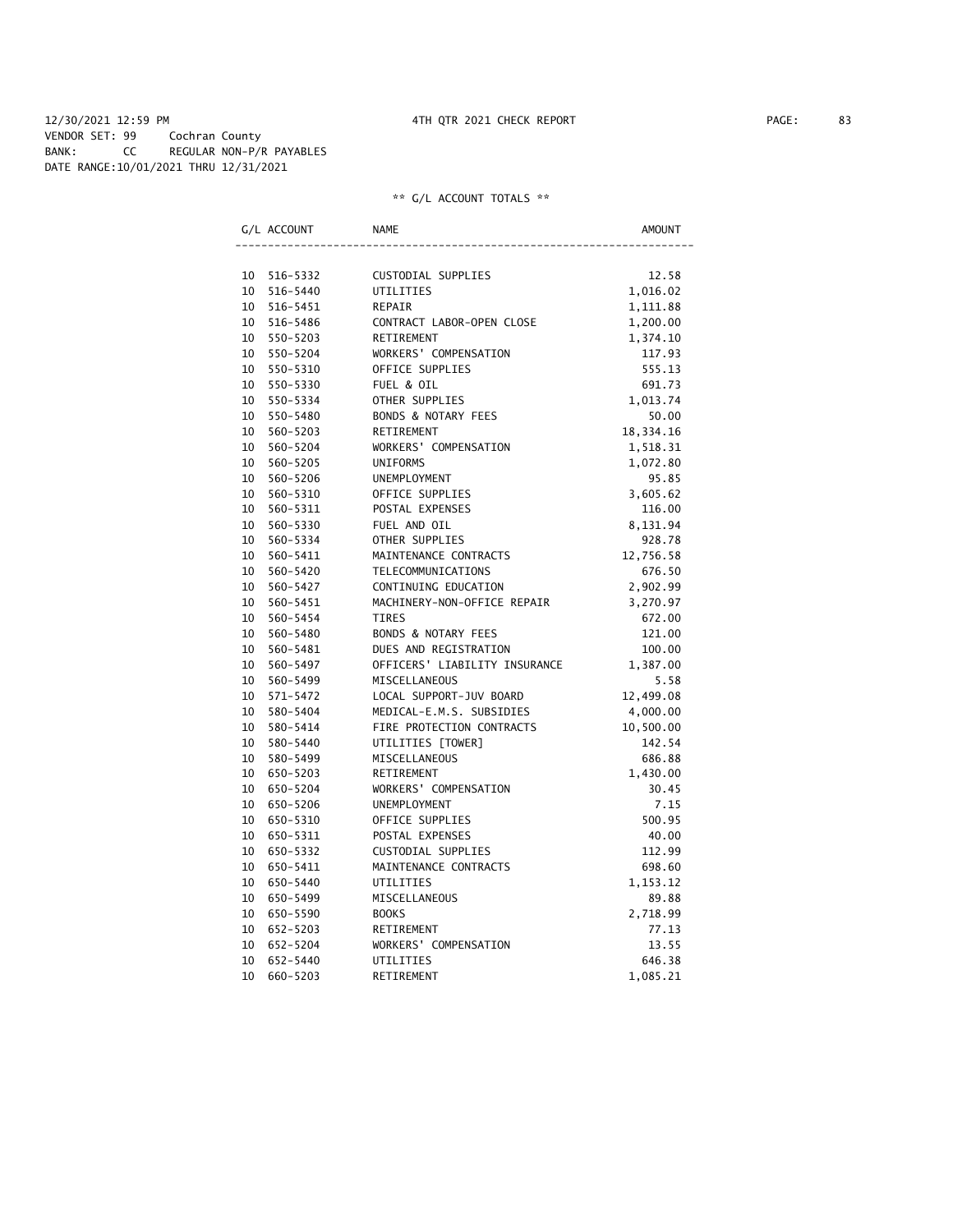12/30/2021 12:59 PM 4TH QTR 2021 CHECK REPORT

VENDOR SET: 99 Cochran County
BANK: CC REGULAR NON-P/R PAYABLES
DATE RANGE:10/01/2021 THRU 12/31/2021

** G/L ACCOUNT TOTALS **

| G/L ACCOUNT | NAME | AMOUNT |
|---|---|---|
| 10 516-5332 | CUSTODIAL SUPPLIES | 12.58 |
| 10 516-5440 | UTILITIES | 1,016.02 |
| 10 516-5451 | REPAIR | 1,111.88 |
| 10 516-5486 | CONTRACT LABOR-OPEN CLOSE | 1,200.00 |
| 10 550-5203 | RETIREMENT | 1,374.10 |
| 10 550-5204 | WORKERS' COMPENSATION | 117.93 |
| 10 550-5310 | OFFICE SUPPLIES | 555.13 |
| 10 550-5330 | FUEL & OIL | 691.73 |
| 10 550-5334 | OTHER SUPPLIES | 1,013.74 |
| 10 550-5480 | BONDS & NOTARY FEES | 50.00 |
| 10 560-5203 | RETIREMENT | 18,334.16 |
| 10 560-5204 | WORKERS' COMPENSATION | 1,518.31 |
| 10 560-5205 | UNIFORMS | 1,072.80 |
| 10 560-5206 | UNEMPLOYMENT | 95.85 |
| 10 560-5310 | OFFICE SUPPLIES | 3,605.62 |
| 10 560-5311 | POSTAL EXPENSES | 116.00 |
| 10 560-5330 | FUEL AND OIL | 8,131.94 |
| 10 560-5334 | OTHER SUPPLIES | 928.78 |
| 10 560-5411 | MAINTENANCE CONTRACTS | 12,756.58 |
| 10 560-5420 | TELECOMMUNICATIONS | 676.50 |
| 10 560-5427 | CONTINUING EDUCATION | 2,902.99 |
| 10 560-5451 | MACHINERY-NON-OFFICE REPAIR | 3,270.97 |
| 10 560-5454 | TIRES | 672.00 |
| 10 560-5480 | BONDS & NOTARY FEES | 121.00 |
| 10 560-5481 | DUES AND REGISTRATION | 100.00 |
| 10 560-5497 | OFFICERS' LIABILITY INSURANCE | 1,387.00 |
| 10 560-5499 | MISCELLANEOUS | 5.58 |
| 10 571-5472 | LOCAL SUPPORT-JUV BOARD | 12,499.08 |
| 10 580-5404 | MEDICAL-E.M.S. SUBSIDIES | 4,000.00 |
| 10 580-5414 | FIRE PROTECTION CONTRACTS | 10,500.00 |
| 10 580-5440 | UTILITIES [TOWER] | 142.54 |
| 10 580-5499 | MISCELLANEOUS | 686.88 |
| 10 650-5203 | RETIREMENT | 1,430.00 |
| 10 650-5204 | WORKERS' COMPENSATION | 30.45 |
| 10 650-5206 | UNEMPLOYMENT | 7.15 |
| 10 650-5310 | OFFICE SUPPLIES | 500.95 |
| 10 650-5311 | POSTAL EXPENSES | 40.00 |
| 10 650-5332 | CUSTODIAL SUPPLIES | 112.99 |
| 10 650-5411 | MAINTENANCE CONTRACTS | 698.60 |
| 10 650-5440 | UTILITIES | 1,153.12 |
| 10 650-5499 | MISCELLANEOUS | 89.88 |
| 10 650-5590 | BOOKS | 2,718.99 |
| 10 652-5203 | RETIREMENT | 77.13 |
| 10 652-5204 | WORKERS' COMPENSATION | 13.55 |
| 10 652-5440 | UTILITIES | 646.38 |
| 10 660-5203 | RETIREMENT | 1,085.21 |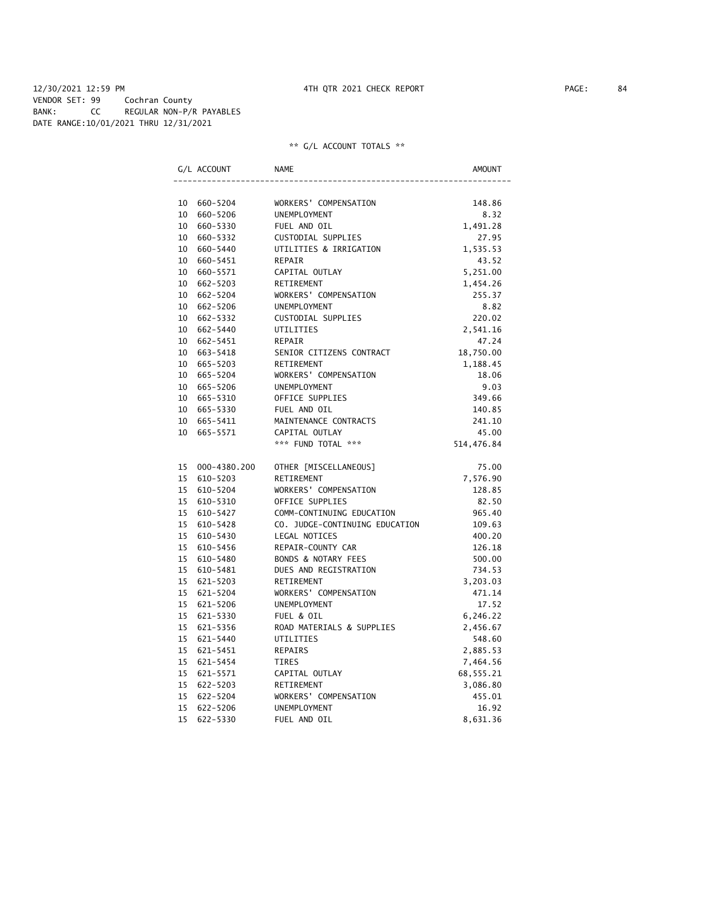12/30/2021 12:59 PM 4TH QTR 2021 CHECK REPORT

VENDOR SET: 99 Cochran County
BANK: CC REGULAR NON-P/R PAYABLES
DATE RANGE:10/01/2021 THRU 12/31/2021

** G/L ACCOUNT TOTALS **

| G/L ACCOUNT | | NAME | AMOUNT |
|---|---|---|---|
| 10 | 660-5204 | WORKERS' COMPENSATION | 148.86 |
| 10 | 660-5206 | UNEMPLOYMENT | 8.32 |
| 10 | 660-5330 | FUEL AND OIL | 1,491.28 |
| 10 | 660-5332 | CUSTODIAL SUPPLIES | 27.95 |
| 10 | 660-5440 | UTILITIES & IRRIGATION | 1,535.53 |
| 10 | 660-5451 | REPAIR | 43.52 |
| 10 | 660-5571 | CAPITAL OUTLAY | 5,251.00 |
| 10 | 662-5203 | RETIREMENT | 1,454.26 |
| 10 | 662-5204 | WORKERS' COMPENSATION | 255.37 |
| 10 | 662-5206 | UNEMPLOYMENT | 8.82 |
| 10 | 662-5332 | CUSTODIAL SUPPLIES | 220.02 |
| 10 | 662-5440 | UTILITIES | 2,541.16 |
| 10 | 662-5451 | REPAIR | 47.24 |
| 10 | 663-5418 | SENIOR CITIZENS CONTRACT | 18,750.00 |
| 10 | 665-5203 | RETIREMENT | 1,188.45 |
| 10 | 665-5204 | WORKERS' COMPENSATION | 18.06 |
| 10 | 665-5206 | UNEMPLOYMENT | 9.03 |
| 10 | 665-5310 | OFFICE SUPPLIES | 349.66 |
| 10 | 665-5330 | FUEL AND OIL | 140.85 |
| 10 | 665-5411 | MAINTENANCE CONTRACTS | 241.10 |
| 10 | 665-5571 | CAPITAL OUTLAY | 45.00 |
| | | *** FUND TOTAL *** | 514,476.84 |
| 15 | 000-4380.200 | OTHER [MISCELLANEOUS] | 75.00 |
| 15 | 610-5203 | RETIREMENT | 7,576.90 |
| 15 | 610-5204 | WORKERS' COMPENSATION | 128.85 |
| 15 | 610-5310 | OFFICE SUPPLIES | 82.50 |
| 15 | 610-5427 | COMM-CONTINUING EDUCATION | 965.40 |
| 15 | 610-5428 | CO. JUDGE-CONTINUING EDUCATION | 109.63 |
| 15 | 610-5430 | LEGAL NOTICES | 400.20 |
| 15 | 610-5456 | REPAIR-COUNTY CAR | 126.18 |
| 15 | 610-5480 | BONDS & NOTARY FEES | 500.00 |
| 15 | 610-5481 | DUES AND REGISTRATION | 734.53 |
| 15 | 621-5203 | RETIREMENT | 3,203.03 |
| 15 | 621-5204 | WORKERS' COMPENSATION | 471.14 |
| 15 | 621-5206 | UNEMPLOYMENT | 17.52 |
| 15 | 621-5330 | FUEL & OIL | 6,246.22 |
| 15 | 621-5356 | ROAD MATERIALS & SUPPLIES | 2,456.67 |
| 15 | 621-5440 | UTILITIES | 548.60 |
| 15 | 621-5451 | REPAIRS | 2,885.53 |
| 15 | 621-5454 | TIRES | 7,464.56 |
| 15 | 621-5571 | CAPITAL OUTLAY | 68,555.21 |
| 15 | 622-5203 | RETIREMENT | 3,086.80 |
| 15 | 622-5204 | WORKERS' COMPENSATION | 455.01 |
| 15 | 622-5206 | UNEMPLOYMENT | 16.92 |
| 15 | 622-5330 | FUEL AND OIL | 8,631.36 |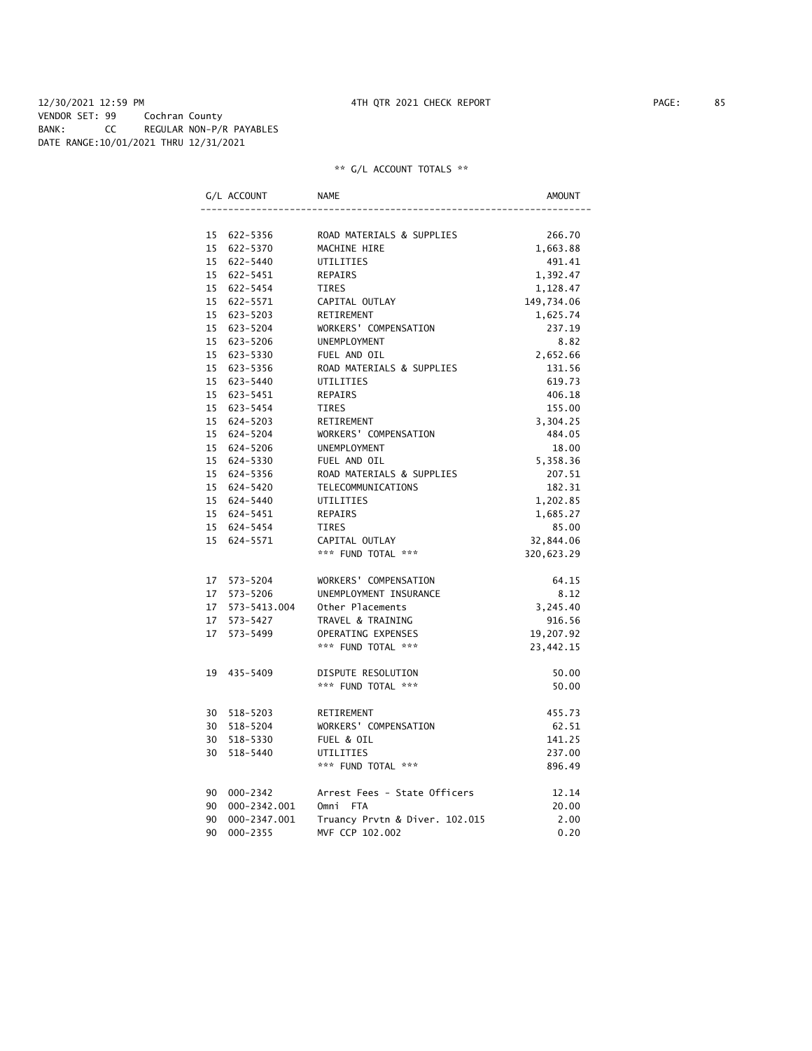12/30/2021 12:59 PM 4TH QTR 2021 CHECK REPORT

VENDOR SET: 99 Cochran County
BANK: CC REGULAR NON-P/R PAYABLES
DATE RANGE:10/01/2021 THRU 12/31/2021

** G/L ACCOUNT TOTALS **

| G/L ACCOUNT | NAME | AMOUNT |
|---|---|---|
| 15 622-5356 | ROAD MATERIALS & SUPPLIES | 266.70 |
| 15 622-5370 | MACHINE HIRE | 1,663.88 |
| 15 622-5440 | UTILITIES | 491.41 |
| 15 622-5451 | REPAIRS | 1,392.47 |
| 15 622-5454 | TIRES | 1,128.47 |
| 15 622-5571 | CAPITAL OUTLAY | 149,734.06 |
| 15 623-5203 | RETIREMENT | 1,625.74 |
| 15 623-5204 | WORKERS' COMPENSATION | 237.19 |
| 15 623-5206 | UNEMPLOYMENT | 8.82 |
| 15 623-5330 | FUEL AND OIL | 2,652.66 |
| 15 623-5356 | ROAD MATERIALS & SUPPLIES | 131.56 |
| 15 623-5440 | UTILITIES | 619.73 |
| 15 623-5451 | REPAIRS | 406.18 |
| 15 623-5454 | TIRES | 155.00 |
| 15 624-5203 | RETIREMENT | 3,304.25 |
| 15 624-5204 | WORKERS' COMPENSATION | 484.05 |
| 15 624-5206 | UNEMPLOYMENT | 18.00 |
| 15 624-5330 | FUEL AND OIL | 5,358.36 |
| 15 624-5356 | ROAD MATERIALS & SUPPLIES | 207.51 |
| 15 624-5420 | TELECOMMUNICATIONS | 182.31 |
| 15 624-5440 | UTILITIES | 1,202.85 |
| 15 624-5451 | REPAIRS | 1,685.27 |
| 15 624-5454 | TIRES | 85.00 |
| 15 624-5571 | CAPITAL OUTLAY | 32,844.06 |
| | *** FUND TOTAL *** | 320,623.29 |
| 17 573-5204 | WORKERS' COMPENSATION | 64.15 |
| 17 573-5206 | UNEMPLOYMENT INSURANCE | 8.12 |
| 17 573-5413.004 | Other Placements | 3,245.40 |
| 17 573-5427 | TRAVEL & TRAINING | 916.56 |
| 17 573-5499 | OPERATING EXPENSES | 19,207.92 |
| | *** FUND TOTAL *** | 23,442.15 |
| 19 435-5409 | DISPUTE RESOLUTION | 50.00 |
| | *** FUND TOTAL *** | 50.00 |
| 30 518-5203 | RETIREMENT | 455.73 |
| 30 518-5204 | WORKERS' COMPENSATION | 62.51 |
| 30 518-5330 | FUEL & OIL | 141.25 |
| 30 518-5440 | UTILITIES | 237.00 |
| | *** FUND TOTAL *** | 896.49 |
| 90 000-2342 | Arrest Fees - State Officers | 12.14 |
| 90 000-2342.001 | Omni FTA | 20.00 |
| 90 000-2347.001 | Truancy Prvtn & Diver. 102.015 | 2.00 |
| 90 000-2355 | MVF CCP 102.002 | 0.20 |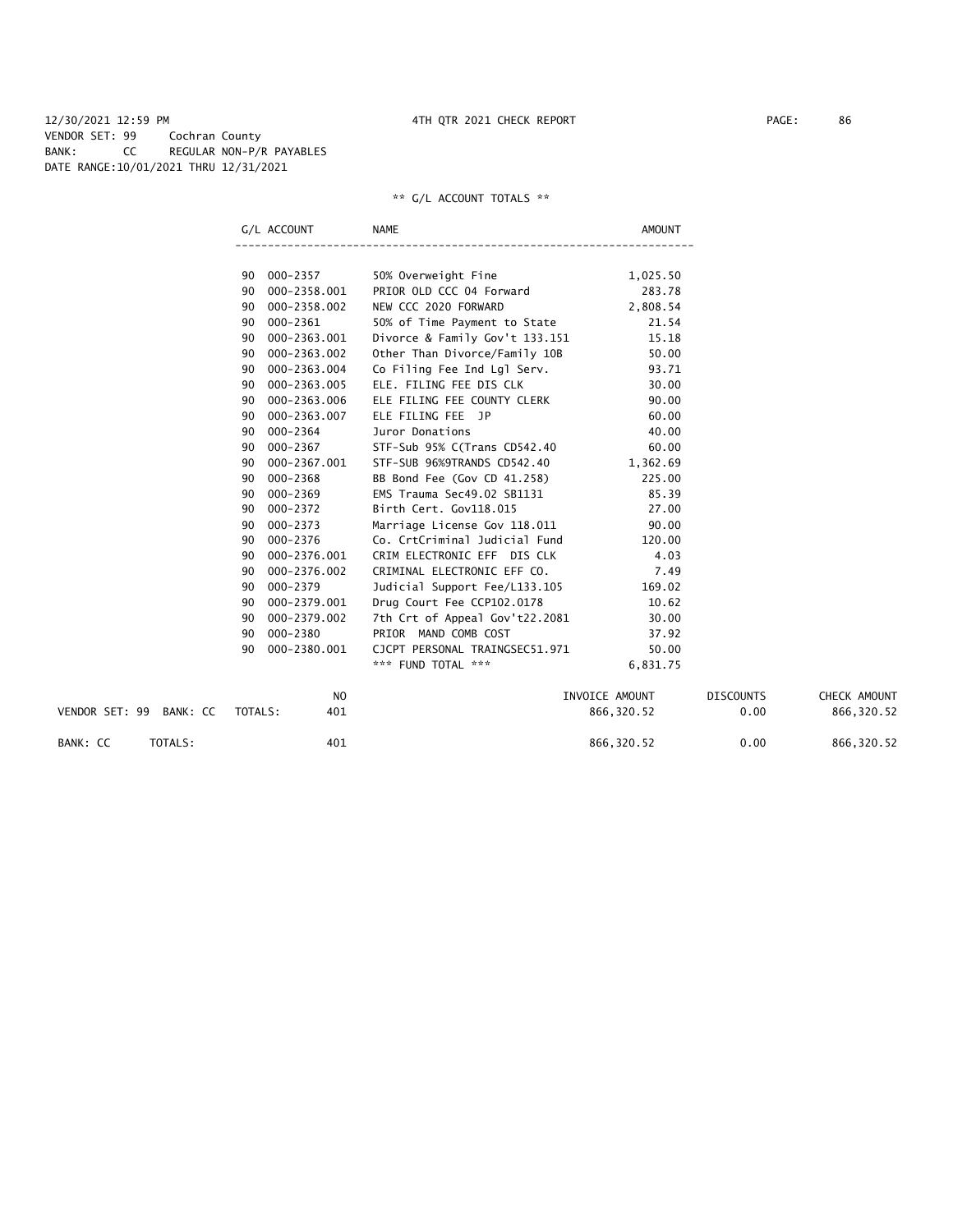12/30/2021 12:59 PM 4TH QTR 2021 CHECK REPORT PAGE: 86
VENDOR SET: 99 Cochran County
BANK: CC REGULAR NON-P/R PAYABLES
DATE RANGE:10/01/2021 THRU 12/31/2021

** G/L ACCOUNT TOTALS **

| G/L ACCOUNT | | NAME | AMOUNT |
|---|---|---|---|
| 90 | 000-2357 | 50% Overweight Fine | 1,025.50 |
| 90 | 000-2358.001 | PRIOR OLD CCC 04 Forward | 283.78 |
| 90 | 000-2358.002 | NEW CCC 2020 FORWARD | 2,808.54 |
| 90 | 000-2361 | 50% of Time Payment to State | 21.54 |
| 90 | 000-2363.001 | Divorce & Family Gov't 133.151 | 15.18 |
| 90 | 000-2363.002 | Other Than Divorce/Family 10B | 50.00 |
| 90 | 000-2363.004 | Co Filing Fee Ind Lgl Serv. | 93.71 |
| 90 | 000-2363.005 | ELE. FILING FEE DIS CLK | 30.00 |
| 90 | 000-2363.006 | ELE FILING FEE COUNTY CLERK | 90.00 |
| 90 | 000-2363.007 | ELE FILING FEE JP | 60.00 |
| 90 | 000-2364 | Juror Donations | 40.00 |
| 90 | 000-2367 | STF-Sub 95% C(Trans CD542.40 | 60.00 |
| 90 | 000-2367.001 | STF-SUB 96%9TRANDS CD542.40 | 1,362.69 |
| 90 | 000-2368 | BB Bond Fee (Gov CD 41.258) | 225.00 |
| 90 | 000-2369 | EMS Trauma Sec49.02 SB1131 | 85.39 |
| 90 | 000-2372 | Birth Cert. Gov118.015 | 27.00 |
| 90 | 000-2373 | Marriage License Gov 118.011 | 90.00 |
| 90 | 000-2376 | Co. CrtCriminal Judicial Fund | 120.00 |
| 90 | 000-2376.001 | CRIM ELECTRONIC EFF DIS CLK | 4.03 |
| 90 | 000-2376.002 | CRIMINAL ELECTRONIC EFF CO. | 7.49 |
| 90 | 000-2379 | Judicial Support Fee/L133.105 | 169.02 |
| 90 | 000-2379.001 | Drug Court Fee CCP102.0178 | 10.62 |
| 90 | 000-2379.002 | 7th Crt of Appeal Gov't22.2081 | 30.00 |
| 90 | 000-2380 | PRIOR MAND COMB COST | 37.92 |
| 90 | 000-2380.001 | CJCPT PERSONAL TRAINGSEC51.971 | 50.00 |
| | | *** FUND TOTAL *** | 6,831.75 |

| | NO | INVOICE AMOUNT | DISCOUNTS | CHECK AMOUNT |
|---|---|---|---|---|
| VENDOR SET: 99 BANK: CC TOTALS: | 401 | 866,320.52 | 0.00 | 866,320.52 |
| BANK: CC TOTALS: | 401 | 866,320.52 | 0.00 | 866,320.52 |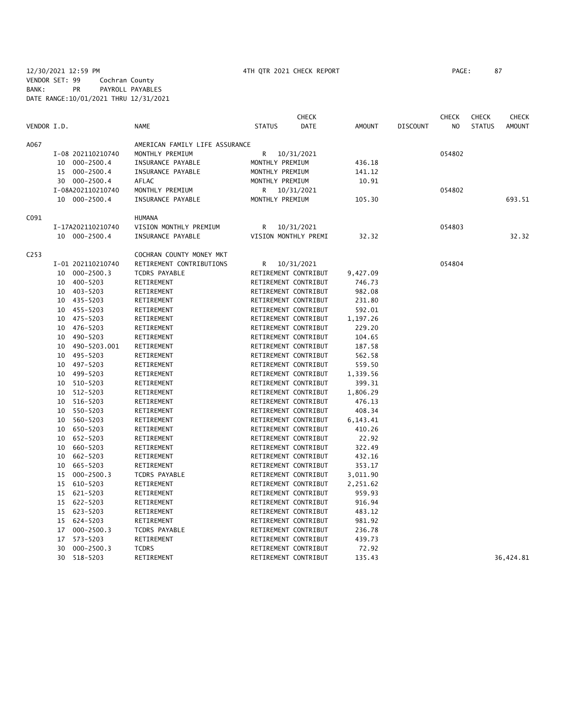12/30/2021 12:59 PM 4TH QTR 2021 CHECK REPORT

VENDOR SET: 99 Cochran County
BANK: PR PAYROLL PAYABLES
DATE RANGE:10/01/2021 THRU 12/31/2021

| VENDOR I.D. | NAME | STATUS | CHECK DATE | AMOUNT | DISCOUNT | CHECK NO | CHECK STATUS | CHECK AMOUNT |
|---|---|---|---|---|---|---|---|---|
| A067 | AMERICAN FAMILY LIFE ASSURANCE | | | | | | | |
| I-08 202110210740 | MONTHLY PREMIUM | R | 10/31/2021 | | | 054802 | | |
| 10 000-2500.4 | INSURANCE PAYABLE | MONTHLY PREMIUM | | 436.18 | | | | |
| 15 000-2500.4 | INSURANCE PAYABLE | MONTHLY PREMIUM | | 141.12 | | | | |
| 30 000-2500.4 | AFLAC | MONTHLY PREMIUM | | 10.91 | | | | |
| I-08A202110210740 | MONTHLY PREMIUM | R | 10/31/2021 | | | 054802 | | |
| 10 000-2500.4 | INSURANCE PAYABLE | MONTHLY PREMIUM | | 105.30 | | | | 693.51 |
| C091 | HUMANA | | | | | | | |
| I-17A202110210740 | VISION MONTHLY PREMIUM | R | 10/31/2021 | | | 054803 | | |
| 10 000-2500.4 | INSURANCE PAYABLE | VISION MONTHLY PREMI | | 32.32 | | | | 32.32 |
| C253 | COCHRAN COUNTY MONEY MKT | | | | | | | |
| I-01 202110210740 | RETIREMENT CONTRIBUTIONS | R | 10/31/2021 | | | 054804 | | |
| 10 000-2500.3 | TCDRS PAYABLE | RETIREMENT CONTRIBUT | | 9,427.09 | | | | |
| 10 400-5203 | RETIREMENT | RETIREMENT CONTRIBUT | | 746.73 | | | | |
| 10 403-5203 | RETIREMENT | RETIREMENT CONTRIBUT | | 982.08 | | | | |
| 10 435-5203 | RETIREMENT | RETIREMENT CONTRIBUT | | 231.80 | | | | |
| 10 455-5203 | RETIREMENT | RETIREMENT CONTRIBUT | | 592.01 | | | | |
| 10 475-5203 | RETIREMENT | RETIREMENT CONTRIBUT | | 1,197.26 | | | | |
| 10 476-5203 | RETIREMENT | RETIREMENT CONTRIBUT | | 229.20 | | | | |
| 10 490-5203 | RETIREMENT | RETIREMENT CONTRIBUT | | 104.65 | | | | |
| 10 490-5203.001 | RETIREMENT | RETIREMENT CONTRIBUT | | 187.58 | | | | |
| 10 495-5203 | RETIREMENT | RETIREMENT CONTRIBUT | | 562.58 | | | | |
| 10 497-5203 | RETIREMENT | RETIREMENT CONTRIBUT | | 559.50 | | | | |
| 10 499-5203 | RETIREMENT | RETIREMENT CONTRIBUT | | 1,339.56 | | | | |
| 10 510-5203 | RETIREMENT | RETIREMENT CONTRIBUT | | 399.31 | | | | |
| 10 512-5203 | RETIREMENT | RETIREMENT CONTRIBUT | | 1,806.29 | | | | |
| 10 516-5203 | RETIREMENT | RETIREMENT CONTRIBUT | | 476.13 | | | | |
| 10 550-5203 | RETIREMENT | RETIREMENT CONTRIBUT | | 408.34 | | | | |
| 10 560-5203 | RETIREMENT | RETIREMENT CONTRIBUT | | 6,143.41 | | | | |
| 10 650-5203 | RETIREMENT | RETIREMENT CONTRIBUT | | 410.26 | | | | |
| 10 652-5203 | RETIREMENT | RETIREMENT CONTRIBUT | | 22.92 | | | | |
| 10 660-5203 | RETIREMENT | RETIREMENT CONTRIBUT | | 322.49 | | | | |
| 10 662-5203 | RETIREMENT | RETIREMENT CONTRIBUT | | 432.16 | | | | |
| 10 665-5203 | RETIREMENT | RETIREMENT CONTRIBUT | | 353.17 | | | | |
| 15 000-2500.3 | TCDRS PAYABLE | RETIREMENT CONTRIBUT | | 3,011.90 | | | | |
| 15 610-5203 | RETIREMENT | RETIREMENT CONTRIBUT | | 2,251.62 | | | | |
| 15 621-5203 | RETIREMENT | RETIREMENT CONTRIBUT | | 959.93 | | | | |
| 15 622-5203 | RETIREMENT | RETIREMENT CONTRIBUT | | 916.94 | | | | |
| 15 623-5203 | RETIREMENT | RETIREMENT CONTRIBUT | | 483.12 | | | | |
| 15 624-5203 | RETIREMENT | RETIREMENT CONTRIBUT | | 981.92 | | | | |
| 17 000-2500.3 | TCDRS PAYABLE | RETIREMENT CONTRIBUT | | 236.78 | | | | |
| 17 573-5203 | RETIREMENT | RETIREMENT CONTRIBUT | | 439.73 | | | | |
| 30 000-2500.3 | TCDRS | RETIREMENT CONTRIBUT | | 72.92 | | | | |
| 30 518-5203 | RETIREMENT | RETIREMENT CONTRIBUT | | 135.43 | | | | 36,424.81 |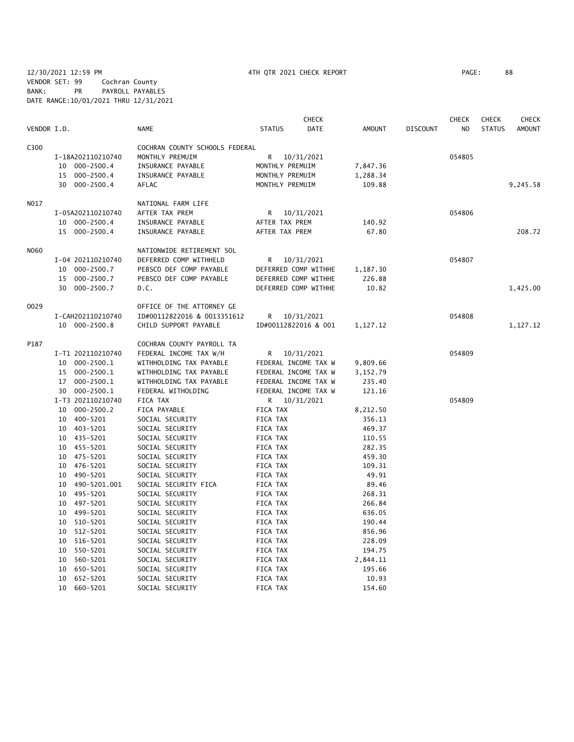12/30/2021 12:59 PM 4TH QTR 2021 CHECK REPORT PAGE: 88
VENDOR SET: 99 Cochran County
BANK: PR PAYROLL PAYABLES
DATE RANGE:10/01/2021 THRU 12/31/2021

| VENDOR I.D. | NAME | STATUS | CHECK DATE | AMOUNT | DISCOUNT | CHECK NO | CHECK STATUS | CHECK AMOUNT |
|---|---|---|---|---|---|---|---|---|
| C300 | COCHRAN COUNTY SCHOOLS FEDERAL | | | | | | | |
| I-18A202110210740 | MONTHLY PREMUIM | R | 10/31/2021 | | | 054805 | | |
| 10 000-2500.4 | INSURANCE PAYABLE | MONTHLY PREMUIM | | 7,847.36 | | | | |
| 15 000-2500.4 | INSURANCE PAYABLE | MONTHLY PREMUIM | | 1,288.34 | | | | |
| 30 000-2500.4 | AFLAC | MONTHLY PREMUIM | | 109.88 | | | | 9,245.58 |
| N017 | NATIONAL FARM LIFE | | | | | | | |
| I-05A202110210740 | AFTER TAX PREM | R | 10/31/2021 | | | 054806 | | |
| 10 000-2500.4 | INSURANCE PAYABLE | AFTER TAX PREM | | 140.92 | | | | |
| 15 000-2500.4 | INSURANCE PAYABLE | AFTER TAX PREM | | 67.80 | | | | 208.72 |
| N060 | NATIONWIDE RETIREMENT SOL | | | | | | | |
| I-04 202110210740 | DEFERRED COMP WITHHELD | R | 10/31/2021 | | | 054807 | | |
| 10 000-2500.7 | PEBSCO DEF COMP PAYABLE | DEFERRED COMP WITHHE | | 1,187.30 | | | | |
| 15 000-2500.7 | PEBSCO DEF COMP PAYABLE | DEFERRED COMP WITHHE | | 226.88 | | | | |
| 30 000-2500.7 | D.C. | DEFERRED COMP WITHHE | | 10.82 | | | | 1,425.00 |
| O029 | OFFICE OF THE ATTORNEY GE | | | | | | | |
| I-CAH202110210740 | ID#00112822016 & 0013351612 | R | 10/31/2021 | | | 054808 | | |
| 10 000-2500.8 | CHILD SUPPORT PAYABLE | ID#00112822016 & 001 | | 1,127.12 | | | | 1,127.12 |
| P187 | COCHRAN COUNTY PAYROLL TA | | | | | | | |
| I-T1 202110210740 | FEDERAL INCOME TAX W/H | R | 10/31/2021 | | | 054809 | | |
| 10 000-2500.1 | WITHHOLDING TAX PAYABLE | FEDERAL INCOME TAX W | | 9,809.66 | | | | |
| 15 000-2500.1 | WITHHOLDING TAX PAYABLE | FEDERAL INCOME TAX W | | 3,152.79 | | | | |
| 17 000-2500.1 | WITHHOLDING TAX PAYABLE | FEDERAL INCOME TAX W | | 235.40 | | | | |
| 30 000-2500.1 | FEDERAL WITHOLDING | FEDERAL INCOME TAX W | | 121.16 | | | | |
| I-T3 202110210740 | FICA TAX | R | 10/31/2021 | | | 054809 | | |
| 10 000-2500.2 | FICA PAYABLE | FICA TAX | | 8,212.50 | | | | |
| 10 400-5201 | SOCIAL SECURITY | FICA TAX | | 356.13 | | | | |
| 10 403-5201 | SOCIAL SECURITY | FICA TAX | | 469.37 | | | | |
| 10 435-5201 | SOCIAL SECURITY | FICA TAX | | 110.55 | | | | |
| 10 455-5201 | SOCIAL SECURITY | FICA TAX | | 282.35 | | | | |
| 10 475-5201 | SOCIAL SECURITY | FICA TAX | | 459.30 | | | | |
| 10 476-5201 | SOCIAL SECURITY | FICA TAX | | 109.31 | | | | |
| 10 490-5201 | SOCIAL SECURITY | FICA TAX | | 49.91 | | | | |
| 10 490-5201.001 | SOCIAL SECURITY FICA | FICA TAX | | 89.46 | | | | |
| 10 495-5201 | SOCIAL SECURITY | FICA TAX | | 268.31 | | | | |
| 10 497-5201 | SOCIAL SECURITY | FICA TAX | | 266.84 | | | | |
| 10 499-5201 | SOCIAL SECURITY | FICA TAX | | 636.05 | | | | |
| 10 510-5201 | SOCIAL SECURITY | FICA TAX | | 190.44 | | | | |
| 10 512-5201 | SOCIAL SECURITY | FICA TAX | | 856.96 | | | | |
| 10 516-5201 | SOCIAL SECURITY | FICA TAX | | 228.09 | | | | |
| 10 550-5201 | SOCIAL SECURITY | FICA TAX | | 194.75 | | | | |
| 10 560-5201 | SOCIAL SECURITY | FICA TAX | | 2,844.11 | | | | |
| 10 650-5201 | SOCIAL SECURITY | FICA TAX | | 195.66 | | | | |
| 10 652-5201 | SOCIAL SECURITY | FICA TAX | | 10.93 | | | | |
| 10 660-5201 | SOCIAL SECURITY | FICA TAX | | 154.60 | | | | |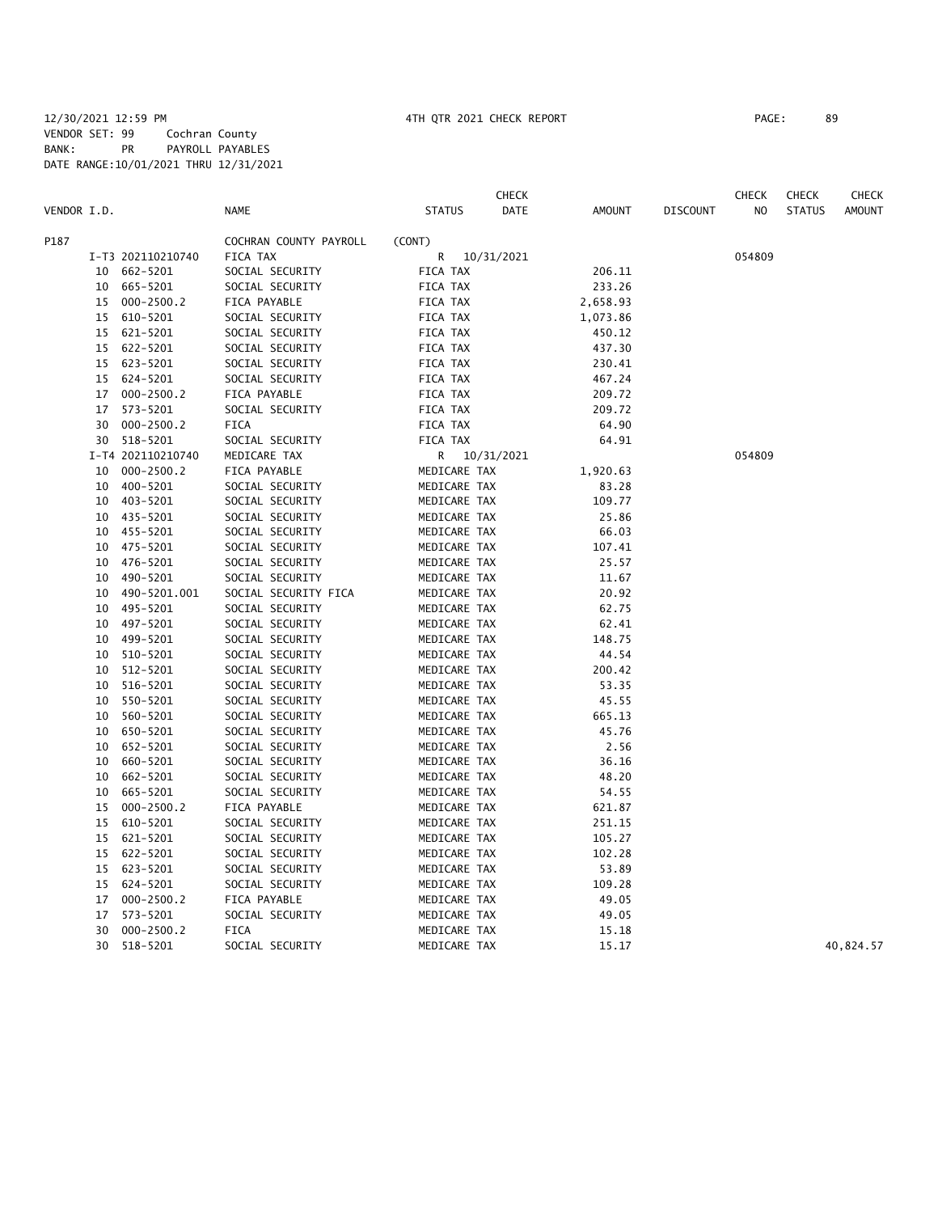12/30/2021 12:59 PM 4TH QTR 2021 CHECK REPORT

VENDOR SET: 99 Cochran County
BANK: PR PAYROLL PAYABLES
DATE RANGE:10/01/2021 THRU 12/31/2021

| VENDOR I.D. | | NAME | STATUS | CHECK DATE | AMOUNT | DISCOUNT | CHECK NO | CHECK STATUS | CHECK AMOUNT |
|---|---|---|---|---|---|---|---|---|---|
| P187 | | COCHRAN COUNTY PAYROLL | (CONT) | | | | | | |
| | I-T3 202110210740 | FICA TAX | R | 10/31/2021 | | | 054809 | | |
| 10 | 662-5201 | SOCIAL SECURITY | FICA TAX | | 206.11 | | | | |
| 10 | 665-5201 | SOCIAL SECURITY | FICA TAX | | 233.26 | | | | |
| 15 | 000-2500.2 | FICA PAYABLE | FICA TAX | | 2,658.93 | | | | |
| 15 | 610-5201 | SOCIAL SECURITY | FICA TAX | | 1,073.86 | | | | |
| 15 | 621-5201 | SOCIAL SECURITY | FICA TAX | | 450.12 | | | | |
| 15 | 622-5201 | SOCIAL SECURITY | FICA TAX | | 437.30 | | | | |
| 15 | 623-5201 | SOCIAL SECURITY | FICA TAX | | 230.41 | | | | |
| 15 | 624-5201 | SOCIAL SECURITY | FICA TAX | | 467.24 | | | | |
| 17 | 000-2500.2 | FICA PAYABLE | FICA TAX | | 209.72 | | | | |
| 17 | 573-5201 | SOCIAL SECURITY | FICA TAX | | 209.72 | | | | |
| 30 | 000-2500.2 | FICA | FICA TAX | | 64.90 | | | | |
| 30 | 518-5201 | SOCIAL SECURITY | FICA TAX | | 64.91 | | | | |
| | I-T4 202110210740 | MEDICARE TAX | R | 10/31/2021 | | | 054809 | | |
| 10 | 000-2500.2 | FICA PAYABLE | MEDICARE TAX | | 1,920.63 | | | | |
| 10 | 400-5201 | SOCIAL SECURITY | MEDICARE TAX | | 83.28 | | | | |
| 10 | 403-5201 | SOCIAL SECURITY | MEDICARE TAX | | 109.77 | | | | |
| 10 | 435-5201 | SOCIAL SECURITY | MEDICARE TAX | | 25.86 | | | | |
| 10 | 455-5201 | SOCIAL SECURITY | MEDICARE TAX | | 66.03 | | | | |
| 10 | 475-5201 | SOCIAL SECURITY | MEDICARE TAX | | 107.41 | | | | |
| 10 | 476-5201 | SOCIAL SECURITY | MEDICARE TAX | | 25.57 | | | | |
| 10 | 490-5201 | SOCIAL SECURITY | MEDICARE TAX | | 11.67 | | | | |
| 10 | 490-5201.001 | SOCIAL SECURITY FICA | MEDICARE TAX | | 20.92 | | | | |
| 10 | 495-5201 | SOCIAL SECURITY | MEDICARE TAX | | 62.75 | | | | |
| 10 | 497-5201 | SOCIAL SECURITY | MEDICARE TAX | | 62.41 | | | | |
| 10 | 499-5201 | SOCIAL SECURITY | MEDICARE TAX | | 148.75 | | | | |
| 10 | 510-5201 | SOCIAL SECURITY | MEDICARE TAX | | 44.54 | | | | |
| 10 | 512-5201 | SOCIAL SECURITY | MEDICARE TAX | | 200.42 | | | | |
| 10 | 516-5201 | SOCIAL SECURITY | MEDICARE TAX | | 53.35 | | | | |
| 10 | 550-5201 | SOCIAL SECURITY | MEDICARE TAX | | 45.55 | | | | |
| 10 | 560-5201 | SOCIAL SECURITY | MEDICARE TAX | | 665.13 | | | | |
| 10 | 650-5201 | SOCIAL SECURITY | MEDICARE TAX | | 45.76 | | | | |
| 10 | 652-5201 | SOCIAL SECURITY | MEDICARE TAX | | 2.56 | | | | |
| 10 | 660-5201 | SOCIAL SECURITY | MEDICARE TAX | | 36.16 | | | | |
| 10 | 662-5201 | SOCIAL SECURITY | MEDICARE TAX | | 48.20 | | | | |
| 10 | 665-5201 | SOCIAL SECURITY | MEDICARE TAX | | 54.55 | | | | |
| 15 | 000-2500.2 | FICA PAYABLE | MEDICARE TAX | | 621.87 | | | | |
| 15 | 610-5201 | SOCIAL SECURITY | MEDICARE TAX | | 251.15 | | | | |
| 15 | 621-5201 | SOCIAL SECURITY | MEDICARE TAX | | 105.27 | | | | |
| 15 | 622-5201 | SOCIAL SECURITY | MEDICARE TAX | | 102.28 | | | | |
| 15 | 623-5201 | SOCIAL SECURITY | MEDICARE TAX | | 53.89 | | | | |
| 15 | 624-5201 | SOCIAL SECURITY | MEDICARE TAX | | 109.28 | | | | |
| 17 | 000-2500.2 | FICA PAYABLE | MEDICARE TAX | | 49.05 | | | | |
| 17 | 573-5201 | SOCIAL SECURITY | MEDICARE TAX | | 49.05 | | | | |
| 30 | 000-2500.2 | FICA | MEDICARE TAX | | 15.18 | | | | |
| 30 | 518-5201 | SOCIAL SECURITY | MEDICARE TAX | | 15.17 | | | | 40,824.57 |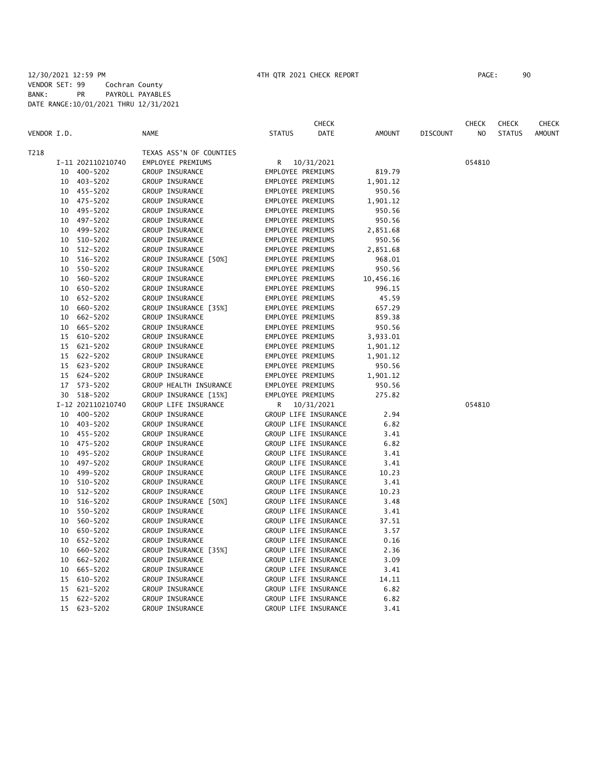12/30/2021 12:59 PM 4TH QTR 2021 CHECK REPORT

VENDOR SET: 99 Cochran County
BANK: PR PAYROLL PAYABLES
DATE RANGE:10/01/2021 THRU 12/31/2021

| VENDOR I.D. | NAME | STATUS | CHECK DATE | AMOUNT | DISCOUNT | CHECK NO | CHECK STATUS | CHECK AMOUNT |
|---|---|---|---|---|---|---|---|---|
| T218 | TEXAS ASS'N OF COUNTIES | | | | | | | |
| I-11 202110210740 | EMPLOYEE PREMIUMS | R | 10/31/2021 | | | 054810 | | |
| 10 400-5202 | GROUP INSURANCE | EMPLOYEE PREMIUMS | | 819.79 | | | | |
| 10 403-5202 | GROUP INSURANCE | EMPLOYEE PREMIUMS | | 1,901.12 | | | | |
| 10 455-5202 | GROUP INSURANCE | EMPLOYEE PREMIUMS | | 950.56 | | | | |
| 10 475-5202 | GROUP INSURANCE | EMPLOYEE PREMIUMS | | 1,901.12 | | | | |
| 10 495-5202 | GROUP INSURANCE | EMPLOYEE PREMIUMS | | 950.56 | | | | |
| 10 497-5202 | GROUP INSURANCE | EMPLOYEE PREMIUMS | | 950.56 | | | | |
| 10 499-5202 | GROUP INSURANCE | EMPLOYEE PREMIUMS | | 2,851.68 | | | | |
| 10 510-5202 | GROUP INSURANCE | EMPLOYEE PREMIUMS | | 950.56 | | | | |
| 10 512-5202 | GROUP INSURANCE | EMPLOYEE PREMIUMS | | 2,851.68 | | | | |
| 10 516-5202 | GROUP INSURANCE [50%] | EMPLOYEE PREMIUMS | | 968.01 | | | | |
| 10 550-5202 | GROUP INSURANCE | EMPLOYEE PREMIUMS | | 950.56 | | | | |
| 10 560-5202 | GROUP INSURANCE | EMPLOYEE PREMIUMS | | 10,456.16 | | | | |
| 10 650-5202 | GROUP INSURANCE | EMPLOYEE PREMIUMS | | 996.15 | | | | |
| 10 652-5202 | GROUP INSURANCE | EMPLOYEE PREMIUMS | | 45.59 | | | | |
| 10 660-5202 | GROUP INSURANCE [35%] | EMPLOYEE PREMIUMS | | 657.29 | | | | |
| 10 662-5202 | GROUP INSURANCE | EMPLOYEE PREMIUMS | | 859.38 | | | | |
| 10 665-5202 | GROUP INSURANCE | EMPLOYEE PREMIUMS | | 950.56 | | | | |
| 15 610-5202 | GROUP INSURANCE | EMPLOYEE PREMIUMS | | 3,933.01 | | | | |
| 15 621-5202 | GROUP INSURANCE | EMPLOYEE PREMIUMS | | 1,901.12 | | | | |
| 15 622-5202 | GROUP INSURANCE | EMPLOYEE PREMIUMS | | 1,901.12 | | | | |
| 15 623-5202 | GROUP INSURANCE | EMPLOYEE PREMIUMS | | 950.56 | | | | |
| 15 624-5202 | GROUP INSURANCE | EMPLOYEE PREMIUMS | | 1,901.12 | | | | |
| 17 573-5202 | GROUP HEALTH INSURANCE | EMPLOYEE PREMIUMS | | 950.56 | | | | |
| 30 518-5202 | GROUP INSURANCE [15%] | EMPLOYEE PREMIUMS | | 275.82 | | | | |
| I-12 202110210740 | GROUP LIFE INSURANCE | R | 10/31/2021 | | | 054810 | | |
| 10 400-5202 | GROUP INSURANCE | GROUP LIFE INSURANCE | | 2.94 | | | | |
| 10 403-5202 | GROUP INSURANCE | GROUP LIFE INSURANCE | | 6.82 | | | | |
| 10 455-5202 | GROUP INSURANCE | GROUP LIFE INSURANCE | | 3.41 | | | | |
| 10 475-5202 | GROUP INSURANCE | GROUP LIFE INSURANCE | | 6.82 | | | | |
| 10 495-5202 | GROUP INSURANCE | GROUP LIFE INSURANCE | | 3.41 | | | | |
| 10 497-5202 | GROUP INSURANCE | GROUP LIFE INSURANCE | | 3.41 | | | | |
| 10 499-5202 | GROUP INSURANCE | GROUP LIFE INSURANCE | | 10.23 | | | | |
| 10 510-5202 | GROUP INSURANCE | GROUP LIFE INSURANCE | | 3.41 | | | | |
| 10 512-5202 | GROUP INSURANCE | GROUP LIFE INSURANCE | | 10.23 | | | | |
| 10 516-5202 | GROUP INSURANCE [50%] | GROUP LIFE INSURANCE | | 3.48 | | | | |
| 10 550-5202 | GROUP INSURANCE | GROUP LIFE INSURANCE | | 3.41 | | | | |
| 10 560-5202 | GROUP INSURANCE | GROUP LIFE INSURANCE | | 37.51 | | | | |
| 10 650-5202 | GROUP INSURANCE | GROUP LIFE INSURANCE | | 3.57 | | | | |
| 10 652-5202 | GROUP INSURANCE | GROUP LIFE INSURANCE | | 0.16 | | | | |
| 10 660-5202 | GROUP INSURANCE [35%] | GROUP LIFE INSURANCE | | 2.36 | | | | |
| 10 662-5202 | GROUP INSURANCE | GROUP LIFE INSURANCE | | 3.09 | | | | |
| 10 665-5202 | GROUP INSURANCE | GROUP LIFE INSURANCE | | 3.41 | | | | |
| 15 610-5202 | GROUP INSURANCE | GROUP LIFE INSURANCE | | 14.11 | | | | |
| 15 621-5202 | GROUP INSURANCE | GROUP LIFE INSURANCE | | 6.82 | | | | |
| 15 622-5202 | GROUP INSURANCE | GROUP LIFE INSURANCE | | 6.82 | | | | |
| 15 623-5202 | GROUP INSURANCE | GROUP LIFE INSURANCE | | 3.41 | | | | |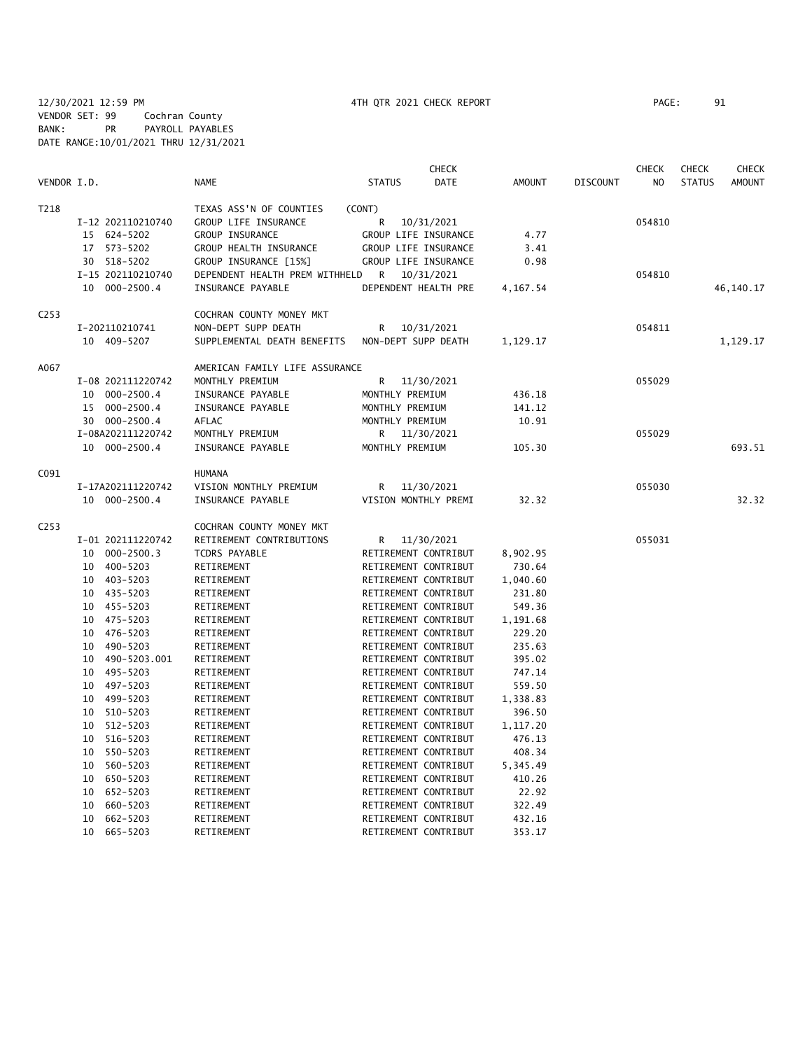12/30/2021 12:59 PM 4TH QTR 2021 CHECK REPORT PAGE: 91
VENDOR SET: 99 Cochran County
BANK: PR PAYROLL PAYABLES
DATE RANGE:10/01/2021 THRU 12/31/2021

| VENDOR I.D. | | NAME | STATUS | CHECK DATE | AMOUNT | DISCOUNT | CHECK NO | CHECK STATUS | CHECK AMOUNT |
|---|---|---|---|---|---|---|---|---|---|
| T218 | | TEXAS ASS'N OF COUNTIES (CONT) | | | | | | | |
| | I-12 202110210740 | GROUP LIFE INSURANCE | R | 10/31/2021 | | | 054810 | | |
| | 15 624-5202 | GROUP INSURANCE | GROUP LIFE INSURANCE | | 4.77 | | | | |
| | 17 573-5202 | GROUP HEALTH INSURANCE | GROUP LIFE INSURANCE | | 3.41 | | | | |
| | 30 518-5202 | GROUP INSURANCE [15%] | GROUP LIFE INSURANCE | | 0.98 | | | | |
| | I-15 202110210740 | DEPENDENT HEALTH PREM WITHHELD | R | 10/31/2021 | | | 054810 | | |
| | 10 000-2500.4 | INSURANCE PAYABLE | DEPENDENT HEALTH PRE | | 4,167.54 | | | | 46,140.17 |
| C253 | | COCHRAN COUNTY MONEY MKT | | | | | | | |
| | I-202110210741 | NON-DEPT SUPP DEATH | R | 10/31/2021 | | | 054811 | | |
| | 10 409-5207 | SUPPLEMENTAL DEATH BENEFITS | NON-DEPT SUPP DEATH | | 1,129.17 | | | | 1,129.17 |
| A067 | | AMERICAN FAMILY LIFE ASSURANCE | | | | | | | |
| | I-08 202111220742 | MONTHLY PREMIUM | R | 11/30/2021 | | | 055029 | | |
| | 10 000-2500.4 | INSURANCE PAYABLE | MONTHLY PREMIUM | | 436.18 | | | | |
| | 15 000-2500.4 | INSURANCE PAYABLE | MONTHLY PREMIUM | | 141.12 | | | | |
| | 30 000-2500.4 | AFLAC | MONTHLY PREMIUM | | 10.91 | | | | |
| | I-08A202111220742 | MONTHLY PREMIUM | R | 11/30/2021 | | | 055029 | | |
| | 10 000-2500.4 | INSURANCE PAYABLE | MONTHLY PREMIUM | | 105.30 | | | | 693.51 |
| C091 | | HUMANA | | | | | | | |
| | I-17A202111220742 | VISION MONTHLY PREMIUM | R | 11/30/2021 | | | 055030 | | |
| | 10 000-2500.4 | INSURANCE PAYABLE | VISION MONTHLY PREMI | | 32.32 | | | | 32.32 |
| C253 | | COCHRAN COUNTY MONEY MKT | | | | | | | |
| | I-01 202111220742 | RETIREMENT CONTRIBUTIONS | R | 11/30/2021 | | | 055031 | | |
| | 10 000-2500.3 | TCDRS PAYABLE | RETIREMENT CONTRIBUT | | 8,902.95 | | | | |
| | 10 400-5203 | RETIREMENT | RETIREMENT CONTRIBUT | | 730.64 | | | | |
| | 10 403-5203 | RETIREMENT | RETIREMENT CONTRIBUT | | 1,040.60 | | | | |
| | 10 435-5203 | RETIREMENT | RETIREMENT CONTRIBUT | | 231.80 | | | | |
| | 10 455-5203 | RETIREMENT | RETIREMENT CONTRIBUT | | 549.36 | | | | |
| | 10 475-5203 | RETIREMENT | RETIREMENT CONTRIBUT | | 1,191.68 | | | | |
| | 10 476-5203 | RETIREMENT | RETIREMENT CONTRIBUT | | 229.20 | | | | |
| | 10 490-5203 | RETIREMENT | RETIREMENT CONTRIBUT | | 235.63 | | | | |
| | 10 490-5203.001 | RETIREMENT | RETIREMENT CONTRIBUT | | 395.02 | | | | |
| | 10 495-5203 | RETIREMENT | RETIREMENT CONTRIBUT | | 747.14 | | | | |
| | 10 497-5203 | RETIREMENT | RETIREMENT CONTRIBUT | | 559.50 | | | | |
| | 10 499-5203 | RETIREMENT | RETIREMENT CONTRIBUT | | 1,338.83 | | | | |
| | 10 510-5203 | RETIREMENT | RETIREMENT CONTRIBUT | | 396.50 | | | | |
| | 10 512-5203 | RETIREMENT | RETIREMENT CONTRIBUT | | 1,117.20 | | | | |
| | 10 516-5203 | RETIREMENT | RETIREMENT CONTRIBUT | | 476.13 | | | | |
| | 10 550-5203 | RETIREMENT | RETIREMENT CONTRIBUT | | 408.34 | | | | |
| | 10 560-5203 | RETIREMENT | RETIREMENT CONTRIBUT | | 5,345.49 | | | | |
| | 10 650-5203 | RETIREMENT | RETIREMENT CONTRIBUT | | 410.26 | | | | |
| | 10 652-5203 | RETIREMENT | RETIREMENT CONTRIBUT | | 22.92 | | | | |
| | 10 660-5203 | RETIREMENT | RETIREMENT CONTRIBUT | | 322.49 | | | | |
| | 10 662-5203 | RETIREMENT | RETIREMENT CONTRIBUT | | 432.16 | | | | |
| | 10 665-5203 | RETIREMENT | RETIREMENT CONTRIBUT | | 353.17 | | | | |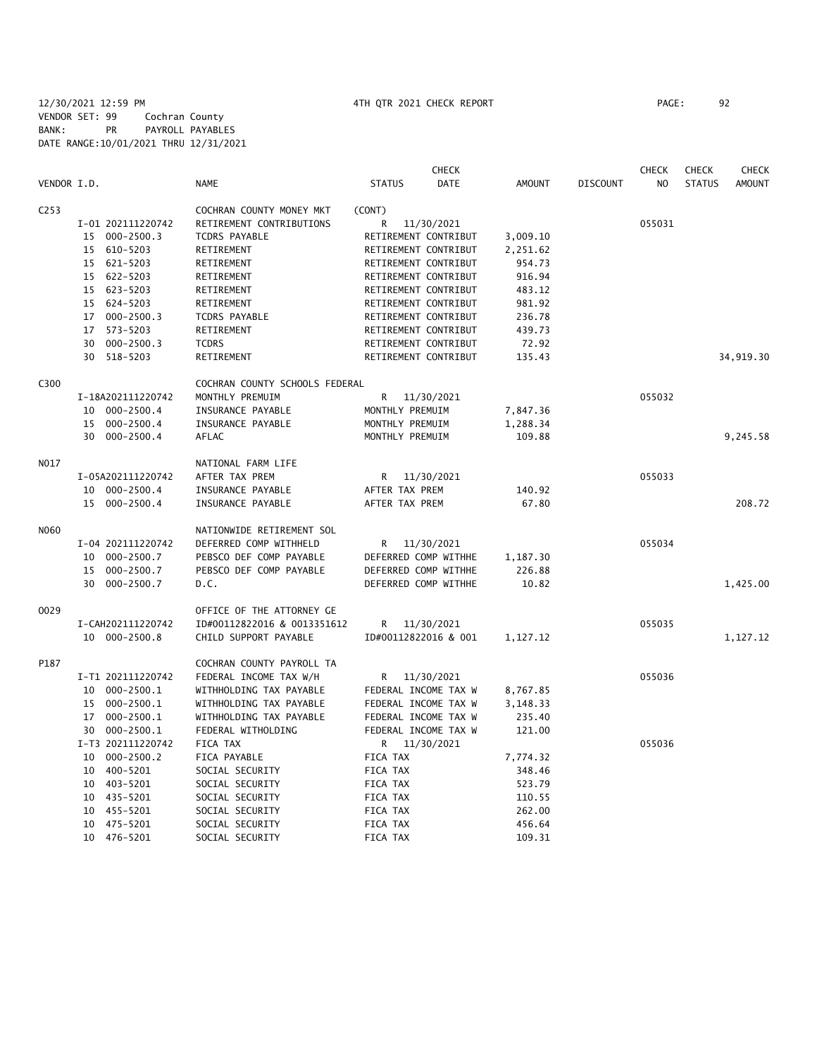12/30/2021 12:59 PM 4TH QTR 2021 CHECK REPORT PAGE: 92
VENDOR SET: 99 Cochran County
BANK: PR PAYROLL PAYABLES
DATE RANGE:10/01/2021 THRU 12/31/2021

| VENDOR I.D. | NAME | STATUS | CHECK DATE | AMOUNT | DISCOUNT | CHECK NO | CHECK STATUS | CHECK AMOUNT |
|---|---|---|---|---|---|---|---|---|
| C253 | COCHRAN COUNTY MONEY MKT | (CONT) | | | | | | |
| I-01 202111220742 | RETIREMENT CONTRIBUTIONS | R | 11/30/2021 | | | 055031 | | |
| 15 000-2500.3 | TCDRS PAYABLE | RETIREMENT CONTRIBUT | | 3,009.10 | | | | |
| 15 610-5203 | RETIREMENT | RETIREMENT CONTRIBUT | | 2,251.62 | | | | |
| 15 621-5203 | RETIREMENT | RETIREMENT CONTRIBUT | | 954.73 | | | | |
| 15 622-5203 | RETIREMENT | RETIREMENT CONTRIBUT | | 916.94 | | | | |
| 15 623-5203 | RETIREMENT | RETIREMENT CONTRIBUT | | 483.12 | | | | |
| 15 624-5203 | RETIREMENT | RETIREMENT CONTRIBUT | | 981.92 | | | | |
| 17 000-2500.3 | TCDRS PAYABLE | RETIREMENT CONTRIBUT | | 236.78 | | | | |
| 17 573-5203 | RETIREMENT | RETIREMENT CONTRIBUT | | 439.73 | | | | |
| 30 000-2500.3 | TCDRS | RETIREMENT CONTRIBUT | | 72.92 | | | | |
| 30 518-5203 | RETIREMENT | RETIREMENT CONTRIBUT | | 135.43 | | | | 34,919.30 |
| C300 | COCHRAN COUNTY SCHOOLS FEDERAL | | | | | | | |
| I-18A202111220742 | MONTHLY PREMUIM | R | 11/30/2021 | | | 055032 | | |
| 10 000-2500.4 | INSURANCE PAYABLE | MONTHLY PREMUIM | | 7,847.36 | | | | |
| 15 000-2500.4 | INSURANCE PAYABLE | MONTHLY PREMUIM | | 1,288.34 | | | | |
| 30 000-2500.4 | AFLAC | MONTHLY PREMUIM | | 109.88 | | | | 9,245.58 |
| N017 | NATIONAL FARM LIFE | | | | | | | |
| I-05A202111220742 | AFTER TAX PREM | R | 11/30/2021 | | | 055033 | | |
| 10 000-2500.4 | INSURANCE PAYABLE | AFTER TAX PREM | | 140.92 | | | | |
| 15 000-2500.4 | INSURANCE PAYABLE | AFTER TAX PREM | | 67.80 | | | | 208.72 |
| N060 | NATIONWIDE RETIREMENT SOL | | | | | | | |
| I-04 202111220742 | DEFERRED COMP WITHHELD | R | 11/30/2021 | | | 055034 | | |
| 10 000-2500.7 | PEBSCO DEF COMP PAYABLE | DEFERRED COMP WITHHE | | 1,187.30 | | | | |
| 15 000-2500.7 | PEBSCO DEF COMP PAYABLE | DEFERRED COMP WITHHE | | 226.88 | | | | |
| 30 000-2500.7 | D.C. | DEFERRED COMP WITHHE | | 10.82 | | | | 1,425.00 |
| O029 | OFFICE OF THE ATTORNEY GE | | | | | | | |
| I-CAH202111220742 | ID#00112822016 & 0013351612 | R | 11/30/2021 | | | 055035 | | |
| 10 000-2500.8 | CHILD SUPPORT PAYABLE | ID#00112822016 & 001 | | 1,127.12 | | | | 1,127.12 |
| P187 | COCHRAN COUNTY PAYROLL TA | | | | | | | |
| I-T1 202111220742 | FEDERAL INCOME TAX W/H | R | 11/30/2021 | | | 055036 | | |
| 10 000-2500.1 | WITHHOLDING TAX PAYABLE | FEDERAL INCOME TAX W | | 8,767.85 | | | | |
| 15 000-2500.1 | WITHHOLDING TAX PAYABLE | FEDERAL INCOME TAX W | | 3,148.33 | | | | |
| 17 000-2500.1 | WITHHOLDING TAX PAYABLE | FEDERAL INCOME TAX W | | 235.40 | | | | |
| 30 000-2500.1 | FEDERAL WITHOLDING | FEDERAL INCOME TAX W | | 121.00 | | | | |
| I-T3 202111220742 | FICA TAX | R | 11/30/2021 | | | 055036 | | |
| 10 000-2500.2 | FICA PAYABLE | FICA TAX | | 7,774.32 | | | | |
| 10 400-5201 | SOCIAL SECURITY | FICA TAX | | 348.46 | | | | |
| 10 403-5201 | SOCIAL SECURITY | FICA TAX | | 523.79 | | | | |
| 10 435-5201 | SOCIAL SECURITY | FICA TAX | | 110.55 | | | | |
| 10 455-5201 | SOCIAL SECURITY | FICA TAX | | 262.00 | | | | |
| 10 475-5201 | SOCIAL SECURITY | FICA TAX | | 456.64 | | | | |
| 10 476-5201 | SOCIAL SECURITY | FICA TAX | | 109.31 | | | | |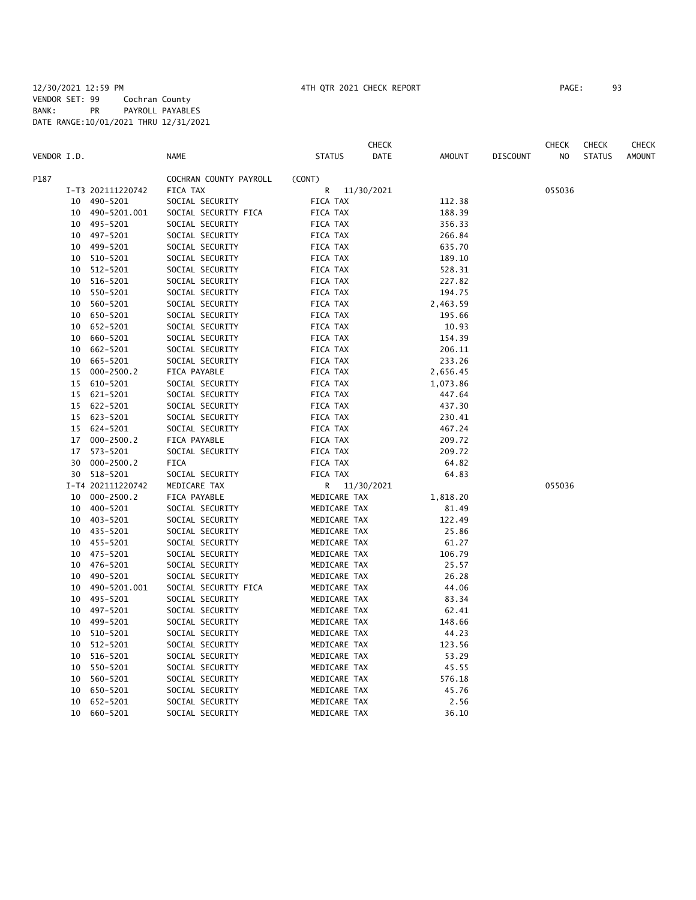12/30/2021 12:59 PM 4TH QTR 2021 CHECK REPORT

VENDOR SET: 99 Cochran County
BANK: PR PAYROLL PAYABLES
DATE RANGE:10/01/2021 THRU 12/31/2021

| VENDOR I.D. | | NAME | STATUS | CHECK DATE | AMOUNT | DISCOUNT | CHECK NO | CHECK STATUS | CHECK AMOUNT |
|---|---|---|---|---|---|---|---|---|---|
| P187 | | COCHRAN COUNTY PAYROLL | (CONT) | | | | | | |
| | I-T3 202111220742 | FICA TAX | R | 11/30/2021 | | | 055036 | | |
| 10 | 490-5201 | SOCIAL SECURITY | FICA TAX | | 112.38 | | | | |
| 10 | 490-5201.001 | SOCIAL SECURITY FICA | FICA TAX | | 188.39 | | | | |
| 10 | 495-5201 | SOCIAL SECURITY | FICA TAX | | 356.33 | | | | |
| 10 | 497-5201 | SOCIAL SECURITY | FICA TAX | | 266.84 | | | | |
| 10 | 499-5201 | SOCIAL SECURITY | FICA TAX | | 635.70 | | | | |
| 10 | 510-5201 | SOCIAL SECURITY | FICA TAX | | 189.10 | | | | |
| 10 | 512-5201 | SOCIAL SECURITY | FICA TAX | | 528.31 | | | | |
| 10 | 516-5201 | SOCIAL SECURITY | FICA TAX | | 227.82 | | | | |
| 10 | 550-5201 | SOCIAL SECURITY | FICA TAX | | 194.75 | | | | |
| 10 | 560-5201 | SOCIAL SECURITY | FICA TAX | | 2,463.59 | | | | |
| 10 | 650-5201 | SOCIAL SECURITY | FICA TAX | | 195.66 | | | | |
| 10 | 652-5201 | SOCIAL SECURITY | FICA TAX | | 10.93 | | | | |
| 10 | 660-5201 | SOCIAL SECURITY | FICA TAX | | 154.39 | | | | |
| 10 | 662-5201 | SOCIAL SECURITY | FICA TAX | | 206.11 | | | | |
| 10 | 665-5201 | SOCIAL SECURITY | FICA TAX | | 233.26 | | | | |
| 15 | 000-2500.2 | FICA PAYABLE | FICA TAX | | 2,656.45 | | | | |
| 15 | 610-5201 | SOCIAL SECURITY | FICA TAX | | 1,073.86 | | | | |
| 15 | 621-5201 | SOCIAL SECURITY | FICA TAX | | 447.64 | | | | |
| 15 | 622-5201 | SOCIAL SECURITY | FICA TAX | | 437.30 | | | | |
| 15 | 623-5201 | SOCIAL SECURITY | FICA TAX | | 230.41 | | | | |
| 15 | 624-5201 | SOCIAL SECURITY | FICA TAX | | 467.24 | | | | |
| 17 | 000-2500.2 | FICA PAYABLE | FICA TAX | | 209.72 | | | | |
| 17 | 573-5201 | SOCIAL SECURITY | FICA TAX | | 209.72 | | | | |
| 30 | 000-2500.2 | FICA | FICA TAX | | 64.82 | | | | |
| 30 | 518-5201 | SOCIAL SECURITY | FICA TAX | | 64.83 | | | | |
| | I-T4 202111220742 | MEDICARE TAX | R | 11/30/2021 | | | 055036 | | |
| 10 | 000-2500.2 | FICA PAYABLE | MEDICARE TAX | | 1,818.20 | | | | |
| 10 | 400-5201 | SOCIAL SECURITY | MEDICARE TAX | | 81.49 | | | | |
| 10 | 403-5201 | SOCIAL SECURITY | MEDICARE TAX | | 122.49 | | | | |
| 10 | 435-5201 | SOCIAL SECURITY | MEDICARE TAX | | 25.86 | | | | |
| 10 | 455-5201 | SOCIAL SECURITY | MEDICARE TAX | | 61.27 | | | | |
| 10 | 475-5201 | SOCIAL SECURITY | MEDICARE TAX | | 106.79 | | | | |
| 10 | 476-5201 | SOCIAL SECURITY | MEDICARE TAX | | 25.57 | | | | |
| 10 | 490-5201 | SOCIAL SECURITY | MEDICARE TAX | | 26.28 | | | | |
| 10 | 490-5201.001 | SOCIAL SECURITY FICA | MEDICARE TAX | | 44.06 | | | | |
| 10 | 495-5201 | SOCIAL SECURITY | MEDICARE TAX | | 83.34 | | | | |
| 10 | 497-5201 | SOCIAL SECURITY | MEDICARE TAX | | 62.41 | | | | |
| 10 | 499-5201 | SOCIAL SECURITY | MEDICARE TAX | | 148.66 | | | | |
| 10 | 510-5201 | SOCIAL SECURITY | MEDICARE TAX | | 44.23 | | | | |
| 10 | 512-5201 | SOCIAL SECURITY | MEDICARE TAX | | 123.56 | | | | |
| 10 | 516-5201 | SOCIAL SECURITY | MEDICARE TAX | | 53.29 | | | | |
| 10 | 550-5201 | SOCIAL SECURITY | MEDICARE TAX | | 45.55 | | | | |
| 10 | 560-5201 | SOCIAL SECURITY | MEDICARE TAX | | 576.18 | | | | |
| 10 | 650-5201 | SOCIAL SECURITY | MEDICARE TAX | | 45.76 | | | | |
| 10 | 652-5201 | SOCIAL SECURITY | MEDICARE TAX | | 2.56 | | | | |
| 10 | 660-5201 | SOCIAL SECURITY | MEDICARE TAX | | 36.10 | | | | |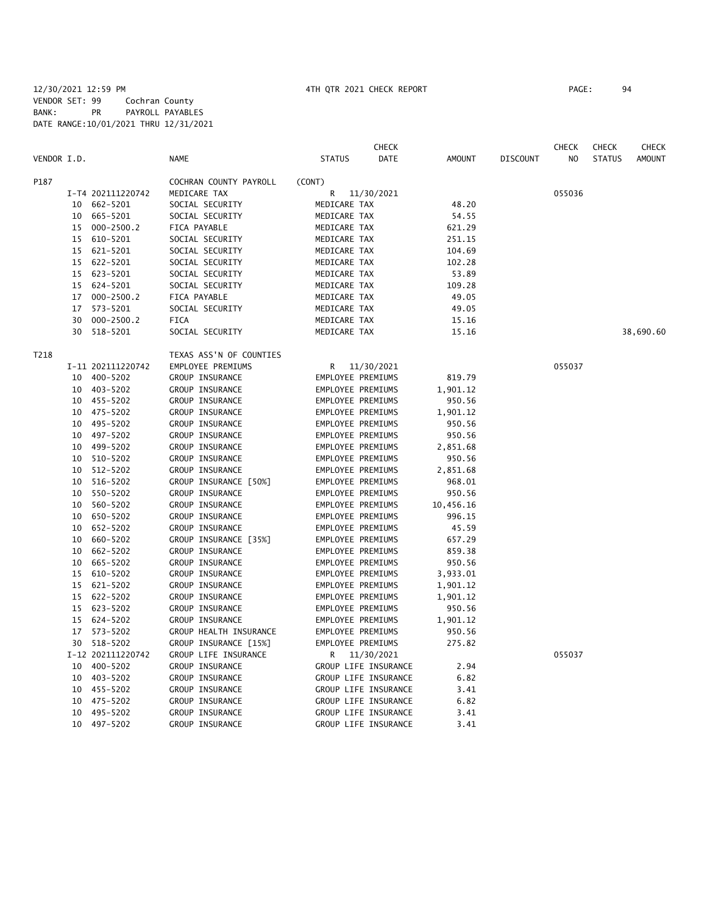12/30/2021 12:59 PM 4TH QTR 2021 CHECK REPORT PAGE: 94
VENDOR SET: 99 Cochran County
BANK: PR PAYROLL PAYABLES
DATE RANGE:10/01/2021 THRU 12/31/2021

| VENDOR I.D. | | NAME | STATUS | CHECK DATE | AMOUNT | DISCOUNT | CHECK NO | CHECK STATUS | CHECK AMOUNT |
|---|---|---|---|---|---|---|---|---|---|
| P187 | | COCHRAN COUNTY PAYROLL | (CONT) | | | | | | |
| | I-T4 202111220742 | MEDICARE TAX | R | 11/30/2021 | | | 055036 | | |
| | 10 662-5201 | SOCIAL SECURITY | MEDICARE TAX | | 48.20 | | | | |
| | 10 665-5201 | SOCIAL SECURITY | MEDICARE TAX | | 54.55 | | | | |
| | 15 000-2500.2 | FICA PAYABLE | MEDICARE TAX | | 621.29 | | | | |
| | 15 610-5201 | SOCIAL SECURITY | MEDICARE TAX | | 251.15 | | | | |
| | 15 621-5201 | SOCIAL SECURITY | MEDICARE TAX | | 104.69 | | | | |
| | 15 622-5201 | SOCIAL SECURITY | MEDICARE TAX | | 102.28 | | | | |
| | 15 623-5201 | SOCIAL SECURITY | MEDICARE TAX | | 53.89 | | | | |
| | 15 624-5201 | SOCIAL SECURITY | MEDICARE TAX | | 109.28 | | | | |
| | 17 000-2500.2 | FICA PAYABLE | MEDICARE TAX | | 49.05 | | | | |
| | 17 573-5201 | SOCIAL SECURITY | MEDICARE TAX | | 49.05 | | | | |
| | 30 000-2500.2 | FICA | MEDICARE TAX | | 15.16 | | | | |
| | 30 518-5201 | SOCIAL SECURITY | MEDICARE TAX | | 15.16 | | | | 38,690.60 |
| T218 | | TEXAS ASS'N OF COUNTIES | | | | | | | |
| | I-11 202111220742 | EMPLOYEE PREMIUMS | R | 11/30/2021 | | | 055037 | | |
| | 10 400-5202 | GROUP INSURANCE | EMPLOYEE PREMIUMS | | 819.79 | | | | |
| | 10 403-5202 | GROUP INSURANCE | EMPLOYEE PREMIUMS | | 1,901.12 | | | | |
| | 10 455-5202 | GROUP INSURANCE | EMPLOYEE PREMIUMS | | 950.56 | | | | |
| | 10 475-5202 | GROUP INSURANCE | EMPLOYEE PREMIUMS | | 1,901.12 | | | | |
| | 10 495-5202 | GROUP INSURANCE | EMPLOYEE PREMIUMS | | 950.56 | | | | |
| | 10 497-5202 | GROUP INSURANCE | EMPLOYEE PREMIUMS | | 950.56 | | | | |
| | 10 499-5202 | GROUP INSURANCE | EMPLOYEE PREMIUMS | | 2,851.68 | | | | |
| | 10 510-5202 | GROUP INSURANCE | EMPLOYEE PREMIUMS | | 950.56 | | | | |
| | 10 512-5202 | GROUP INSURANCE | EMPLOYEE PREMIUMS | | 2,851.68 | | | | |
| | 10 516-5202 | GROUP INSURANCE [50%] | EMPLOYEE PREMIUMS | | 968.01 | | | | |
| | 10 550-5202 | GROUP INSURANCE | EMPLOYEE PREMIUMS | | 950.56 | | | | |
| | 10 560-5202 | GROUP INSURANCE | EMPLOYEE PREMIUMS | | 10,456.16 | | | | |
| | 10 650-5202 | GROUP INSURANCE | EMPLOYEE PREMIUMS | | 996.15 | | | | |
| | 10 652-5202 | GROUP INSURANCE | EMPLOYEE PREMIUMS | | 45.59 | | | | |
| | 10 660-5202 | GROUP INSURANCE [35%] | EMPLOYEE PREMIUMS | | 657.29 | | | | |
| | 10 662-5202 | GROUP INSURANCE | EMPLOYEE PREMIUMS | | 859.38 | | | | |
| | 10 665-5202 | GROUP INSURANCE | EMPLOYEE PREMIUMS | | 950.56 | | | | |
| | 15 610-5202 | GROUP INSURANCE | EMPLOYEE PREMIUMS | | 3,933.01 | | | | |
| | 15 621-5202 | GROUP INSURANCE | EMPLOYEE PREMIUMS | | 1,901.12 | | | | |
| | 15 622-5202 | GROUP INSURANCE | EMPLOYEE PREMIUMS | | 1,901.12 | | | | |
| | 15 623-5202 | GROUP INSURANCE | EMPLOYEE PREMIUMS | | 950.56 | | | | |
| | 15 624-5202 | GROUP INSURANCE | EMPLOYEE PREMIUMS | | 1,901.12 | | | | |
| | 17 573-5202 | GROUP HEALTH INSURANCE | EMPLOYEE PREMIUMS | | 950.56 | | | | |
| | 30 518-5202 | GROUP INSURANCE [15%] | EMPLOYEE PREMIUMS | | 275.82 | | | | |
| | I-12 202111220742 | GROUP LIFE INSURANCE | R | 11/30/2021 | | | 055037 | | |
| | 10 400-5202 | GROUP INSURANCE | GROUP LIFE INSURANCE | | 2.94 | | | | |
| | 10 403-5202 | GROUP INSURANCE | GROUP LIFE INSURANCE | | 6.82 | | | | |
| | 10 455-5202 | GROUP INSURANCE | GROUP LIFE INSURANCE | | 3.41 | | | | |
| | 10 475-5202 | GROUP INSURANCE | GROUP LIFE INSURANCE | | 6.82 | | | | |
| | 10 495-5202 | GROUP INSURANCE | GROUP LIFE INSURANCE | | 3.41 | | | | |
| | 10 497-5202 | GROUP INSURANCE | GROUP LIFE INSURANCE | | 3.41 | | | | |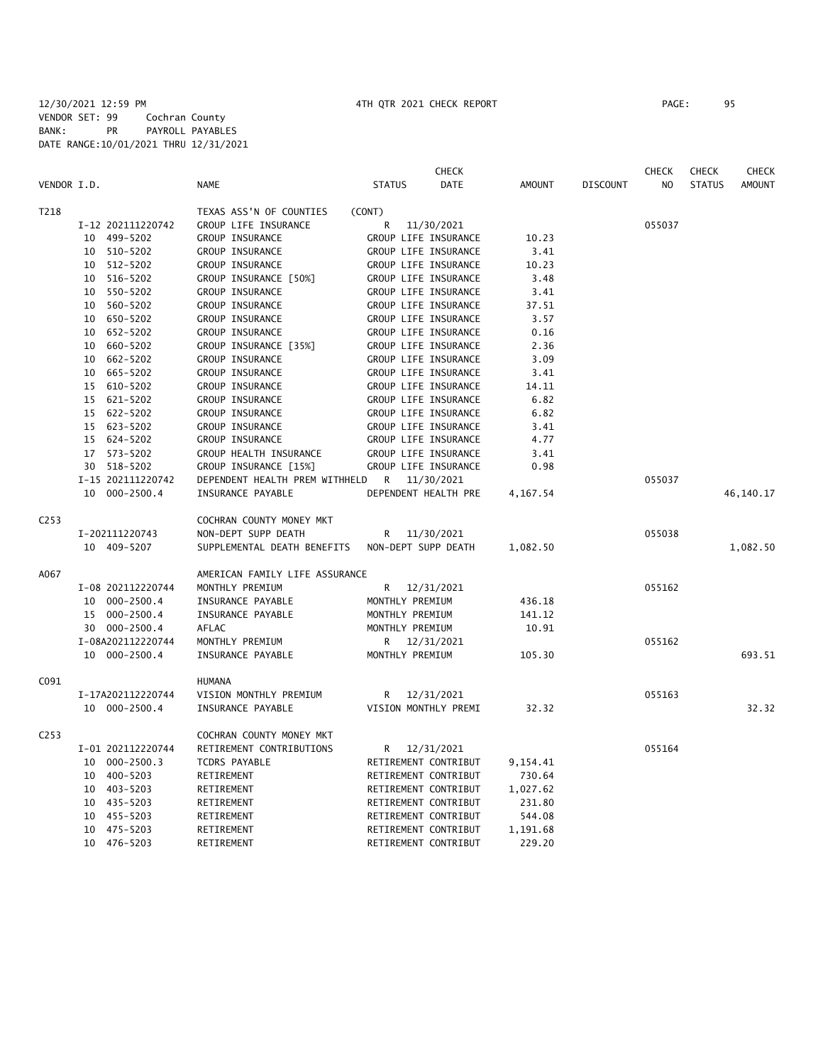12/30/2021 12:59 PM 4TH QTR 2021 CHECK REPORT

VENDOR SET: 99 Cochran County
BANK: PR PAYROLL PAYABLES
DATE RANGE:10/01/2021 THRU 12/31/2021

| VENDOR I.D. | NAME | STATUS | CHECK DATE | AMOUNT | DISCOUNT | CHECK NO | CHECK STATUS | CHECK AMOUNT |
|---|---|---|---|---|---|---|---|---|
| T218 | TEXAS ASS'N OF COUNTIES | (CONT) | | | | | | |
| I-12 202111220742 | GROUP LIFE INSURANCE | R | 11/30/2021 | | | 055037 | | |
| 10 499-5202 | GROUP INSURANCE | GROUP LIFE INSURANCE | | 10.23 | | | | |
| 10 510-5202 | GROUP INSURANCE | GROUP LIFE INSURANCE | | 3.41 | | | | |
| 10 512-5202 | GROUP INSURANCE | GROUP LIFE INSURANCE | | 10.23 | | | | |
| 10 516-5202 | GROUP INSURANCE [50%] | GROUP LIFE INSURANCE | | 3.48 | | | | |
| 10 550-5202 | GROUP INSURANCE | GROUP LIFE INSURANCE | | 3.41 | | | | |
| 10 560-5202 | GROUP INSURANCE | GROUP LIFE INSURANCE | | 37.51 | | | | |
| 10 650-5202 | GROUP INSURANCE | GROUP LIFE INSURANCE | | 3.57 | | | | |
| 10 652-5202 | GROUP INSURANCE | GROUP LIFE INSURANCE | | 0.16 | | | | |
| 10 660-5202 | GROUP INSURANCE [35%] | GROUP LIFE INSURANCE | | 2.36 | | | | |
| 10 662-5202 | GROUP INSURANCE | GROUP LIFE INSURANCE | | 3.09 | | | | |
| 10 665-5202 | GROUP INSURANCE | GROUP LIFE INSURANCE | | 3.41 | | | | |
| 15 610-5202 | GROUP INSURANCE | GROUP LIFE INSURANCE | | 14.11 | | | | |
| 15 621-5202 | GROUP INSURANCE | GROUP LIFE INSURANCE | | 6.82 | | | | |
| 15 622-5202 | GROUP INSURANCE | GROUP LIFE INSURANCE | | 6.82 | | | | |
| 15 623-5202 | GROUP INSURANCE | GROUP LIFE INSURANCE | | 3.41 | | | | |
| 15 624-5202 | GROUP INSURANCE | GROUP LIFE INSURANCE | | 4.77 | | | | |
| 17 573-5202 | GROUP HEALTH INSURANCE | GROUP LIFE INSURANCE | | 3.41 | | | | |
| 30 518-5202 | GROUP INSURANCE [15%] | GROUP LIFE INSURANCE | | 0.98 | | | | |
| I-15 202111220742 | DEPENDENT HEALTH PREM WITHHELD | R | 11/30/2021 | | | 055037 | | |
| 10 000-2500.4 | INSURANCE PAYABLE | DEPENDENT HEALTH PRE | | 4,167.54 | | | | 46,140.17 |
| C253 | COCHRAN COUNTY MONEY MKT | | | | | | | |
| I-202111220743 | NON-DEPT SUPP DEATH | R | 11/30/2021 | | | 055038 | | |
| 10 409-5207 | SUPPLEMENTAL DEATH BENEFITS | NON-DEPT SUPP DEATH | | 1,082.50 | | | | 1,082.50 |
| A067 | AMERICAN FAMILY LIFE ASSURANCE | | | | | | | |
| I-08 202112220744 | MONTHLY PREMIUM | R | 12/31/2021 | | | 055162 | | |
| 10 000-2500.4 | INSURANCE PAYABLE | MONTHLY PREMIUM | | 436.18 | | | | |
| 15 000-2500.4 | INSURANCE PAYABLE | MONTHLY PREMIUM | | 141.12 | | | | |
| 30 000-2500.4 | AFLAC | MONTHLY PREMIUM | | 10.91 | | | | |
| I-08A202112220744 | MONTHLY PREMIUM | R | 12/31/2021 | | | 055162 | | |
| 10 000-2500.4 | INSURANCE PAYABLE | MONTHLY PREMIUM | | 105.30 | | | | 693.51 |
| C091 | HUMANA | | | | | | | |
| I-17A202112220744 | VISION MONTHLY PREMIUM | R | 12/31/2021 | | | 055163 | | |
| 10 000-2500.4 | INSURANCE PAYABLE | VISION MONTHLY PREMI | | 32.32 | | | | 32.32 |
| C253 | COCHRAN COUNTY MONEY MKT | | | | | | | |
| I-01 202112220744 | RETIREMENT CONTRIBUTIONS | R | 12/31/2021 | | | 055164 | | |
| 10 000-2500.3 | TCDRS PAYABLE | RETIREMENT CONTRIBUT | | 9,154.41 | | | | |
| 10 400-5203 | RETIREMENT | RETIREMENT CONTRIBUT | | 730.64 | | | | |
| 10 403-5203 | RETIREMENT | RETIREMENT CONTRIBUT | | 1,027.62 | | | | |
| 10 435-5203 | RETIREMENT | RETIREMENT CONTRIBUT | | 231.80 | | | | |
| 10 455-5203 | RETIREMENT | RETIREMENT CONTRIBUT | | 544.08 | | | | |
| 10 475-5203 | RETIREMENT | RETIREMENT CONTRIBUT | | 1,191.68 | | | | |
| 10 476-5203 | RETIREMENT | RETIREMENT CONTRIBUT | | 229.20 | | | | |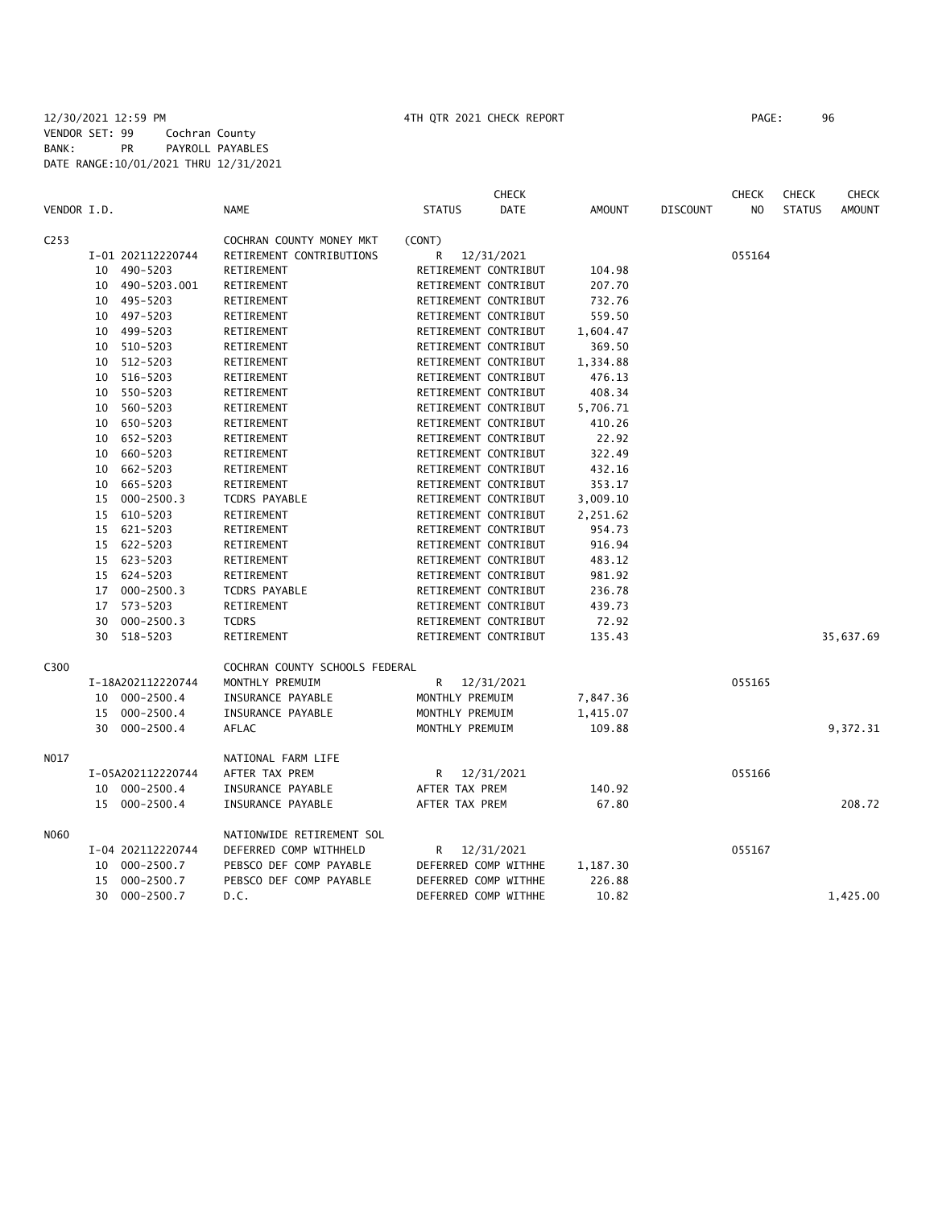12/30/2021 12:59 PM 4TH QTR 2021 CHECK REPORT PAGE: 96
VENDOR SET: 99 Cochran County
BANK: PR PAYROLL PAYABLES
DATE RANGE:10/01/2021 THRU 12/31/2021

| VENDOR I.D. | | NAME | STATUS | CHECK DATE | AMOUNT | DISCOUNT | CHECK NO | CHECK STATUS | CHECK AMOUNT |
|---|---|---|---|---|---|---|---|---|---|
| C253 | | COCHRAN COUNTY MONEY MKT | (CONT) | | | | | | |
| | I-01 202112220744 | RETIREMENT CONTRIBUTIONS | R | 12/31/2021 | | | 055164 | | |
| | 10 490-5203 | RETIREMENT | RETIREMENT CONTRIBUT | | 104.98 | | | | |
| | 10 490-5203.001 | RETIREMENT | RETIREMENT CONTRIBUT | | 207.70 | | | | |
| | 10 495-5203 | RETIREMENT | RETIREMENT CONTRIBUT | | 732.76 | | | | |
| | 10 497-5203 | RETIREMENT | RETIREMENT CONTRIBUT | | 559.50 | | | | |
| | 10 499-5203 | RETIREMENT | RETIREMENT CONTRIBUT | | 1,604.47 | | | | |
| | 10 510-5203 | RETIREMENT | RETIREMENT CONTRIBUT | | 369.50 | | | | |
| | 10 512-5203 | RETIREMENT | RETIREMENT CONTRIBUT | | 1,334.88 | | | | |
| | 10 516-5203 | RETIREMENT | RETIREMENT CONTRIBUT | | 476.13 | | | | |
| | 10 550-5203 | RETIREMENT | RETIREMENT CONTRIBUT | | 408.34 | | | | |
| | 10 560-5203 | RETIREMENT | RETIREMENT CONTRIBUT | | 5,706.71 | | | | |
| | 10 650-5203 | RETIREMENT | RETIREMENT CONTRIBUT | | 410.26 | | | | |
| | 10 652-5203 | RETIREMENT | RETIREMENT CONTRIBUT | | 22.92 | | | | |
| | 10 660-5203 | RETIREMENT | RETIREMENT CONTRIBUT | | 322.49 | | | | |
| | 10 662-5203 | RETIREMENT | RETIREMENT CONTRIBUT | | 432.16 | | | | |
| | 10 665-5203 | RETIREMENT | RETIREMENT CONTRIBUT | | 353.17 | | | | |
| | 15 000-2500.3 | TCDRS PAYABLE | RETIREMENT CONTRIBUT | | 3,009.10 | | | | |
| | 15 610-5203 | RETIREMENT | RETIREMENT CONTRIBUT | | 2,251.62 | | | | |
| | 15 621-5203 | RETIREMENT | RETIREMENT CONTRIBUT | | 954.73 | | | | |
| | 15 622-5203 | RETIREMENT | RETIREMENT CONTRIBUT | | 916.94 | | | | |
| | 15 623-5203 | RETIREMENT | RETIREMENT CONTRIBUT | | 483.12 | | | | |
| | 15 624-5203 | RETIREMENT | RETIREMENT CONTRIBUT | | 981.92 | | | | |
| | 17 000-2500.3 | TCDRS PAYABLE | RETIREMENT CONTRIBUT | | 236.78 | | | | |
| | 17 573-5203 | RETIREMENT | RETIREMENT CONTRIBUT | | 439.73 | | | | |
| | 30 000-2500.3 | TCDRS | RETIREMENT CONTRIBUT | | 72.92 | | | | |
| | 30 518-5203 | RETIREMENT | RETIREMENT CONTRIBUT | | 135.43 | | | | 35,637.69 |
| C300 | | COCHRAN COUNTY SCHOOLS FEDERAL | | | | | | | |
| | I-18A202112220744 | MONTHLY PREMUIM | R | 12/31/2021 | | | 055165 | | |
| | 10 000-2500.4 | INSURANCE PAYABLE | MONTHLY PREMUIM | | 7,847.36 | | | | |
| | 15 000-2500.4 | INSURANCE PAYABLE | MONTHLY PREMUIM | | 1,415.07 | | | | |
| | 30 000-2500.4 | AFLAC | MONTHLY PREMUIM | | 109.88 | | | | 9,372.31 |
| N017 | | NATIONAL FARM LIFE | | | | | | | |
| | I-05A202112220744 | AFTER TAX PREM | R | 12/31/2021 | | | 055166 | | |
| | 10 000-2500.4 | INSURANCE PAYABLE | AFTER TAX PREM | | 140.92 | | | | |
| | 15 000-2500.4 | INSURANCE PAYABLE | AFTER TAX PREM | | 67.80 | | | | 208.72 |
| N060 | | NATIONWIDE RETIREMENT SOL | | | | | | | |
| | I-04 202112220744 | DEFERRED COMP WITHHELD | R | 12/31/2021 | | | 055167 | | |
| | 10 000-2500.7 | PEBSCO DEF COMP PAYABLE | DEFERRED COMP WITHHE | | 1,187.30 | | | | |
| | 15 000-2500.7 | PEBSCO DEF COMP PAYABLE | DEFERRED COMP WITHHE | | 226.88 | | | | |
| | 30 000-2500.7 | D.C. | DEFERRED COMP WITHHE | | 10.82 | | | | 1,425.00 |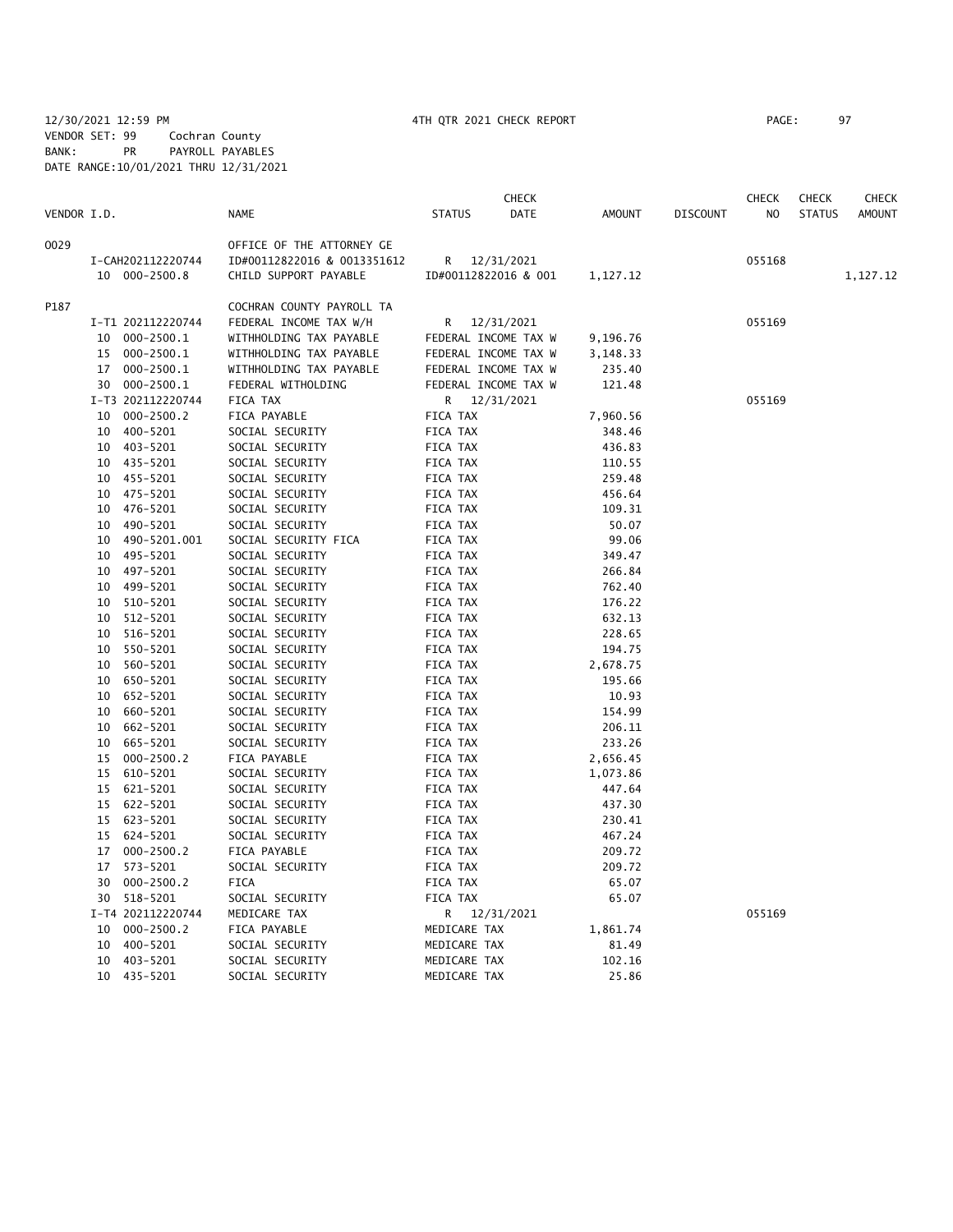12/30/2021 12:59 PM 4TH QTR 2021 CHECK REPORT PAGE: 97
VENDOR SET: 99 Cochran County
BANK: PR PAYROLL PAYABLES
DATE RANGE:10/01/2021 THRU 12/31/2021

| VENDOR I.D. | | NAME | STATUS | CHECK DATE | AMOUNT | DISCOUNT | CHECK NO | CHECK STATUS | CHECK AMOUNT |
|---|---|---|---|---|---|---|---|---|---|
| 0029 | | OFFICE OF THE ATTORNEY GE | | | | | | | |
| | I-CAH202112220744 | ID#00112822016 & 0013351612 | R | 12/31/2021 | | | 055168 | | |
| | 10 000-2500.8 | CHILD SUPPORT PAYABLE | ID#00112822016 & 001 | | 1,127.12 | | | | 1,127.12 |
| P187 | | COCHRAN COUNTY PAYROLL TA | | | | | | | |
| | I-T1 202112220744 | FEDERAL INCOME TAX W/H | R | 12/31/2021 | | | 055169 | | |
| | 10 000-2500.1 | WITHHOLDING TAX PAYABLE | FEDERAL INCOME TAX W | | 9,196.76 | | | | |
| | 15 000-2500.1 | WITHHOLDING TAX PAYABLE | FEDERAL INCOME TAX W | | 3,148.33 | | | | |
| | 17 000-2500.1 | WITHHOLDING TAX PAYABLE | FEDERAL INCOME TAX W | | 235.40 | | | | |
| | 30 000-2500.1 | FEDERAL WITHOLDING | FEDERAL INCOME TAX W | | 121.48 | | | | |
| | I-T3 202112220744 | FICA TAX | R | 12/31/2021 | | | 055169 | | |
| | 10 000-2500.2 | FICA PAYABLE | FICA TAX | | 7,960.56 | | | | |
| | 10 400-5201 | SOCIAL SECURITY | FICA TAX | | 348.46 | | | | |
| | 10 403-5201 | SOCIAL SECURITY | FICA TAX | | 436.83 | | | | |
| | 10 435-5201 | SOCIAL SECURITY | FICA TAX | | 110.55 | | | | |
| | 10 455-5201 | SOCIAL SECURITY | FICA TAX | | 259.48 | | | | |
| | 10 475-5201 | SOCIAL SECURITY | FICA TAX | | 456.64 | | | | |
| | 10 476-5201 | SOCIAL SECURITY | FICA TAX | | 109.31 | | | | |
| | 10 490-5201 | SOCIAL SECURITY | FICA TAX | | 50.07 | | | | |
| | 10 490-5201.001 | SOCIAL SECURITY FICA | FICA TAX | | 99.06 | | | | |
| | 10 495-5201 | SOCIAL SECURITY | FICA TAX | | 349.47 | | | | |
| | 10 497-5201 | SOCIAL SECURITY | FICA TAX | | 266.84 | | | | |
| | 10 499-5201 | SOCIAL SECURITY | FICA TAX | | 762.40 | | | | |
| | 10 510-5201 | SOCIAL SECURITY | FICA TAX | | 176.22 | | | | |
| | 10 512-5201 | SOCIAL SECURITY | FICA TAX | | 632.13 | | | | |
| | 10 516-5201 | SOCIAL SECURITY | FICA TAX | | 228.65 | | | | |
| | 10 550-5201 | SOCIAL SECURITY | FICA TAX | | 194.75 | | | | |
| | 10 560-5201 | SOCIAL SECURITY | FICA TAX | | 2,678.75 | | | | |
| | 10 650-5201 | SOCIAL SECURITY | FICA TAX | | 195.66 | | | | |
| | 10 652-5201 | SOCIAL SECURITY | FICA TAX | | 10.93 | | | | |
| | 10 660-5201 | SOCIAL SECURITY | FICA TAX | | 154.99 | | | | |
| | 10 662-5201 | SOCIAL SECURITY | FICA TAX | | 206.11 | | | | |
| | 10 665-5201 | SOCIAL SECURITY | FICA TAX | | 233.26 | | | | |
| | 15 000-2500.2 | FICA PAYABLE | FICA TAX | | 2,656.45 | | | | |
| | 15 610-5201 | SOCIAL SECURITY | FICA TAX | | 1,073.86 | | | | |
| | 15 621-5201 | SOCIAL SECURITY | FICA TAX | | 447.64 | | | | |
| | 15 622-5201 | SOCIAL SECURITY | FICA TAX | | 437.30 | | | | |
| | 15 623-5201 | SOCIAL SECURITY | FICA TAX | | 230.41 | | | | |
| | 15 624-5201 | SOCIAL SECURITY | FICA TAX | | 467.24 | | | | |
| | 17 000-2500.2 | FICA PAYABLE | FICA TAX | | 209.72 | | | | |
| | 17 573-5201 | SOCIAL SECURITY | FICA TAX | | 209.72 | | | | |
| | 30 000-2500.2 | FICA | FICA TAX | | 65.07 | | | | |
| | 30 518-5201 | SOCIAL SECURITY | FICA TAX | | 65.07 | | | | |
| | I-T4 202112220744 | MEDICARE TAX | R | 12/31/2021 | | | 055169 | | |
| | 10 000-2500.2 | FICA PAYABLE | MEDICARE TAX | | 1,861.74 | | | | |
| | 10 400-5201 | SOCIAL SECURITY | MEDICARE TAX | | 81.49 | | | | |
| | 10 403-5201 | SOCIAL SECURITY | MEDICARE TAX | | 102.16 | | | | |
| | 10 435-5201 | SOCIAL SECURITY | MEDICARE TAX | | 25.86 | | | | |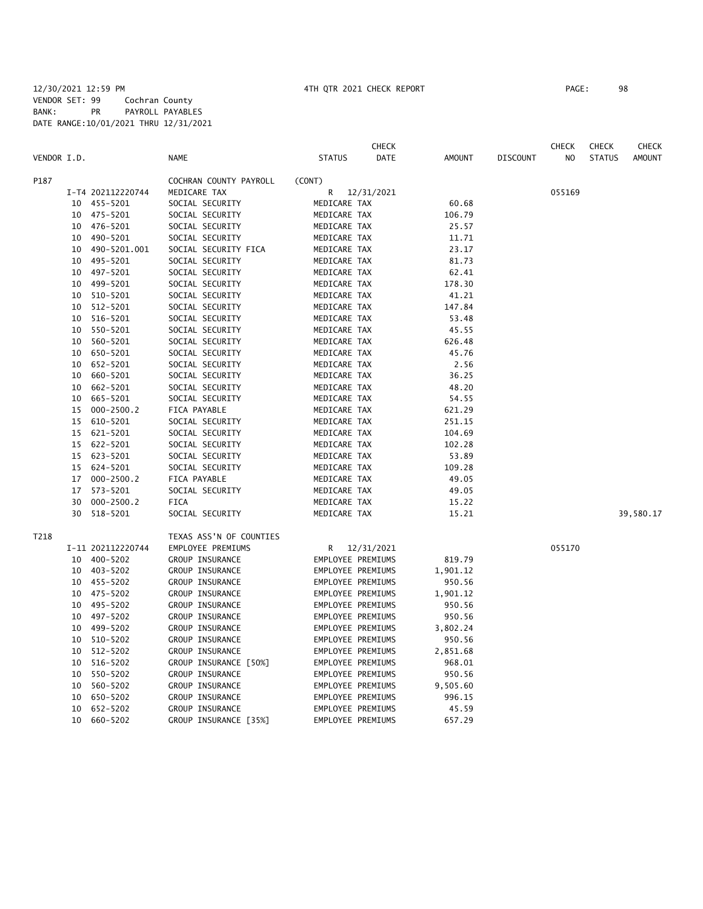12/30/2021 12:59 PM 4TH QTR 2021 CHECK REPORT PAGE: 98
VENDOR SET: 99 Cochran County
BANK: PR PAYROLL PAYABLES
DATE RANGE:10/01/2021 THRU 12/31/2021

| VENDOR I.D. | | NAME | STATUS | CHECK DATE | AMOUNT | DISCOUNT | CHECK NO | CHECK STATUS | CHECK AMOUNT |
|---|---|---|---|---|---|---|---|---|---|
| P187 | | COCHRAN COUNTY PAYROLL | (CONT) | | | | | | |
| | I-T4 202112220744 | MEDICARE TAX | R | 12/31/2021 | | | 055169 | | |
| | 10 455-5201 | SOCIAL SECURITY | MEDICARE TAX | | 60.68 | | | | |
| | 10 475-5201 | SOCIAL SECURITY | MEDICARE TAX | | 106.79 | | | | |
| | 10 476-5201 | SOCIAL SECURITY | MEDICARE TAX | | 25.57 | | | | |
| | 10 490-5201 | SOCIAL SECURITY | MEDICARE TAX | | 11.71 | | | | |
| | 10 490-5201.001 | SOCIAL SECURITY FICA | MEDICARE TAX | | 23.17 | | | | |
| | 10 495-5201 | SOCIAL SECURITY | MEDICARE TAX | | 81.73 | | | | |
| | 10 497-5201 | SOCIAL SECURITY | MEDICARE TAX | | 62.41 | | | | |
| | 10 499-5201 | SOCIAL SECURITY | MEDICARE TAX | | 178.30 | | | | |
| | 10 510-5201 | SOCIAL SECURITY | MEDICARE TAX | | 41.21 | | | | |
| | 10 512-5201 | SOCIAL SECURITY | MEDICARE TAX | | 147.84 | | | | |
| | 10 516-5201 | SOCIAL SECURITY | MEDICARE TAX | | 53.48 | | | | |
| | 10 550-5201 | SOCIAL SECURITY | MEDICARE TAX | | 45.55 | | | | |
| | 10 560-5201 | SOCIAL SECURITY | MEDICARE TAX | | 626.48 | | | | |
| | 10 650-5201 | SOCIAL SECURITY | MEDICARE TAX | | 45.76 | | | | |
| | 10 652-5201 | SOCIAL SECURITY | MEDICARE TAX | | 2.56 | | | | |
| | 10 660-5201 | SOCIAL SECURITY | MEDICARE TAX | | 36.25 | | | | |
| | 10 662-5201 | SOCIAL SECURITY | MEDICARE TAX | | 48.20 | | | | |
| | 10 665-5201 | SOCIAL SECURITY | MEDICARE TAX | | 54.55 | | | | |
| | 15 000-2500.2 | FICA PAYABLE | MEDICARE TAX | | 621.29 | | | | |
| | 15 610-5201 | SOCIAL SECURITY | MEDICARE TAX | | 251.15 | | | | |
| | 15 621-5201 | SOCIAL SECURITY | MEDICARE TAX | | 104.69 | | | | |
| | 15 622-5201 | SOCIAL SECURITY | MEDICARE TAX | | 102.28 | | | | |
| | 15 623-5201 | SOCIAL SECURITY | MEDICARE TAX | | 53.89 | | | | |
| | 15 624-5201 | SOCIAL SECURITY | MEDICARE TAX | | 109.28 | | | | |
| | 17 000-2500.2 | FICA PAYABLE | MEDICARE TAX | | 49.05 | | | | |
| | 17 573-5201 | SOCIAL SECURITY | MEDICARE TAX | | 49.05 | | | | |
| | 30 000-2500.2 | FICA | MEDICARE TAX | | 15.22 | | | | |
| | 30 518-5201 | SOCIAL SECURITY | MEDICARE TAX | | 15.21 | | | | 39,580.17 |
| T218 | | TEXAS ASS'N OF COUNTIES | | | | | | | |
| | I-11 202112220744 | EMPLOYEE PREMIUMS | R | 12/31/2021 | | | 055170 | | |
| | 10 400-5202 | GROUP INSURANCE | EMPLOYEE PREMIUMS | | 819.79 | | | | |
| | 10 403-5202 | GROUP INSURANCE | EMPLOYEE PREMIUMS | | 1,901.12 | | | | |
| | 10 455-5202 | GROUP INSURANCE | EMPLOYEE PREMIUMS | | 950.56 | | | | |
| | 10 475-5202 | GROUP INSURANCE | EMPLOYEE PREMIUMS | | 1,901.12 | | | | |
| | 10 495-5202 | GROUP INSURANCE | EMPLOYEE PREMIUMS | | 950.56 | | | | |
| | 10 497-5202 | GROUP INSURANCE | EMPLOYEE PREMIUMS | | 950.56 | | | | |
| | 10 499-5202 | GROUP INSURANCE | EMPLOYEE PREMIUMS | | 3,802.24 | | | | |
| | 10 510-5202 | GROUP INSURANCE | EMPLOYEE PREMIUMS | | 950.56 | | | | |
| | 10 512-5202 | GROUP INSURANCE | EMPLOYEE PREMIUMS | | 2,851.68 | | | | |
| | 10 516-5202 | GROUP INSURANCE [50%] | EMPLOYEE PREMIUMS | | 968.01 | | | | |
| | 10 550-5202 | GROUP INSURANCE | EMPLOYEE PREMIUMS | | 950.56 | | | | |
| | 10 560-5202 | GROUP INSURANCE | EMPLOYEE PREMIUMS | | 9,505.60 | | | | |
| | 10 650-5202 | GROUP INSURANCE | EMPLOYEE PREMIUMS | | 996.15 | | | | |
| | 10 652-5202 | GROUP INSURANCE | EMPLOYEE PREMIUMS | | 45.59 | | | | |
| | 10 660-5202 | GROUP INSURANCE [35%] | EMPLOYEE PREMIUMS | | 657.29 | | | | |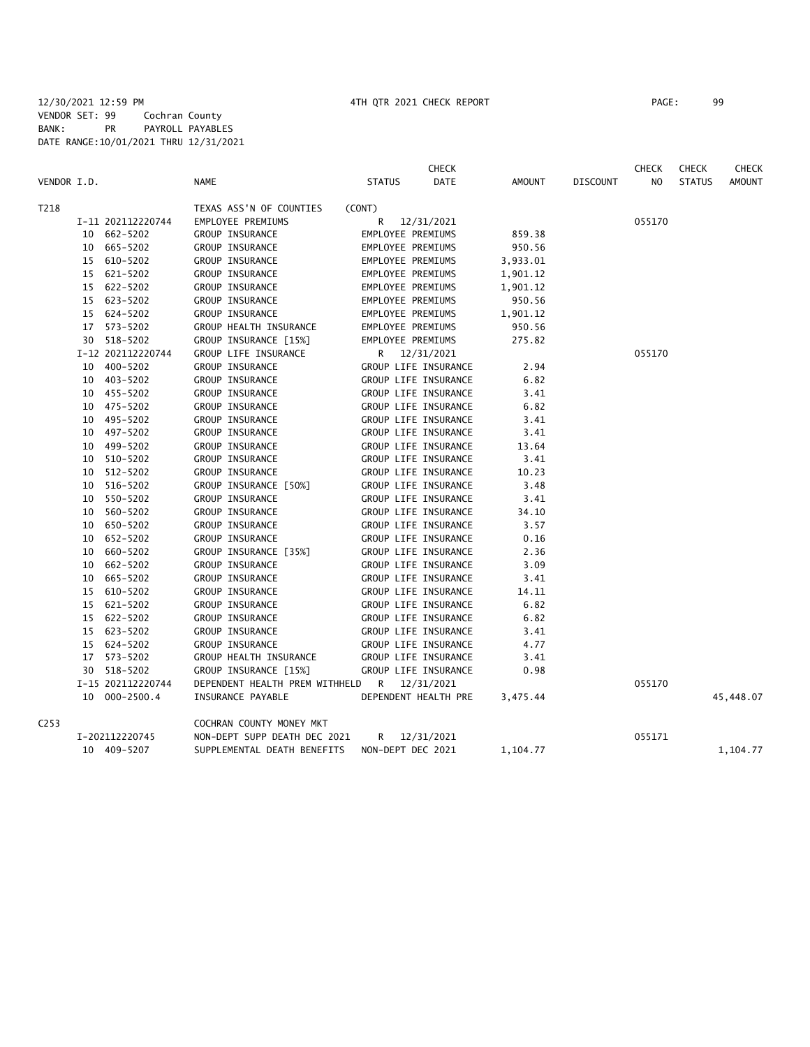12/30/2021 12:59 PM 4TH QTR 2021 CHECK REPORT

VENDOR SET: 99 Cochran County
BANK: PR PAYROLL PAYABLES
DATE RANGE:10/01/2021 THRU 12/31/2021

| VENDOR I.D. | NAME | STATUS | CHECK DATE | AMOUNT | DISCOUNT | CHECK NO | CHECK STATUS | CHECK AMOUNT |
|---|---|---|---|---|---|---|---|---|
| T218 | TEXAS ASS'N OF COUNTIES | (CONT) | | | | | | |
| I-11 202112220744 | EMPLOYEE PREMIUMS | R | 12/31/2021 | | | 055170 | | |
| 10 662-5202 | GROUP INSURANCE | EMPLOYEE PREMIUMS | | 859.38 | | | | |
| 10 665-5202 | GROUP INSURANCE | EMPLOYEE PREMIUMS | | 950.56 | | | | |
| 15 610-5202 | GROUP INSURANCE | EMPLOYEE PREMIUMS | | 3,933.01 | | | | |
| 15 621-5202 | GROUP INSURANCE | EMPLOYEE PREMIUMS | | 1,901.12 | | | | |
| 15 622-5202 | GROUP INSURANCE | EMPLOYEE PREMIUMS | | 1,901.12 | | | | |
| 15 623-5202 | GROUP INSURANCE | EMPLOYEE PREMIUMS | | 950.56 | | | | |
| 15 624-5202 | GROUP INSURANCE | EMPLOYEE PREMIUMS | | 1,901.12 | | | | |
| 17 573-5202 | GROUP HEALTH INSURANCE | EMPLOYEE PREMIUMS | | 950.56 | | | | |
| 30 518-5202 | GROUP INSURANCE [15%] | EMPLOYEE PREMIUMS | | 275.82 | | | | |
| I-12 202112220744 | GROUP LIFE INSURANCE | R | 12/31/2021 | | | 055170 | | |
| 10 400-5202 | GROUP INSURANCE | GROUP LIFE INSURANCE | | 2.94 | | | | |
| 10 403-5202 | GROUP INSURANCE | GROUP LIFE INSURANCE | | 6.82 | | | | |
| 10 455-5202 | GROUP INSURANCE | GROUP LIFE INSURANCE | | 3.41 | | | | |
| 10 475-5202 | GROUP INSURANCE | GROUP LIFE INSURANCE | | 6.82 | | | | |
| 10 495-5202 | GROUP INSURANCE | GROUP LIFE INSURANCE | | 3.41 | | | | |
| 10 497-5202 | GROUP INSURANCE | GROUP LIFE INSURANCE | | 3.41 | | | | |
| 10 499-5202 | GROUP INSURANCE | GROUP LIFE INSURANCE | | 13.64 | | | | |
| 10 510-5202 | GROUP INSURANCE | GROUP LIFE INSURANCE | | 3.41 | | | | |
| 10 512-5202 | GROUP INSURANCE | GROUP LIFE INSURANCE | | 10.23 | | | | |
| 10 516-5202 | GROUP INSURANCE [50%] | GROUP LIFE INSURANCE | | 3.48 | | | | |
| 10 550-5202 | GROUP INSURANCE | GROUP LIFE INSURANCE | | 3.41 | | | | |
| 10 560-5202 | GROUP INSURANCE | GROUP LIFE INSURANCE | | 34.10 | | | | |
| 10 650-5202 | GROUP INSURANCE | GROUP LIFE INSURANCE | | 3.57 | | | | |
| 10 652-5202 | GROUP INSURANCE | GROUP LIFE INSURANCE | | 0.16 | | | | |
| 10 660-5202 | GROUP INSURANCE [35%] | GROUP LIFE INSURANCE | | 2.36 | | | | |
| 10 662-5202 | GROUP INSURANCE | GROUP LIFE INSURANCE | | 3.09 | | | | |
| 10 665-5202 | GROUP INSURANCE | GROUP LIFE INSURANCE | | 3.41 | | | | |
| 15 610-5202 | GROUP INSURANCE | GROUP LIFE INSURANCE | | 14.11 | | | | |
| 15 621-5202 | GROUP INSURANCE | GROUP LIFE INSURANCE | | 6.82 | | | | |
| 15 622-5202 | GROUP INSURANCE | GROUP LIFE INSURANCE | | 6.82 | | | | |
| 15 623-5202 | GROUP INSURANCE | GROUP LIFE INSURANCE | | 3.41 | | | | |
| 15 624-5202 | GROUP INSURANCE | GROUP LIFE INSURANCE | | 4.77 | | | | |
| 17 573-5202 | GROUP HEALTH INSURANCE | GROUP LIFE INSURANCE | | 3.41 | | | | |
| 30 518-5202 | GROUP INSURANCE [15%] | GROUP LIFE INSURANCE | | 0.98 | | | | |
| I-15 202112220744 | DEPENDENT HEALTH PREM WITHHELD | R | 12/31/2021 | | | 055170 | | |
| 10 000-2500.4 | INSURANCE PAYABLE | DEPENDENT HEALTH PRE | | 3,475.44 | | | | 45,448.07 |
| C253 | COCHRAN COUNTY MONEY MKT | | | | | | | |
| I-202112220745 | NON-DEPT SUPP DEATH DEC 2021 | R | 12/31/2021 | | | 055171 | | |
| 10 409-5207 | SUPPLEMENTAL DEATH BENEFITS | NON-DEPT DEC 2021 | | 1,104.77 | | | | 1,104.77 |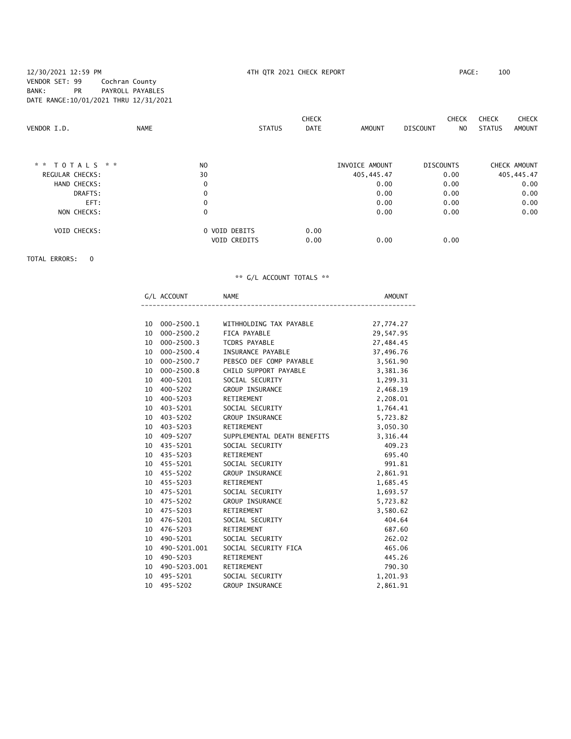12/30/2021 12:59 PM  4TH QTR 2021 CHECK REPORT

VENDOR SET: 99  Cochran County
BANK: PR  PAYROLL PAYABLES
DATE RANGE:10/01/2021 THRU 12/31/2021

| VENDOR I.D. | NAME | STATUS | CHECK DATE | AMOUNT | DISCOUNT | CHECK NO | CHECK STATUS | CHECK AMOUNT |
|---|---|---|---|---|---|---|---|---|

| * * T O T A L S * * | NO | | | INVOICE AMOUNT | DISCOUNTS | CHECK AMOUNT |
|---|---|---|---|---|---|---|
| REGULAR CHECKS: | 30 | | | 405,445.47 | 0.00 | 405,445.47 |
| HAND CHECKS: | 0 | | | 0.00 | 0.00 | 0.00 |
| DRAFTS: | 0 | | | 0.00 | 0.00 | 0.00 |
| EFT: | 0 | | | 0.00 | 0.00 | 0.00 |
| NON CHECKS: | 0 | | | 0.00 | 0.00 | 0.00 |
| VOID CHECKS: | 0 | VOID DEBITS | 0.00 | | | |
| | | VOID CREDITS | 0.00 | 0.00 | 0.00 | |

TOTAL ERRORS: 0

** G/L ACCOUNT TOTALS **

| | G/L ACCOUNT | NAME | AMOUNT |
|---|---|---|---|
| 10 | 000-2500.1 | WITHHOLDING TAX PAYABLE | 27,774.27 |
| 10 | 000-2500.2 | FICA PAYABLE | 29,547.95 |
| 10 | 000-2500.3 | TCDRS PAYABLE | 27,484.45 |
| 10 | 000-2500.4 | INSURANCE PAYABLE | 37,496.76 |
| 10 | 000-2500.7 | PEBSCO DEF COMP PAYABLE | 3,561.90 |
| 10 | 000-2500.8 | CHILD SUPPORT PAYABLE | 3,381.36 |
| 10 | 400-5201 | SOCIAL SECURITY | 1,299.31 |
| 10 | 400-5202 | GROUP INSURANCE | 2,468.19 |
| 10 | 400-5203 | RETIREMENT | 2,208.01 |
| 10 | 403-5201 | SOCIAL SECURITY | 1,764.41 |
| 10 | 403-5202 | GROUP INSURANCE | 5,723.82 |
| 10 | 403-5203 | RETIREMENT | 3,050.30 |
| 10 | 409-5207 | SUPPLEMENTAL DEATH BENEFITS | 3,316.44 |
| 10 | 435-5201 | SOCIAL SECURITY | 409.23 |
| 10 | 435-5203 | RETIREMENT | 695.40 |
| 10 | 455-5201 | SOCIAL SECURITY | 991.81 |
| 10 | 455-5202 | GROUP INSURANCE | 2,861.91 |
| 10 | 455-5203 | RETIREMENT | 1,685.45 |
| 10 | 475-5201 | SOCIAL SECURITY | 1,693.57 |
| 10 | 475-5202 | GROUP INSURANCE | 5,723.82 |
| 10 | 475-5203 | RETIREMENT | 3,580.62 |
| 10 | 476-5201 | SOCIAL SECURITY | 404.64 |
| 10 | 476-5203 | RETIREMENT | 687.60 |
| 10 | 490-5201 | SOCIAL SECURITY | 262.02 |
| 10 | 490-5201.001 | SOCIAL SECURITY FICA | 465.06 |
| 10 | 490-5203 | RETIREMENT | 445.26 |
| 10 | 490-5203.001 | RETIREMENT | 790.30 |
| 10 | 495-5201 | SOCIAL SECURITY | 1,201.93 |
| 10 | 495-5202 | GROUP INSURANCE | 2,861.91 |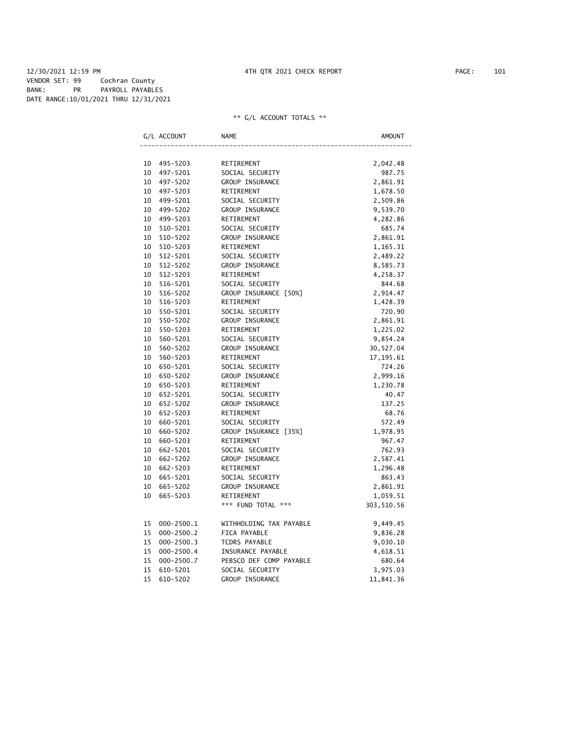12/30/2021 12:59 PM 4TH QTR 2021 CHECK REPORT

VENDOR SET: 99 Cochran County
BANK: PR PAYROLL PAYABLES
DATE RANGE:10/01/2021 THRU 12/31/2021

** G/L ACCOUNT TOTALS **

| G/L ACCOUNT | | NAME | AMOUNT |
|---|---|---|---|
| 10 | 495-5203 | RETIREMENT | 2,042.48 |
| 10 | 497-5201 | SOCIAL SECURITY | 987.75 |
| 10 | 497-5202 | GROUP INSURANCE | 2,861.91 |
| 10 | 497-5203 | RETIREMENT | 1,678.50 |
| 10 | 499-5201 | SOCIAL SECURITY | 2,509.86 |
| 10 | 499-5202 | GROUP INSURANCE | 9,539.70 |
| 10 | 499-5203 | RETIREMENT | 4,282.86 |
| 10 | 510-5201 | SOCIAL SECURITY | 685.74 |
| 10 | 510-5202 | GROUP INSURANCE | 2,861.91 |
| 10 | 510-5203 | RETIREMENT | 1,165.31 |
| 10 | 512-5201 | SOCIAL SECURITY | 2,489.22 |
| 10 | 512-5202 | GROUP INSURANCE | 8,585.73 |
| 10 | 512-5203 | RETIREMENT | 4,258.37 |
| 10 | 516-5201 | SOCIAL SECURITY | 844.68 |
| 10 | 516-5202 | GROUP INSURANCE [50%] | 2,914.47 |
| 10 | 516-5203 | RETIREMENT | 1,428.39 |
| 10 | 550-5201 | SOCIAL SECURITY | 720.90 |
| 10 | 550-5202 | GROUP INSURANCE | 2,861.91 |
| 10 | 550-5203 | RETIREMENT | 1,225.02 |
| 10 | 560-5201 | SOCIAL SECURITY | 9,854.24 |
| 10 | 560-5202 | GROUP INSURANCE | 30,527.04 |
| 10 | 560-5203 | RETIREMENT | 17,195.61 |
| 10 | 650-5201 | SOCIAL SECURITY | 724.26 |
| 10 | 650-5202 | GROUP INSURANCE | 2,999.16 |
| 10 | 650-5203 | RETIREMENT | 1,230.78 |
| 10 | 652-5201 | SOCIAL SECURITY | 40.47 |
| 10 | 652-5202 | GROUP INSURANCE | 137.25 |
| 10 | 652-5203 | RETIREMENT | 68.76 |
| 10 | 660-5201 | SOCIAL SECURITY | 572.49 |
| 10 | 660-5202 | GROUP INSURANCE [35%] | 1,978.95 |
| 10 | 660-5203 | RETIREMENT | 967.47 |
| 10 | 662-5201 | SOCIAL SECURITY | 762.93 |
| 10 | 662-5202 | GROUP INSURANCE | 2,587.41 |
| 10 | 662-5203 | RETIREMENT | 1,296.48 |
| 10 | 665-5201 | SOCIAL SECURITY | 863.43 |
| 10 | 665-5202 | GROUP INSURANCE | 2,861.91 |
| 10 | 665-5203 | RETIREMENT | 1,059.51 |
| | | *** FUND TOTAL *** | 303,510.56 |
| | | | |
| 15 | 000-2500.1 | WITHHOLDING TAX PAYABLE | 9,449.45 |
| 15 | 000-2500.2 | FICA PAYABLE | 9,836.28 |
| 15 | 000-2500.3 | TCDRS PAYABLE | 9,030.10 |
| 15 | 000-2500.4 | INSURANCE PAYABLE | 4,618.51 |
| 15 | 000-2500.7 | PEBSCO DEF COMP PAYABLE | 680.64 |
| 15 | 610-5201 | SOCIAL SECURITY | 3,975.03 |
| 15 | 610-5202 | GROUP INSURANCE | 11,841.36 |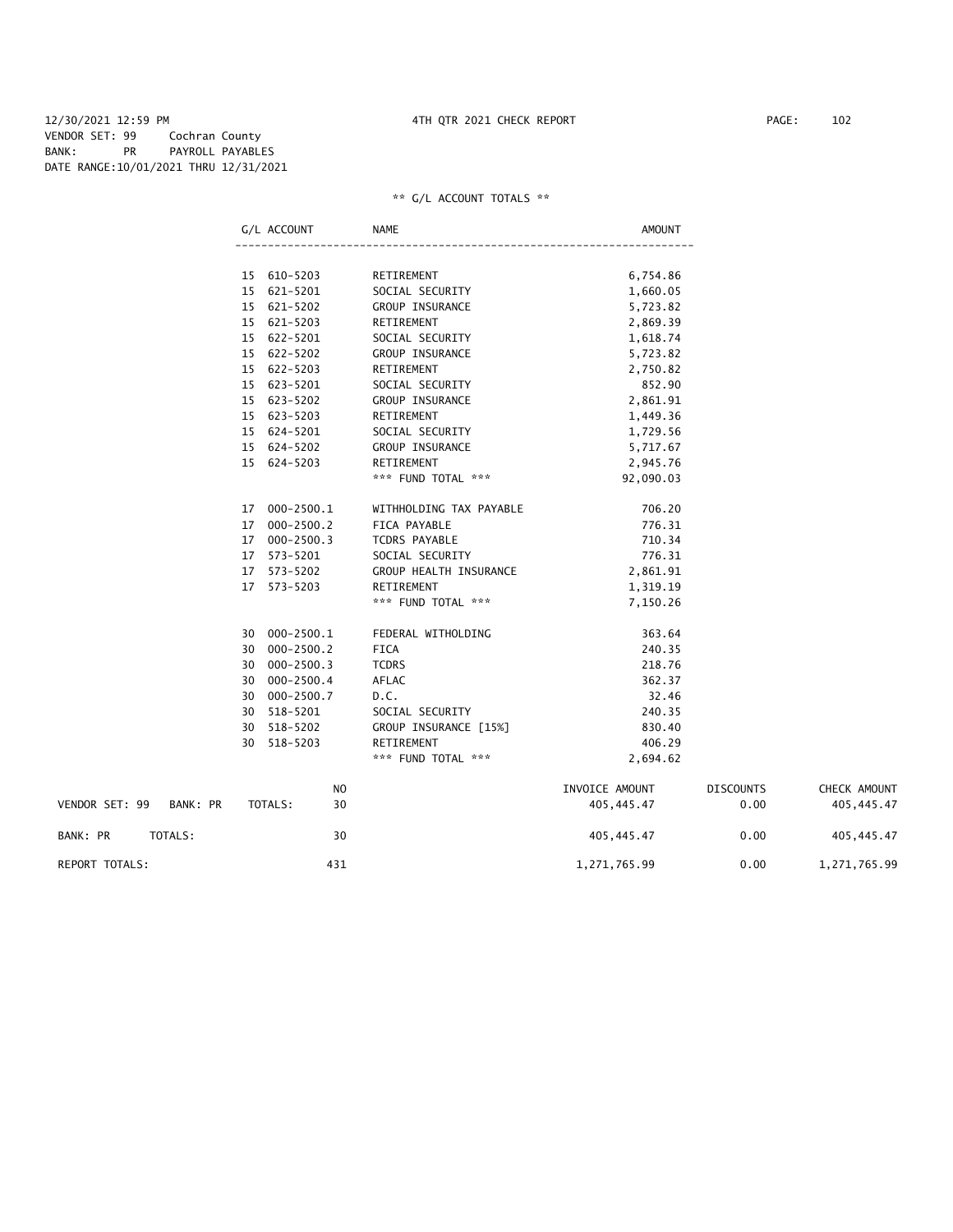12/30/2021 12:59 PM 4TH QTR 2021 CHECK REPORT

VENDOR SET: 99 Cochran County
BANK: PR PAYROLL PAYABLES
DATE RANGE:10/01/2021 THRU 12/31/2021

** G/L ACCOUNT TOTALS **

| G/L ACCOUNT | NAME | AMOUNT |
|---|---|---|
| 15 610-5203 | RETIREMENT | 6,754.86 |
| 15 621-5201 | SOCIAL SECURITY | 1,660.05 |
| 15 621-5202 | GROUP INSURANCE | 5,723.82 |
| 15 621-5203 | RETIREMENT | 2,869.39 |
| 15 622-5201 | SOCIAL SECURITY | 1,618.74 |
| 15 622-5202 | GROUP INSURANCE | 5,723.82 |
| 15 622-5203 | RETIREMENT | 2,750.82 |
| 15 623-5201 | SOCIAL SECURITY | 852.90 |
| 15 623-5202 | GROUP INSURANCE | 2,861.91 |
| 15 623-5203 | RETIREMENT | 1,449.36 |
| 15 624-5201 | SOCIAL SECURITY | 1,729.56 |
| 15 624-5202 | GROUP INSURANCE | 5,717.67 |
| 15 624-5203 | RETIREMENT | 2,945.76 |
| | *** FUND TOTAL *** | 92,090.03 |
| 17 000-2500.1 | WITHHOLDING TAX PAYABLE | 706.20 |
| 17 000-2500.2 | FICA PAYABLE | 776.31 |
| 17 000-2500.3 | TCDRS PAYABLE | 710.34 |
| 17 573-5201 | SOCIAL SECURITY | 776.31 |
| 17 573-5202 | GROUP HEALTH INSURANCE | 2,861.91 |
| 17 573-5203 | RETIREMENT | 1,319.19 |
| | *** FUND TOTAL *** | 7,150.26 |
| 30 000-2500.1 | FEDERAL WITHOLDING | 363.64 |
| 30 000-2500.2 | FICA | 240.35 |
| 30 000-2500.3 | TCDRS | 218.76 |
| 30 000-2500.4 | AFLAC | 362.37 |
| 30 000-2500.7 | D.C. | 32.46 |
| 30 518-5201 | SOCIAL SECURITY | 240.35 |
| 30 518-5202 | GROUP INSURANCE [15%] | 830.40 |
| 30 518-5203 | RETIREMENT | 406.29 |
| | *** FUND TOTAL *** | 2,694.62 |

| | NO | INVOICE AMOUNT | DISCOUNTS | CHECK AMOUNT |
|---|---|---|---|---|
| VENDOR SET: 99 BANK: PR TOTALS: | 30 | 405,445.47 | 0.00 | 405,445.47 |
| BANK: PR TOTALS: | 30 | 405,445.47 | 0.00 | 405,445.47 |
| REPORT TOTALS: | 431 | 1,271,765.99 | 0.00 | 1,271,765.99 |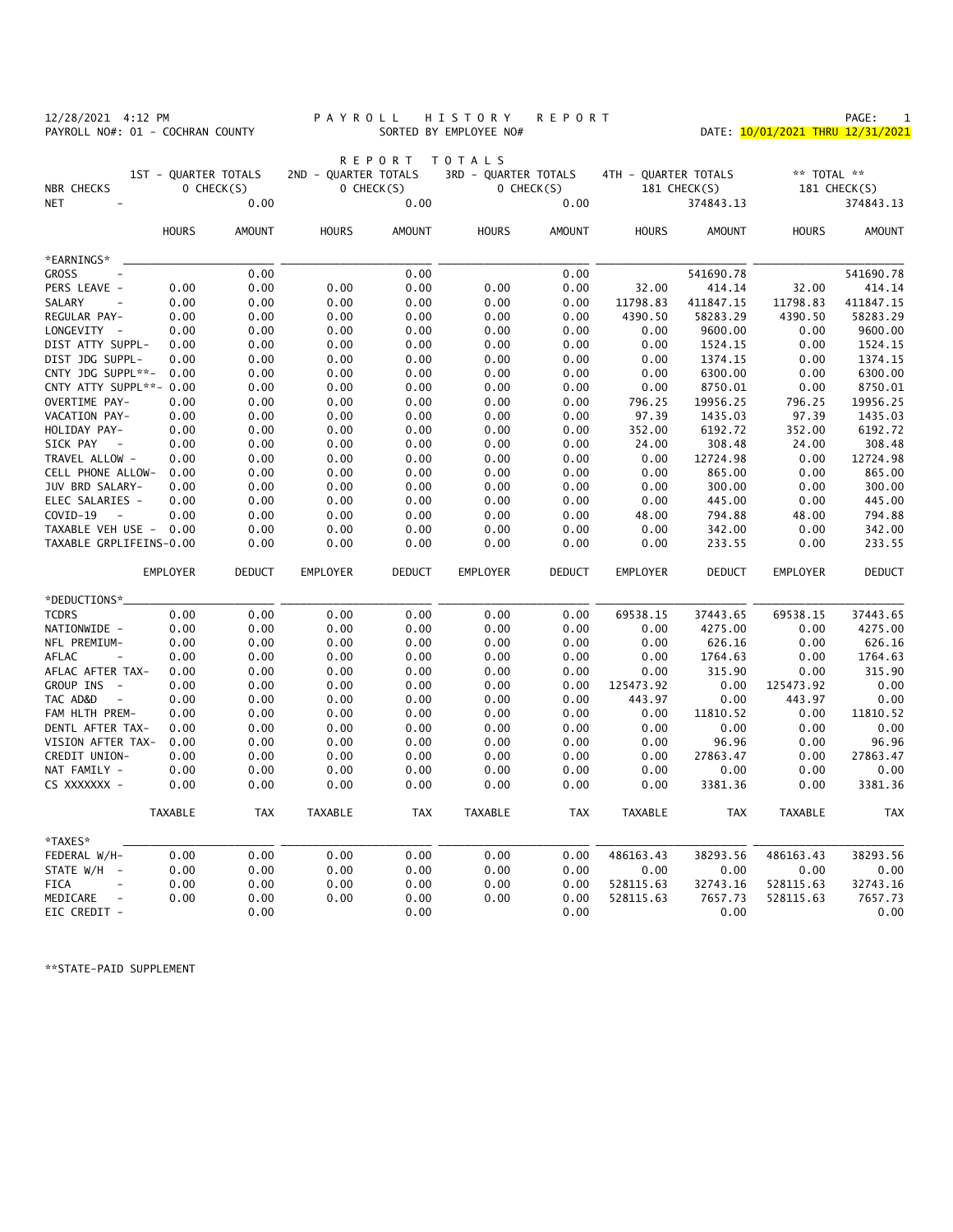12/28/2021 4:12 PM PAYROLL HISTORY REPORT
PAYROLL NO#: 01 - COCHRAN COUNTY SORTED BY EMPLOYEE NO# DATE: 10/01/2021 THRU 12/31/2021

## REPORT TOTALS

| | 1ST - QUARTER TOTALS | | 2ND - QUARTER TOTALS | | 3RD - QUARTER TOTALS | | 4TH - QUARTER TOTALS | | ** TOTAL ** | |
|---|---|---|---|---|---|---|---|---|---|---|
| NBR CHECKS | 0 CHECK(S) | | 0 CHECK(S) | | 0 CHECK(S) | | 181 CHECK(S) | | 181 CHECK(S) | |
| NET - | | 0.00 | | 0.00 | | 0.00 | | 374843.13 | | 374843.13 |
| | HOURS | AMOUNT | HOURS | AMOUNT | HOURS | AMOUNT | HOURS | AMOUNT | HOURS | AMOUNT |
| *EARNINGS* | | | | | | | | | | |
| GROSS - | | 0.00 | | 0.00 | | 0.00 | | 541690.78 | | 541690.78 |
| PERS LEAVE - | 0.00 | 0.00 | 0.00 | 0.00 | 0.00 | 0.00 | 32.00 | 414.14 | 32.00 | 414.14 |
| SALARY - | 0.00 | 0.00 | 0.00 | 0.00 | 0.00 | 0.00 | 11798.83 | 411847.15 | 11798.83 | 411847.15 |
| REGULAR PAY- | 0.00 | 0.00 | 0.00 | 0.00 | 0.00 | 0.00 | 4390.50 | 58283.29 | 4390.50 | 58283.29 |
| LONGEVITY - | 0.00 | 0.00 | 0.00 | 0.00 | 0.00 | 0.00 | 0.00 | 9600.00 | 0.00 | 9600.00 |
| DIST ATTY SUPPL- | 0.00 | 0.00 | 0.00 | 0.00 | 0.00 | 0.00 | 0.00 | 1524.15 | 0.00 | 1524.15 |
| DIST JDG SUPPL- | 0.00 | 0.00 | 0.00 | 0.00 | 0.00 | 0.00 | 0.00 | 1374.15 | 0.00 | 1374.15 |
| CNTY JDG SUPPL**- | 0.00 | 0.00 | 0.00 | 0.00 | 0.00 | 0.00 | 0.00 | 6300.00 | 0.00 | 6300.00 |
| CNTY ATTY SUPPL**- | 0.00 | 0.00 | 0.00 | 0.00 | 0.00 | 0.00 | 0.00 | 8750.01 | 0.00 | 8750.01 |
| OVERTIME PAY- | 0.00 | 0.00 | 0.00 | 0.00 | 0.00 | 0.00 | 796.25 | 19956.25 | 796.25 | 19956.25 |
| VACATION PAY- | 0.00 | 0.00 | 0.00 | 0.00 | 0.00 | 0.00 | 97.39 | 1435.03 | 97.39 | 1435.03 |
| HOLIDAY PAY- | 0.00 | 0.00 | 0.00 | 0.00 | 0.00 | 0.00 | 352.00 | 6192.72 | 352.00 | 6192.72 |
| SICK PAY - | 0.00 | 0.00 | 0.00 | 0.00 | 0.00 | 0.00 | 24.00 | 308.48 | 24.00 | 308.48 |
| TRAVEL ALLOW - | 0.00 | 0.00 | 0.00 | 0.00 | 0.00 | 0.00 | 0.00 | 12724.98 | 0.00 | 12724.98 |
| CELL PHONE ALLOW- | 0.00 | 0.00 | 0.00 | 0.00 | 0.00 | 0.00 | 0.00 | 865.00 | 0.00 | 865.00 |
| JUV BRD SALARY- | 0.00 | 0.00 | 0.00 | 0.00 | 0.00 | 0.00 | 0.00 | 300.00 | 0.00 | 300.00 |
| ELEC SALARIES - | 0.00 | 0.00 | 0.00 | 0.00 | 0.00 | 0.00 | 0.00 | 445.00 | 0.00 | 445.00 |
| COVID-19 - | 0.00 | 0.00 | 0.00 | 0.00 | 0.00 | 0.00 | 48.00 | 794.88 | 48.00 | 794.88 |
| TAXABLE VEH USE - | 0.00 | 0.00 | 0.00 | 0.00 | 0.00 | 0.00 | 0.00 | 342.00 | 0.00 | 342.00 |
| TAXABLE GRPLIFEINS- | 0.00 | 0.00 | 0.00 | 0.00 | 0.00 | 0.00 | 0.00 | 233.55 | 0.00 | 233.55 |
| | EMPLOYER | DEDUCT | EMPLOYER | DEDUCT | EMPLOYER | DEDUCT | EMPLOYER | DEDUCT | EMPLOYER | DEDUCT |
| *DEDUCTIONS* | | | | | | | | | | |
| TCDRS | 0.00 | 0.00 | 0.00 | 0.00 | 0.00 | 0.00 | 69538.15 | 37443.65 | 69538.15 | 37443.65 |
| NATIONWIDE - | 0.00 | 0.00 | 0.00 | 0.00 | 0.00 | 0.00 | 0.00 | 4275.00 | 0.00 | 4275.00 |
| NFL PREMIUM- | 0.00 | 0.00 | 0.00 | 0.00 | 0.00 | 0.00 | 0.00 | 626.16 | 0.00 | 626.16 |
| AFLAC - | 0.00 | 0.00 | 0.00 | 0.00 | 0.00 | 0.00 | 0.00 | 1764.63 | 0.00 | 1764.63 |
| AFLAC AFTER TAX- | 0.00 | 0.00 | 0.00 | 0.00 | 0.00 | 0.00 | 0.00 | 315.90 | 0.00 | 315.90 |
| GROUP INS - | 0.00 | 0.00 | 0.00 | 0.00 | 0.00 | 0.00 | 125473.92 | 0.00 | 125473.92 | 0.00 |
| TAC AD&D - | 0.00 | 0.00 | 0.00 | 0.00 | 0.00 | 0.00 | 443.97 | 0.00 | 443.97 | 0.00 |
| FAM HLTH PREM- | 0.00 | 0.00 | 0.00 | 0.00 | 0.00 | 0.00 | 0.00 | 11810.52 | 0.00 | 11810.52 |
| DENTL AFTER TAX- | 0.00 | 0.00 | 0.00 | 0.00 | 0.00 | 0.00 | 0.00 | 0.00 | 0.00 | 0.00 |
| VISION AFTER TAX- | 0.00 | 0.00 | 0.00 | 0.00 | 0.00 | 0.00 | 0.00 | 96.96 | 0.00 | 96.96 |
| CREDIT UNION- | 0.00 | 0.00 | 0.00 | 0.00 | 0.00 | 0.00 | 0.00 | 27863.47 | 0.00 | 27863.47 |
| NAT FAMILY - | 0.00 | 0.00 | 0.00 | 0.00 | 0.00 | 0.00 | 0.00 | 0.00 | 0.00 | 0.00 |
| CS XXXXXXX - | 0.00 | 0.00 | 0.00 | 0.00 | 0.00 | 0.00 | 0.00 | 3381.36 | 0.00 | 3381.36 |
| | TAXABLE | TAX | TAXABLE | TAX | TAXABLE | TAX | TAXABLE | TAX | TAXABLE | TAX |
| *TAXES* | | | | | | | | | | |
| FEDERAL W/H- | 0.00 | 0.00 | 0.00 | 0.00 | 0.00 | 0.00 | 486163.43 | 38293.56 | 486163.43 | 38293.56 |
| STATE W/H - | 0.00 | 0.00 | 0.00 | 0.00 | 0.00 | 0.00 | 0.00 | 0.00 | 0.00 | 0.00 |
| FICA - | 0.00 | 0.00 | 0.00 | 0.00 | 0.00 | 0.00 | 528115.63 | 32743.16 | 528115.63 | 32743.16 |
| MEDICARE - | 0.00 | 0.00 | 0.00 | 0.00 | 0.00 | 0.00 | 528115.63 | 7657.73 | 528115.63 | 7657.73 |
| EIC CREDIT - | | 0.00 | | 0.00 | | 0.00 | | 0.00 | | 0.00 |

**STATE-PAID SUPPLEMENT